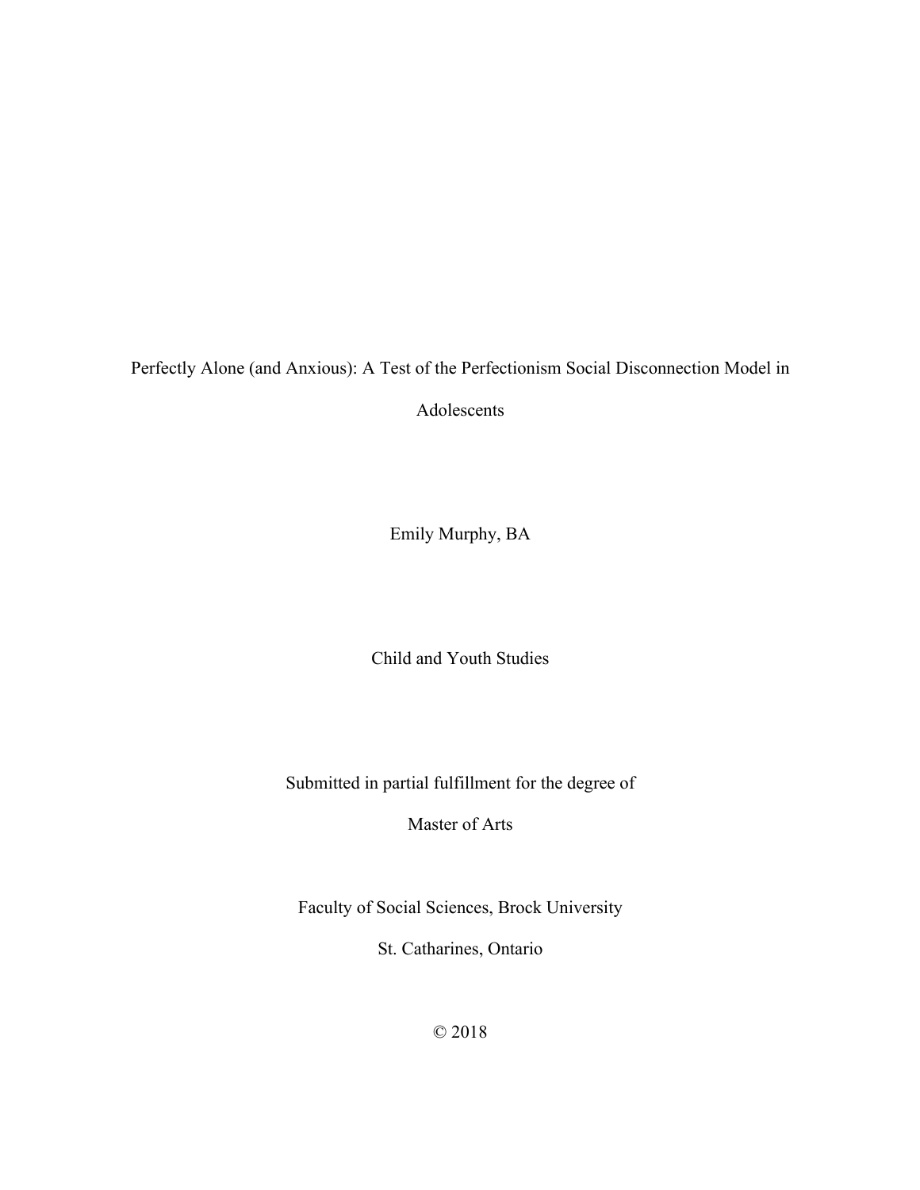# Perfectly Alone (and Anxious): A Test of the Perfectionism Social Disconnection Model in Adolescents

Emily Murphy, BA

Child and Youth Studies

Submitted in partial fulfillment for the degree of

Master of Arts

Faculty of Social Sciences, Brock University

St. Catharines, Ontario

© 2018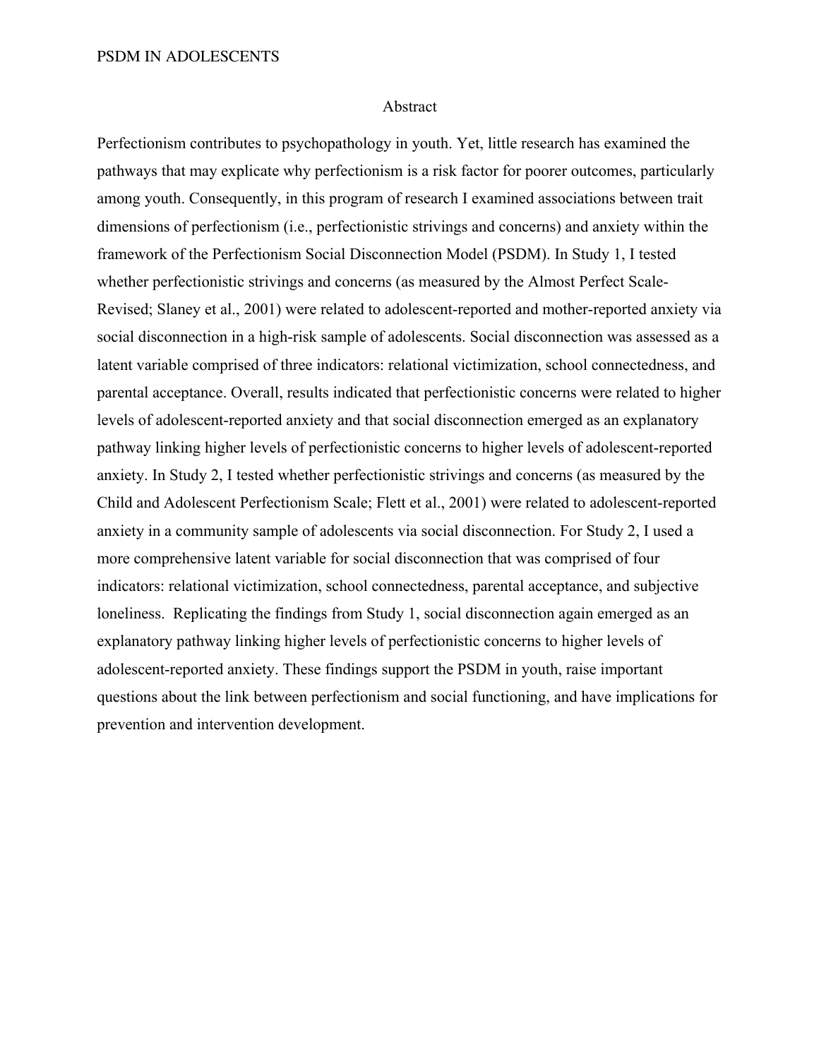# Abstract

Perfectionism contributes to psychopathology in youth. Yet, little research has examined the pathways that may explicate why perfectionism is a risk factor for poorer outcomes, particularly among youth. Consequently, in this program of research I examined associations between trait dimensions of perfectionism (i.e., perfectionistic strivings and concerns) and anxiety within the framework of the Perfectionism Social Disconnection Model (PSDM). In Study 1, I tested whether perfectionistic strivings and concerns (as measured by the Almost Perfect Scale-Revised; Slaney et al., 2001) were related to adolescent-reported and mother-reported anxiety via social disconnection in a high-risk sample of adolescents. Social disconnection was assessed as a latent variable comprised of three indicators: relational victimization, school connectedness, and parental acceptance. Overall, results indicated that perfectionistic concerns were related to higher levels of adolescent-reported anxiety and that social disconnection emerged as an explanatory pathway linking higher levels of perfectionistic concerns to higher levels of adolescent-reported anxiety. In Study 2, I tested whether perfectionistic strivings and concerns (as measured by the Child and Adolescent Perfectionism Scale; Flett et al., 2001) were related to adolescent-reported anxiety in a community sample of adolescents via social disconnection. For Study 2, I used a more comprehensive latent variable for social disconnection that was comprised of four indicators: relational victimization, school connectedness, parental acceptance, and subjective loneliness. Replicating the findings from Study 1, social disconnection again emerged as an explanatory pathway linking higher levels of perfectionistic concerns to higher levels of adolescent-reported anxiety. These findings support the PSDM in youth, raise important questions about the link between perfectionism and social functioning, and have implications for prevention and intervention development.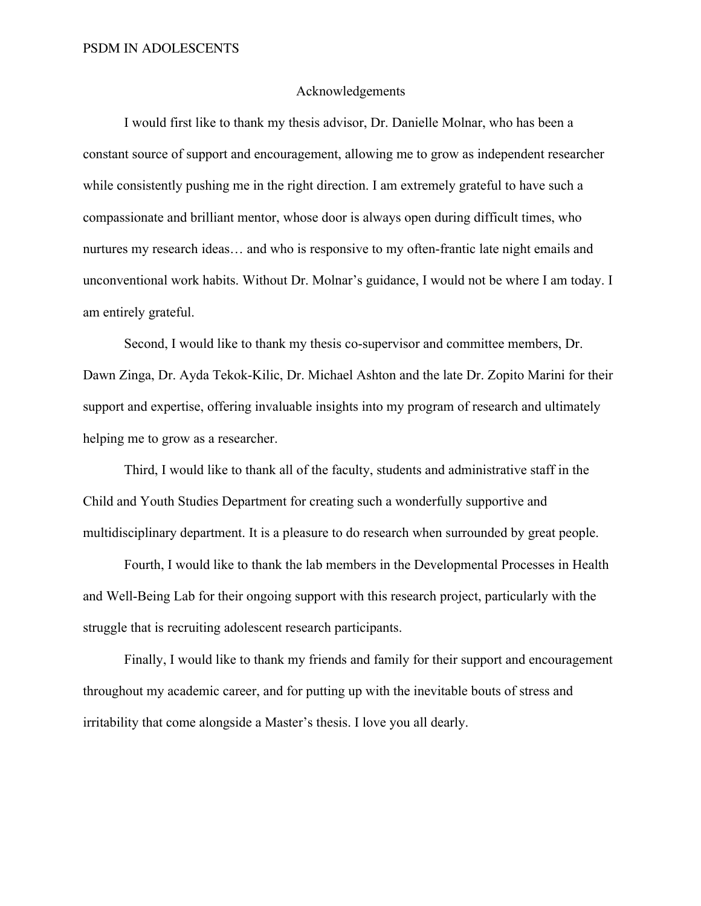# Acknowledgements

I would first like to thank my thesis advisor, Dr. Danielle Molnar, who has been a constant source of support and encouragement, allowing me to grow as independent researcher while consistently pushing me in the right direction. I am extremely grateful to have such a compassionate and brilliant mentor, whose door is always open during difficult times, who nurtures my research ideas… and who is responsive to my often-frantic late night emails and unconventional work habits. Without Dr. Molnar's guidance, I would not be where I am today. I am entirely grateful.

Second, I would like to thank my thesis co-supervisor and committee members, Dr. Dawn Zinga, Dr. Ayda Tekok-Kilic, Dr. Michael Ashton and the late Dr. Zopito Marini for their support and expertise, offering invaluable insights into my program of research and ultimately helping me to grow as a researcher.

Third, I would like to thank all of the faculty, students and administrative staff in the Child and Youth Studies Department for creating such a wonderfully supportive and multidisciplinary department. It is a pleasure to do research when surrounded by great people.

Fourth, I would like to thank the lab members in the Developmental Processes in Health and Well-Being Lab for their ongoing support with this research project, particularly with the struggle that is recruiting adolescent research participants.

Finally, I would like to thank my friends and family for their support and encouragement throughout my academic career, and for putting up with the inevitable bouts of stress and irritability that come alongside a Master's thesis. I love you all dearly.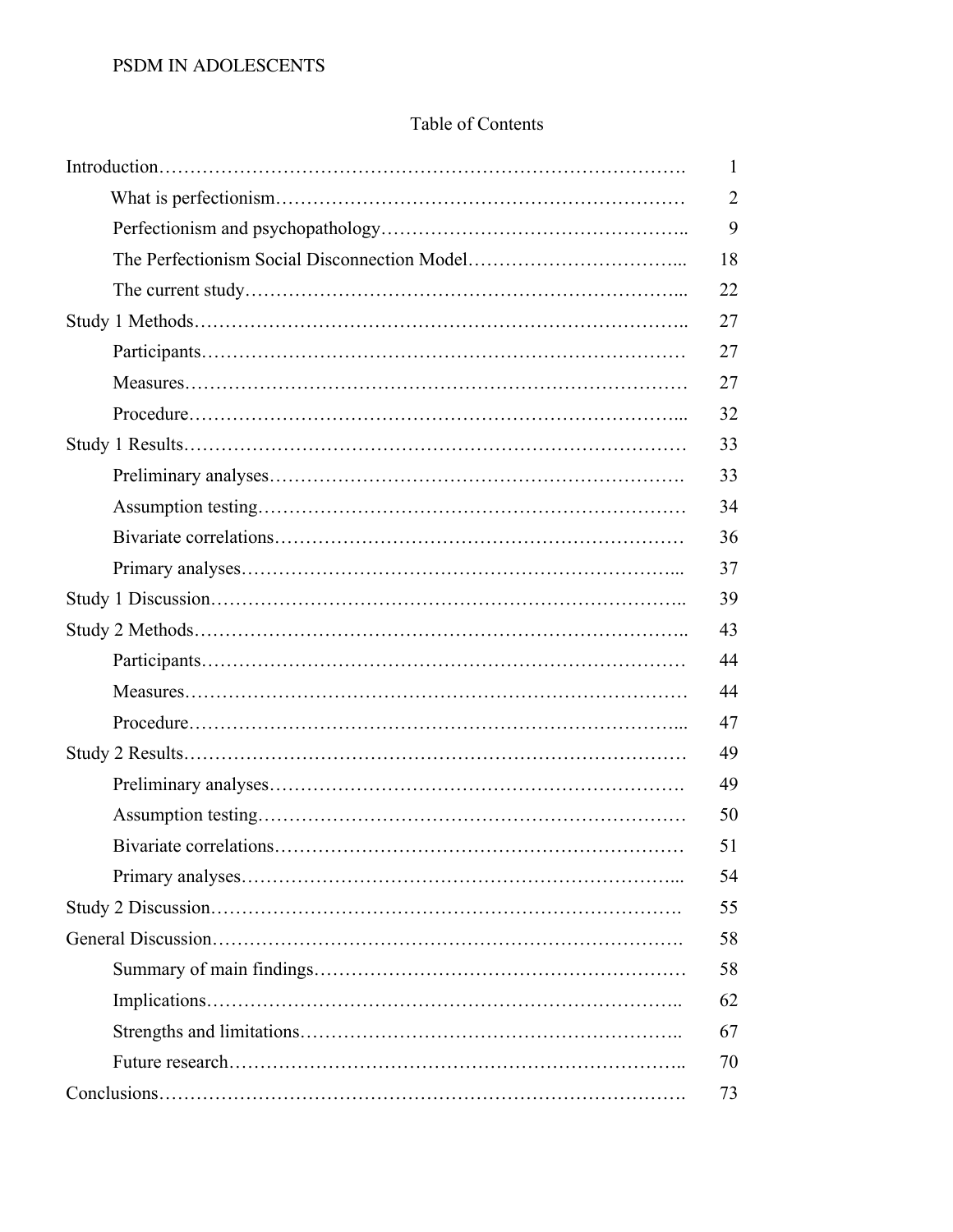# Table of Contents

| | |
|---|---|
| Introduction | 1 |
| What is perfectionism | 2 |
| Perfectionism and psychopathology | 9 |
| The Perfectionism Social Disconnection Model | 18 |
| The current study | 22 |
| Study 1 Methods | 27 |
| Participants | 27 |
| Measures | 27 |
| Procedure | 32 |
| Study 1 Results | 33 |
| Preliminary analyses | 33 |
| Assumption testing | 34 |
| Bivariate correlations | 36 |
| Primary analyses | 37 |
| Study 1 Discussion | 39 |
| Study 2 Methods | 43 |
| Participants | 44 |
| Measures | 44 |
| Procedure | 47 |
| Study 2 Results | 49 |
| Preliminary analyses | 49 |
| Assumption testing | 50 |
| Bivariate correlations | 51 |
| Primary analyses | 54 |
| Study 2 Discussion | 55 |
| General Discussion | 58 |
| Summary of main findings | 58 |
| Implications | 62 |
| Strengths and limitations | 67 |
| Future research | 70 |
| Conclusions | 73 |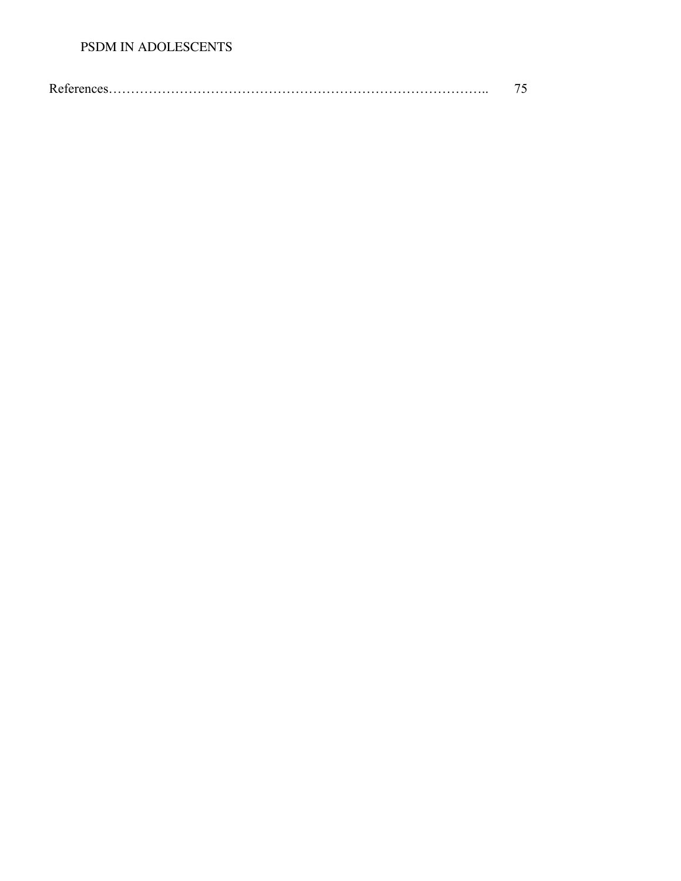References………………………………………………………………………….. 75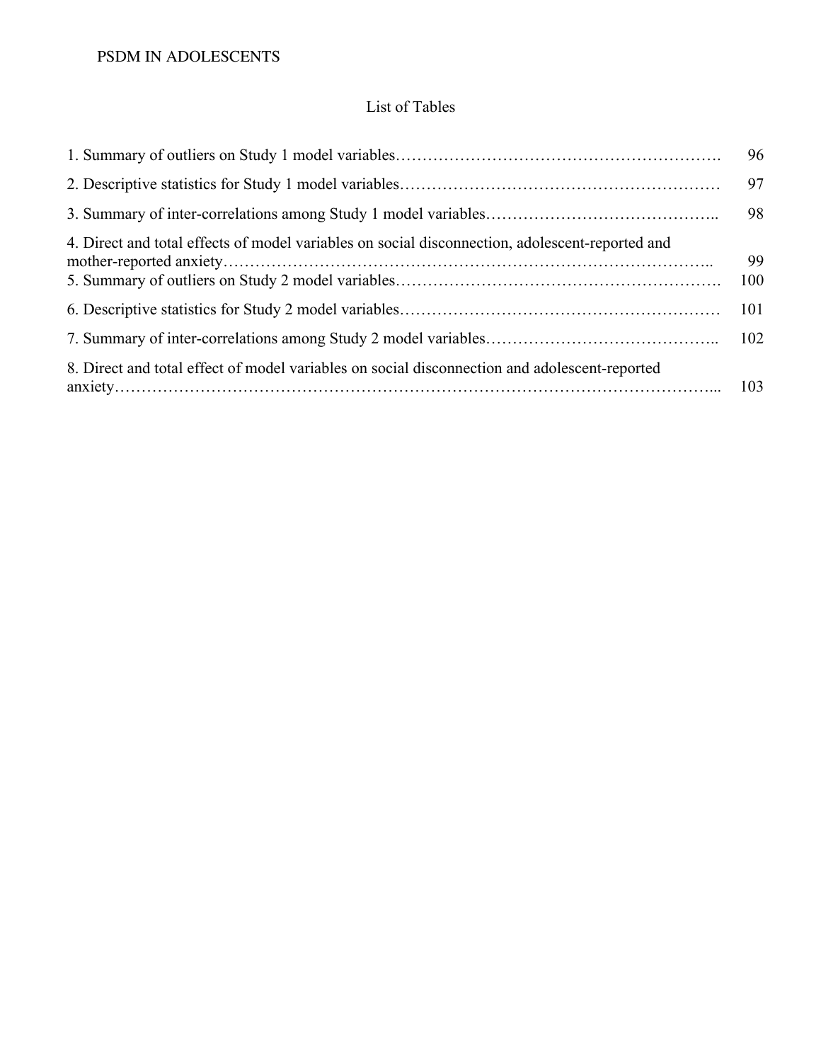# List of Tables

1. Summary of outliers on Study 1 model variables………………………………………………………. 96
2. Descriptive statistics for Study 1 model variables……………………………………………………. 97
3. Summary of inter-correlations among Study 1 model variables…………………………………….. 98
4. Direct and total effects of model variables on social disconnection, adolescent-reported and mother-reported anxiety………………………………………………………………………………….. 99
5. Summary of outliers on Study 2 model variables……………………………………………………. 100
6. Descriptive statistics for Study 2 model variables……………………………………………………. 101
7. Summary of inter-correlations among Study 2 model variables…………………………………….. 102
8. Direct and total effect of model variables on social disconnection and adolescent-reported anxiety…………………………………………………………………………………………………... 103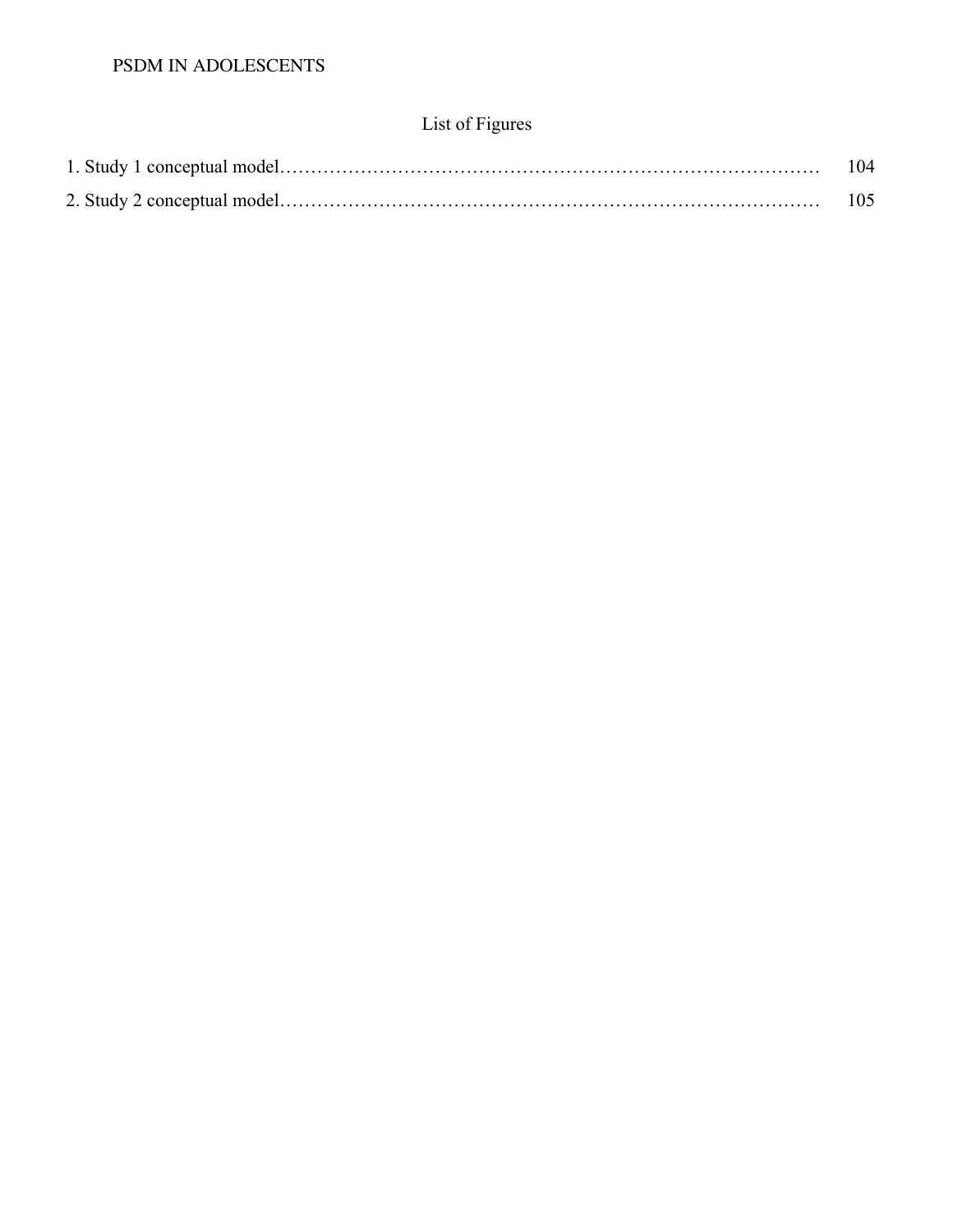## List of Figures

1. Study 1 conceptual model……………………………………………………………………………… 104
2. Study 2 conceptual model……………………………………………………………………………… 105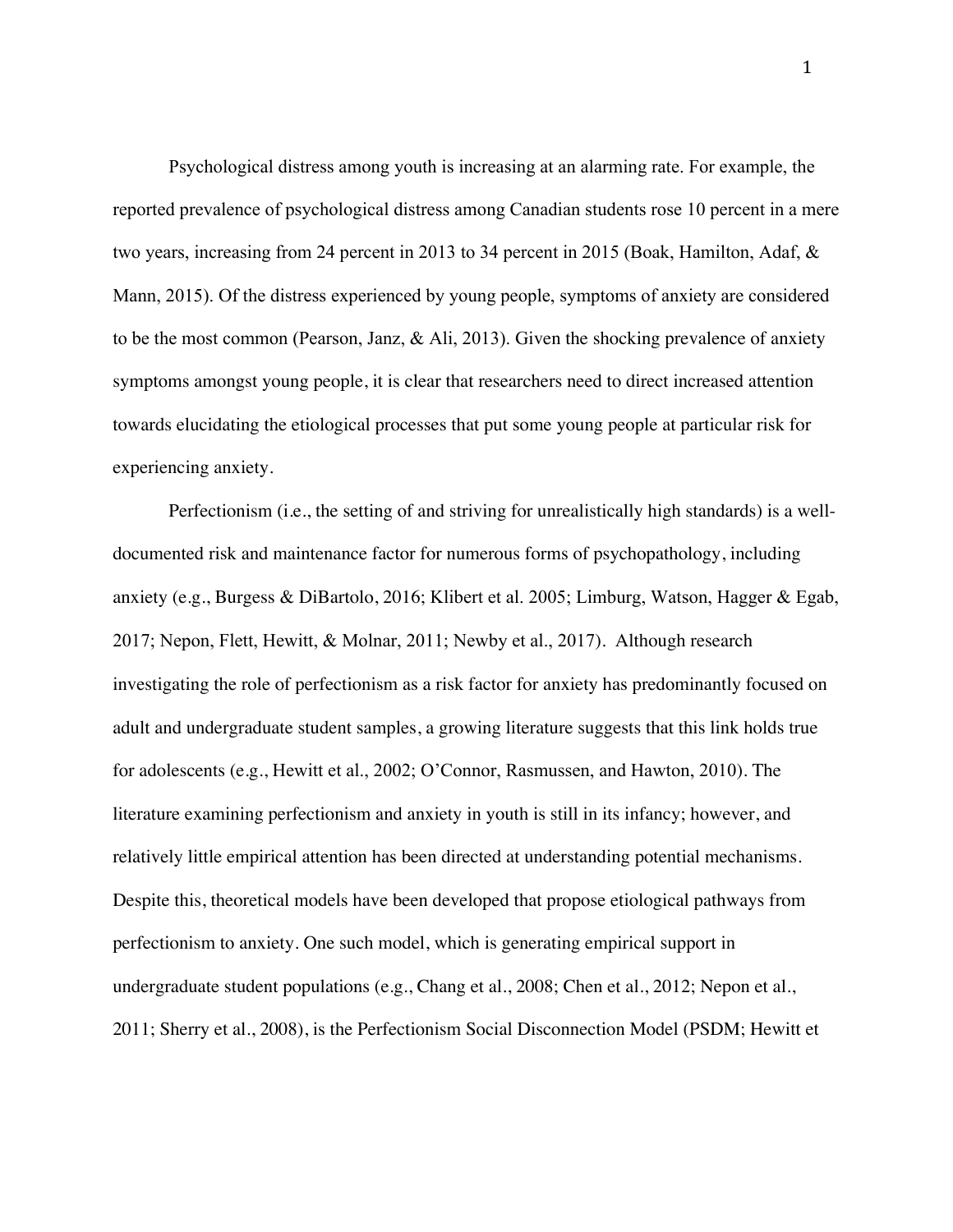Psychological distress among youth is increasing at an alarming rate. For example, the reported prevalence of psychological distress among Canadian students rose 10 percent in a mere two years, increasing from 24 percent in 2013 to 34 percent in 2015 (Boak, Hamilton, Adaf, & Mann, 2015). Of the distress experienced by young people, symptoms of anxiety are considered to be the most common (Pearson, Janz, & Ali, 2013). Given the shocking prevalence of anxiety symptoms amongst young people, it is clear that researchers need to direct increased attention towards elucidating the etiological processes that put some young people at particular risk for experiencing anxiety.

Perfectionism (i.e., the setting of and striving for unrealistically high standards) is a well-documented risk and maintenance factor for numerous forms of psychopathology, including anxiety (e.g., Burgess & DiBartolo, 2016; Klibert et al. 2005; Limburg, Watson, Hagger & Egab, 2017; Nepon, Flett, Hewitt, & Molnar, 2011; Newby et al., 2017). Although research investigating the role of perfectionism as a risk factor for anxiety has predominantly focused on adult and undergraduate student samples, a growing literature suggests that this link holds true for adolescents (e.g., Hewitt et al., 2002; O'Connor, Rasmussen, and Hawton, 2010). The literature examining perfectionism and anxiety in youth is still in its infancy; however, and relatively little empirical attention has been directed at understanding potential mechanisms. Despite this, theoretical models have been developed that propose etiological pathways from perfectionism to anxiety. One such model, which is generating empirical support in undergraduate student populations (e.g., Chang et al., 2008; Chen et al., 2012; Nepon et al., 2011; Sherry et al., 2008), is the Perfectionism Social Disconnection Model (PSDM; Hewitt et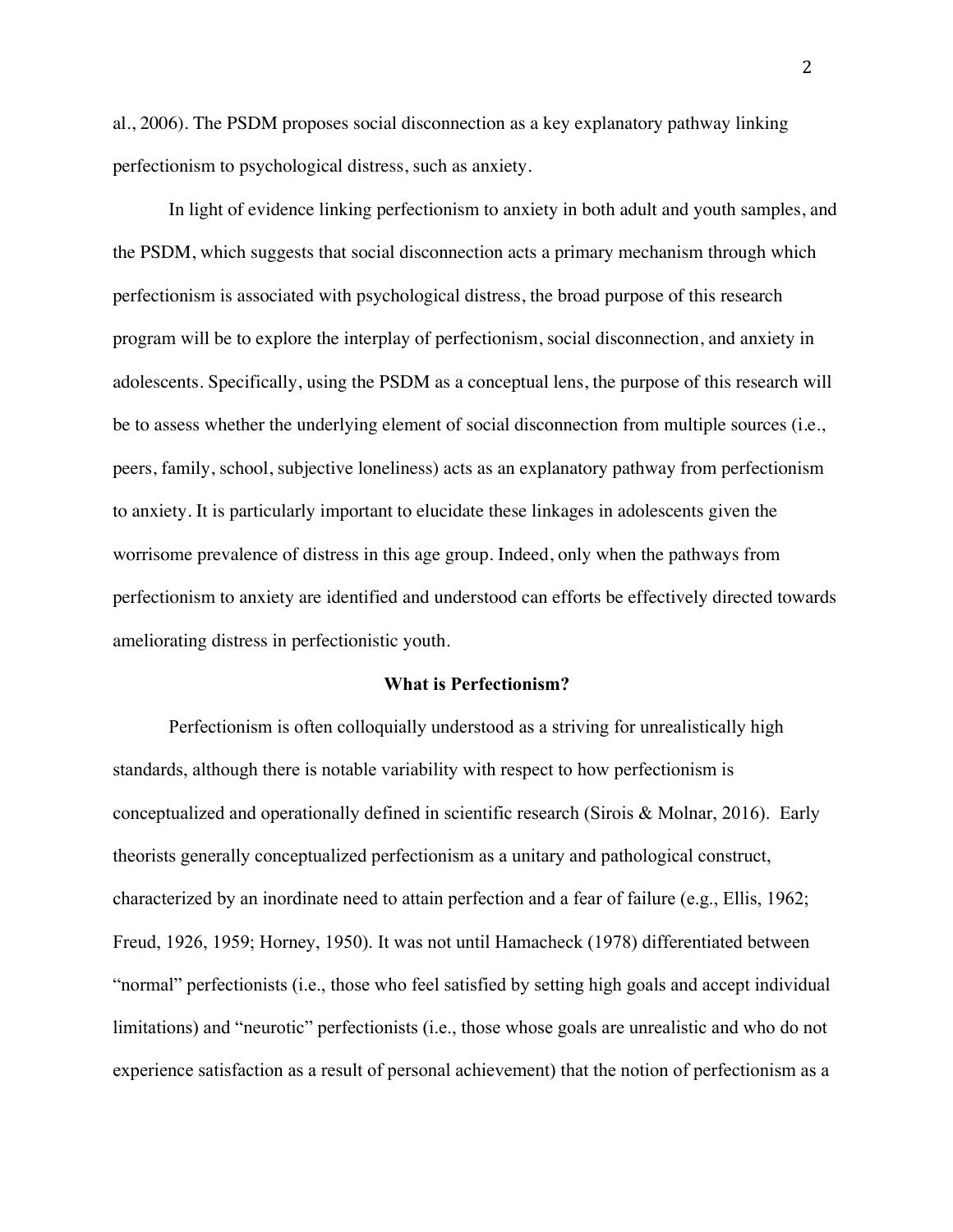al., 2006). The PSDM proposes social disconnection as a key explanatory pathway linking perfectionism to psychological distress, such as anxiety.

In light of evidence linking perfectionism to anxiety in both adult and youth samples, and the PSDM, which suggests that social disconnection acts a primary mechanism through which perfectionism is associated with psychological distress, the broad purpose of this research program will be to explore the interplay of perfectionism, social disconnection, and anxiety in adolescents. Specifically, using the PSDM as a conceptual lens, the purpose of this research will be to assess whether the underlying element of social disconnection from multiple sources (i.e., peers, family, school, subjective loneliness) acts as an explanatory pathway from perfectionism to anxiety. It is particularly important to elucidate these linkages in adolescents given the worrisome prevalence of distress in this age group. Indeed, only when the pathways from perfectionism to anxiety are identified and understood can efforts be effectively directed towards ameliorating distress in perfectionistic youth.

## What is Perfectionism?

Perfectionism is often colloquially understood as a striving for unrealistically high standards, although there is notable variability with respect to how perfectionism is conceptualized and operationally defined in scientific research (Sirois & Molnar, 2016). Early theorists generally conceptualized perfectionism as a unitary and pathological construct, characterized by an inordinate need to attain perfection and a fear of failure (e.g., Ellis, 1962; Freud, 1926, 1959; Horney, 1950). It was not until Hamacheck (1978) differentiated between "normal" perfectionists (i.e., those who feel satisfied by setting high goals and accept individual limitations) and "neurotic" perfectionists (i.e., those whose goals are unrealistic and who do not experience satisfaction as a result of personal achievement) that the notion of perfectionism as a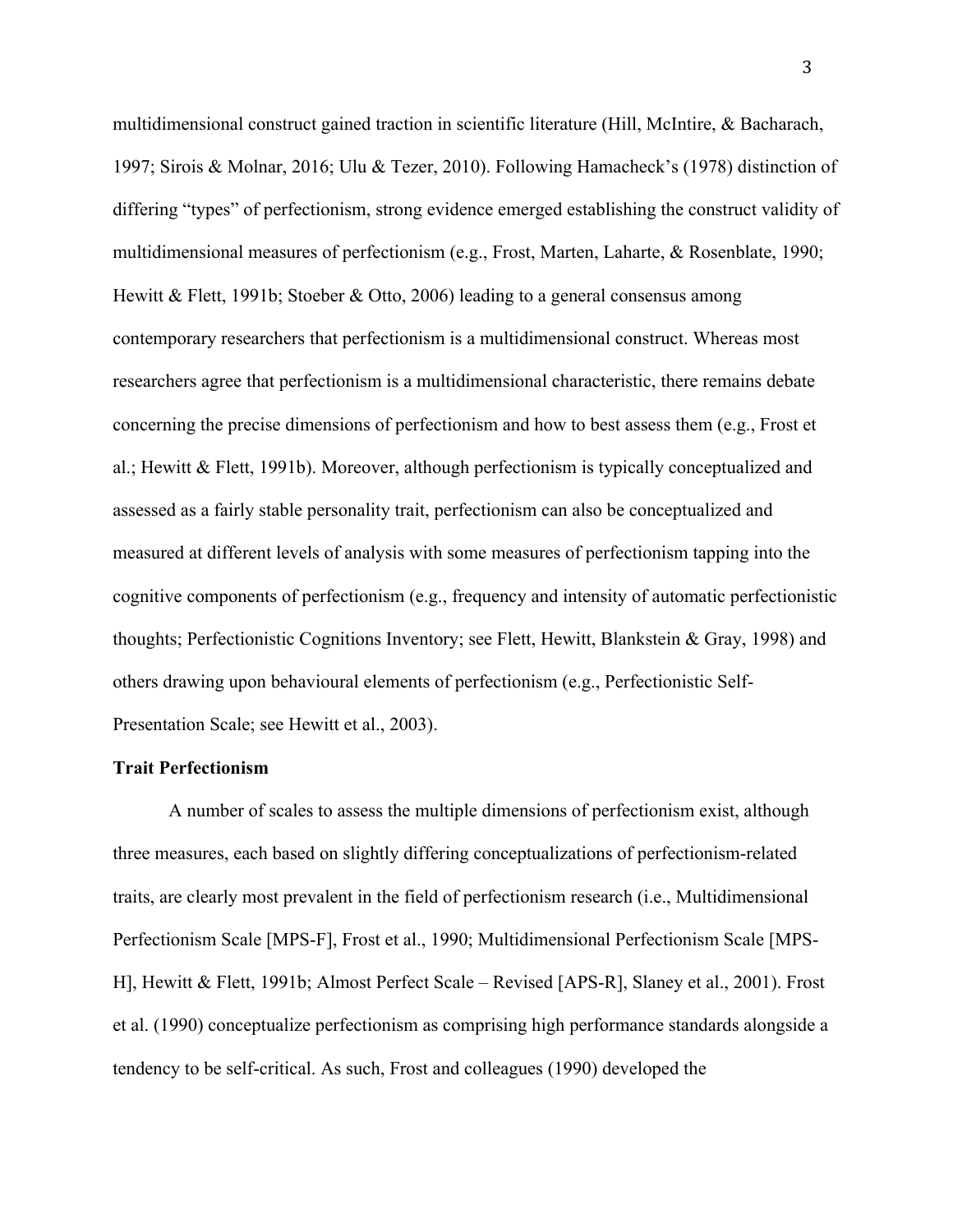multidimensional construct gained traction in scientific literature (Hill, McIntire, & Bacharach, 1997; Sirois & Molnar, 2016; Ulu & Tezer, 2010). Following Hamacheck's (1978) distinction of differing "types" of perfectionism, strong evidence emerged establishing the construct validity of multidimensional measures of perfectionism (e.g., Frost, Marten, Laharte, & Rosenblate, 1990; Hewitt & Flett, 1991b; Stoeber & Otto, 2006) leading to a general consensus among contemporary researchers that perfectionism is a multidimensional construct. Whereas most researchers agree that perfectionism is a multidimensional characteristic, there remains debate concerning the precise dimensions of perfectionism and how to best assess them (e.g., Frost et al.; Hewitt & Flett, 1991b). Moreover, although perfectionism is typically conceptualized and assessed as a fairly stable personality trait, perfectionism can also be conceptualized and measured at different levels of analysis with some measures of perfectionism tapping into the cognitive components of perfectionism (e.g., frequency and intensity of automatic perfectionistic thoughts; Perfectionistic Cognitions Inventory; see Flett, Hewitt, Blankstein & Gray, 1998) and others drawing upon behavioural elements of perfectionism (e.g., Perfectionistic Self-Presentation Scale; see Hewitt et al., 2003).

**Trait Perfectionism**

A number of scales to assess the multiple dimensions of perfectionism exist, although three measures, each based on slightly differing conceptualizations of perfectionism-related traits, are clearly most prevalent in the field of perfectionism research (i.e., Multidimensional Perfectionism Scale [MPS-F], Frost et al., 1990; Multidimensional Perfectionism Scale [MPS-H], Hewitt & Flett, 1991b; Almost Perfect Scale – Revised [APS-R], Slaney et al., 2001). Frost et al. (1990) conceptualize perfectionism as comprising high performance standards alongside a tendency to be self-critical. As such, Frost and colleagues (1990) developed the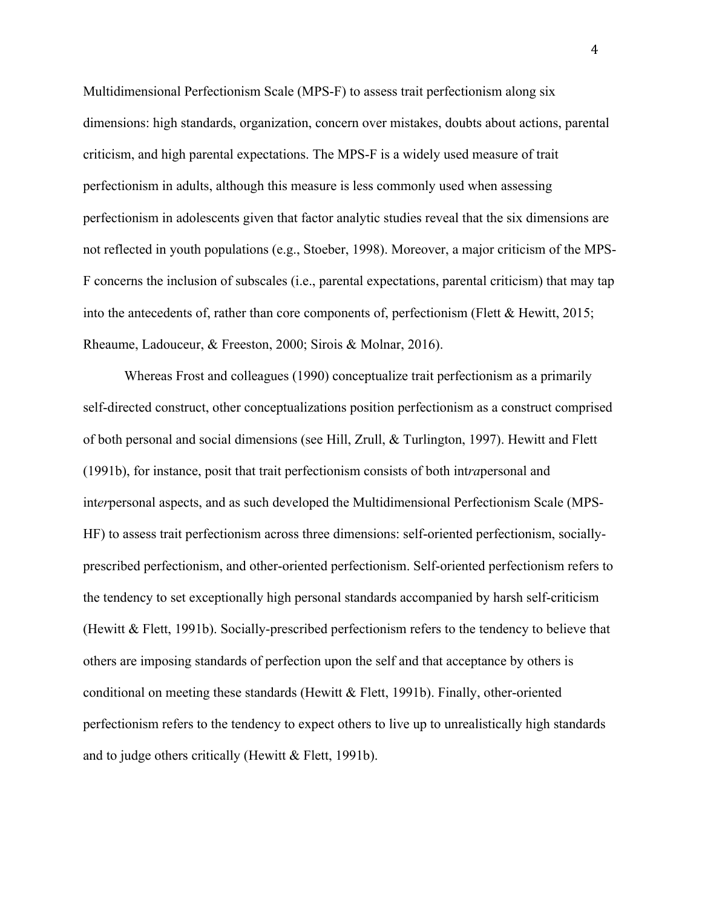Multidimensional Perfectionism Scale (MPS-F) to assess trait perfectionism along six dimensions: high standards, organization, concern over mistakes, doubts about actions, parental criticism, and high parental expectations. The MPS-F is a widely used measure of trait perfectionism in adults, although this measure is less commonly used when assessing perfectionism in adolescents given that factor analytic studies reveal that the six dimensions are not reflected in youth populations (e.g., Stoeber, 1998). Moreover, a major criticism of the MPS-F concerns the inclusion of subscales (i.e., parental expectations, parental criticism) that may tap into the antecedents of, rather than core components of, perfectionism (Flett & Hewitt, 2015; Rheaume, Ladouceur, & Freeston, 2000; Sirois & Molnar, 2016).

Whereas Frost and colleagues (1990) conceptualize trait perfectionism as a primarily self-directed construct, other conceptualizations position perfectionism as a construct comprised of both personal and social dimensions (see Hill, Zrull, & Turlington, 1997). Hewitt and Flett (1991b), for instance, posit that trait perfectionism consists of both int*ra*personal and int*er*personal aspects, and as such developed the Multidimensional Perfectionism Scale (MPS-HF) to assess trait perfectionism across three dimensions: self-oriented perfectionism, socially-prescribed perfectionism, and other-oriented perfectionism. Self-oriented perfectionism refers to the tendency to set exceptionally high personal standards accompanied by harsh self-criticism (Hewitt & Flett, 1991b). Socially-prescribed perfectionism refers to the tendency to believe that others are imposing standards of perfection upon the self and that acceptance by others is conditional on meeting these standards (Hewitt & Flett, 1991b). Finally, other-oriented perfectionism refers to the tendency to expect others to live up to unrealistically high standards and to judge others critically (Hewitt & Flett, 1991b).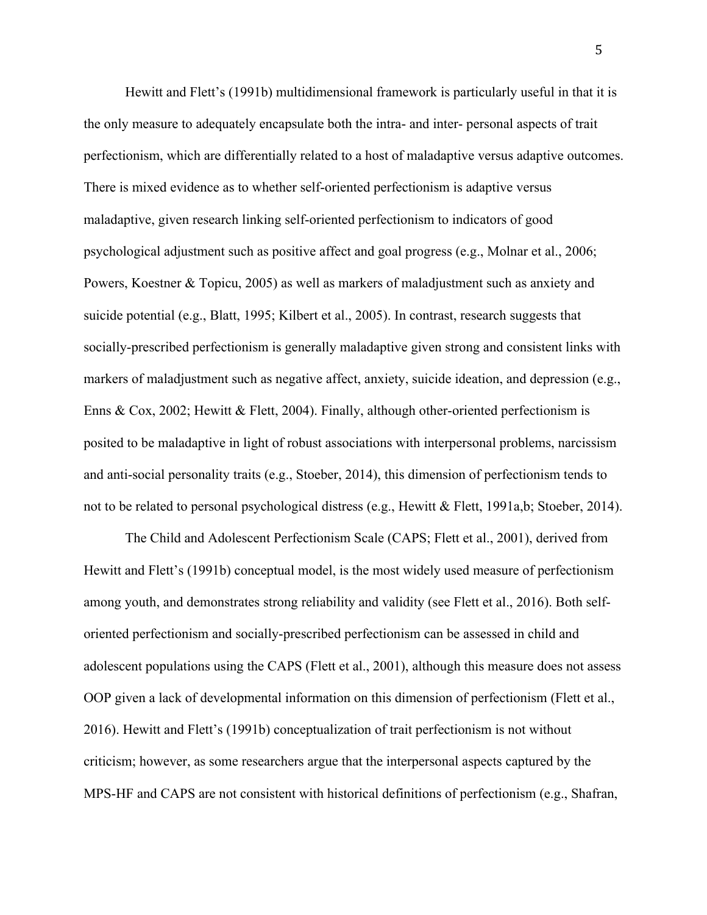Hewitt and Flett's (1991b) multidimensional framework is particularly useful in that it is the only measure to adequately encapsulate both the intra- and inter- personal aspects of trait perfectionism, which are differentially related to a host of maladaptive versus adaptive outcomes. There is mixed evidence as to whether self-oriented perfectionism is adaptive versus maladaptive, given research linking self-oriented perfectionism to indicators of good psychological adjustment such as positive affect and goal progress (e.g., Molnar et al., 2006; Powers, Koestner & Topicu, 2005) as well as markers of maladjustment such as anxiety and suicide potential (e.g., Blatt, 1995; Kilbert et al., 2005). In contrast, research suggests that socially-prescribed perfectionism is generally maladaptive given strong and consistent links with markers of maladjustment such as negative affect, anxiety, suicide ideation, and depression (e.g., Enns & Cox, 2002; Hewitt & Flett, 2004). Finally, although other-oriented perfectionism is posited to be maladaptive in light of robust associations with interpersonal problems, narcissism and anti-social personality traits (e.g., Stoeber, 2014), this dimension of perfectionism tends to not to be related to personal psychological distress (e.g., Hewitt & Flett, 1991a,b; Stoeber, 2014).

The Child and Adolescent Perfectionism Scale (CAPS; Flett et al., 2001), derived from Hewitt and Flett's (1991b) conceptual model, is the most widely used measure of perfectionism among youth, and demonstrates strong reliability and validity (see Flett et al., 2016). Both self-oriented perfectionism and socially-prescribed perfectionism can be assessed in child and adolescent populations using the CAPS (Flett et al., 2001), although this measure does not assess OOP given a lack of developmental information on this dimension of perfectionism (Flett et al., 2016). Hewitt and Flett's (1991b) conceptualization of trait perfectionism is not without criticism; however, as some researchers argue that the interpersonal aspects captured by the MPS-HF and CAPS are not consistent with historical definitions of perfectionism (e.g., Shafran,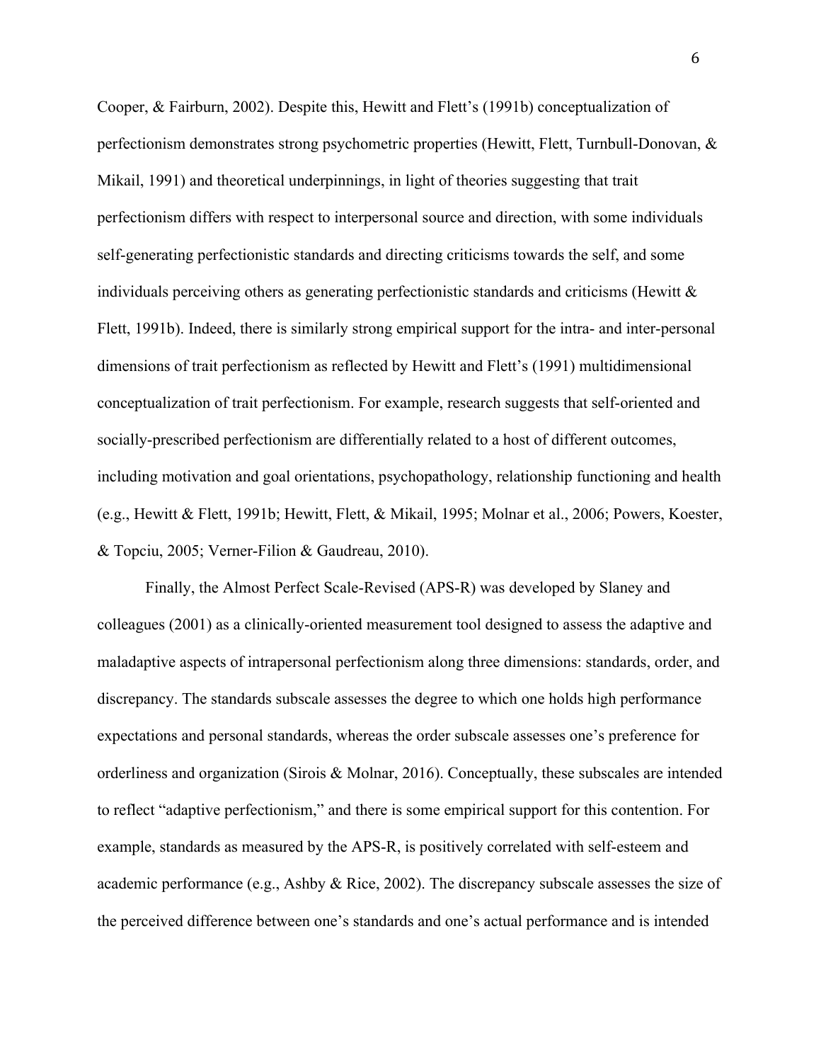Cooper, & Fairburn, 2002). Despite this, Hewitt and Flett's (1991b) conceptualization of perfectionism demonstrates strong psychometric properties (Hewitt, Flett, Turnbull-Donovan, & Mikail, 1991) and theoretical underpinnings, in light of theories suggesting that trait perfectionism differs with respect to interpersonal source and direction, with some individuals self-generating perfectionistic standards and directing criticisms towards the self, and some individuals perceiving others as generating perfectionistic standards and criticisms (Hewitt & Flett, 1991b). Indeed, there is similarly strong empirical support for the intra- and inter-personal dimensions of trait perfectionism as reflected by Hewitt and Flett's (1991) multidimensional conceptualization of trait perfectionism. For example, research suggests that self-oriented and socially-prescribed perfectionism are differentially related to a host of different outcomes, including motivation and goal orientations, psychopathology, relationship functioning and health (e.g., Hewitt & Flett, 1991b; Hewitt, Flett, & Mikail, 1995; Molnar et al., 2006; Powers, Koester, & Topciu, 2005; Verner-Filion & Gaudreau, 2010).

Finally, the Almost Perfect Scale-Revised (APS-R) was developed by Slaney and colleagues (2001) as a clinically-oriented measurement tool designed to assess the adaptive and maladaptive aspects of intrapersonal perfectionism along three dimensions: standards, order, and discrepancy. The standards subscale assesses the degree to which one holds high performance expectations and personal standards, whereas the order subscale assesses one's preference for orderliness and organization (Sirois & Molnar, 2016). Conceptually, these subscales are intended to reflect "adaptive perfectionism," and there is some empirical support for this contention. For example, standards as measured by the APS-R, is positively correlated with self-esteem and academic performance (e.g., Ashby & Rice, 2002). The discrepancy subscale assesses the size of the perceived difference between one's standards and one's actual performance and is intended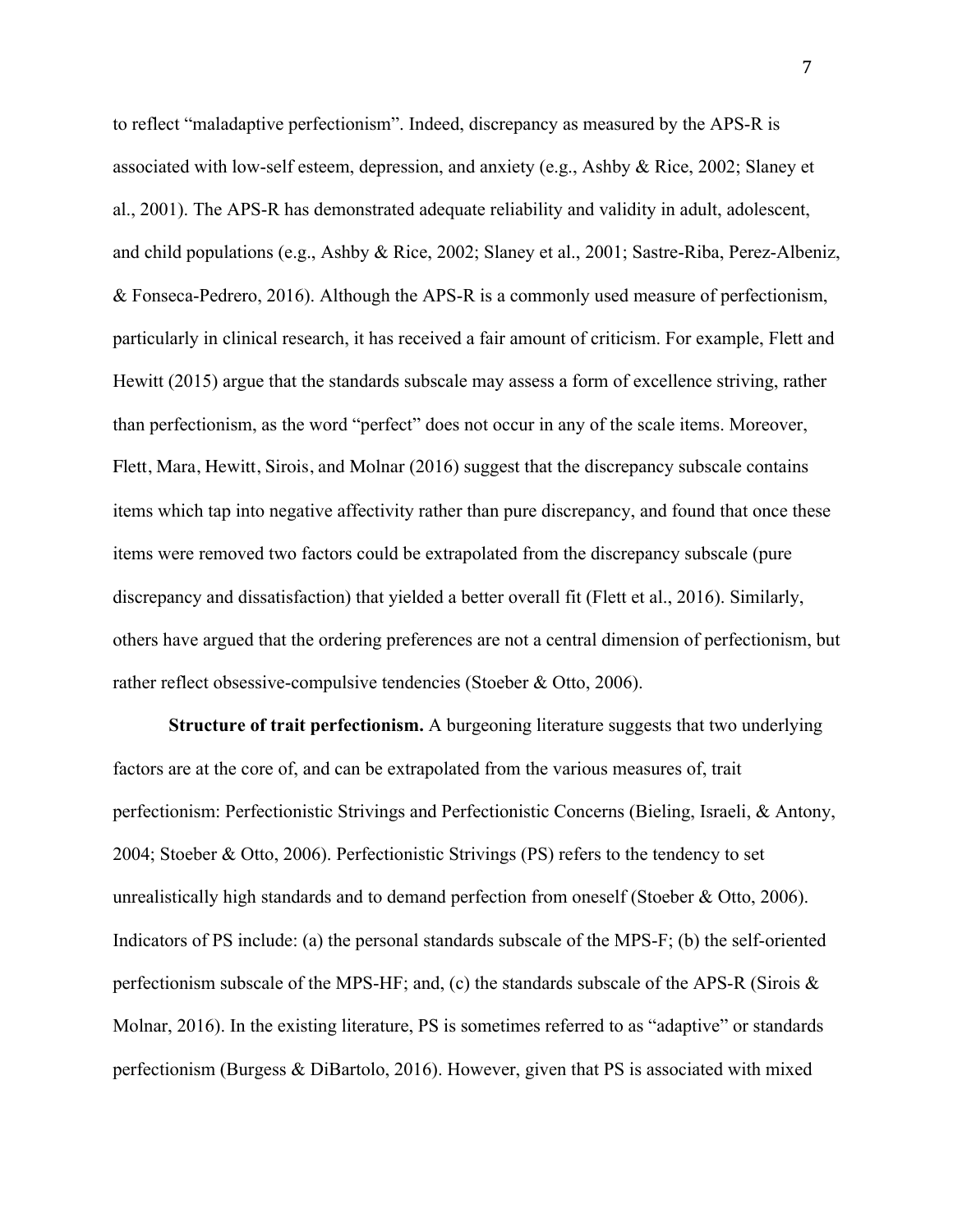to reflect "maladaptive perfectionism". Indeed, discrepancy as measured by the APS-R is associated with low-self esteem, depression, and anxiety (e.g., Ashby & Rice, 2002; Slaney et al., 2001). The APS-R has demonstrated adequate reliability and validity in adult, adolescent, and child populations (e.g., Ashby & Rice, 2002; Slaney et al., 2001; Sastre-Riba, Perez-Albeniz, & Fonseca-Pedrero, 2016). Although the APS-R is a commonly used measure of perfectionism, particularly in clinical research, it has received a fair amount of criticism. For example, Flett and Hewitt (2015) argue that the standards subscale may assess a form of excellence striving, rather than perfectionism, as the word "perfect" does not occur in any of the scale items. Moreover, Flett, Mara, Hewitt, Sirois, and Molnar (2016) suggest that the discrepancy subscale contains items which tap into negative affectivity rather than pure discrepancy, and found that once these items were removed two factors could be extrapolated from the discrepancy subscale (pure discrepancy and dissatisfaction) that yielded a better overall fit (Flett et al., 2016). Similarly, others have argued that the ordering preferences are not a central dimension of perfectionism, but rather reflect obsessive-compulsive tendencies (Stoeber & Otto, 2006).

**Structure of trait perfectionism.** A burgeoning literature suggests that two underlying factors are at the core of, and can be extrapolated from the various measures of, trait perfectionism: Perfectionistic Strivings and Perfectionistic Concerns (Bieling, Israeli, & Antony, 2004; Stoeber & Otto, 2006). Perfectionistic Strivings (PS) refers to the tendency to set unrealistically high standards and to demand perfection from oneself (Stoeber & Otto, 2006). Indicators of PS include: (a) the personal standards subscale of the MPS-F; (b) the self-oriented perfectionism subscale of the MPS-HF; and, (c) the standards subscale of the APS-R (Sirois & Molnar, 2016). In the existing literature, PS is sometimes referred to as "adaptive" or standards perfectionism (Burgess & DiBartolo, 2016). However, given that PS is associated with mixed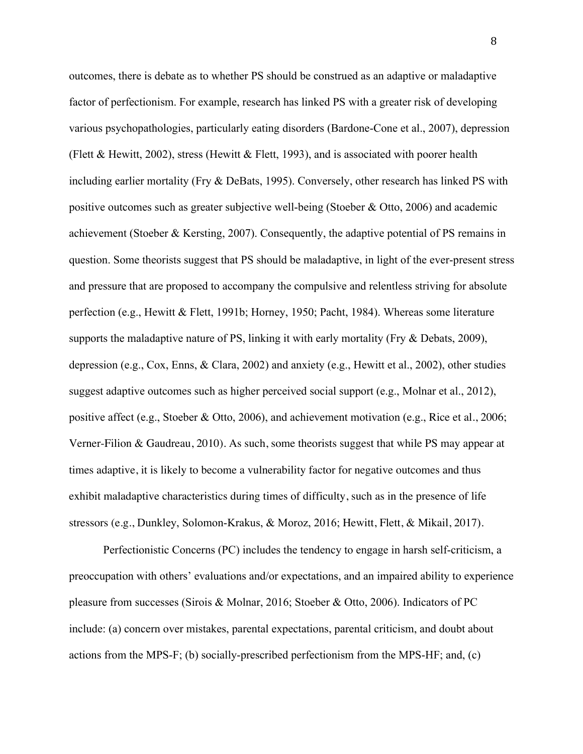outcomes, there is debate as to whether PS should be construed as an adaptive or maladaptive factor of perfectionism. For example, research has linked PS with a greater risk of developing various psychopathologies, particularly eating disorders (Bardone-Cone et al., 2007), depression (Flett & Hewitt, 2002), stress (Hewitt & Flett, 1993), and is associated with poorer health including earlier mortality (Fry & DeBats, 1995). Conversely, other research has linked PS with positive outcomes such as greater subjective well-being (Stoeber & Otto, 2006) and academic achievement (Stoeber & Kersting, 2007). Consequently, the adaptive potential of PS remains in question. Some theorists suggest that PS should be maladaptive, in light of the ever-present stress and pressure that are proposed to accompany the compulsive and relentless striving for absolute perfection (e.g., Hewitt & Flett, 1991b; Horney, 1950; Pacht, 1984). Whereas some literature supports the maladaptive nature of PS, linking it with early mortality (Fry & Debats, 2009), depression (e.g., Cox, Enns, & Clara, 2002) and anxiety (e.g., Hewitt et al., 2002), other studies suggest adaptive outcomes such as higher perceived social support (e.g., Molnar et al., 2012), positive affect (e.g., Stoeber & Otto, 2006), and achievement motivation (e.g., Rice et al., 2006; Verner-Filion & Gaudreau, 2010). As such, some theorists suggest that while PS may appear at times adaptive, it is likely to become a vulnerability factor for negative outcomes and thus exhibit maladaptive characteristics during times of difficulty, such as in the presence of life stressors (e.g., Dunkley, Solomon-Krakus, & Moroz, 2016; Hewitt, Flett, & Mikail, 2017).

Perfectionistic Concerns (PC) includes the tendency to engage in harsh self-criticism, a preoccupation with others' evaluations and/or expectations, and an impaired ability to experience pleasure from successes (Sirois & Molnar, 2016; Stoeber & Otto, 2006). Indicators of PC include: (a) concern over mistakes, parental expectations, parental criticism, and doubt about actions from the MPS-F; (b) socially-prescribed perfectionism from the MPS-HF; and, (c)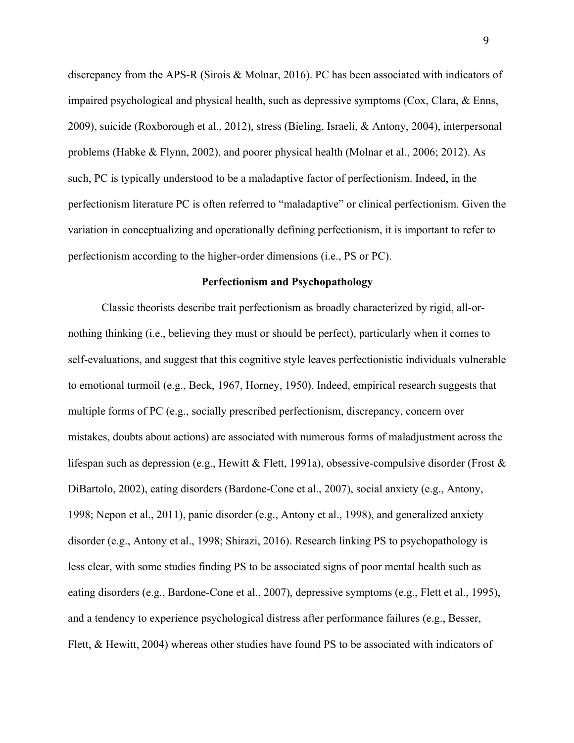discrepancy from the APS-R (Sirois & Molnar, 2016). PC has been associated with indicators of impaired psychological and physical health, such as depressive symptoms (Cox, Clara, & Enns, 2009), suicide (Roxborough et al., 2012), stress (Bieling, Israeli, & Antony, 2004), interpersonal problems (Habke & Flynn, 2002), and poorer physical health (Molnar et al., 2006; 2012). As such, PC is typically understood to be a maladaptive factor of perfectionism. Indeed, in the perfectionism literature PC is often referred to "maladaptive" or clinical perfectionism. Given the variation in conceptualizing and operationally defining perfectionism, it is important to refer to perfectionism according to the higher-order dimensions (i.e., PS or PC).

## Perfectionism and Psychopathology

Classic theorists describe trait perfectionism as broadly characterized by rigid, all-or-nothing thinking (i.e., believing they must or should be perfect), particularly when it comes to self-evaluations, and suggest that this cognitive style leaves perfectionistic individuals vulnerable to emotional turmoil (e.g., Beck, 1967, Horney, 1950). Indeed, empirical research suggests that multiple forms of PC (e.g., socially prescribed perfectionism, discrepancy, concern over mistakes, doubts about actions) are associated with numerous forms of maladjustment across the lifespan such as depression (e.g., Hewitt & Flett, 1991a), obsessive-compulsive disorder (Frost & DiBartolo, 2002), eating disorders (Bardone-Cone et al., 2007), social anxiety (e.g., Antony, 1998; Nepon et al., 2011), panic disorder (e.g., Antony et al., 1998), and generalized anxiety disorder (e.g., Antony et al., 1998; Shirazi, 2016). Research linking PS to psychopathology is less clear, with some studies finding PS to be associated signs of poor mental health such as eating disorders (e.g., Bardone-Cone et al., 2007), depressive symptoms (e.g., Flett et al., 1995), and a tendency to experience psychological distress after performance failures (e.g., Besser, Flett, & Hewitt, 2004) whereas other studies have found PS to be associated with indicators of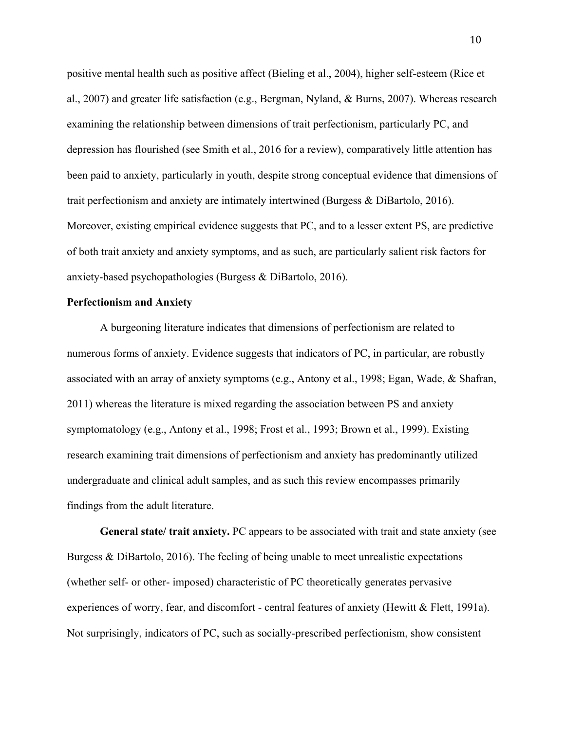positive mental health such as positive affect (Bieling et al., 2004), higher self-esteem (Rice et al., 2007) and greater life satisfaction (e.g., Bergman, Nyland, & Burns, 2007). Whereas research examining the relationship between dimensions of trait perfectionism, particularly PC, and depression has flourished (see Smith et al., 2016 for a review), comparatively little attention has been paid to anxiety, particularly in youth, despite strong conceptual evidence that dimensions of trait perfectionism and anxiety are intimately intertwined (Burgess & DiBartolo, 2016). Moreover, existing empirical evidence suggests that PC, and to a lesser extent PS, are predictive of both trait anxiety and anxiety symptoms, and as such, are particularly salient risk factors for anxiety-based psychopathologies (Burgess & DiBartolo, 2016).

**Perfectionism and Anxiety**

A burgeoning literature indicates that dimensions of perfectionism are related to numerous forms of anxiety. Evidence suggests that indicators of PC, in particular, are robustly associated with an array of anxiety symptoms (e.g., Antony et al., 1998; Egan, Wade, & Shafran, 2011) whereas the literature is mixed regarding the association between PS and anxiety symptomatology (e.g., Antony et al., 1998; Frost et al., 1993; Brown et al., 1999). Existing research examining trait dimensions of perfectionism and anxiety has predominantly utilized undergraduate and clinical adult samples, and as such this review encompasses primarily findings from the adult literature.

**General state/ trait anxiety.** PC appears to be associated with trait and state anxiety (see Burgess & DiBartolo, 2016). The feeling of being unable to meet unrealistic expectations (whether self- or other- imposed) characteristic of PC theoretically generates pervasive experiences of worry, fear, and discomfort - central features of anxiety (Hewitt & Flett, 1991a). Not surprisingly, indicators of PC, such as socially-prescribed perfectionism, show consistent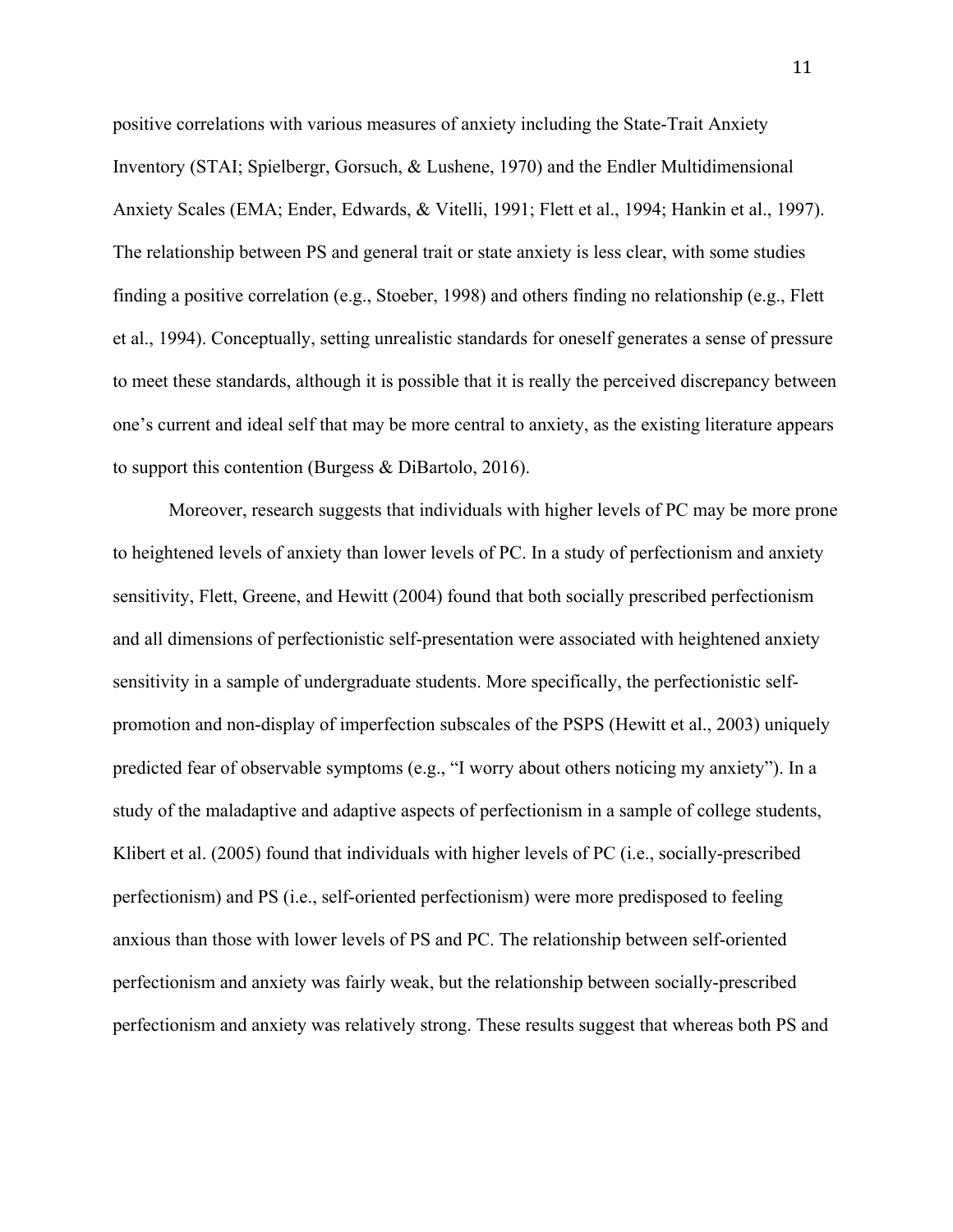positive correlations with various measures of anxiety including the State-Trait Anxiety Inventory (STAI; Spielbergr, Gorsuch, & Lushene, 1970) and the Endler Multidimensional Anxiety Scales (EMA; Ender, Edwards, & Vitelli, 1991; Flett et al., 1994; Hankin et al., 1997). The relationship between PS and general trait or state anxiety is less clear, with some studies finding a positive correlation (e.g., Stoeber, 1998) and others finding no relationship (e.g., Flett et al., 1994). Conceptually, setting unrealistic standards for oneself generates a sense of pressure to meet these standards, although it is possible that it is really the perceived discrepancy between one's current and ideal self that may be more central to anxiety, as the existing literature appears to support this contention (Burgess & DiBartolo, 2016).

Moreover, research suggests that individuals with higher levels of PC may be more prone to heightened levels of anxiety than lower levels of PC. In a study of perfectionism and anxiety sensitivity, Flett, Greene, and Hewitt (2004) found that both socially prescribed perfectionism and all dimensions of perfectionistic self-presentation were associated with heightened anxiety sensitivity in a sample of undergraduate students. More specifically, the perfectionistic self-promotion and non-display of imperfection subscales of the PSPS (Hewitt et al., 2003) uniquely predicted fear of observable symptoms (e.g., "I worry about others noticing my anxiety"). In a study of the maladaptive and adaptive aspects of perfectionism in a sample of college students, Klibert et al. (2005) found that individuals with higher levels of PC (i.e., socially-prescribed perfectionism) and PS (i.e., self-oriented perfectionism) were more predisposed to feeling anxious than those with lower levels of PS and PC. The relationship between self-oriented perfectionism and anxiety was fairly weak, but the relationship between socially-prescribed perfectionism and anxiety was relatively strong. These results suggest that whereas both PS and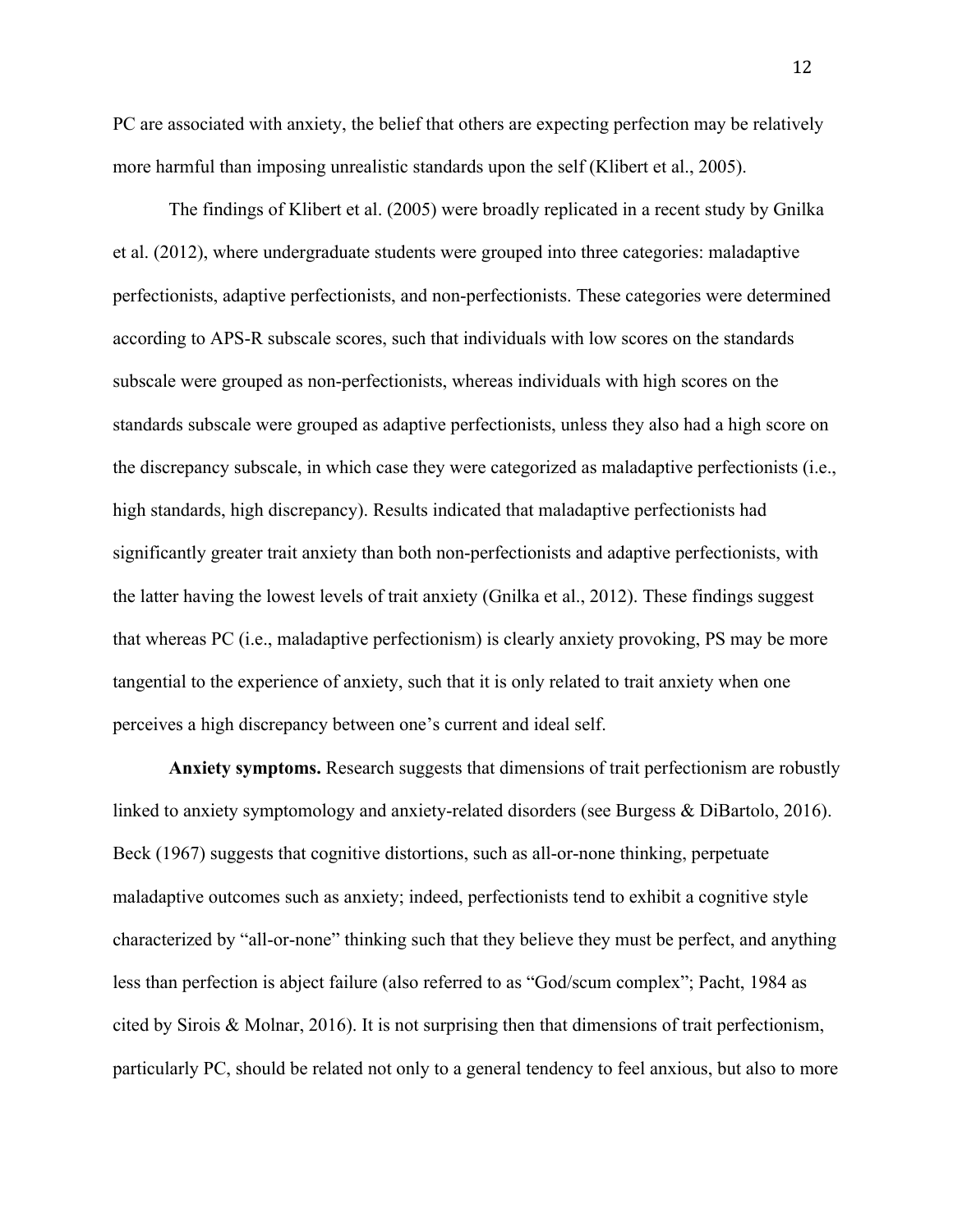PC are associated with anxiety, the belief that others are expecting perfection may be relatively more harmful than imposing unrealistic standards upon the self (Klibert et al., 2005).

The findings of Klibert et al. (2005) were broadly replicated in a recent study by Gnilka et al. (2012), where undergraduate students were grouped into three categories: maladaptive perfectionists, adaptive perfectionists, and non-perfectionists. These categories were determined according to APS-R subscale scores, such that individuals with low scores on the standards subscale were grouped as non-perfectionists, whereas individuals with high scores on the standards subscale were grouped as adaptive perfectionists, unless they also had a high score on the discrepancy subscale, in which case they were categorized as maladaptive perfectionists (i.e., high standards, high discrepancy). Results indicated that maladaptive perfectionists had significantly greater trait anxiety than both non-perfectionists and adaptive perfectionists, with the latter having the lowest levels of trait anxiety (Gnilka et al., 2012). These findings suggest that whereas PC (i.e., maladaptive perfectionism) is clearly anxiety provoking, PS may be more tangential to the experience of anxiety, such that it is only related to trait anxiety when one perceives a high discrepancy between one's current and ideal self.

**Anxiety symptoms.** Research suggests that dimensions of trait perfectionism are robustly linked to anxiety symptomology and anxiety-related disorders (see Burgess & DiBartolo, 2016). Beck (1967) suggests that cognitive distortions, such as all-or-none thinking, perpetuate maladaptive outcomes such as anxiety; indeed, perfectionists tend to exhibit a cognitive style characterized by "all-or-none" thinking such that they believe they must be perfect, and anything less than perfection is abject failure (also referred to as "God/scum complex"; Pacht, 1984 as cited by Sirois & Molnar, 2016). It is not surprising then that dimensions of trait perfectionism, particularly PC, should be related not only to a general tendency to feel anxious, but also to more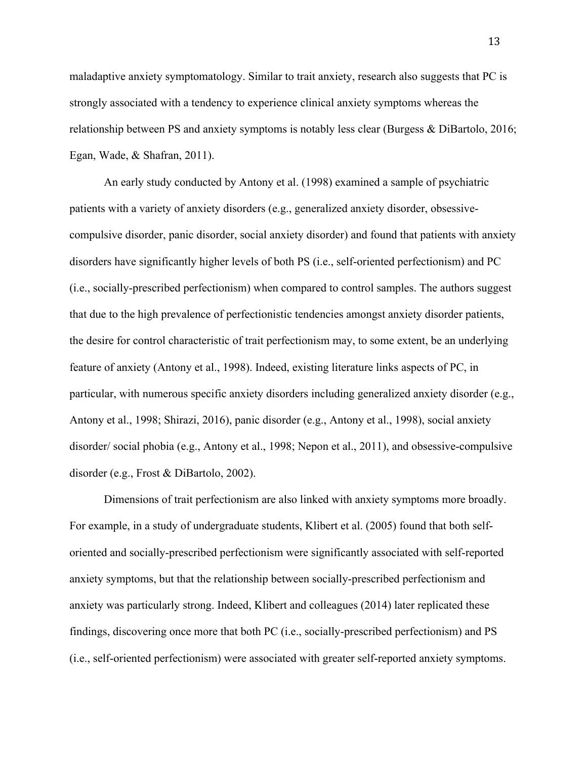maladaptive anxiety symptomatology. Similar to trait anxiety, research also suggests that PC is strongly associated with a tendency to experience clinical anxiety symptoms whereas the relationship between PS and anxiety symptoms is notably less clear (Burgess & DiBartolo, 2016; Egan, Wade, & Shafran, 2011).

An early study conducted by Antony et al. (1998) examined a sample of psychiatric patients with a variety of anxiety disorders (e.g., generalized anxiety disorder, obsessive-compulsive disorder, panic disorder, social anxiety disorder) and found that patients with anxiety disorders have significantly higher levels of both PS (i.e., self-oriented perfectionism) and PC (i.e., socially-prescribed perfectionism) when compared to control samples. The authors suggest that due to the high prevalence of perfectionistic tendencies amongst anxiety disorder patients, the desire for control characteristic of trait perfectionism may, to some extent, be an underlying feature of anxiety (Antony et al., 1998). Indeed, existing literature links aspects of PC, in particular, with numerous specific anxiety disorders including generalized anxiety disorder (e.g., Antony et al., 1998; Shirazi, 2016), panic disorder (e.g., Antony et al., 1998), social anxiety disorder/ social phobia (e.g., Antony et al., 1998; Nepon et al., 2011), and obsessive-compulsive disorder (e.g., Frost & DiBartolo, 2002).

Dimensions of trait perfectionism are also linked with anxiety symptoms more broadly. For example, in a study of undergraduate students, Klibert et al. (2005) found that both self-oriented and socially-prescribed perfectionism were significantly associated with self-reported anxiety symptoms, but that the relationship between socially-prescribed perfectionism and anxiety was particularly strong. Indeed, Klibert and colleagues (2014) later replicated these findings, discovering once more that both PC (i.e., socially-prescribed perfectionism) and PS (i.e., self-oriented perfectionism) were associated with greater self-reported anxiety symptoms.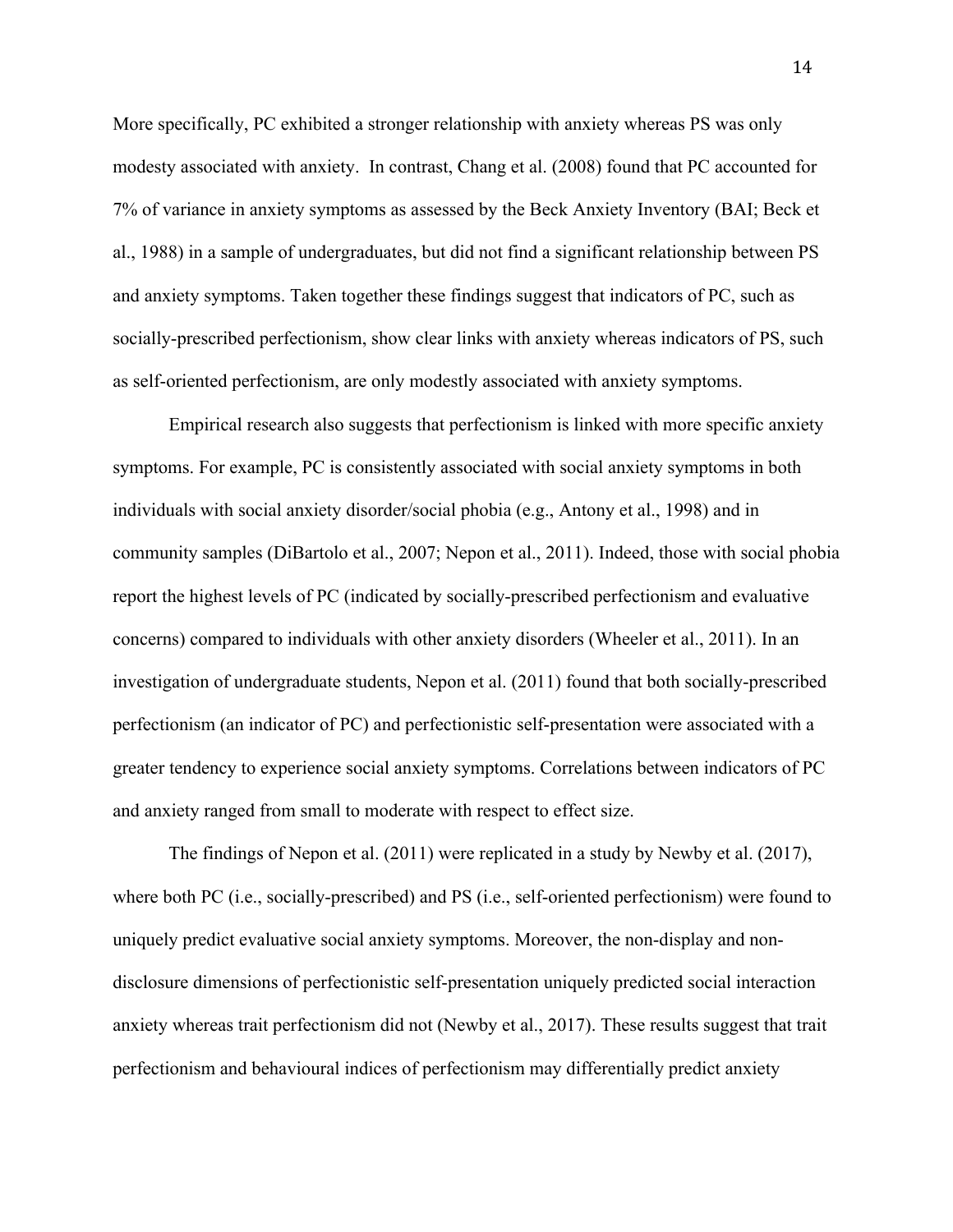More specifically, PC exhibited a stronger relationship with anxiety whereas PS was only modesty associated with anxiety. In contrast, Chang et al. (2008) found that PC accounted for 7% of variance in anxiety symptoms as assessed by the Beck Anxiety Inventory (BAI; Beck et al., 1988) in a sample of undergraduates, but did not find a significant relationship between PS and anxiety symptoms. Taken together these findings suggest that indicators of PC, such as socially-prescribed perfectionism, show clear links with anxiety whereas indicators of PS, such as self-oriented perfectionism, are only modestly associated with anxiety symptoms.

Empirical research also suggests that perfectionism is linked with more specific anxiety symptoms. For example, PC is consistently associated with social anxiety symptoms in both individuals with social anxiety disorder/social phobia (e.g., Antony et al., 1998) and in community samples (DiBartolo et al., 2007; Nepon et al., 2011). Indeed, those with social phobia report the highest levels of PC (indicated by socially-prescribed perfectionism and evaluative concerns) compared to individuals with other anxiety disorders (Wheeler et al., 2011). In an investigation of undergraduate students, Nepon et al. (2011) found that both socially-prescribed perfectionism (an indicator of PC) and perfectionistic self-presentation were associated with a greater tendency to experience social anxiety symptoms. Correlations between indicators of PC and anxiety ranged from small to moderate with respect to effect size.

The findings of Nepon et al. (2011) were replicated in a study by Newby et al. (2017), where both PC (i.e., socially-prescribed) and PS (i.e., self-oriented perfectionism) were found to uniquely predict evaluative social anxiety symptoms. Moreover, the non-display and non-disclosure dimensions of perfectionistic self-presentation uniquely predicted social interaction anxiety whereas trait perfectionism did not (Newby et al., 2017). These results suggest that trait perfectionism and behavioural indices of perfectionism may differentially predict anxiety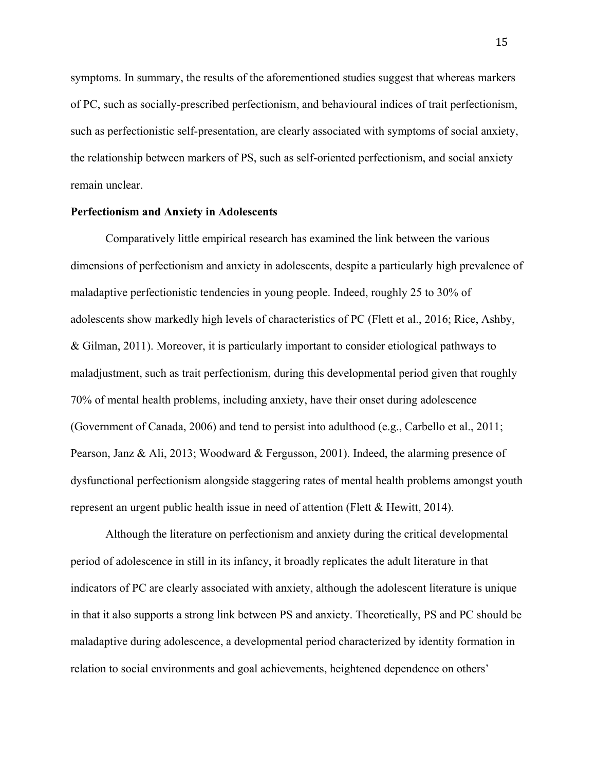symptoms. In summary, the results of the aforementioned studies suggest that whereas markers of PC, such as socially-prescribed perfectionism, and behavioural indices of trait perfectionism, such as perfectionistic self-presentation, are clearly associated with symptoms of social anxiety, the relationship between markers of PS, such as self-oriented perfectionism, and social anxiety remain unclear.

**Perfectionism and Anxiety in Adolescents**

Comparatively little empirical research has examined the link between the various dimensions of perfectionism and anxiety in adolescents, despite a particularly high prevalence of maladaptive perfectionistic tendencies in young people. Indeed, roughly 25 to 30% of adolescents show markedly high levels of characteristics of PC (Flett et al., 2016; Rice, Ashby, & Gilman, 2011). Moreover, it is particularly important to consider etiological pathways to maladjustment, such as trait perfectionism, during this developmental period given that roughly 70% of mental health problems, including anxiety, have their onset during adolescence (Government of Canada, 2006) and tend to persist into adulthood (e.g., Carbello et al., 2011; Pearson, Janz & Ali, 2013; Woodward & Fergusson, 2001). Indeed, the alarming presence of dysfunctional perfectionism alongside staggering rates of mental health problems amongst youth represent an urgent public health issue in need of attention (Flett & Hewitt, 2014).

Although the literature on perfectionism and anxiety during the critical developmental period of adolescence in still in its infancy, it broadly replicates the adult literature in that indicators of PC are clearly associated with anxiety, although the adolescent literature is unique in that it also supports a strong link between PS and anxiety. Theoretically, PS and PC should be maladaptive during adolescence, a developmental period characterized by identity formation in relation to social environments and goal achievements, heightened dependence on others'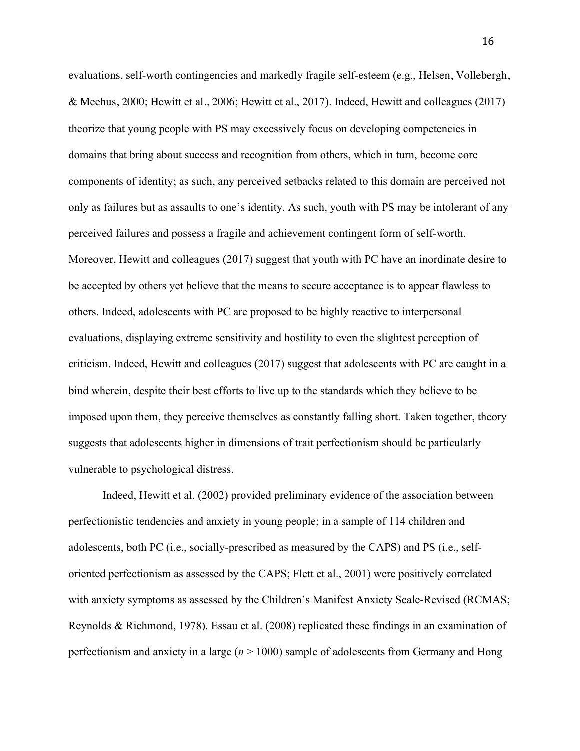evaluations, self-worth contingencies and markedly fragile self-esteem (e.g., Helsen, Vollebergh, & Meehus, 2000; Hewitt et al., 2006; Hewitt et al., 2017). Indeed, Hewitt and colleagues (2017) theorize that young people with PS may excessively focus on developing competencies in domains that bring about success and recognition from others, which in turn, become core components of identity; as such, any perceived setbacks related to this domain are perceived not only as failures but as assaults to one's identity. As such, youth with PS may be intolerant of any perceived failures and possess a fragile and achievement contingent form of self-worth. Moreover, Hewitt and colleagues (2017) suggest that youth with PC have an inordinate desire to be accepted by others yet believe that the means to secure acceptance is to appear flawless to others. Indeed, adolescents with PC are proposed to be highly reactive to interpersonal evaluations, displaying extreme sensitivity and hostility to even the slightest perception of criticism. Indeed, Hewitt and colleagues (2017) suggest that adolescents with PC are caught in a bind wherein, despite their best efforts to live up to the standards which they believe to be imposed upon them, they perceive themselves as constantly falling short. Taken together, theory suggests that adolescents higher in dimensions of trait perfectionism should be particularly vulnerable to psychological distress.

Indeed, Hewitt et al. (2002) provided preliminary evidence of the association between perfectionistic tendencies and anxiety in young people; in a sample of 114 children and adolescents, both PC (i.e., socially-prescribed as measured by the CAPS) and PS (i.e., self-oriented perfectionism as assessed by the CAPS; Flett et al., 2001) were positively correlated with anxiety symptoms as assessed by the Children's Manifest Anxiety Scale-Revised (RCMAS; Reynolds & Richmond, 1978). Essau et al. (2008) replicated these findings in an examination of perfectionism and anxiety in a large (*n* > 1000) sample of adolescents from Germany and Hong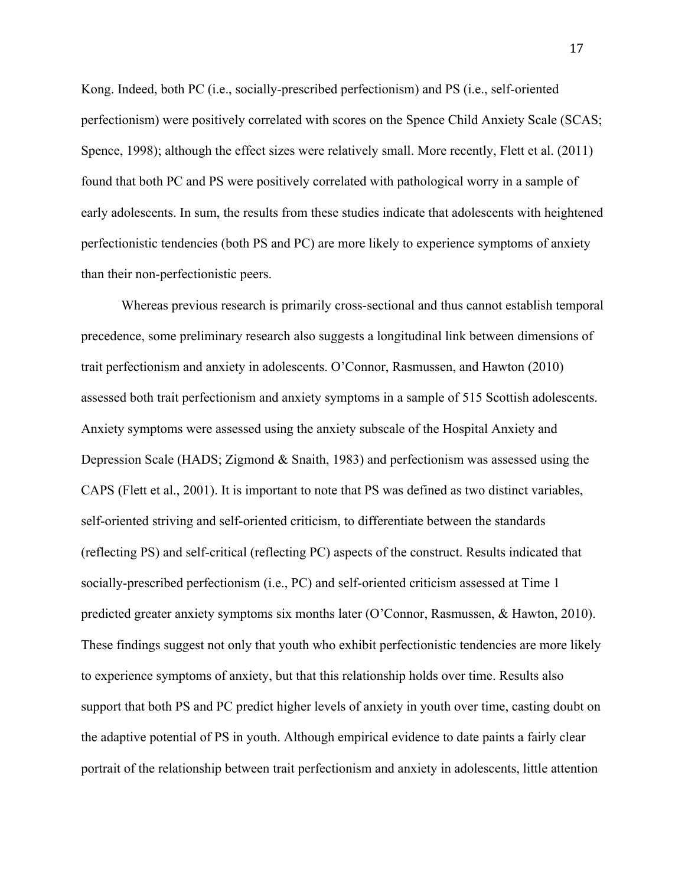Kong. Indeed, both PC (i.e., socially-prescribed perfectionism) and PS (i.e., self-oriented perfectionism) were positively correlated with scores on the Spence Child Anxiety Scale (SCAS; Spence, 1998); although the effect sizes were relatively small. More recently, Flett et al. (2011) found that both PC and PS were positively correlated with pathological worry in a sample of early adolescents. In sum, the results from these studies indicate that adolescents with heightened perfectionistic tendencies (both PS and PC) are more likely to experience symptoms of anxiety than their non-perfectionistic peers.

Whereas previous research is primarily cross-sectional and thus cannot establish temporal precedence, some preliminary research also suggests a longitudinal link between dimensions of trait perfectionism and anxiety in adolescents. O'Connor, Rasmussen, and Hawton (2010) assessed both trait perfectionism and anxiety symptoms in a sample of 515 Scottish adolescents. Anxiety symptoms were assessed using the anxiety subscale of the Hospital Anxiety and Depression Scale (HADS; Zigmond & Snaith, 1983) and perfectionism was assessed using the CAPS (Flett et al., 2001). It is important to note that PS was defined as two distinct variables, self-oriented striving and self-oriented criticism, to differentiate between the standards (reflecting PS) and self-critical (reflecting PC) aspects of the construct. Results indicated that socially-prescribed perfectionism (i.e., PC) and self-oriented criticism assessed at Time 1 predicted greater anxiety symptoms six months later (O'Connor, Rasmussen, & Hawton, 2010). These findings suggest not only that youth who exhibit perfectionistic tendencies are more likely to experience symptoms of anxiety, but that this relationship holds over time. Results also support that both PS and PC predict higher levels of anxiety in youth over time, casting doubt on the adaptive potential of PS in youth. Although empirical evidence to date paints a fairly clear portrait of the relationship between trait perfectionism and anxiety in adolescents, little attention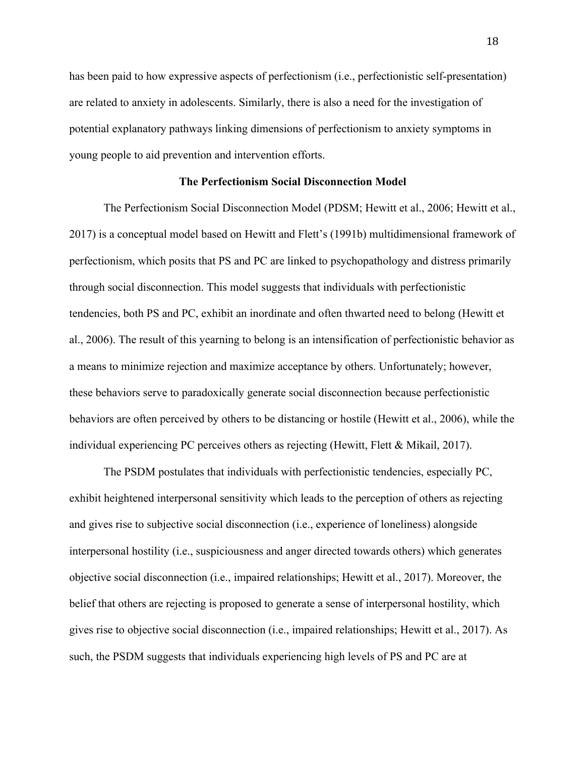has been paid to how expressive aspects of perfectionism (i.e., perfectionistic self-presentation) are related to anxiety in adolescents. Similarly, there is also a need for the investigation of potential explanatory pathways linking dimensions of perfectionism to anxiety symptoms in young people to aid prevention and intervention efforts.

## The Perfectionism Social Disconnection Model

The Perfectionism Social Disconnection Model (PDSM; Hewitt et al., 2006; Hewitt et al., 2017) is a conceptual model based on Hewitt and Flett's (1991b) multidimensional framework of perfectionism, which posits that PS and PC are linked to psychopathology and distress primarily through social disconnection. This model suggests that individuals with perfectionistic tendencies, both PS and PC, exhibit an inordinate and often thwarted need to belong (Hewitt et al., 2006). The result of this yearning to belong is an intensification of perfectionistic behavior as a means to minimize rejection and maximize acceptance by others. Unfortunately; however, these behaviors serve to paradoxically generate social disconnection because perfectionistic behaviors are often perceived by others to be distancing or hostile (Hewitt et al., 2006), while the individual experiencing PC perceives others as rejecting (Hewitt, Flett & Mikail, 2017).

The PSDM postulates that individuals with perfectionistic tendencies, especially PC, exhibit heightened interpersonal sensitivity which leads to the perception of others as rejecting and gives rise to subjective social disconnection (i.e., experience of loneliness) alongside interpersonal hostility (i.e., suspiciousness and anger directed towards others) which generates objective social disconnection (i.e., impaired relationships; Hewitt et al., 2017). Moreover, the belief that others are rejecting is proposed to generate a sense of interpersonal hostility, which gives rise to objective social disconnection (i.e., impaired relationships; Hewitt et al., 2017). As such, the PSDM suggests that individuals experiencing high levels of PS and PC are at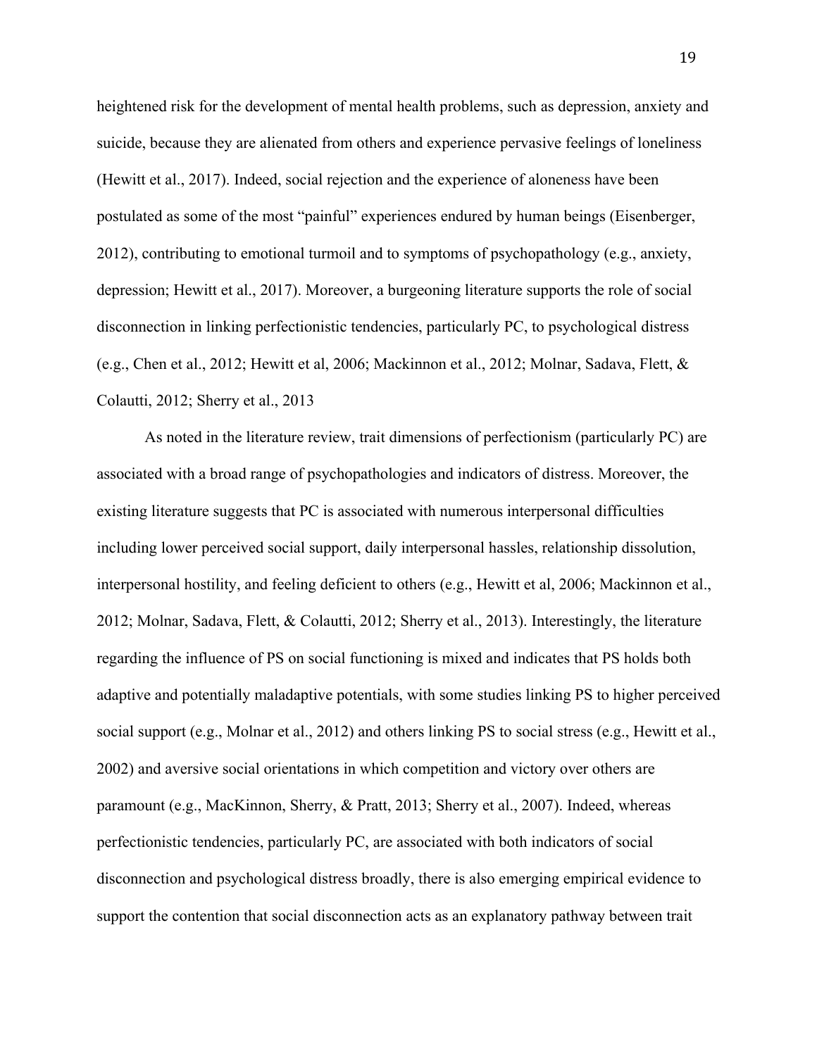heightened risk for the development of mental health problems, such as depression, anxiety and suicide, because they are alienated from others and experience pervasive feelings of loneliness (Hewitt et al., 2017). Indeed, social rejection and the experience of aloneness have been postulated as some of the most "painful" experiences endured by human beings (Eisenberger, 2012), contributing to emotional turmoil and to symptoms of psychopathology (e.g., anxiety, depression; Hewitt et al., 2017). Moreover, a burgeoning literature supports the role of social disconnection in linking perfectionistic tendencies, particularly PC, to psychological distress (e.g., Chen et al., 2012; Hewitt et al, 2006; Mackinnon et al., 2012; Molnar, Sadava, Flett, & Colautti, 2012; Sherry et al., 2013

As noted in the literature review, trait dimensions of perfectionism (particularly PC) are associated with a broad range of psychopathologies and indicators of distress. Moreover, the existing literature suggests that PC is associated with numerous interpersonal difficulties including lower perceived social support, daily interpersonal hassles, relationship dissolution, interpersonal hostility, and feeling deficient to others (e.g., Hewitt et al, 2006; Mackinnon et al., 2012; Molnar, Sadava, Flett, & Colautti, 2012; Sherry et al., 2013). Interestingly, the literature regarding the influence of PS on social functioning is mixed and indicates that PS holds both adaptive and potentially maladaptive potentials, with some studies linking PS to higher perceived social support (e.g., Molnar et al., 2012) and others linking PS to social stress (e.g., Hewitt et al., 2002) and aversive social orientations in which competition and victory over others are paramount (e.g., MacKinnon, Sherry, & Pratt, 2013; Sherry et al., 2007). Indeed, whereas perfectionistic tendencies, particularly PC, are associated with both indicators of social disconnection and psychological distress broadly, there is also emerging empirical evidence to support the contention that social disconnection acts as an explanatory pathway between trait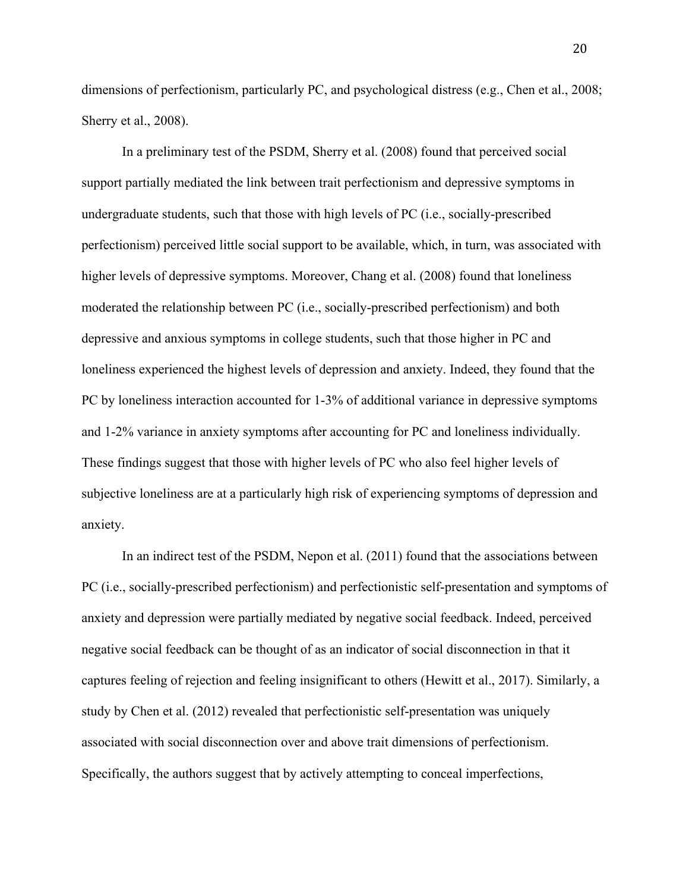dimensions of perfectionism, particularly PC, and psychological distress (e.g., Chen et al., 2008; Sherry et al., 2008).

In a preliminary test of the PSDM, Sherry et al. (2008) found that perceived social support partially mediated the link between trait perfectionism and depressive symptoms in undergraduate students, such that those with high levels of PC (i.e., socially-prescribed perfectionism) perceived little social support to be available, which, in turn, was associated with higher levels of depressive symptoms. Moreover, Chang et al. (2008) found that loneliness moderated the relationship between PC (i.e., socially-prescribed perfectionism) and both depressive and anxious symptoms in college students, such that those higher in PC and loneliness experienced the highest levels of depression and anxiety. Indeed, they found that the PC by loneliness interaction accounted for 1-3% of additional variance in depressive symptoms and 1-2% variance in anxiety symptoms after accounting for PC and loneliness individually. These findings suggest that those with higher levels of PC who also feel higher levels of subjective loneliness are at a particularly high risk of experiencing symptoms of depression and anxiety.

In an indirect test of the PSDM, Nepon et al. (2011) found that the associations between PC (i.e., socially-prescribed perfectionism) and perfectionistic self-presentation and symptoms of anxiety and depression were partially mediated by negative social feedback. Indeed, perceived negative social feedback can be thought of as an indicator of social disconnection in that it captures feeling of rejection and feeling insignificant to others (Hewitt et al., 2017). Similarly, a study by Chen et al. (2012) revealed that perfectionistic self-presentation was uniquely associated with social disconnection over and above trait dimensions of perfectionism. Specifically, the authors suggest that by actively attempting to conceal imperfections,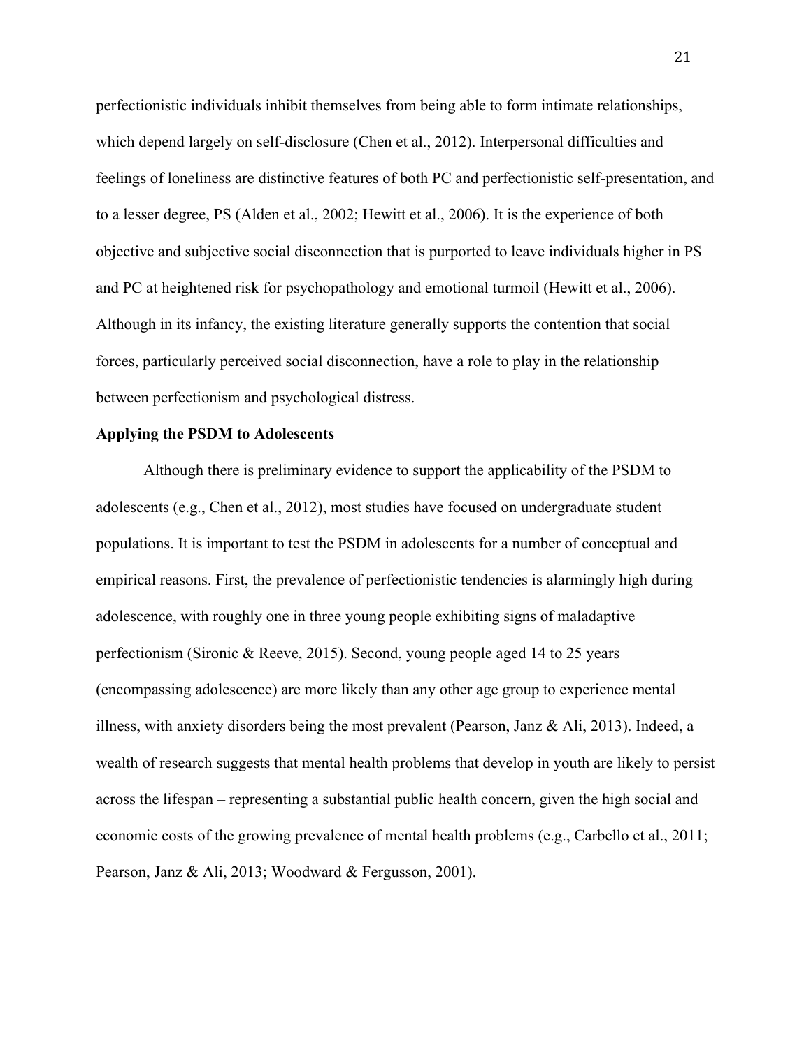perfectionistic individuals inhibit themselves from being able to form intimate relationships, which depend largely on self-disclosure (Chen et al., 2012). Interpersonal difficulties and feelings of loneliness are distinctive features of both PC and perfectionistic self-presentation, and to a lesser degree, PS (Alden et al., 2002; Hewitt et al., 2006). It is the experience of both objective and subjective social disconnection that is purported to leave individuals higher in PS and PC at heightened risk for psychopathology and emotional turmoil (Hewitt et al., 2006). Although in its infancy, the existing literature generally supports the contention that social forces, particularly perceived social disconnection, have a role to play in the relationship between perfectionism and psychological distress.

**Applying the PSDM to Adolescents**

Although there is preliminary evidence to support the applicability of the PSDM to adolescents (e.g., Chen et al., 2012), most studies have focused on undergraduate student populations. It is important to test the PSDM in adolescents for a number of conceptual and empirical reasons. First, the prevalence of perfectionistic tendencies is alarmingly high during adolescence, with roughly one in three young people exhibiting signs of maladaptive perfectionism (Sironic & Reeve, 2015). Second, young people aged 14 to 25 years (encompassing adolescence) are more likely than any other age group to experience mental illness, with anxiety disorders being the most prevalent (Pearson, Janz & Ali, 2013). Indeed, a wealth of research suggests that mental health problems that develop in youth are likely to persist across the lifespan – representing a substantial public health concern, given the high social and economic costs of the growing prevalence of mental health problems (e.g., Carbello et al., 2011; Pearson, Janz & Ali, 2013; Woodward & Fergusson, 2001).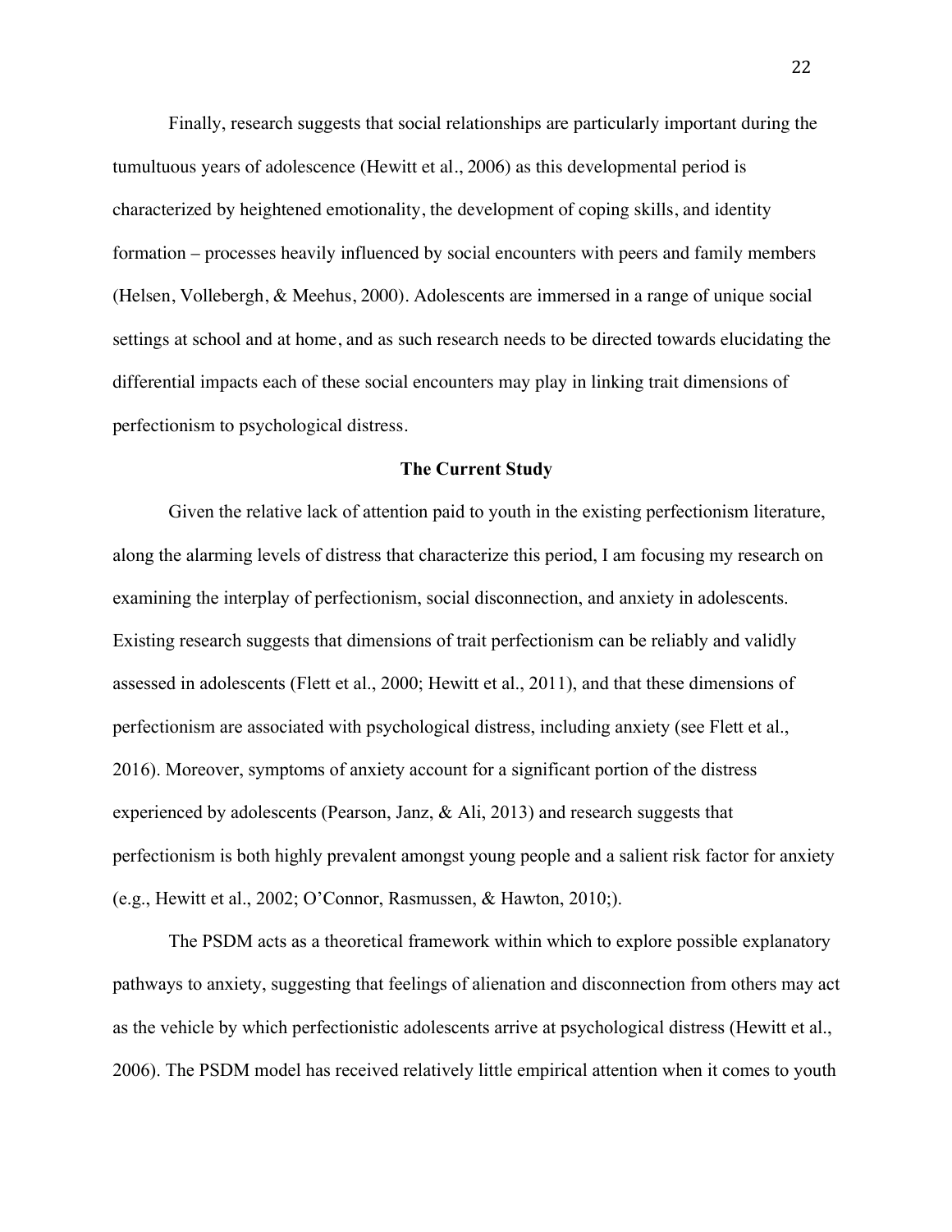Finally, research suggests that social relationships are particularly important during the tumultuous years of adolescence (Hewitt et al., 2006) as this developmental period is characterized by heightened emotionality, the development of coping skills, and identity formation – processes heavily influenced by social encounters with peers and family members (Helsen, Vollebergh, & Meehus, 2000). Adolescents are immersed in a range of unique social settings at school and at home, and as such research needs to be directed towards elucidating the differential impacts each of these social encounters may play in linking trait dimensions of perfectionism to psychological distress.

## The Current Study

Given the relative lack of attention paid to youth in the existing perfectionism literature, along the alarming levels of distress that characterize this period, I am focusing my research on examining the interplay of perfectionism, social disconnection, and anxiety in adolescents. Existing research suggests that dimensions of trait perfectionism can be reliably and validly assessed in adolescents (Flett et al., 2000; Hewitt et al., 2011), and that these dimensions of perfectionism are associated with psychological distress, including anxiety (see Flett et al., 2016). Moreover, symptoms of anxiety account for a significant portion of the distress experienced by adolescents (Pearson, Janz, & Ali, 2013) and research suggests that perfectionism is both highly prevalent amongst young people and a salient risk factor for anxiety (e.g., Hewitt et al., 2002; O'Connor, Rasmussen, & Hawton, 2010;).

The PSDM acts as a theoretical framework within which to explore possible explanatory pathways to anxiety, suggesting that feelings of alienation and disconnection from others may act as the vehicle by which perfectionistic adolescents arrive at psychological distress (Hewitt et al., 2006). The PSDM model has received relatively little empirical attention when it comes to youth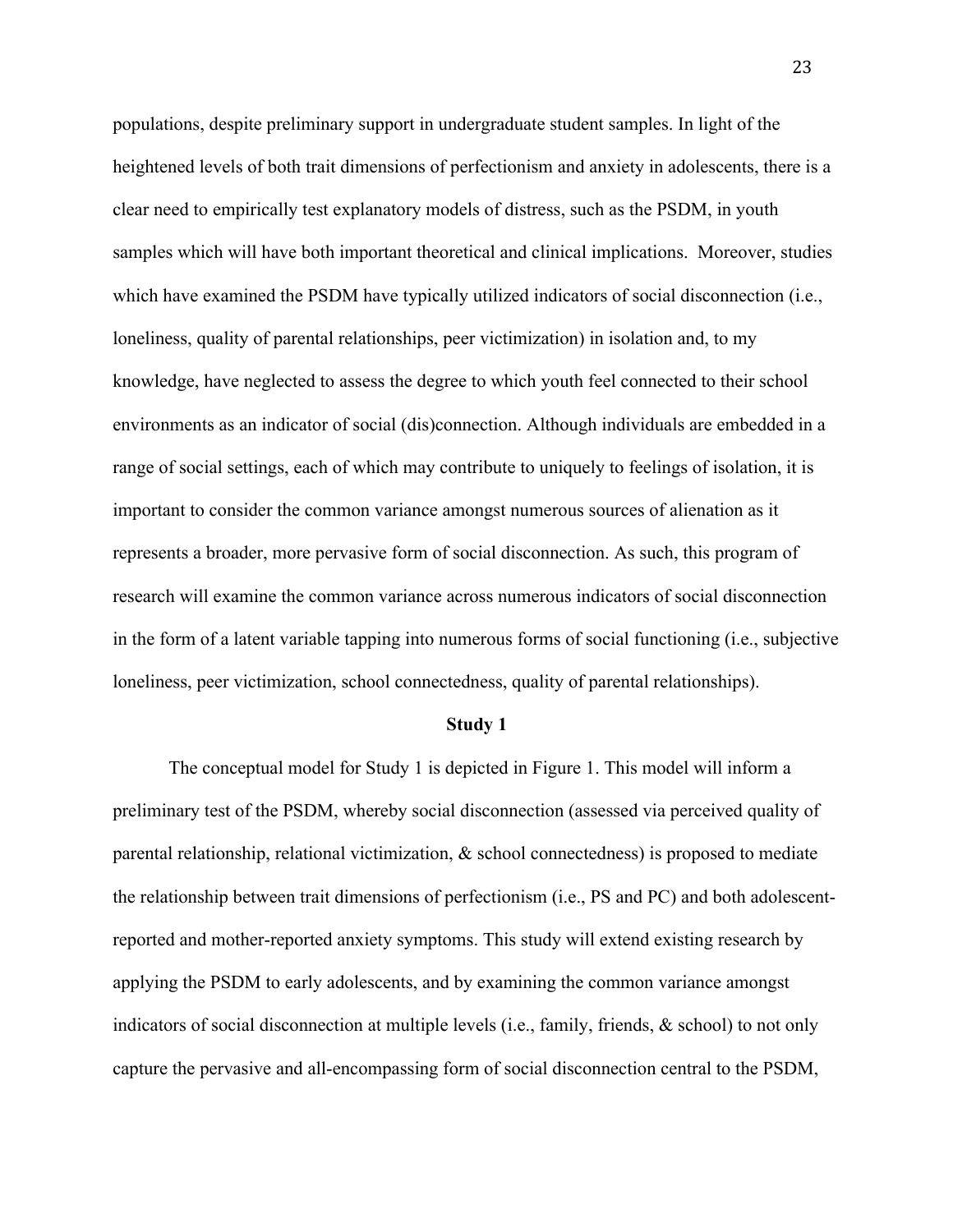populations, despite preliminary support in undergraduate student samples. In light of the heightened levels of both trait dimensions of perfectionism and anxiety in adolescents, there is a clear need to empirically test explanatory models of distress, such as the PSDM, in youth samples which will have both important theoretical and clinical implications. Moreover, studies which have examined the PSDM have typically utilized indicators of social disconnection (i.e., loneliness, quality of parental relationships, peer victimization) in isolation and, to my knowledge, have neglected to assess the degree to which youth feel connected to their school environments as an indicator of social (dis)connection. Although individuals are embedded in a range of social settings, each of which may contribute to uniquely to feelings of isolation, it is important to consider the common variance amongst numerous sources of alienation as it represents a broader, more pervasive form of social disconnection. As such, this program of research will examine the common variance across numerous indicators of social disconnection in the form of a latent variable tapping into numerous forms of social functioning (i.e., subjective loneliness, peer victimization, school connectedness, quality of parental relationships).

## Study 1

The conceptual model for Study 1 is depicted in Figure 1. This model will inform a preliminary test of the PSDM, whereby social disconnection (assessed via perceived quality of parental relationship, relational victimization, & school connectedness) is proposed to mediate the relationship between trait dimensions of perfectionism (i.e., PS and PC) and both adolescent-reported and mother-reported anxiety symptoms. This study will extend existing research by applying the PSDM to early adolescents, and by examining the common variance amongst indicators of social disconnection at multiple levels (i.e., family, friends, & school) to not only capture the pervasive and all-encompassing form of social disconnection central to the PSDM,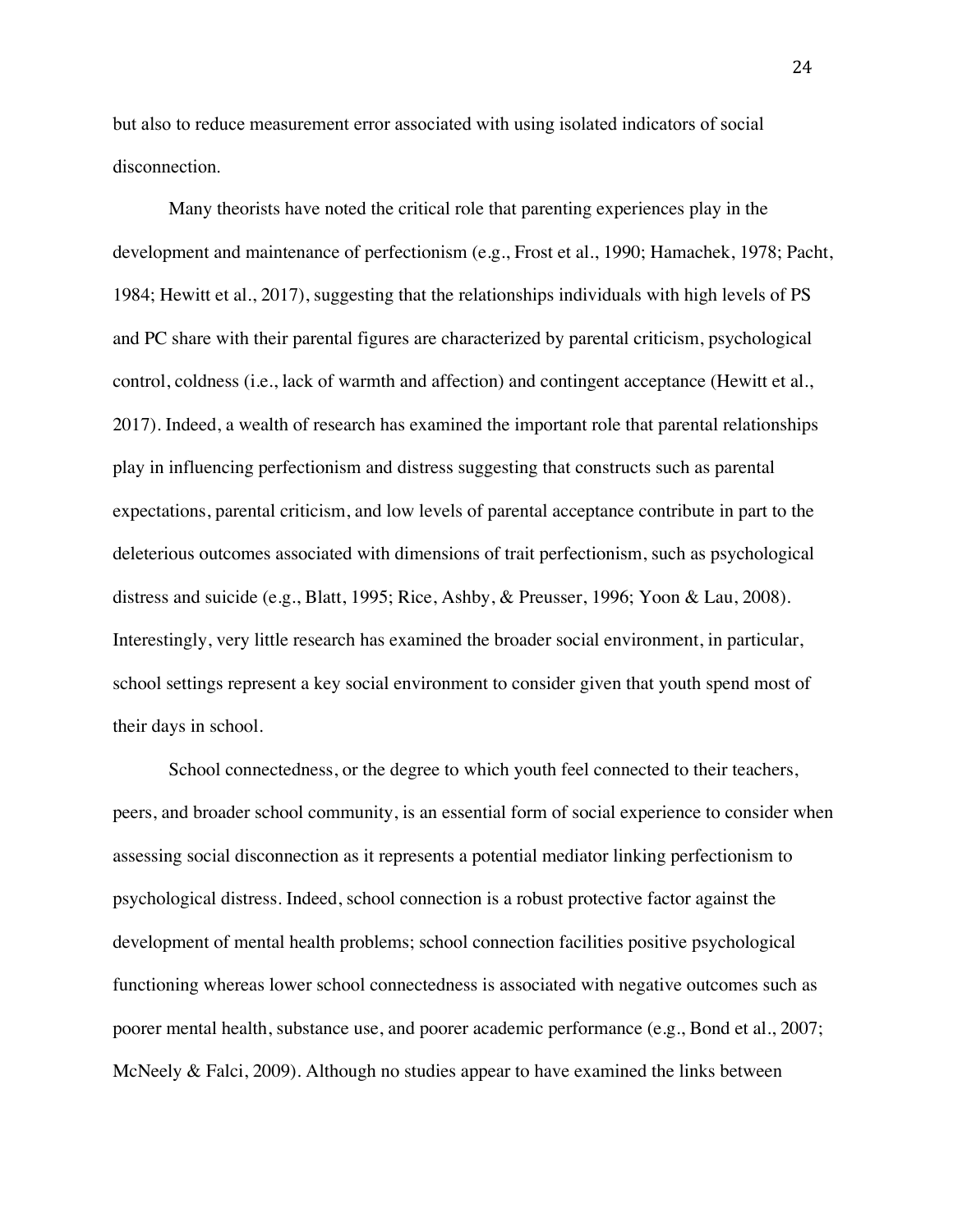but also to reduce measurement error associated with using isolated indicators of social disconnection.

Many theorists have noted the critical role that parenting experiences play in the development and maintenance of perfectionism (e.g., Frost et al., 1990; Hamachek, 1978; Pacht, 1984; Hewitt et al., 2017), suggesting that the relationships individuals with high levels of PS and PC share with their parental figures are characterized by parental criticism, psychological control, coldness (i.e., lack of warmth and affection) and contingent acceptance (Hewitt et al., 2017). Indeed, a wealth of research has examined the important role that parental relationships play in influencing perfectionism and distress suggesting that constructs such as parental expectations, parental criticism, and low levels of parental acceptance contribute in part to the deleterious outcomes associated with dimensions of trait perfectionism, such as psychological distress and suicide (e.g., Blatt, 1995; Rice, Ashby, & Preusser, 1996; Yoon & Lau, 2008). Interestingly, very little research has examined the broader social environment, in particular, school settings represent a key social environment to consider given that youth spend most of their days in school.

School connectedness, or the degree to which youth feel connected to their teachers, peers, and broader school community, is an essential form of social experience to consider when assessing social disconnection as it represents a potential mediator linking perfectionism to psychological distress. Indeed, school connection is a robust protective factor against the development of mental health problems; school connection facilities positive psychological functioning whereas lower school connectedness is associated with negative outcomes such as poorer mental health, substance use, and poorer academic performance (e.g., Bond et al., 2007; McNeely & Falci, 2009). Although no studies appear to have examined the links between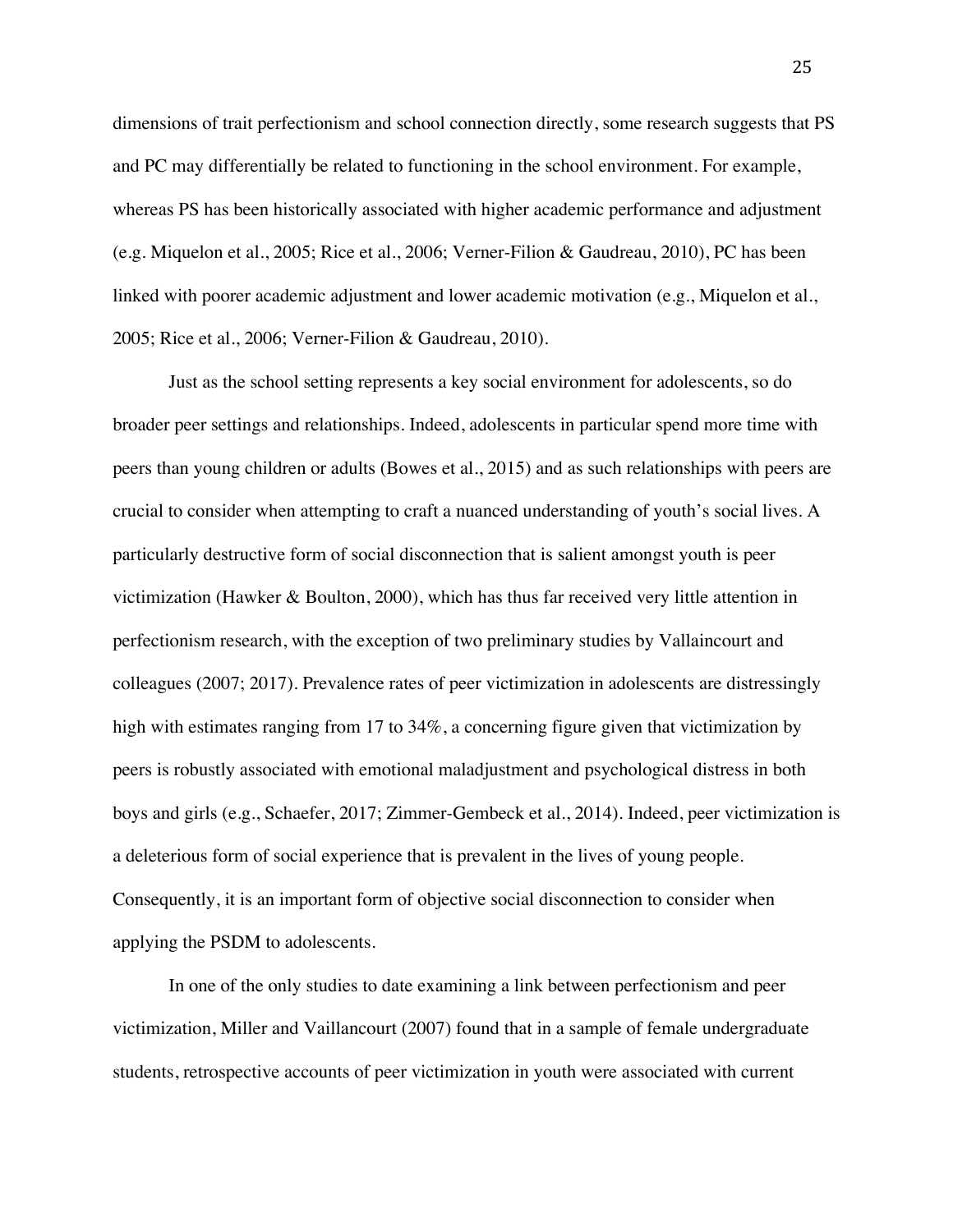dimensions of trait perfectionism and school connection directly, some research suggests that PS and PC may differentially be related to functioning in the school environment. For example, whereas PS has been historically associated with higher academic performance and adjustment (e.g. Miquelon et al., 2005; Rice et al., 2006; Verner-Filion & Gaudreau, 2010), PC has been linked with poorer academic adjustment and lower academic motivation (e.g., Miquelon et al., 2005; Rice et al., 2006; Verner-Filion & Gaudreau, 2010).

Just as the school setting represents a key social environment for adolescents, so do broader peer settings and relationships. Indeed, adolescents in particular spend more time with peers than young children or adults (Bowes et al., 2015) and as such relationships with peers are crucial to consider when attempting to craft a nuanced understanding of youth's social lives. A particularly destructive form of social disconnection that is salient amongst youth is peer victimization (Hawker & Boulton, 2000), which has thus far received very little attention in perfectionism research, with the exception of two preliminary studies by Vallaincourt and colleagues (2007; 2017). Prevalence rates of peer victimization in adolescents are distressingly high with estimates ranging from 17 to 34%, a concerning figure given that victimization by peers is robustly associated with emotional maladjustment and psychological distress in both boys and girls (e.g., Schaefer, 2017; Zimmer-Gembeck et al., 2014). Indeed, peer victimization is a deleterious form of social experience that is prevalent in the lives of young people. Consequently, it is an important form of objective social disconnection to consider when applying the PSDM to adolescents.

In one of the only studies to date examining a link between perfectionism and peer victimization, Miller and Vaillancourt (2007) found that in a sample of female undergraduate students, retrospective accounts of peer victimization in youth were associated with current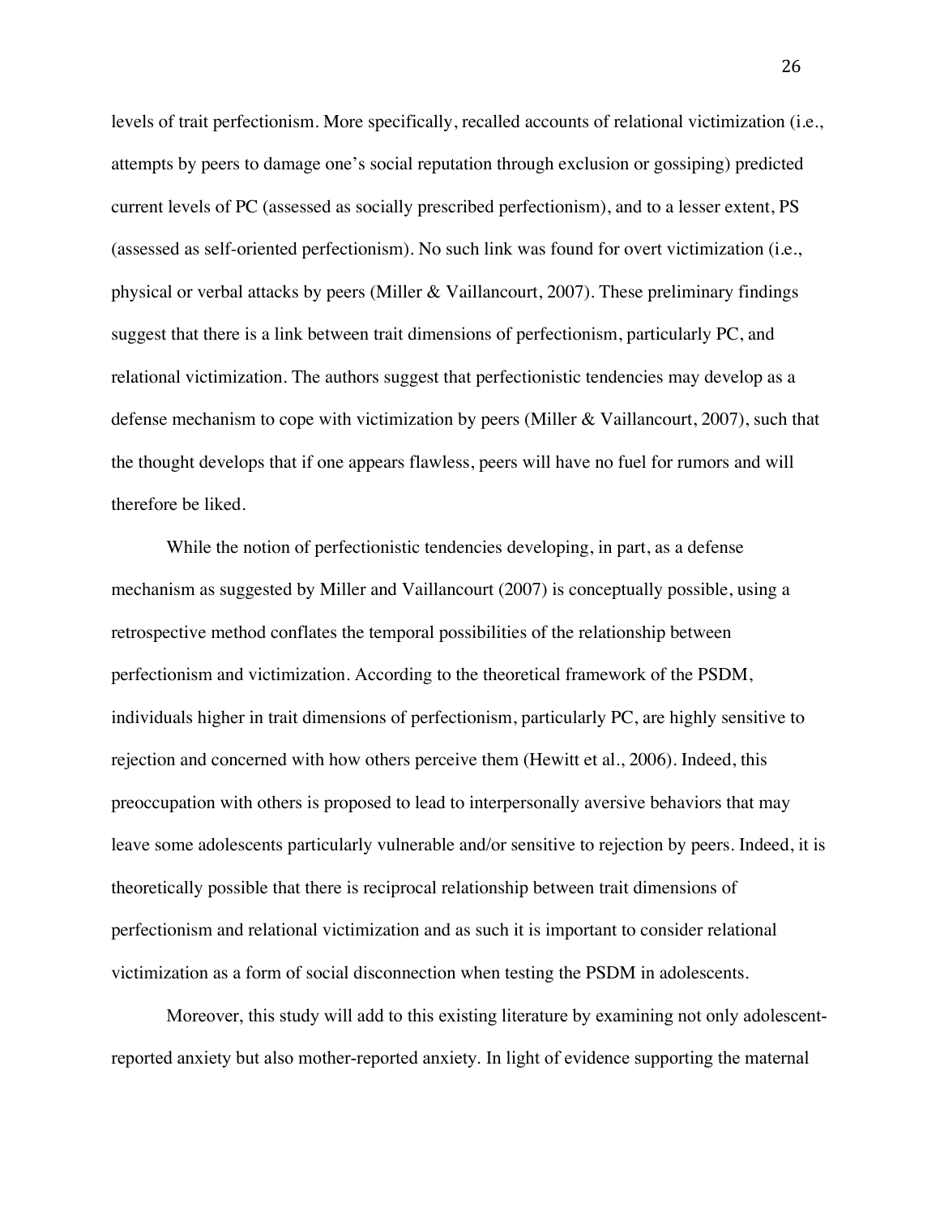levels of trait perfectionism. More specifically, recalled accounts of relational victimization (i.e., attempts by peers to damage one's social reputation through exclusion or gossiping) predicted current levels of PC (assessed as socially prescribed perfectionism), and to a lesser extent, PS (assessed as self-oriented perfectionism). No such link was found for overt victimization (i.e., physical or verbal attacks by peers (Miller & Vaillancourt, 2007). These preliminary findings suggest that there is a link between trait dimensions of perfectionism, particularly PC, and relational victimization. The authors suggest that perfectionistic tendencies may develop as a defense mechanism to cope with victimization by peers (Miller & Vaillancourt, 2007), such that the thought develops that if one appears flawless, peers will have no fuel for rumors and will therefore be liked.

While the notion of perfectionistic tendencies developing, in part, as a defense mechanism as suggested by Miller and Vaillancourt (2007) is conceptually possible, using a retrospective method conflates the temporal possibilities of the relationship between perfectionism and victimization. According to the theoretical framework of the PSDM, individuals higher in trait dimensions of perfectionism, particularly PC, are highly sensitive to rejection and concerned with how others perceive them (Hewitt et al., 2006). Indeed, this preoccupation with others is proposed to lead to interpersonally aversive behaviors that may leave some adolescents particularly vulnerable and/or sensitive to rejection by peers. Indeed, it is theoretically possible that there is reciprocal relationship between trait dimensions of perfectionism and relational victimization and as such it is important to consider relational victimization as a form of social disconnection when testing the PSDM in adolescents.

Moreover, this study will add to this existing literature by examining not only adolescent-reported anxiety but also mother-reported anxiety. In light of evidence supporting the maternal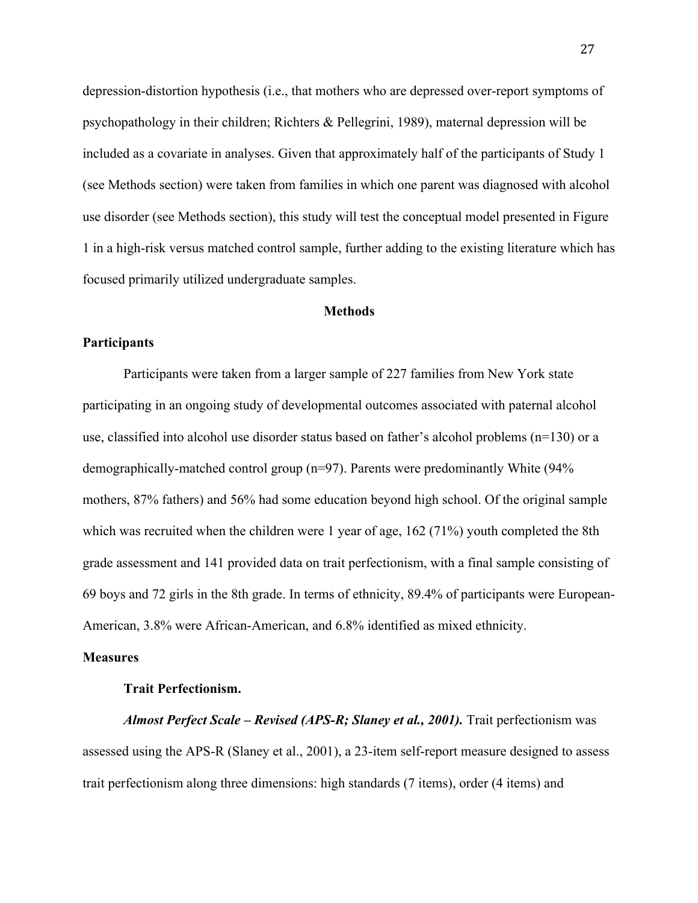depression-distortion hypothesis (i.e., that mothers who are depressed over-report symptoms of psychopathology in their children; Richters & Pellegrini, 1989), maternal depression will be included as a covariate in analyses. Given that approximately half of the participants of Study 1 (see Methods section) were taken from families in which one parent was diagnosed with alcohol use disorder (see Methods section), this study will test the conceptual model presented in Figure 1 in a high-risk versus matched control sample, further adding to the existing literature which has focused primarily utilized undergraduate samples.

## Methods

### Participants

Participants were taken from a larger sample of 227 families from New York state participating in an ongoing study of developmental outcomes associated with paternal alcohol use, classified into alcohol use disorder status based on father's alcohol problems (n=130) or a demographically-matched control group (n=97). Parents were predominantly White (94% mothers, 87% fathers) and 56% had some education beyond high school. Of the original sample which was recruited when the children were 1 year of age, 162 (71%) youth completed the 8th grade assessment and 141 provided data on trait perfectionism, with a final sample consisting of 69 boys and 72 girls in the 8th grade. In terms of ethnicity, 89.4% of participants were European-American, 3.8% were African-American, and 6.8% identified as mixed ethnicity.

### Measures

#### Trait Perfectionism.

***Almost Perfect Scale – Revised (APS-R; Slaney et al., 2001).*** Trait perfectionism was assessed using the APS-R (Slaney et al., 2001), a 23-item self-report measure designed to assess trait perfectionism along three dimensions: high standards (7 items), order (4 items) and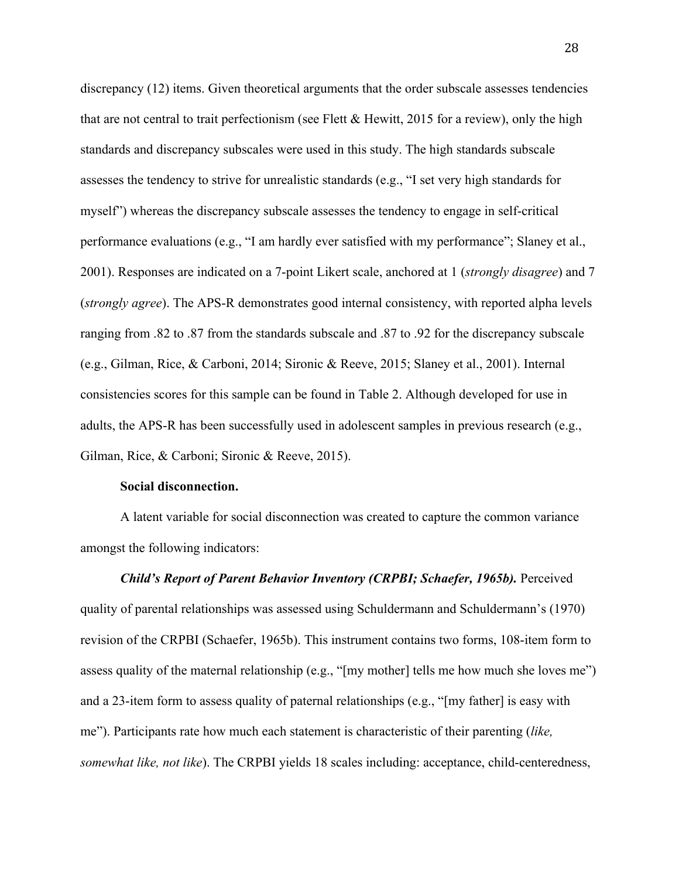discrepancy (12) items. Given theoretical arguments that the order subscale assesses tendencies that are not central to trait perfectionism (see Flett & Hewitt, 2015 for a review), only the high standards and discrepancy subscales were used in this study. The high standards subscale assesses the tendency to strive for unrealistic standards (e.g., "I set very high standards for myself") whereas the discrepancy subscale assesses the tendency to engage in self-critical performance evaluations (e.g., "I am hardly ever satisfied with my performance"; Slaney et al., 2001). Responses are indicated on a 7-point Likert scale, anchored at 1 (*strongly disagree*) and 7 (*strongly agree*). The APS-R demonstrates good internal consistency, with reported alpha levels ranging from .82 to .87 from the standards subscale and .87 to .92 for the discrepancy subscale (e.g., Gilman, Rice, & Carboni, 2014; Sironic & Reeve, 2015; Slaney et al., 2001). Internal consistencies scores for this sample can be found in Table 2. Although developed for use in adults, the APS-R has been successfully used in adolescent samples in previous research (e.g., Gilman, Rice, & Carboni; Sironic & Reeve, 2015).

**Social disconnection.**

A latent variable for social disconnection was created to capture the common variance amongst the following indicators:

***Child's Report of Parent Behavior Inventory (CRPBI; Schaefer, 1965b).*** Perceived quality of parental relationships was assessed using Schuldermann and Schuldermann's (1970) revision of the CRPBI (Schaefer, 1965b). This instrument contains two forms, 108-item form to assess quality of the maternal relationship (e.g., "[my mother] tells me how much she loves me") and a 23-item form to assess quality of paternal relationships (e.g., "[my father] is easy with me"). Participants rate how much each statement is characteristic of their parenting (*like, somewhat like, not like*). The CRPBI yields 18 scales including: acceptance, child-centeredness,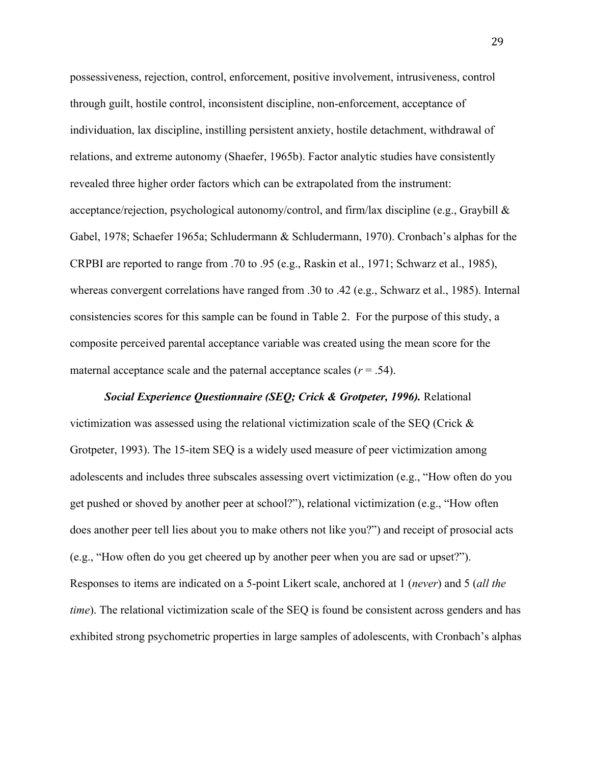possessiveness, rejection, control, enforcement, positive involvement, intrusiveness, control through guilt, hostile control, inconsistent discipline, non-enforcement, acceptance of individuation, lax discipline, instilling persistent anxiety, hostile detachment, withdrawal of relations, and extreme autonomy (Shaefer, 1965b). Factor analytic studies have consistently revealed three higher order factors which can be extrapolated from the instrument: acceptance/rejection, psychological autonomy/control, and firm/lax discipline (e.g., Graybill & Gabel, 1978; Schaefer 1965a; Schludermann & Schludermann, 1970). Cronbach's alphas for the CRPBI are reported to range from .70 to .95 (e.g., Raskin et al., 1971; Schwarz et al., 1985), whereas convergent correlations have ranged from .30 to .42 (e.g., Schwarz et al., 1985). Internal consistencies scores for this sample can be found in Table 2. For the purpose of this study, a composite perceived parental acceptance variable was created using the mean score for the maternal acceptance scale and the paternal acceptance scales ($r$ = .54).

***Social Experience Questionnaire (SEQ; Crick & Grotpeter, 1996).*** Relational victimization was assessed using the relational victimization scale of the SEQ (Crick & Grotpeter, 1993). The 15-item SEQ is a widely used measure of peer victimization among adolescents and includes three subscales assessing overt victimization (e.g., "How often do you get pushed or shoved by another peer at school?"), relational victimization (e.g., "How often does another peer tell lies about you to make others not like you?") and receipt of prosocial acts (e.g., "How often do you get cheered up by another peer when you are sad or upset?"). Responses to items are indicated on a 5-point Likert scale, anchored at 1 (*never*) and 5 (*all the time*). The relational victimization scale of the SEQ is found be consistent across genders and has exhibited strong psychometric properties in large samples of adolescents, with Cronbach's alphas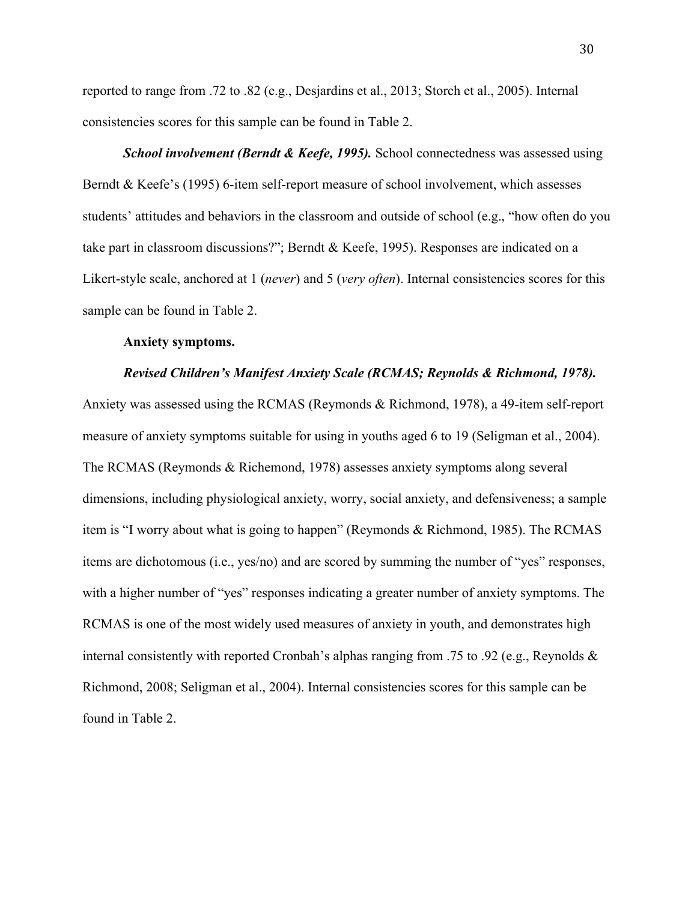reported to range from .72 to .82 (e.g., Desjardins et al., 2013; Storch et al., 2005). Internal consistencies scores for this sample can be found in Table 2.

***School involvement (Berndt & Keefe, 1995).*** School connectedness was assessed using Berndt & Keefe's (1995) 6-item self-report measure of school involvement, which assesses students' attitudes and behaviors in the classroom and outside of school (e.g., "how often do you take part in classroom discussions?"; Berndt & Keefe, 1995). Responses are indicated on a Likert-style scale, anchored at 1 (*never*) and 5 (*very often*). Internal consistencies scores for this sample can be found in Table 2.

**Anxiety symptoms.**

***Revised Children's Manifest Anxiety Scale (RCMAS; Reynolds & Richmond, 1978).*** Anxiety was assessed using the RCMAS (Reymonds & Richmond, 1978), a 49-item self-report measure of anxiety symptoms suitable for using in youths aged 6 to 19 (Seligman et al., 2004). The RCMAS (Reymonds & Richemond, 1978) assesses anxiety symptoms along several dimensions, including physiological anxiety, worry, social anxiety, and defensiveness; a sample item is "I worry about what is going to happen" (Reymonds & Richmond, 1985). The RCMAS items are dichotomous (i.e., yes/no) and are scored by summing the number of "yes" responses, with a higher number of "yes" responses indicating a greater number of anxiety symptoms. The RCMAS is one of the most widely used measures of anxiety in youth, and demonstrates high internal consistently with reported Cronbah's alphas ranging from .75 to .92 (e.g., Reynolds & Richmond, 2008; Seligman et al., 2004). Internal consistencies scores for this sample can be found in Table 2.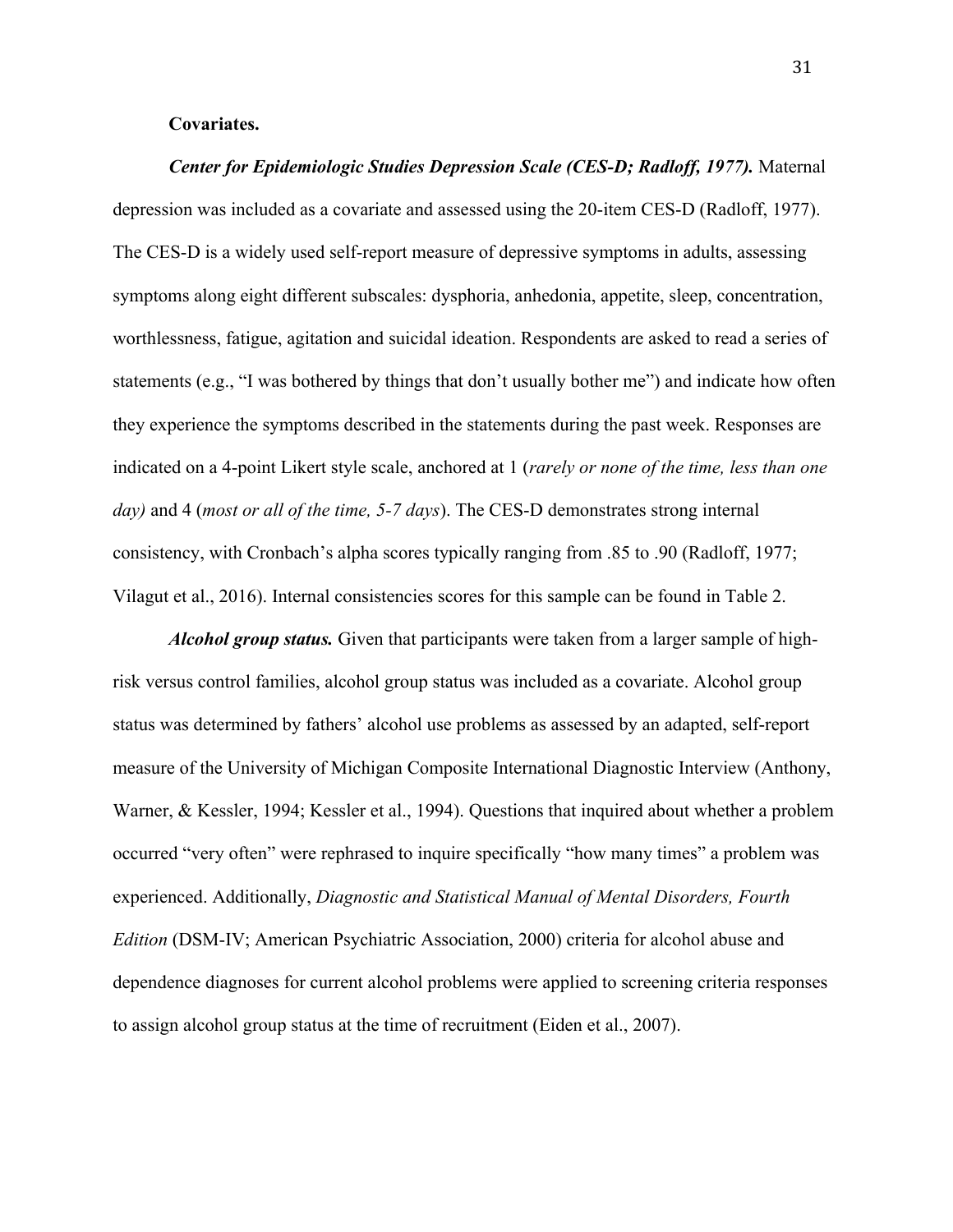**Covariates.**

***Center for Epidemiologic Studies Depression Scale (CES-D; Radloff, 1977).*** Maternal depression was included as a covariate and assessed using the 20-item CES-D (Radloff, 1977). The CES-D is a widely used self-report measure of depressive symptoms in adults, assessing symptoms along eight different subscales: dysphoria, anhedonia, appetite, sleep, concentration, worthlessness, fatigue, agitation and suicidal ideation. Respondents are asked to read a series of statements (e.g., "I was bothered by things that don't usually bother me") and indicate how often they experience the symptoms described in the statements during the past week. Responses are indicated on a 4-point Likert style scale, anchored at 1 (*rarely or none of the time, less than one day)* and 4 (*most or all of the time, 5-7 days*). The CES-D demonstrates strong internal consistency, with Cronbach's alpha scores typically ranging from .85 to .90 (Radloff, 1977; Vilagut et al., 2016). Internal consistencies scores for this sample can be found in Table 2.

***Alcohol group status.*** Given that participants were taken from a larger sample of high-risk versus control families, alcohol group status was included as a covariate. Alcohol group status was determined by fathers' alcohol use problems as assessed by an adapted, self-report measure of the University of Michigan Composite International Diagnostic Interview (Anthony, Warner, & Kessler, 1994; Kessler et al., 1994). Questions that inquired about whether a problem occurred "very often" were rephrased to inquire specifically "how many times" a problem was experienced. Additionally, *Diagnostic and Statistical Manual of Mental Disorders, Fourth Edition* (DSM-IV; American Psychiatric Association, 2000) criteria for alcohol abuse and dependence diagnoses for current alcohol problems were applied to screening criteria responses to assign alcohol group status at the time of recruitment (Eiden et al., 2007).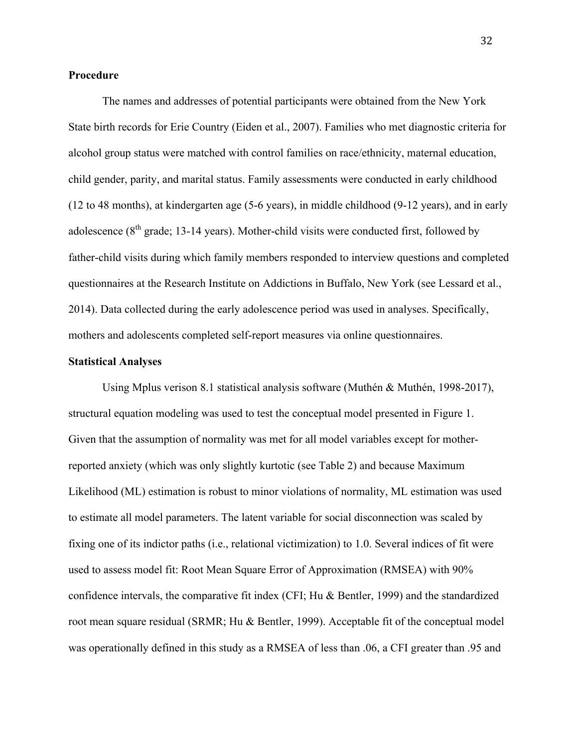**Procedure**

The names and addresses of potential participants were obtained from the New York State birth records for Erie Country (Eiden et al., 2007). Families who met diagnostic criteria for alcohol group status were matched with control families on race/ethnicity, maternal education, child gender, parity, and marital status. Family assessments were conducted in early childhood (12 to 48 months), at kindergarten age (5-6 years), in middle childhood (9-12 years), and in early adolescence (8th grade; 13-14 years). Mother-child visits were conducted first, followed by father-child visits during which family members responded to interview questions and completed questionnaires at the Research Institute on Addictions in Buffalo, New York (see Lessard et al., 2014). Data collected during the early adolescence period was used in analyses. Specifically, mothers and adolescents completed self-report measures via online questionnaires.

**Statistical Analyses**

Using Mplus verison 8.1 statistical analysis software (Muthén & Muthén, 1998-2017), structural equation modeling was used to test the conceptual model presented in Figure 1. Given that the assumption of normality was met for all model variables except for mother-reported anxiety (which was only slightly kurtotic (see Table 2) and because Maximum Likelihood (ML) estimation is robust to minor violations of normality, ML estimation was used to estimate all model parameters. The latent variable for social disconnection was scaled by fixing one of its indictor paths (i.e., relational victimization) to 1.0. Several indices of fit were used to assess model fit: Root Mean Square Error of Approximation (RMSEA) with 90% confidence intervals, the comparative fit index (CFI; Hu & Bentler, 1999) and the standardized root mean square residual (SRMR; Hu & Bentler, 1999). Acceptable fit of the conceptual model was operationally defined in this study as a RMSEA of less than .06, a CFI greater than .95 and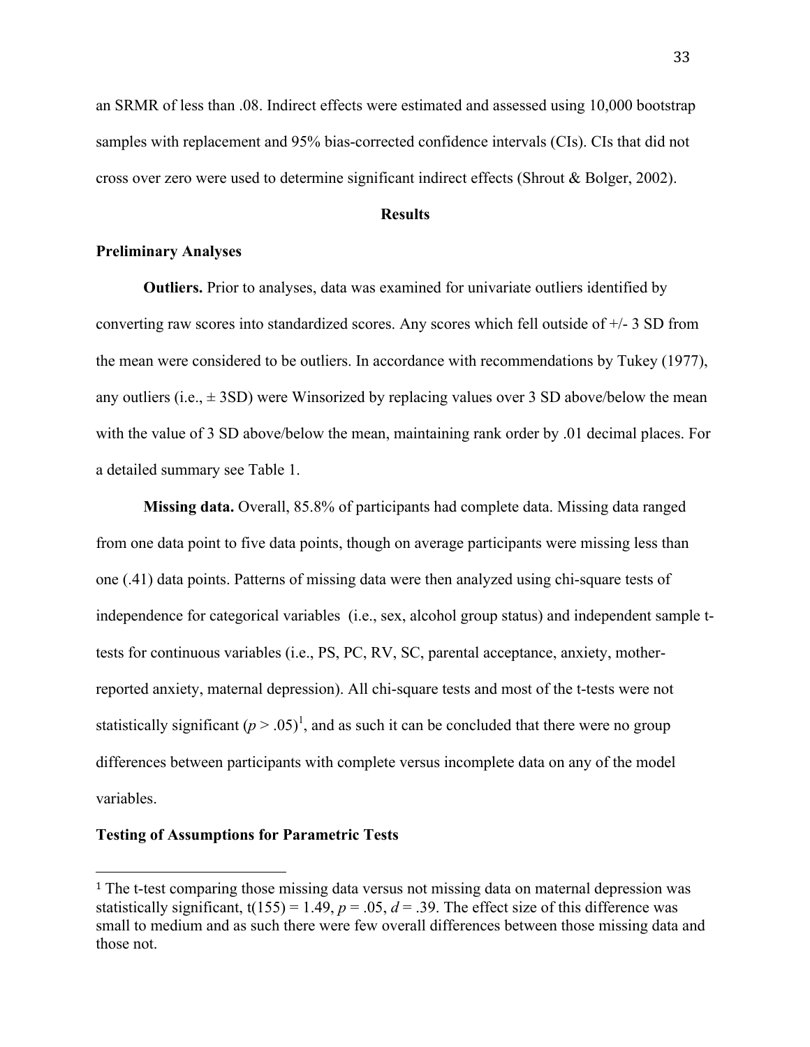an SRMR of less than .08. Indirect effects were estimated and assessed using 10,000 bootstrap samples with replacement and 95% bias-corrected confidence intervals (CIs). CIs that did not cross over zero were used to determine significant indirect effects (Shrout & Bolger, 2002).

## Results

### Preliminary Analyses

**Outliers.** Prior to analyses, data was examined for univariate outliers identified by converting raw scores into standardized scores. Any scores which fell outside of +/- 3 SD from the mean were considered to be outliers. In accordance with recommendations by Tukey (1977), any outliers (i.e., ± 3SD) were Winsorized by replacing values over 3 SD above/below the mean with the value of 3 SD above/below the mean, maintaining rank order by .01 decimal places. For a detailed summary see Table 1.

**Missing data.** Overall, 85.8% of participants had complete data. Missing data ranged from one data point to five data points, though on average participants were missing less than one (.41) data points. Patterns of missing data were then analyzed using chi-square tests of independence for categorical variables (i.e., sex, alcohol group status) and independent sample t-tests for continuous variables (i.e., PS, PC, RV, SC, parental acceptance, anxiety, mother-reported anxiety, maternal depression). All chi-square tests and most of the t-tests were not statistically significant ($p > .05$)[1], and as such it can be concluded that there were no group differences between participants with complete versus incomplete data on any of the model variables.

### Testing of Assumptions for Parametric Tests

---

[1] The t-test comparing those missing data versus not missing data on maternal depression was statistically significant, $t(155) = 1.49$, $p = .05$, $d = .39$. The effect size of this difference was small to medium and as such there were few overall differences between those missing data and those not.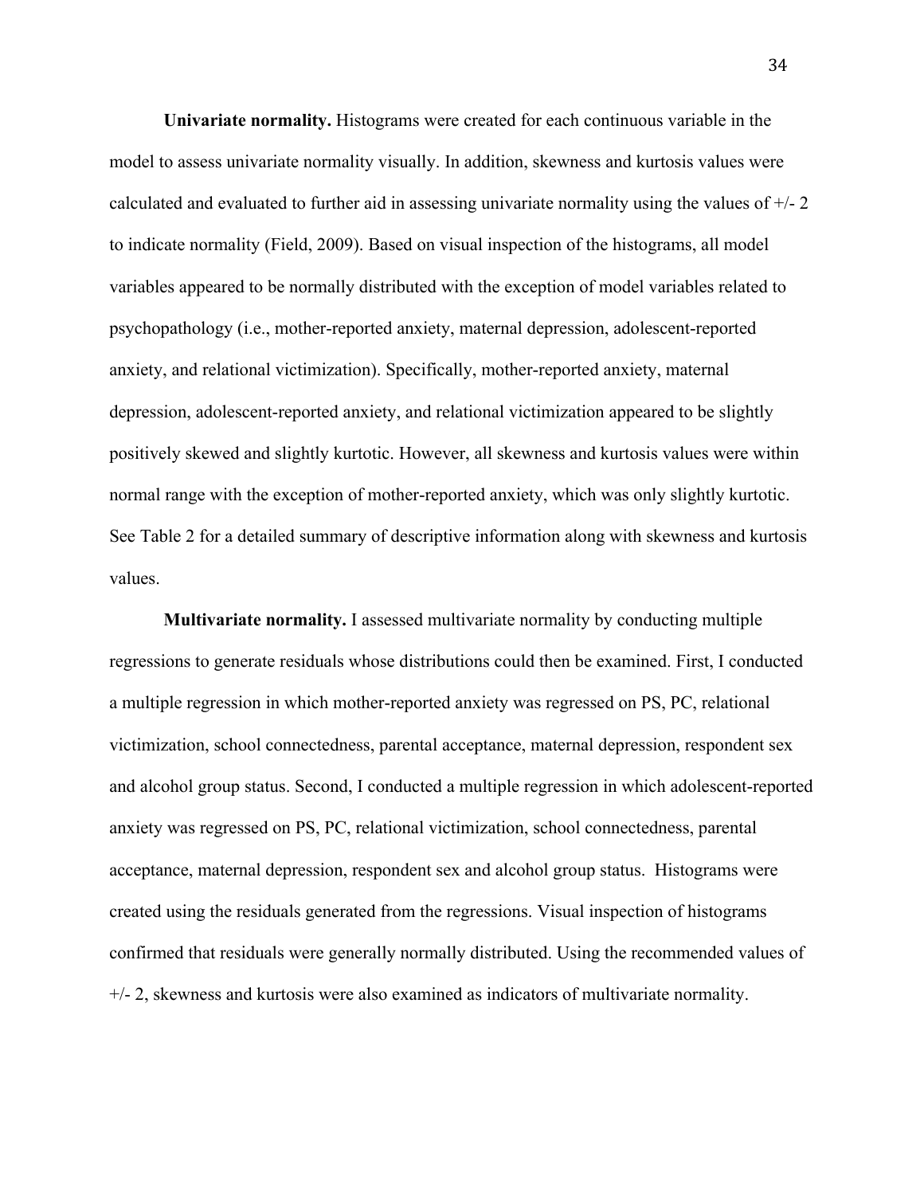**Univariate normality.** Histograms were created for each continuous variable in the model to assess univariate normality visually. In addition, skewness and kurtosis values were calculated and evaluated to further aid in assessing univariate normality using the values of +/- 2 to indicate normality (Field, 2009). Based on visual inspection of the histograms, all model variables appeared to be normally distributed with the exception of model variables related to psychopathology (i.e., mother-reported anxiety, maternal depression, adolescent-reported anxiety, and relational victimization). Specifically, mother-reported anxiety, maternal depression, adolescent-reported anxiety, and relational victimization appeared to be slightly positively skewed and slightly kurtotic. However, all skewness and kurtosis values were within normal range with the exception of mother-reported anxiety, which was only slightly kurtotic. See Table 2 for a detailed summary of descriptive information along with skewness and kurtosis values.

**Multivariate normality.** I assessed multivariate normality by conducting multiple regressions to generate residuals whose distributions could then be examined. First, I conducted a multiple regression in which mother-reported anxiety was regressed on PS, PC, relational victimization, school connectedness, parental acceptance, maternal depression, respondent sex and alcohol group status. Second, I conducted a multiple regression in which adolescent-reported anxiety was regressed on PS, PC, relational victimization, school connectedness, parental acceptance, maternal depression, respondent sex and alcohol group status. Histograms were created using the residuals generated from the regressions. Visual inspection of histograms confirmed that residuals were generally normally distributed. Using the recommended values of +/- 2, skewness and kurtosis were also examined as indicators of multivariate normality.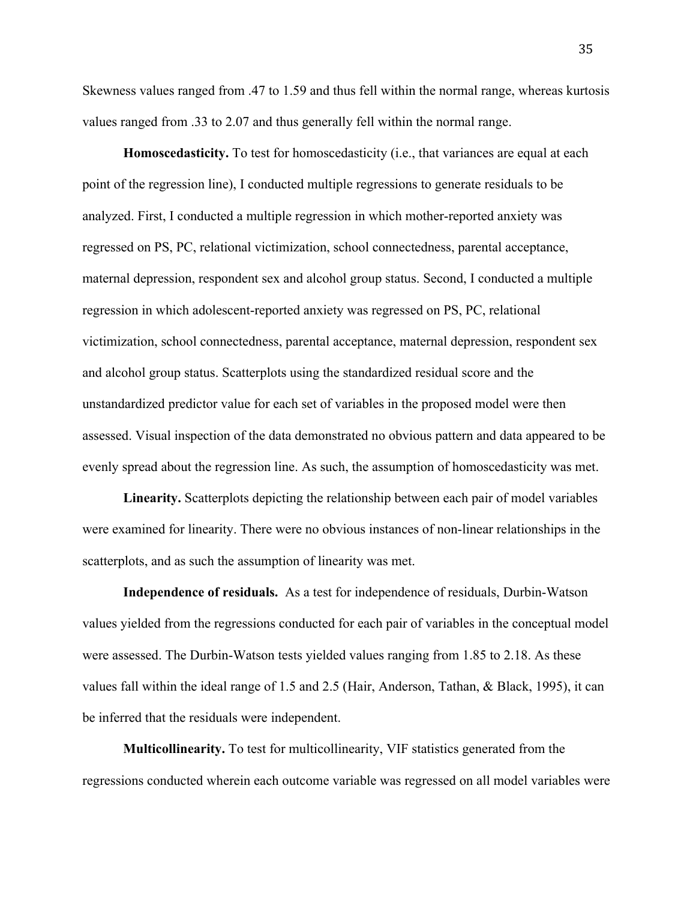Skewness values ranged from .47 to 1.59 and thus fell within the normal range, whereas kurtosis values ranged from .33 to 2.07 and thus generally fell within the normal range.

**Homoscedasticity.** To test for homoscedasticity (i.e., that variances are equal at each point of the regression line), I conducted multiple regressions to generate residuals to be analyzed. First, I conducted a multiple regression in which mother-reported anxiety was regressed on PS, PC, relational victimization, school connectedness, parental acceptance, maternal depression, respondent sex and alcohol group status. Second, I conducted a multiple regression in which adolescent-reported anxiety was regressed on PS, PC, relational victimization, school connectedness, parental acceptance, maternal depression, respondent sex and alcohol group status. Scatterplots using the standardized residual score and the unstandardized predictor value for each set of variables in the proposed model were then assessed. Visual inspection of the data demonstrated no obvious pattern and data appeared to be evenly spread about the regression line. As such, the assumption of homoscedasticity was met.

**Linearity.** Scatterplots depicting the relationship between each pair of model variables were examined for linearity. There were no obvious instances of non-linear relationships in the scatterplots, and as such the assumption of linearity was met.

**Independence of residuals.** As a test for independence of residuals, Durbin-Watson values yielded from the regressions conducted for each pair of variables in the conceptual model were assessed. The Durbin-Watson tests yielded values ranging from 1.85 to 2.18. As these values fall within the ideal range of 1.5 and 2.5 (Hair, Anderson, Tathan, & Black, 1995), it can be inferred that the residuals were independent.

**Multicollinearity.** To test for multicollinearity, VIF statistics generated from the regressions conducted wherein each outcome variable was regressed on all model variables were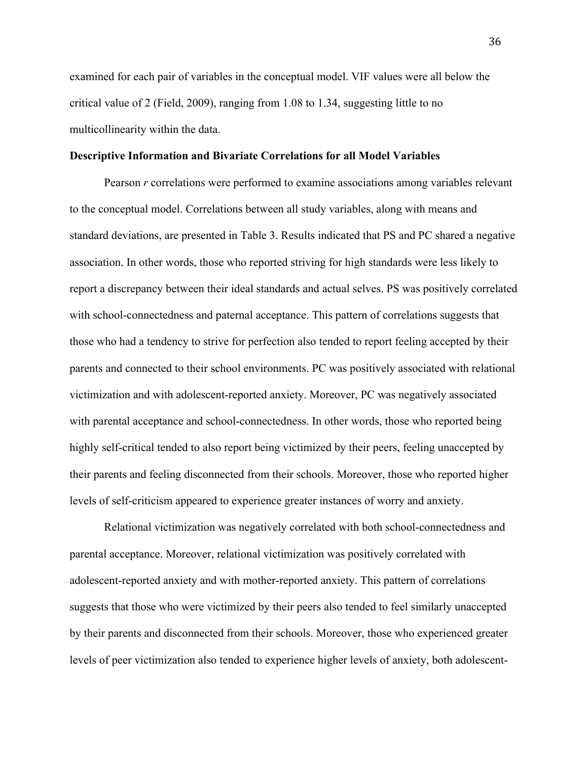examined for each pair of variables in the conceptual model. VIF values were all below the critical value of 2 (Field, 2009), ranging from 1.08 to 1.34, suggesting little to no multicollinearity within the data.

**Descriptive Information and Bivariate Correlations for all Model Variables**

Pearson *r* correlations were performed to examine associations among variables relevant to the conceptual model. Correlations between all study variables, along with means and standard deviations, are presented in Table 3. Results indicated that PS and PC shared a negative association. In other words, those who reported striving for high standards were less likely to report a discrepancy between their ideal standards and actual selves. PS was positively correlated with school-connectedness and paternal acceptance. This pattern of correlations suggests that those who had a tendency to strive for perfection also tended to report feeling accepted by their parents and connected to their school environments. PC was positively associated with relational victimization and with adolescent-reported anxiety. Moreover, PC was negatively associated with parental acceptance and school-connectedness. In other words, those who reported being highly self-critical tended to also report being victimized by their peers, feeling unaccepted by their parents and feeling disconnected from their schools. Moreover, those who reported higher levels of self-criticism appeared to experience greater instances of worry and anxiety.

Relational victimization was negatively correlated with both school-connectedness and parental acceptance. Moreover, relational victimization was positively correlated with adolescent-reported anxiety and with mother-reported anxiety. This pattern of correlations suggests that those who were victimized by their peers also tended to feel similarly unaccepted by their parents and disconnected from their schools. Moreover, those who experienced greater levels of peer victimization also tended to experience higher levels of anxiety, both adolescent-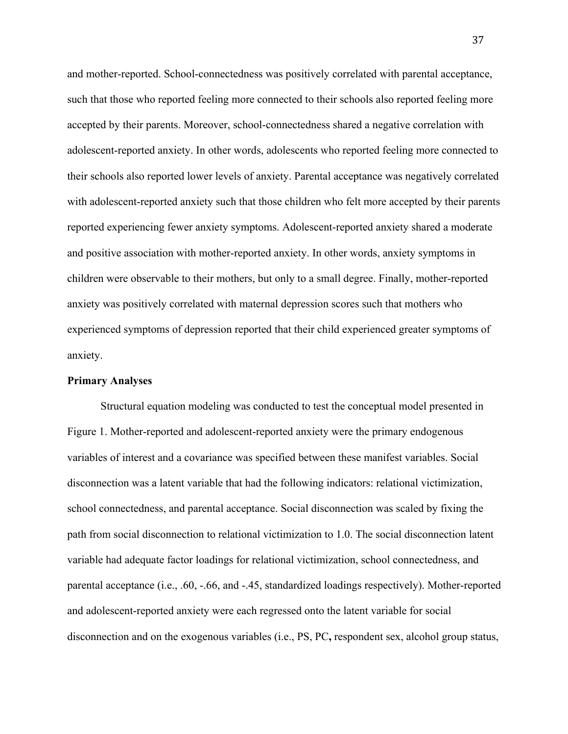and mother-reported. School-connectedness was positively correlated with parental acceptance, such that those who reported feeling more connected to their schools also reported feeling more accepted by their parents. Moreover, school-connectedness shared a negative correlation with adolescent-reported anxiety. In other words, adolescents who reported feeling more connected to their schools also reported lower levels of anxiety. Parental acceptance was negatively correlated with adolescent-reported anxiety such that those children who felt more accepted by their parents reported experiencing fewer anxiety symptoms. Adolescent-reported anxiety shared a moderate and positive association with mother-reported anxiety. In other words, anxiety symptoms in children were observable to their mothers, but only to a small degree. Finally, mother-reported anxiety was positively correlated with maternal depression scores such that mothers who experienced symptoms of depression reported that their child experienced greater symptoms of anxiety.

**Primary Analyses**

Structural equation modeling was conducted to test the conceptual model presented in Figure 1. Mother-reported and adolescent-reported anxiety were the primary endogenous variables of interest and a covariance was specified between these manifest variables. Social disconnection was a latent variable that had the following indicators: relational victimization, school connectedness, and parental acceptance. Social disconnection was scaled by fixing the path from social disconnection to relational victimization to 1.0. The social disconnection latent variable had adequate factor loadings for relational victimization, school connectedness, and parental acceptance (i.e., .60, -.66, and -.45, standardized loadings respectively). Mother-reported and adolescent-reported anxiety were each regressed onto the latent variable for social disconnection and on the exogenous variables (i.e., PS, PC**,** respondent sex, alcohol group status,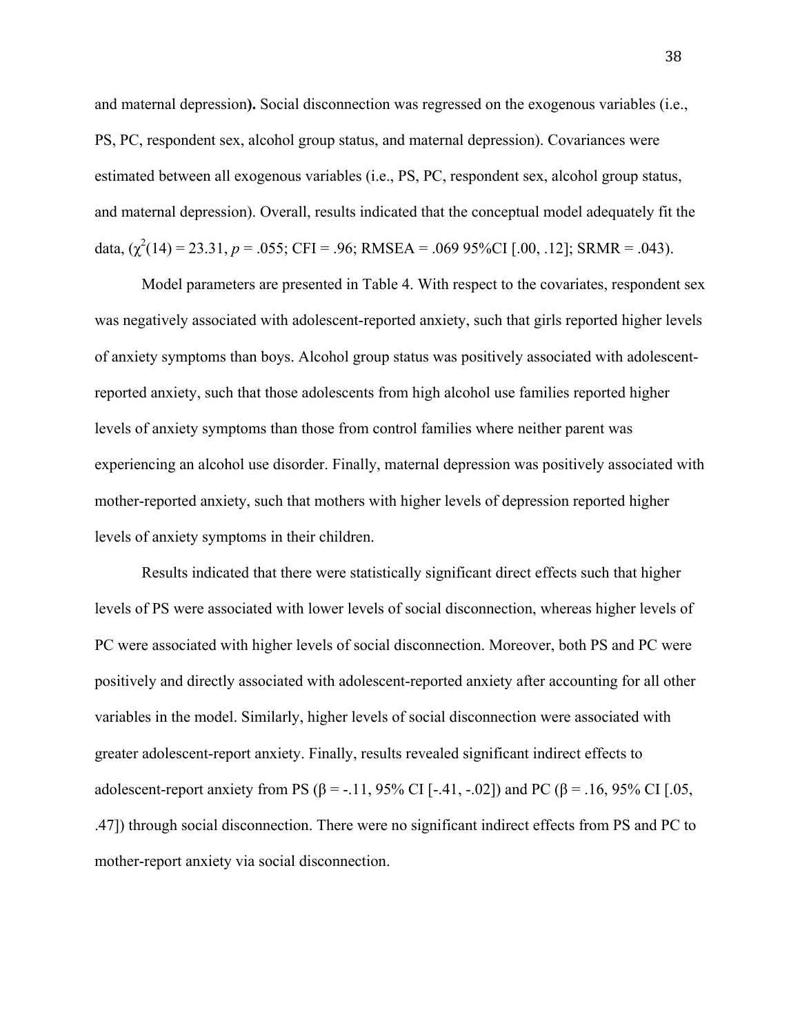and maternal depression**).** Social disconnection was regressed on the exogenous variables (i.e., PS, PC, respondent sex, alcohol group status, and maternal depression). Covariances were estimated between all exogenous variables (i.e., PS, PC, respondent sex, alcohol group status, and maternal depression). Overall, results indicated that the conceptual model adequately fit the data, ($\chi^2(14) = 23.31$, $p = .055$; CFI = .96; RMSEA = .069 95%CI [.00, .12]; SRMR = .043).

Model parameters are presented in Table 4. With respect to the covariates, respondent sex was negatively associated with adolescent-reported anxiety, such that girls reported higher levels of anxiety symptoms than boys. Alcohol group status was positively associated with adolescent-reported anxiety, such that those adolescents from high alcohol use families reported higher levels of anxiety symptoms than those from control families where neither parent was experiencing an alcohol use disorder. Finally, maternal depression was positively associated with mother-reported anxiety, such that mothers with higher levels of depression reported higher levels of anxiety symptoms in their children.

Results indicated that there were statistically significant direct effects such that higher levels of PS were associated with lower levels of social disconnection, whereas higher levels of PC were associated with higher levels of social disconnection. Moreover, both PS and PC were positively and directly associated with adolescent-reported anxiety after accounting for all other variables in the model. Similarly, higher levels of social disconnection were associated with greater adolescent-report anxiety. Finally, results revealed significant indirect effects to adolescent-report anxiety from PS ($\beta = -.11$, 95% CI [-.41, -.02]) and PC ($\beta = .16$, 95% CI [.05, .47]) through social disconnection. There were no significant indirect effects from PS and PC to mother-report anxiety via social disconnection.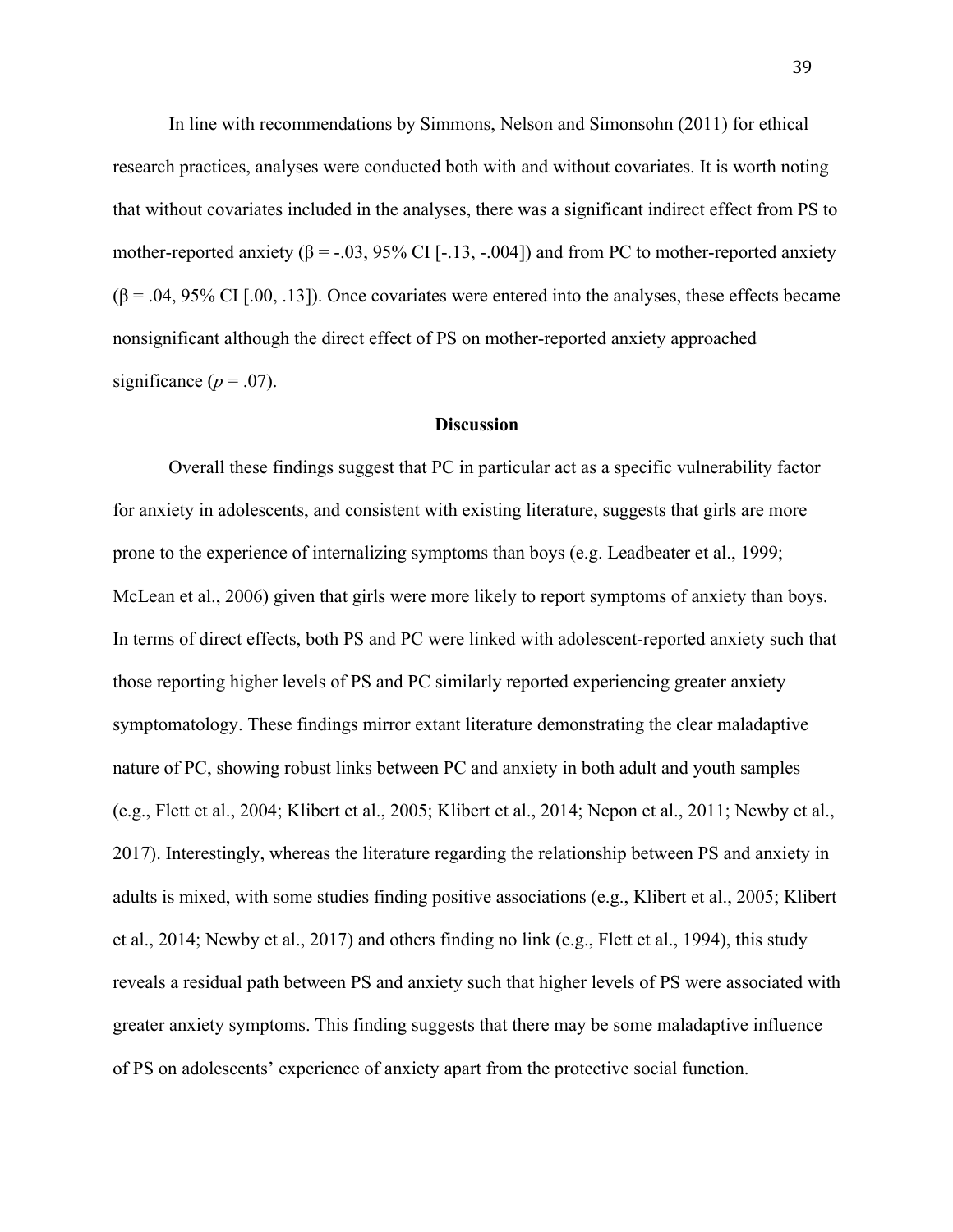In line with recommendations by Simmons, Nelson and Simonsohn (2011) for ethical research practices, analyses were conducted both with and without covariates. It is worth noting that without covariates included in the analyses, there was a significant indirect effect from PS to mother-reported anxiety ($\beta = -.03$, 95% CI [-.13, -.004]) and from PC to mother-reported anxiety ($\beta = .04$, 95% CI [.00, .13]). Once covariates were entered into the analyses, these effects became nonsignificant although the direct effect of PS on mother-reported anxiety approached significance ($p = .07$).

## Discussion

Overall these findings suggest that PC in particular act as a specific vulnerability factor for anxiety in adolescents, and consistent with existing literature, suggests that girls are more prone to the experience of internalizing symptoms than boys (e.g. Leadbeater et al., 1999; McLean et al., 2006) given that girls were more likely to report symptoms of anxiety than boys. In terms of direct effects, both PS and PC were linked with adolescent-reported anxiety such that those reporting higher levels of PS and PC similarly reported experiencing greater anxiety symptomatology. These findings mirror extant literature demonstrating the clear maladaptive nature of PC, showing robust links between PC and anxiety in both adult and youth samples (e.g., Flett et al., 2004; Klibert et al., 2005; Klibert et al., 2014; Nepon et al., 2011; Newby et al., 2017). Interestingly, whereas the literature regarding the relationship between PS and anxiety in adults is mixed, with some studies finding positive associations (e.g., Klibert et al., 2005; Klibert et al., 2014; Newby et al., 2017) and others finding no link (e.g., Flett et al., 1994), this study reveals a residual path between PS and anxiety such that higher levels of PS were associated with greater anxiety symptoms. This finding suggests that there may be some maladaptive influence of PS on adolescents' experience of anxiety apart from the protective social function.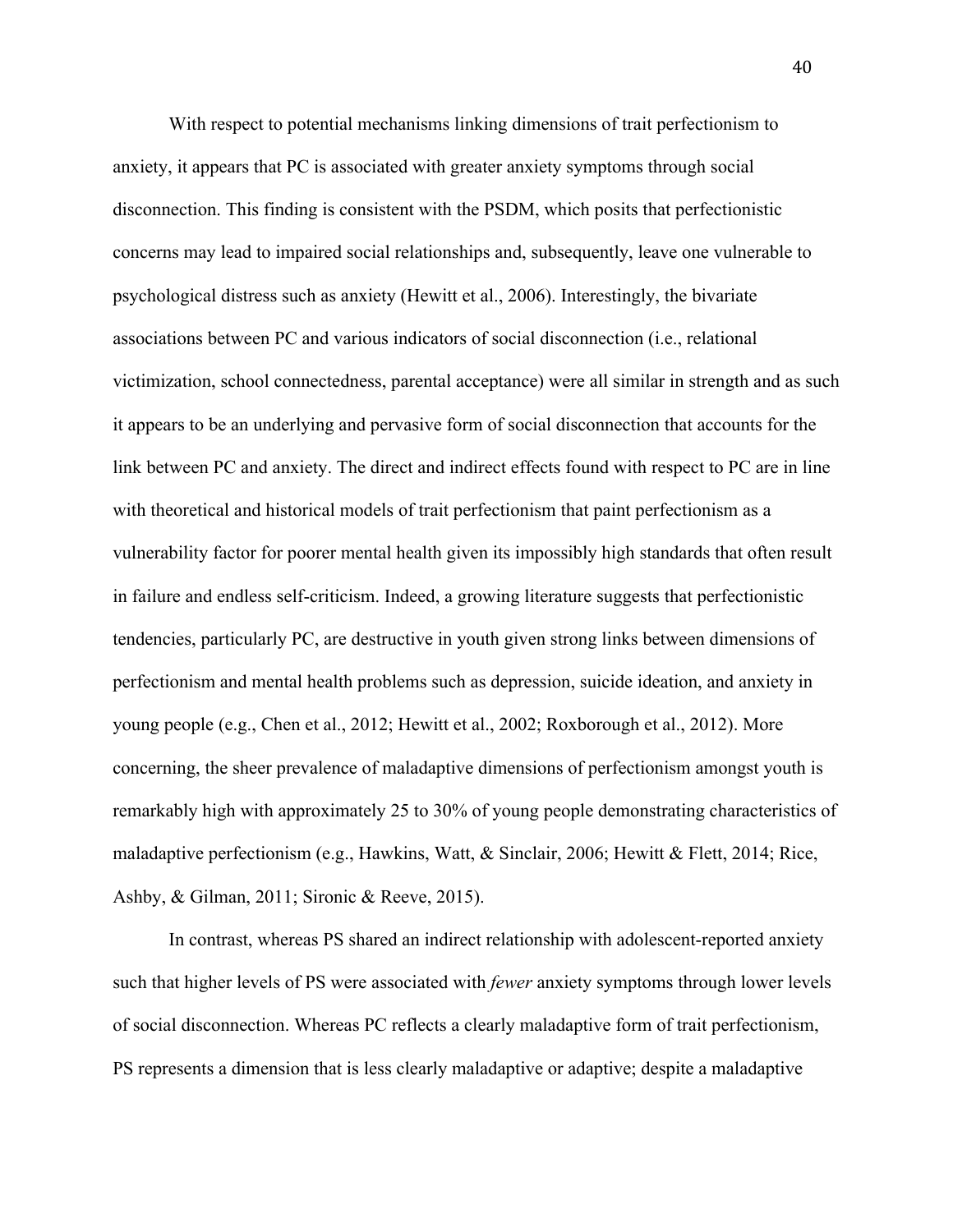With respect to potential mechanisms linking dimensions of trait perfectionism to anxiety, it appears that PC is associated with greater anxiety symptoms through social disconnection. This finding is consistent with the PSDM, which posits that perfectionistic concerns may lead to impaired social relationships and, subsequently, leave one vulnerable to psychological distress such as anxiety (Hewitt et al., 2006). Interestingly, the bivariate associations between PC and various indicators of social disconnection (i.e., relational victimization, school connectedness, parental acceptance) were all similar in strength and as such it appears to be an underlying and pervasive form of social disconnection that accounts for the link between PC and anxiety. The direct and indirect effects found with respect to PC are in line with theoretical and historical models of trait perfectionism that paint perfectionism as a vulnerability factor for poorer mental health given its impossibly high standards that often result in failure and endless self-criticism. Indeed, a growing literature suggests that perfectionistic tendencies, particularly PC, are destructive in youth given strong links between dimensions of perfectionism and mental health problems such as depression, suicide ideation, and anxiety in young people (e.g., Chen et al., 2012; Hewitt et al., 2002; Roxborough et al., 2012). More concerning, the sheer prevalence of maladaptive dimensions of perfectionism amongst youth is remarkably high with approximately 25 to 30% of young people demonstrating characteristics of maladaptive perfectionism (e.g., Hawkins, Watt, & Sinclair, 2006; Hewitt & Flett, 2014; Rice, Ashby, & Gilman, 2011; Sironic & Reeve, 2015).

In contrast, whereas PS shared an indirect relationship with adolescent-reported anxiety such that higher levels of PS were associated with *fewer* anxiety symptoms through lower levels of social disconnection. Whereas PC reflects a clearly maladaptive form of trait perfectionism, PS represents a dimension that is less clearly maladaptive or adaptive; despite a maladaptive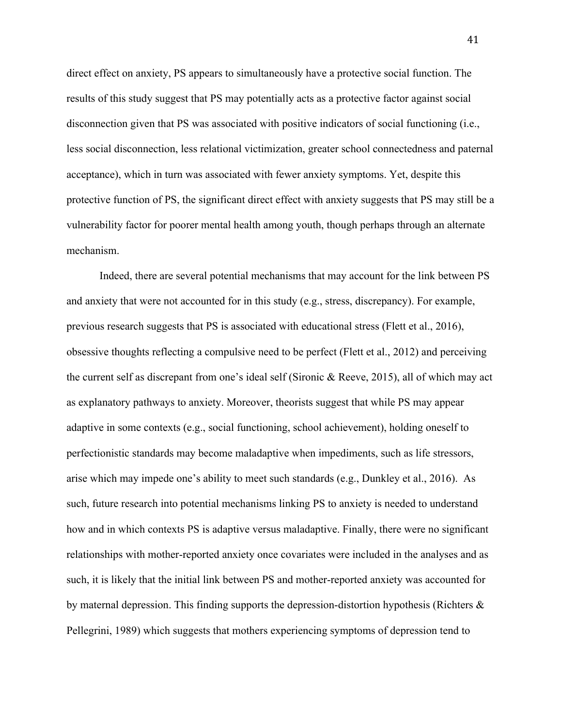direct effect on anxiety, PS appears to simultaneously have a protective social function. The results of this study suggest that PS may potentially acts as a protective factor against social disconnection given that PS was associated with positive indicators of social functioning (i.e., less social disconnection, less relational victimization, greater school connectedness and paternal acceptance), which in turn was associated with fewer anxiety symptoms. Yet, despite this protective function of PS, the significant direct effect with anxiety suggests that PS may still be a vulnerability factor for poorer mental health among youth, though perhaps through an alternate mechanism.

Indeed, there are several potential mechanisms that may account for the link between PS and anxiety that were not accounted for in this study (e.g., stress, discrepancy). For example, previous research suggests that PS is associated with educational stress (Flett et al., 2016), obsessive thoughts reflecting a compulsive need to be perfect (Flett et al., 2012) and perceiving the current self as discrepant from one's ideal self (Sironic & Reeve, 2015), all of which may act as explanatory pathways to anxiety. Moreover, theorists suggest that while PS may appear adaptive in some contexts (e.g., social functioning, school achievement), holding oneself to perfectionistic standards may become maladaptive when impediments, such as life stressors, arise which may impede one's ability to meet such standards (e.g., Dunkley et al., 2016). As such, future research into potential mechanisms linking PS to anxiety is needed to understand how and in which contexts PS is adaptive versus maladaptive. Finally, there were no significant relationships with mother-reported anxiety once covariates were included in the analyses and as such, it is likely that the initial link between PS and mother-reported anxiety was accounted for by maternal depression. This finding supports the depression-distortion hypothesis (Richters & Pellegrini, 1989) which suggests that mothers experiencing symptoms of depression tend to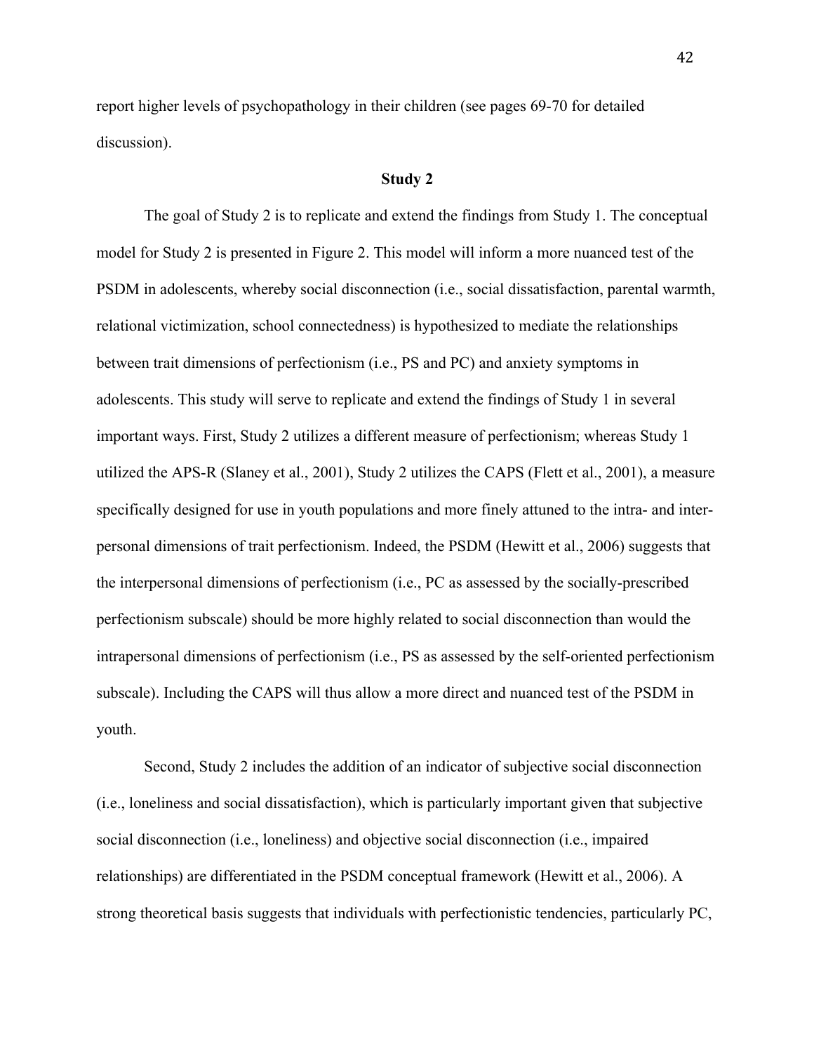report higher levels of psychopathology in their children (see pages 69-70 for detailed discussion).

## Study 2

The goal of Study 2 is to replicate and extend the findings from Study 1. The conceptual model for Study 2 is presented in Figure 2. This model will inform a more nuanced test of the PSDM in adolescents, whereby social disconnection (i.e., social dissatisfaction, parental warmth, relational victimization, school connectedness) is hypothesized to mediate the relationships between trait dimensions of perfectionism (i.e., PS and PC) and anxiety symptoms in adolescents. This study will serve to replicate and extend the findings of Study 1 in several important ways. First, Study 2 utilizes a different measure of perfectionism; whereas Study 1 utilized the APS-R (Slaney et al., 2001), Study 2 utilizes the CAPS (Flett et al., 2001), a measure specifically designed for use in youth populations and more finely attuned to the intra- and inter-personal dimensions of trait perfectionism. Indeed, the PSDM (Hewitt et al., 2006) suggests that the interpersonal dimensions of perfectionism (i.e., PC as assessed by the socially-prescribed perfectionism subscale) should be more highly related to social disconnection than would the intrapersonal dimensions of perfectionism (i.e., PS as assessed by the self-oriented perfectionism subscale). Including the CAPS will thus allow a more direct and nuanced test of the PSDM in youth.

Second, Study 2 includes the addition of an indicator of subjective social disconnection (i.e., loneliness and social dissatisfaction), which is particularly important given that subjective social disconnection (i.e., loneliness) and objective social disconnection (i.e., impaired relationships) are differentiated in the PSDM conceptual framework (Hewitt et al., 2006). A strong theoretical basis suggests that individuals with perfectionistic tendencies, particularly PC,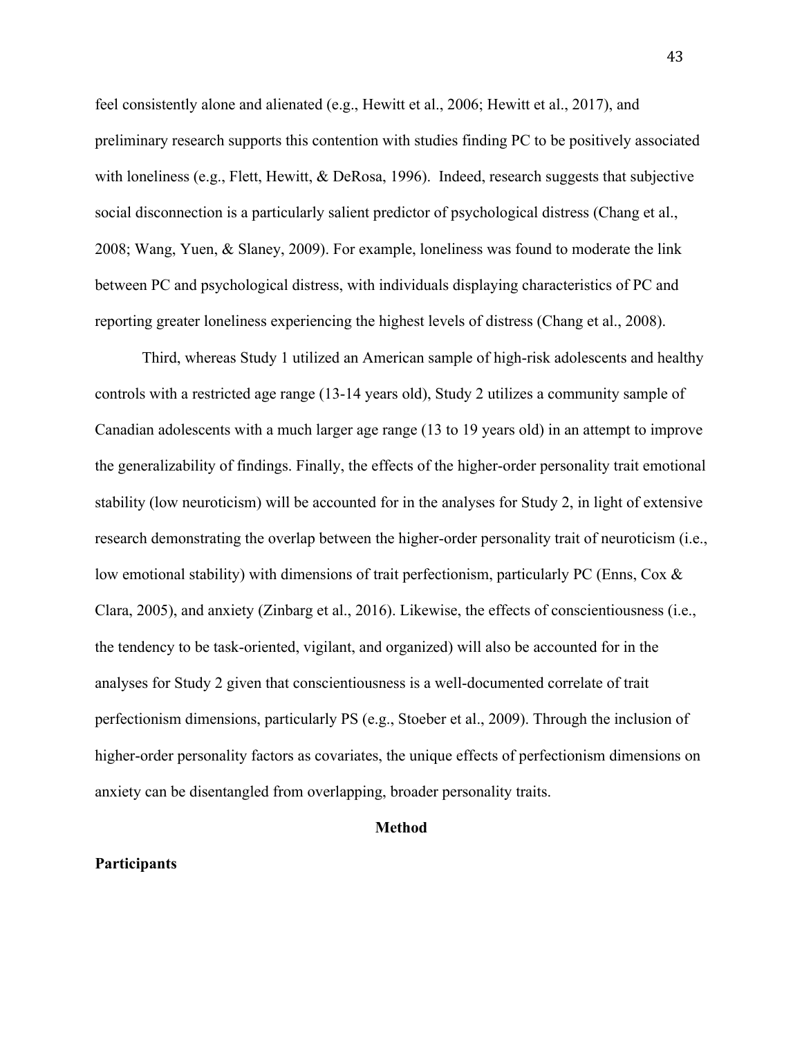feel consistently alone and alienated (e.g., Hewitt et al., 2006; Hewitt et al., 2017), and preliminary research supports this contention with studies finding PC to be positively associated with loneliness (e.g., Flett, Hewitt, & DeRosa, 1996). Indeed, research suggests that subjective social disconnection is a particularly salient predictor of psychological distress (Chang et al., 2008; Wang, Yuen, & Slaney, 2009). For example, loneliness was found to moderate the link between PC and psychological distress, with individuals displaying characteristics of PC and reporting greater loneliness experiencing the highest levels of distress (Chang et al., 2008).

Third, whereas Study 1 utilized an American sample of high-risk adolescents and healthy controls with a restricted age range (13-14 years old), Study 2 utilizes a community sample of Canadian adolescents with a much larger age range (13 to 19 years old) in an attempt to improve the generalizability of findings. Finally, the effects of the higher-order personality trait emotional stability (low neuroticism) will be accounted for in the analyses for Study 2, in light of extensive research demonstrating the overlap between the higher-order personality trait of neuroticism (i.e., low emotional stability) with dimensions of trait perfectionism, particularly PC (Enns, Cox & Clara, 2005), and anxiety (Zinbarg et al., 2016). Likewise, the effects of conscientiousness (i.e., the tendency to be task-oriented, vigilant, and organized) will also be accounted for in the analyses for Study 2 given that conscientiousness is a well-documented correlate of trait perfectionism dimensions, particularly PS (e.g., Stoeber et al., 2009). Through the inclusion of higher-order personality factors as covariates, the unique effects of perfectionism dimensions on anxiety can be disentangled from overlapping, broader personality traits.

## Method

### Participants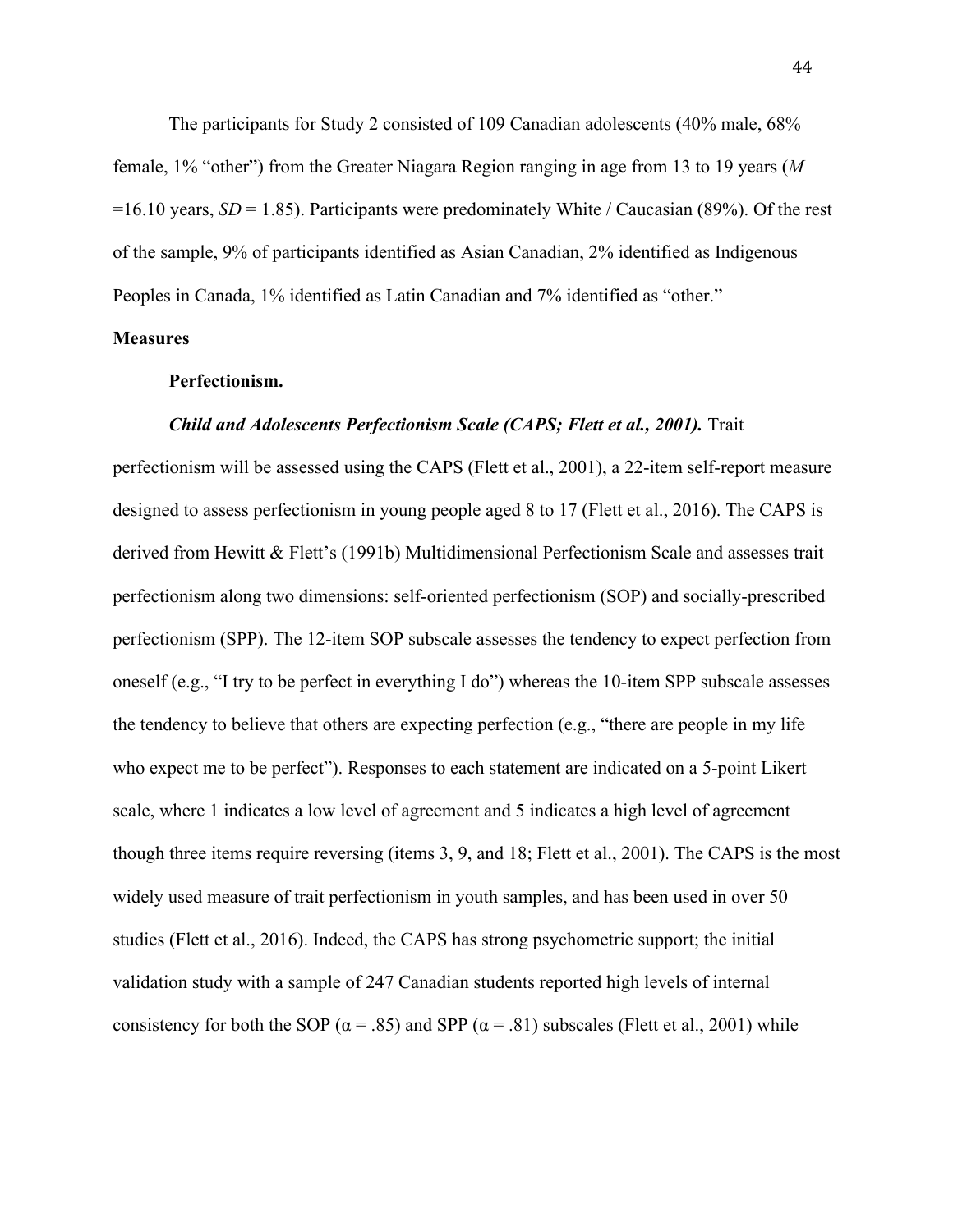The participants for Study 2 consisted of 109 Canadian adolescents (40% male, 68% female, 1% “other”) from the Greater Niagara Region ranging in age from 13 to 19 years (*M* =16.10 years, *SD* = 1.85). Participants were predominately White / Caucasian (89%). Of the rest of the sample, 9% of participants identified as Asian Canadian, 2% identified as Indigenous Peoples in Canada, 1% identified as Latin Canadian and 7% identified as “other.”

**Measures**

**Perfectionism.**

***Child and Adolescents Perfectionism Scale (CAPS; Flett et al., 2001).*** Trait perfectionism will be assessed using the CAPS (Flett et al., 2001), a 22-item self-report measure designed to assess perfectionism in young people aged 8 to 17 (Flett et al., 2016). The CAPS is derived from Hewitt & Flett’s (1991b) Multidimensional Perfectionism Scale and assesses trait perfectionism along two dimensions: self-oriented perfectionism (SOP) and socially-prescribed perfectionism (SPP). The 12-item SOP subscale assesses the tendency to expect perfection from oneself (e.g., “I try to be perfect in everything I do”) whereas the 10-item SPP subscale assesses the tendency to believe that others are expecting perfection (e.g., “there are people in my life who expect me to be perfect”). Responses to each statement are indicated on a 5-point Likert scale, where 1 indicates a low level of agreement and 5 indicates a high level of agreement though three items require reversing (items 3, 9, and 18; Flett et al., 2001). The CAPS is the most widely used measure of trait perfectionism in youth samples, and has been used in over 50 studies (Flett et al., 2016). Indeed, the CAPS has strong psychometric support; the initial validation study with a sample of 247 Canadian students reported high levels of internal consistency for both the SOP ($\alpha = .85$) and SPP ($\alpha = .81$) subscales (Flett et al., 2001) while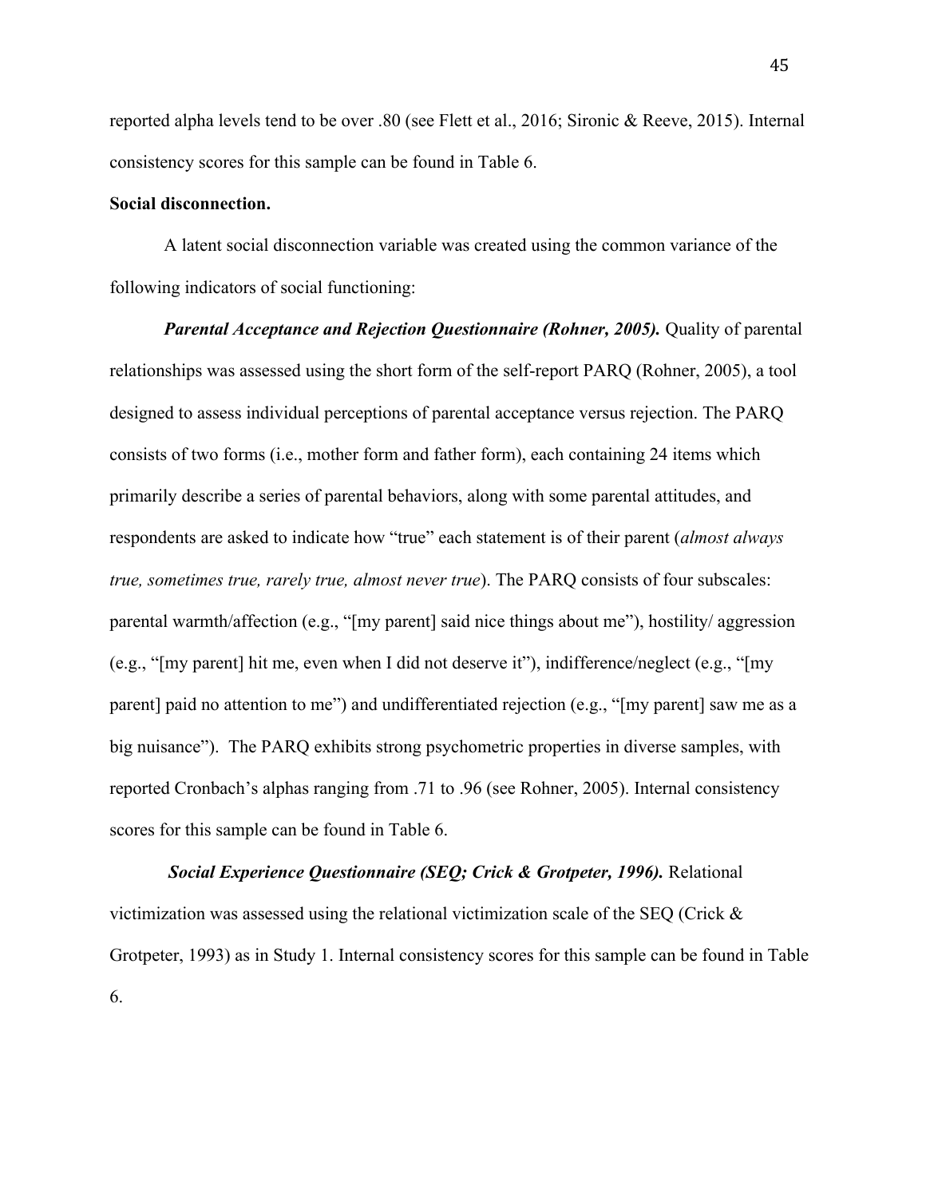reported alpha levels tend to be over .80 (see Flett et al., 2016; Sironic & Reeve, 2015). Internal consistency scores for this sample can be found in Table 6.

**Social disconnection.**

A latent social disconnection variable was created using the common variance of the following indicators of social functioning:

***Parental Acceptance and Rejection Questionnaire (Rohner, 2005).*** Quality of parental relationships was assessed using the short form of the self-report PARQ (Rohner, 2005), a tool designed to assess individual perceptions of parental acceptance versus rejection. The PARQ consists of two forms (i.e., mother form and father form), each containing 24 items which primarily describe a series of parental behaviors, along with some parental attitudes, and respondents are asked to indicate how "true" each statement is of their parent (*almost always true, sometimes true, rarely true, almost never true*). The PARQ consists of four subscales: parental warmth/affection (e.g., "[my parent] said nice things about me"), hostility/ aggression (e.g., "[my parent] hit me, even when I did not deserve it"), indifference/neglect (e.g., "[my parent] paid no attention to me") and undifferentiated rejection (e.g., "[my parent] saw me as a big nuisance"). The PARQ exhibits strong psychometric properties in diverse samples, with reported Cronbach's alphas ranging from .71 to .96 (see Rohner, 2005). Internal consistency scores for this sample can be found in Table 6.

***Social Experience Questionnaire (SEQ; Crick & Grotpeter, 1996).*** Relational victimization was assessed using the relational victimization scale of the SEQ (Crick & Grotpeter, 1993) as in Study 1. Internal consistency scores for this sample can be found in Table 6.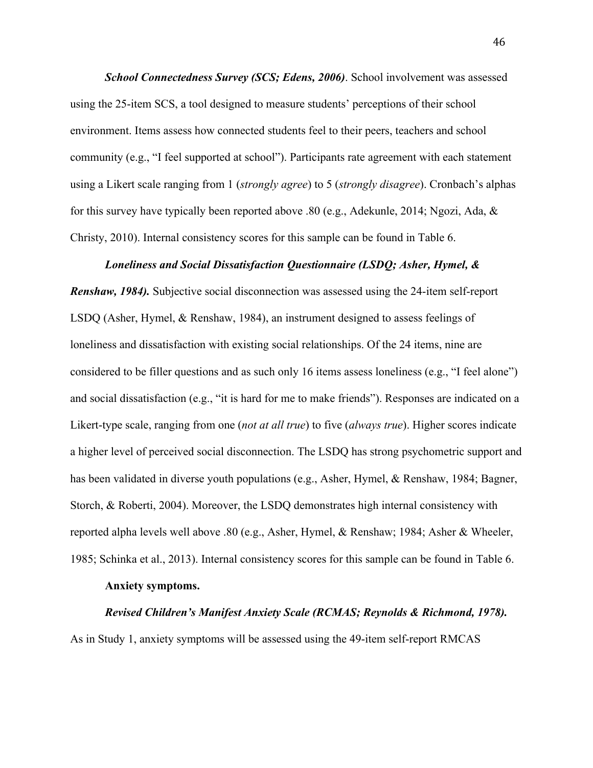***School Connectedness Survey (SCS; Edens, 2006)***. School involvement was assessed using the 25-item SCS, a tool designed to measure students' perceptions of their school environment. Items assess how connected students feel to their peers, teachers and school community (e.g., "I feel supported at school"). Participants rate agreement with each statement using a Likert scale ranging from 1 (*strongly agree*) to 5 (*strongly disagree*). Cronbach's alphas for this survey have typically been reported above .80 (e.g., Adekunle, 2014; Ngozi, Ada, & Christy, 2010). Internal consistency scores for this sample can be found in Table 6.

***Loneliness and Social Dissatisfaction Questionnaire (LSDQ; Asher, Hymel, & Renshaw, 1984).*** Subjective social disconnection was assessed using the 24-item self-report LSDQ (Asher, Hymel, & Renshaw, 1984), an instrument designed to assess feelings of loneliness and dissatisfaction with existing social relationships. Of the 24 items, nine are considered to be filler questions and as such only 16 items assess loneliness (e.g., "I feel alone") and social dissatisfaction (e.g., "it is hard for me to make friends"). Responses are indicated on a Likert-type scale, ranging from one (*not at all true*) to five (*always true*). Higher scores indicate a higher level of perceived social disconnection. The LSDQ has strong psychometric support and has been validated in diverse youth populations (e.g., Asher, Hymel, & Renshaw, 1984; Bagner, Storch, & Roberti, 2004). Moreover, the LSDQ demonstrates high internal consistency with reported alpha levels well above .80 (e.g., Asher, Hymel, & Renshaw; 1984; Asher & Wheeler, 1985; Schinka et al., 2013). Internal consistency scores for this sample can be found in Table 6.

**Anxiety symptoms.**

***Revised Children's Manifest Anxiety Scale (RCMAS; Reynolds & Richmond, 1978).*** As in Study 1, anxiety symptoms will be assessed using the 49-item self-report RMCAS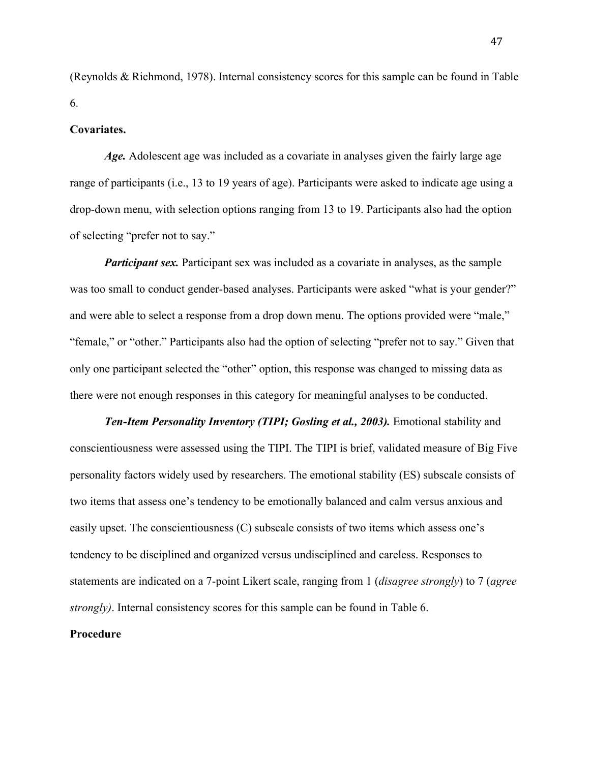(Reynolds & Richmond, 1978). Internal consistency scores for this sample can be found in Table 6.

**Covariates.**

***Age.*** Adolescent age was included as a covariate in analyses given the fairly large age range of participants (i.e., 13 to 19 years of age). Participants were asked to indicate age using a drop-down menu, with selection options ranging from 13 to 19. Participants also had the option of selecting "prefer not to say."

***Participant sex.*** Participant sex was included as a covariate in analyses, as the sample was too small to conduct gender-based analyses. Participants were asked "what is your gender?" and were able to select a response from a drop down menu. The options provided were "male," "female," or "other." Participants also had the option of selecting "prefer not to say." Given that only one participant selected the "other" option, this response was changed to missing data as there were not enough responses in this category for meaningful analyses to be conducted.

***Ten-Item Personality Inventory (TIPI; Gosling et al., 2003).*** Emotional stability and conscientiousness were assessed using the TIPI. The TIPI is brief, validated measure of Big Five personality factors widely used by researchers. The emotional stability (ES) subscale consists of two items that assess one's tendency to be emotionally balanced and calm versus anxious and easily upset. The conscientiousness (C) subscale consists of two items which assess one's tendency to be disciplined and organized versus undisciplined and careless. Responses to statements are indicated on a 7-point Likert scale, ranging from 1 (*disagree strongly*) to 7 (*agree strongly)*. Internal consistency scores for this sample can be found in Table 6.

**Procedure**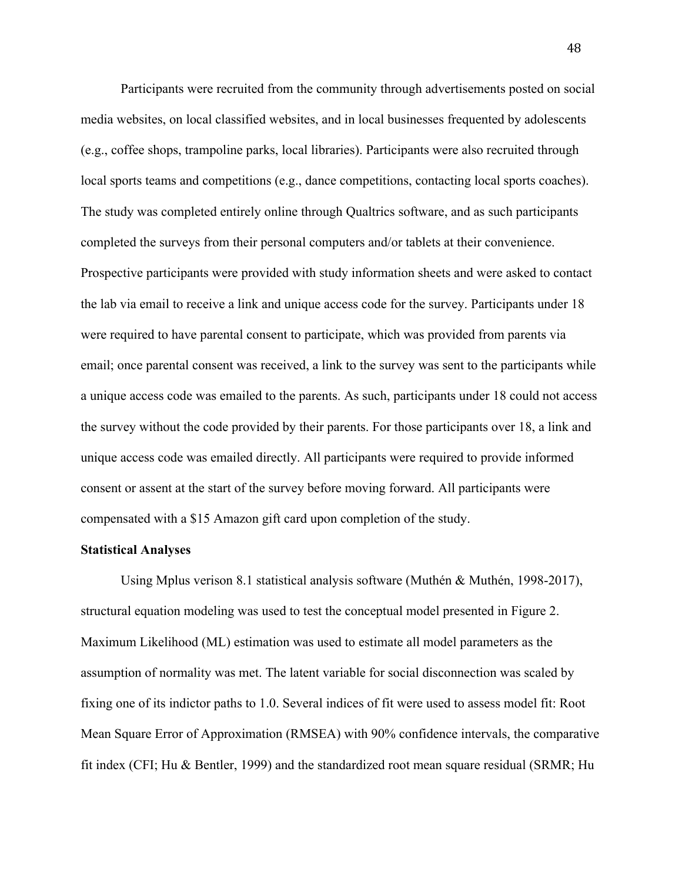Participants were recruited from the community through advertisements posted on social media websites, on local classified websites, and in local businesses frequented by adolescents (e.g., coffee shops, trampoline parks, local libraries). Participants were also recruited through local sports teams and competitions (e.g., dance competitions, contacting local sports coaches). The study was completed entirely online through Qualtrics software, and as such participants completed the surveys from their personal computers and/or tablets at their convenience. Prospective participants were provided with study information sheets and were asked to contact the lab via email to receive a link and unique access code for the survey. Participants under 18 were required to have parental consent to participate, which was provided from parents via email; once parental consent was received, a link to the survey was sent to the participants while a unique access code was emailed to the parents. As such, participants under 18 could not access the survey without the code provided by their parents. For those participants over 18, a link and unique access code was emailed directly. All participants were required to provide informed consent or assent at the start of the survey before moving forward. All participants were compensated with a $15 Amazon gift card upon completion of the study.

**Statistical Analyses**

Using Mplus verison 8.1 statistical analysis software (Muthén & Muthén, 1998-2017), structural equation modeling was used to test the conceptual model presented in Figure 2. Maximum Likelihood (ML) estimation was used to estimate all model parameters as the assumption of normality was met. The latent variable for social disconnection was scaled by fixing one of its indictor paths to 1.0. Several indices of fit were used to assess model fit: Root Mean Square Error of Approximation (RMSEA) with 90% confidence intervals, the comparative fit index (CFI; Hu & Bentler, 1999) and the standardized root mean square residual (SRMR; Hu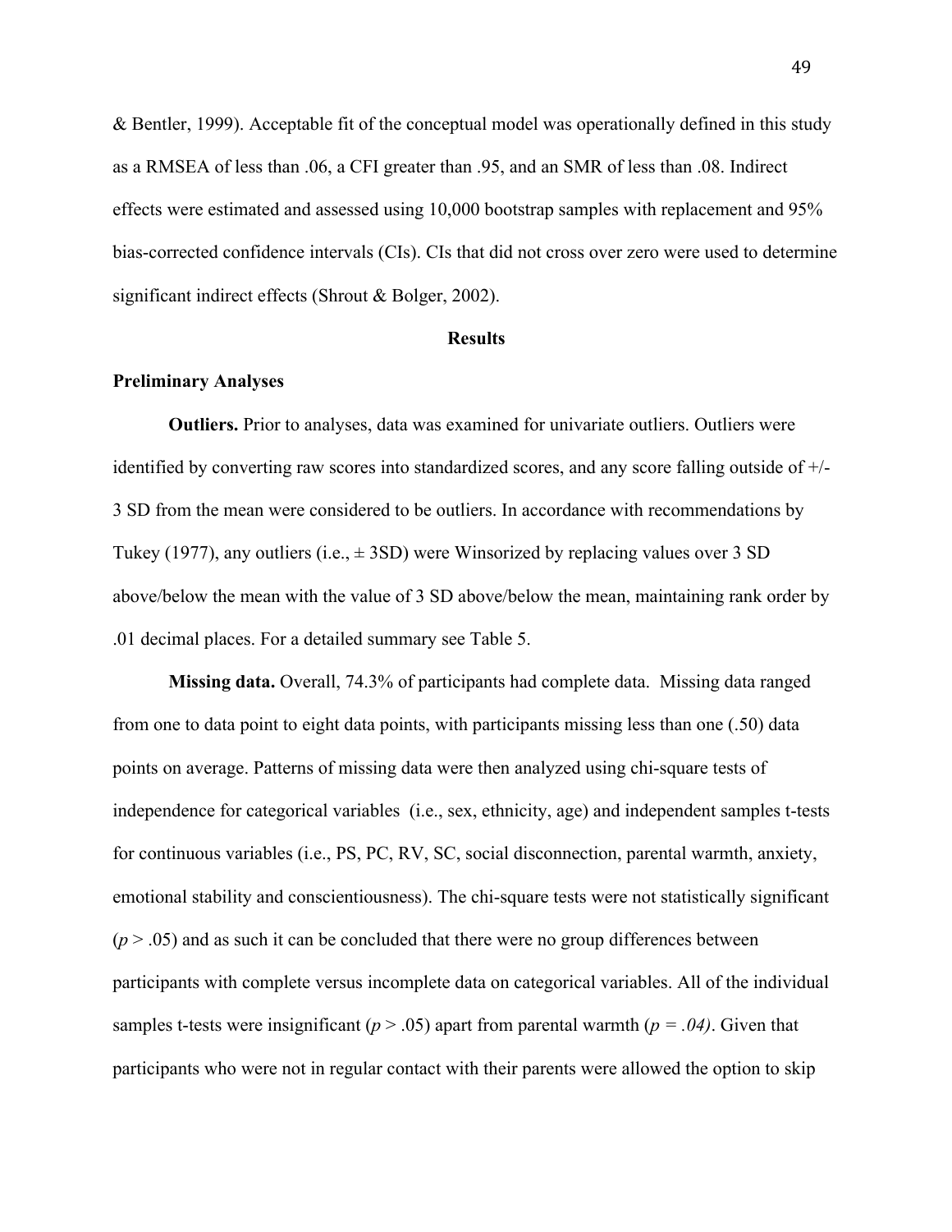& Bentler, 1999). Acceptable fit of the conceptual model was operationally defined in this study as a RMSEA of less than .06, a CFI greater than .95, and an SMR of less than .08. Indirect effects were estimated and assessed using 10,000 bootstrap samples with replacement and 95% bias-corrected confidence intervals (CIs). CIs that did not cross over zero were used to determine significant indirect effects (Shrout & Bolger, 2002).

## Results

### Preliminary Analyses

**Outliers.** Prior to analyses, data was examined for univariate outliers. Outliers were identified by converting raw scores into standardized scores, and any score falling outside of +/- 3 SD from the mean were considered to be outliers. In accordance with recommendations by Tukey (1977), any outliers (i.e., ± 3SD) were Winsorized by replacing values over 3 SD above/below the mean with the value of 3 SD above/below the mean, maintaining rank order by .01 decimal places. For a detailed summary see Table 5.

**Missing data.** Overall, 74.3% of participants had complete data. Missing data ranged from one to data point to eight data points, with participants missing less than one (.50) data points on average. Patterns of missing data were then analyzed using chi-square tests of independence for categorical variables (i.e., sex, ethnicity, age) and independent samples t-tests for continuous variables (i.e., PS, PC, RV, SC, social disconnection, parental warmth, anxiety, emotional stability and conscientiousness). The chi-square tests were not statistically significant ($p > .05$) and as such it can be concluded that there were no group differences between participants with complete versus incomplete data on categorical variables. All of the individual samples t-tests were insignificant ($p > .05$) apart from parental warmth ($p = .04$). Given that participants who were not in regular contact with their parents were allowed the option to skip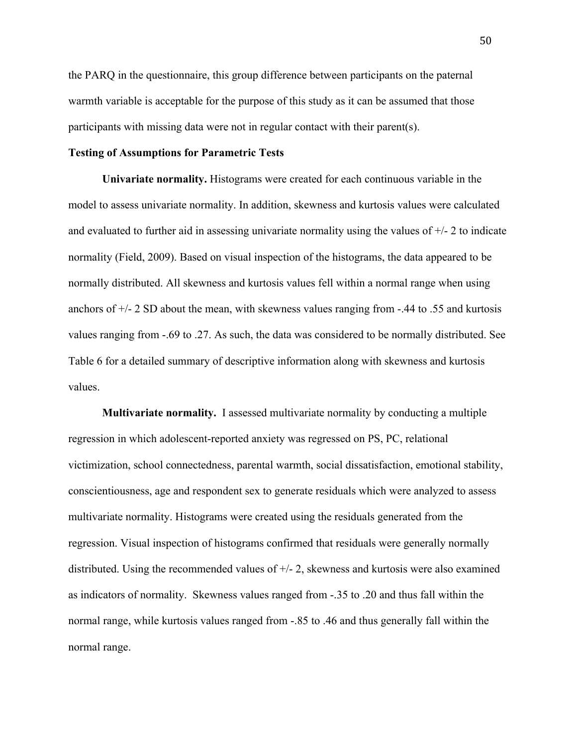the PARQ in the questionnaire, this group difference between participants on the paternal warmth variable is acceptable for the purpose of this study as it can be assumed that those participants with missing data were not in regular contact with their parent(s).

**Testing of Assumptions for Parametric Tests**

**Univariate normality.** Histograms were created for each continuous variable in the model to assess univariate normality. In addition, skewness and kurtosis values were calculated and evaluated to further aid in assessing univariate normality using the values of +/- 2 to indicate normality (Field, 2009). Based on visual inspection of the histograms, the data appeared to be normally distributed. All skewness and kurtosis values fell within a normal range when using anchors of +/- 2 SD about the mean, with skewness values ranging from -.44 to .55 and kurtosis values ranging from -.69 to .27. As such, the data was considered to be normally distributed. See Table 6 for a detailed summary of descriptive information along with skewness and kurtosis values.

**Multivariate normality.** I assessed multivariate normality by conducting a multiple regression in which adolescent-reported anxiety was regressed on PS, PC, relational victimization, school connectedness, parental warmth, social dissatisfaction, emotional stability, conscientiousness, age and respondent sex to generate residuals which were analyzed to assess multivariate normality. Histograms were created using the residuals generated from the regression. Visual inspection of histograms confirmed that residuals were generally normally distributed. Using the recommended values of +/- 2, skewness and kurtosis were also examined as indicators of normality. Skewness values ranged from -.35 to .20 and thus fall within the normal range, while kurtosis values ranged from -.85 to .46 and thus generally fall within the normal range.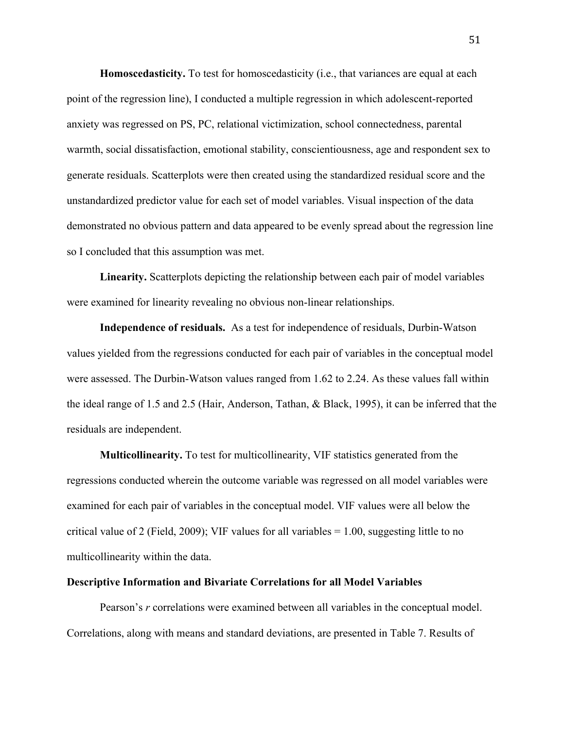**Homoscedasticity.** To test for homoscedasticity (i.e., that variances are equal at each point of the regression line), I conducted a multiple regression in which adolescent-reported anxiety was regressed on PS, PC, relational victimization, school connectedness, parental warmth, social dissatisfaction, emotional stability, conscientiousness, age and respondent sex to generate residuals. Scatterplots were then created using the standardized residual score and the unstandardized predictor value for each set of model variables. Visual inspection of the data demonstrated no obvious pattern and data appeared to be evenly spread about the regression line so I concluded that this assumption was met.

**Linearity.** Scatterplots depicting the relationship between each pair of model variables were examined for linearity revealing no obvious non-linear relationships.

**Independence of residuals.** As a test for independence of residuals, Durbin-Watson values yielded from the regressions conducted for each pair of variables in the conceptual model were assessed. The Durbin-Watson values ranged from 1.62 to 2.24. As these values fall within the ideal range of 1.5 and 2.5 (Hair, Anderson, Tathan, & Black, 1995), it can be inferred that the residuals are independent.

**Multicollinearity.** To test for multicollinearity, VIF statistics generated from the regressions conducted wherein the outcome variable was regressed on all model variables were examined for each pair of variables in the conceptual model. VIF values were all below the critical value of 2 (Field, 2009); VIF values for all variables = 1.00, suggesting little to no multicollinearity within the data.

### Descriptive Information and Bivariate Correlations for all Model Variables

Pearson's $r$ correlations were examined between all variables in the conceptual model. Correlations, along with means and standard deviations, are presented in Table 7. Results of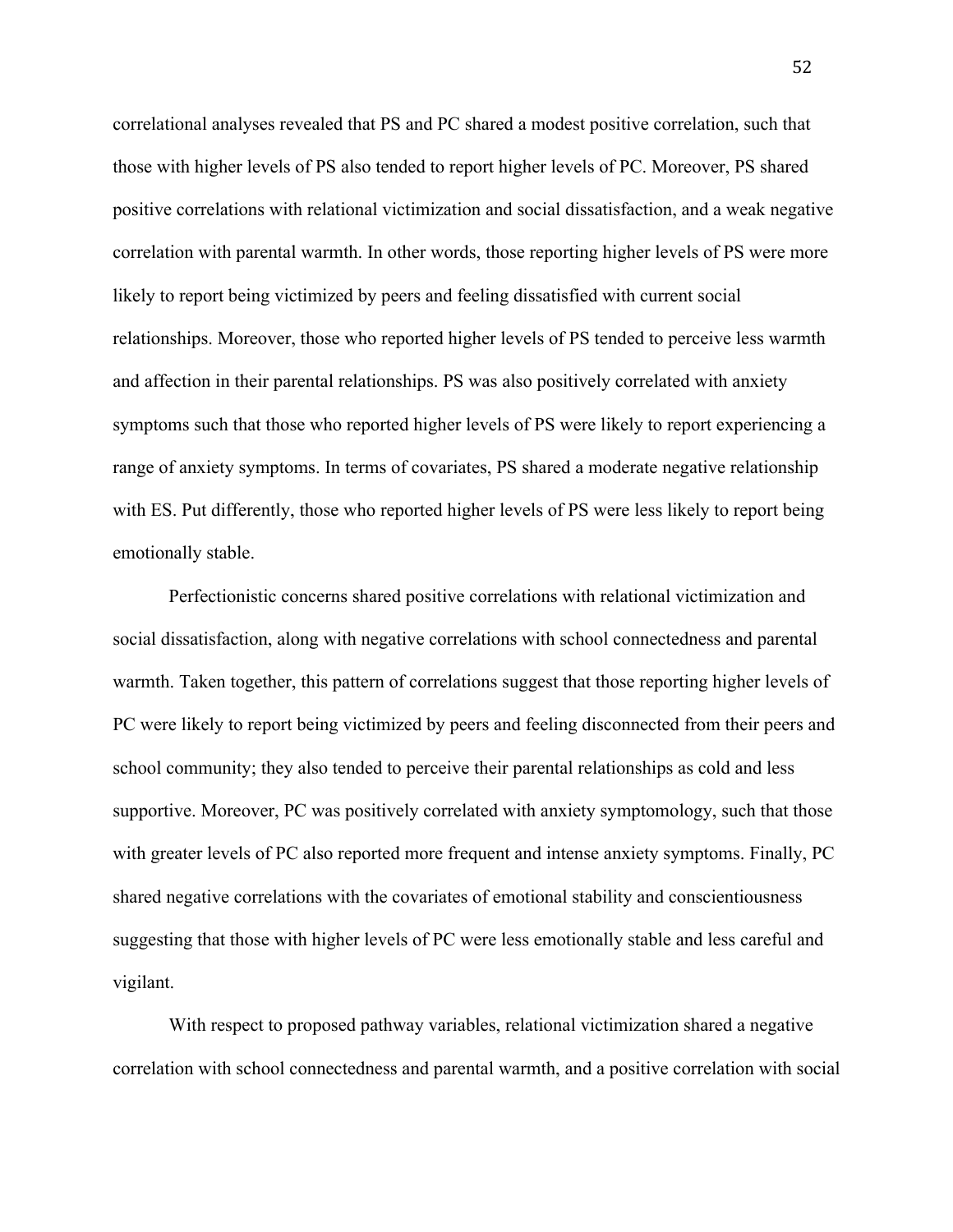correlational analyses revealed that PS and PC shared a modest positive correlation, such that those with higher levels of PS also tended to report higher levels of PC. Moreover, PS shared positive correlations with relational victimization and social dissatisfaction, and a weak negative correlation with parental warmth. In other words, those reporting higher levels of PS were more likely to report being victimized by peers and feeling dissatisfied with current social relationships. Moreover, those who reported higher levels of PS tended to perceive less warmth and affection in their parental relationships. PS was also positively correlated with anxiety symptoms such that those who reported higher levels of PS were likely to report experiencing a range of anxiety symptoms. In terms of covariates, PS shared a moderate negative relationship with ES. Put differently, those who reported higher levels of PS were less likely to report being emotionally stable.

Perfectionistic concerns shared positive correlations with relational victimization and social dissatisfaction, along with negative correlations with school connectedness and parental warmth. Taken together, this pattern of correlations suggest that those reporting higher levels of PC were likely to report being victimized by peers and feeling disconnected from their peers and school community; they also tended to perceive their parental relationships as cold and less supportive. Moreover, PC was positively correlated with anxiety symptomology, such that those with greater levels of PC also reported more frequent and intense anxiety symptoms. Finally, PC shared negative correlations with the covariates of emotional stability and conscientiousness suggesting that those with higher levels of PC were less emotionally stable and less careful and vigilant.

With respect to proposed pathway variables, relational victimization shared a negative correlation with school connectedness and parental warmth, and a positive correlation with social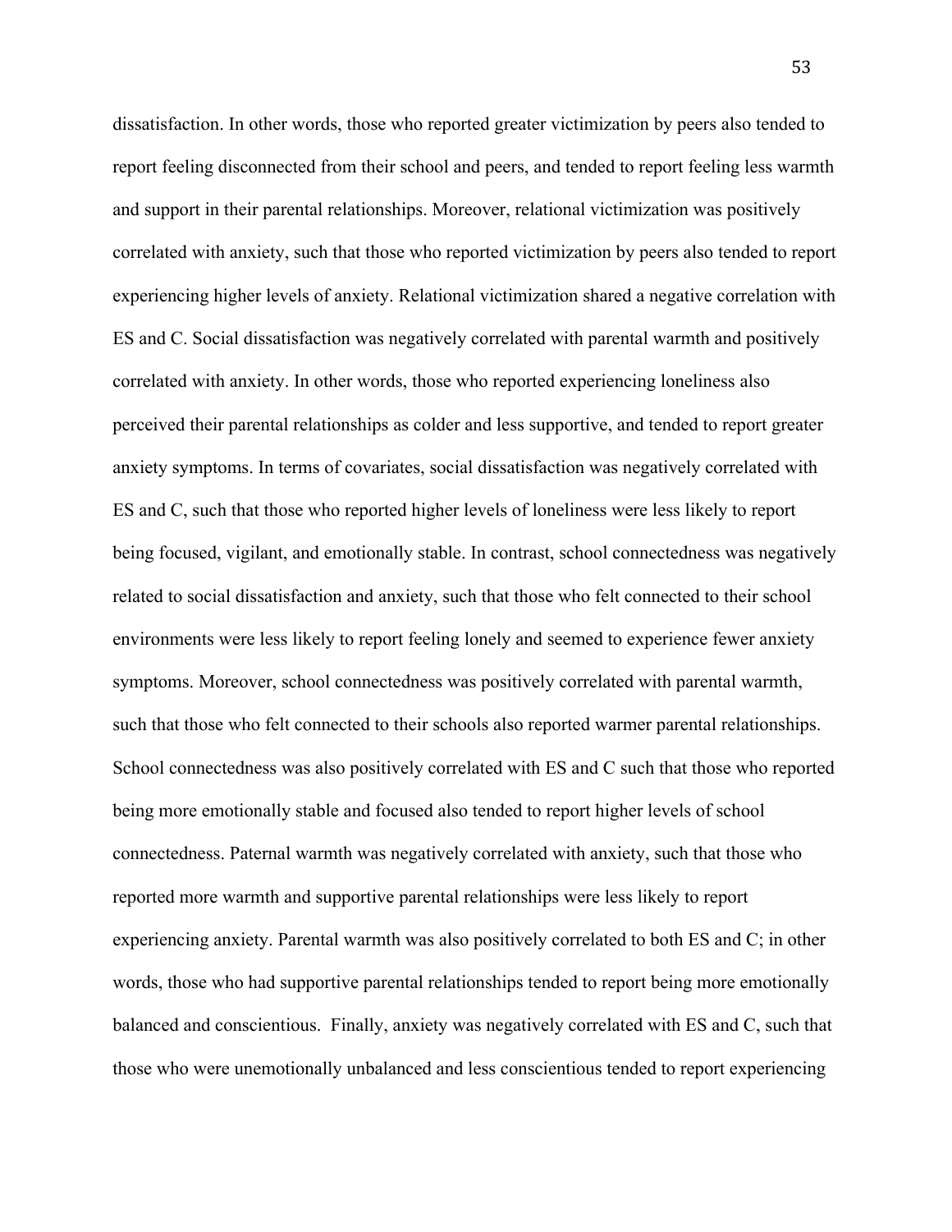dissatisfaction. In other words, those who reported greater victimization by peers also tended to report feeling disconnected from their school and peers, and tended to report feeling less warmth and support in their parental relationships. Moreover, relational victimization was positively correlated with anxiety, such that those who reported victimization by peers also tended to report experiencing higher levels of anxiety. Relational victimization shared a negative correlation with ES and C. Social dissatisfaction was negatively correlated with parental warmth and positively correlated with anxiety. In other words, those who reported experiencing loneliness also perceived their parental relationships as colder and less supportive, and tended to report greater anxiety symptoms. In terms of covariates, social dissatisfaction was negatively correlated with ES and C, such that those who reported higher levels of loneliness were less likely to report being focused, vigilant, and emotionally stable. In contrast, school connectedness was negatively related to social dissatisfaction and anxiety, such that those who felt connected to their school environments were less likely to report feeling lonely and seemed to experience fewer anxiety symptoms. Moreover, school connectedness was positively correlated with parental warmth, such that those who felt connected to their schools also reported warmer parental relationships. School connectedness was also positively correlated with ES and C such that those who reported being more emotionally stable and focused also tended to report higher levels of school connectedness. Paternal warmth was negatively correlated with anxiety, such that those who reported more warmth and supportive parental relationships were less likely to report experiencing anxiety. Parental warmth was also positively correlated to both ES and C; in other words, those who had supportive parental relationships tended to report being more emotionally balanced and conscientious. Finally, anxiety was negatively correlated with ES and C, such that those who were unemotionally unbalanced and less conscientious tended to report experiencing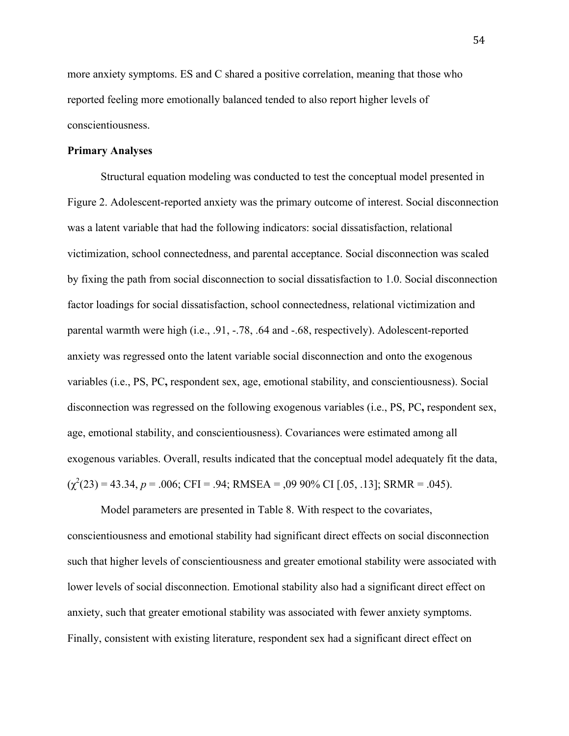more anxiety symptoms. ES and C shared a positive correlation, meaning that those who reported feeling more emotionally balanced tended to also report higher levels of conscientiousness.

**Primary Analyses**

Structural equation modeling was conducted to test the conceptual model presented in Figure 2. Adolescent-reported anxiety was the primary outcome of interest. Social disconnection was a latent variable that had the following indicators: social dissatisfaction, relational victimization, school connectedness, and parental acceptance. Social disconnection was scaled by fixing the path from social disconnection to social dissatisfaction to 1.0. Social disconnection factor loadings for social dissatisfaction, school connectedness, relational victimization and parental warmth were high (i.e., .91, -.78, .64 and -.68, respectively). Adolescent-reported anxiety was regressed onto the latent variable social disconnection and onto the exogenous variables (i.e., PS, PC**,** respondent sex, age, emotional stability, and conscientiousness). Social disconnection was regressed on the following exogenous variables (i.e., PS, PC**,** respondent sex, age, emotional stability, and conscientiousness). Covariances were estimated among all exogenous variables. Overall, results indicated that the conceptual model adequately fit the data, ($\chi^2(23) = 43.34$, $p = .006$; CFI = .94; RMSEA = ,09 90% CI [.05, .13]; SRMR = .045).

Model parameters are presented in Table 8. With respect to the covariates, conscientiousness and emotional stability had significant direct effects on social disconnection such that higher levels of conscientiousness and greater emotional stability were associated with lower levels of social disconnection. Emotional stability also had a significant direct effect on anxiety, such that greater emotional stability was associated with fewer anxiety symptoms. Finally, consistent with existing literature, respondent sex had a significant direct effect on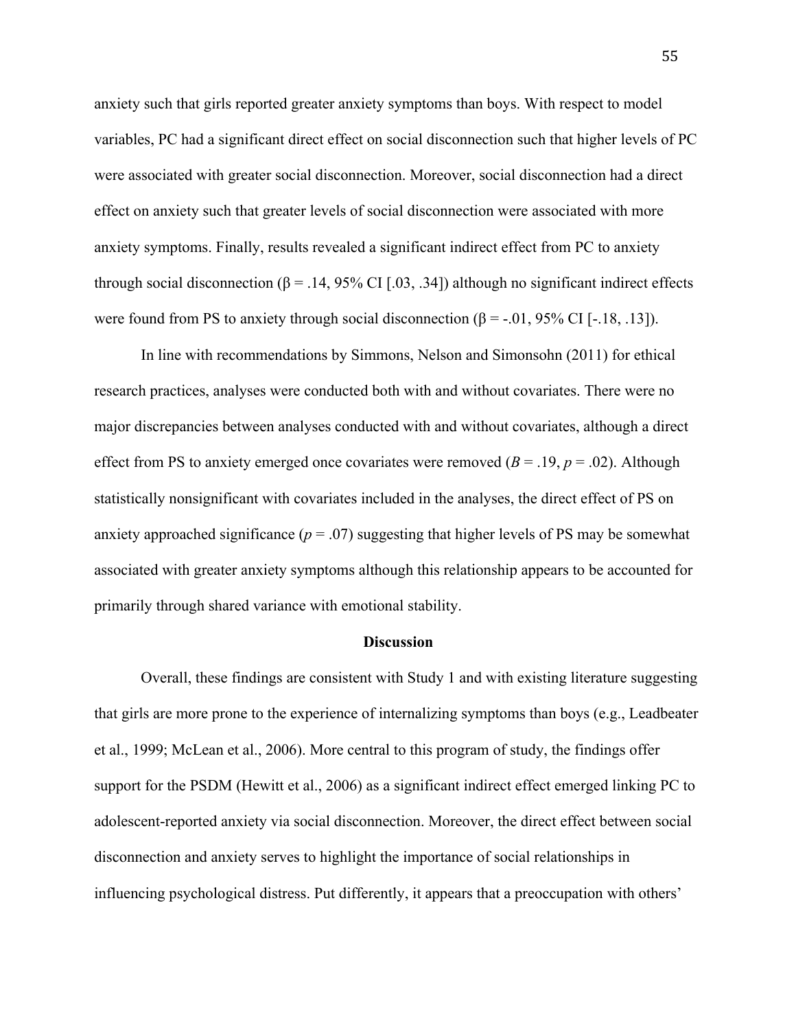anxiety such that girls reported greater anxiety symptoms than boys. With respect to model variables, PC had a significant direct effect on social disconnection such that higher levels of PC were associated with greater social disconnection. Moreover, social disconnection had a direct effect on anxiety such that greater levels of social disconnection were associated with more anxiety symptoms. Finally, results revealed a significant indirect effect from PC to anxiety through social disconnection ($\beta = .14$, 95% CI [.03, .34]) although no significant indirect effects were found from PS to anxiety through social disconnection ($\beta = -.01$, 95% CI [-.18, .13]).

In line with recommendations by Simmons, Nelson and Simonsohn (2011) for ethical research practices, analyses were conducted both with and without covariates. There were no major discrepancies between analyses conducted with and without covariates, although a direct effect from PS to anxiety emerged once covariates were removed ($B = .19$, $p = .02$). Although statistically nonsignificant with covariates included in the analyses, the direct effect of PS on anxiety approached significance ($p = .07$) suggesting that higher levels of PS may be somewhat associated with greater anxiety symptoms although this relationship appears to be accounted for primarily through shared variance with emotional stability.

## Discussion

Overall, these findings are consistent with Study 1 and with existing literature suggesting that girls are more prone to the experience of internalizing symptoms than boys (e.g., Leadbeater et al., 1999; McLean et al., 2006). More central to this program of study, the findings offer support for the PSDM (Hewitt et al., 2006) as a significant indirect effect emerged linking PC to adolescent-reported anxiety via social disconnection. Moreover, the direct effect between social disconnection and anxiety serves to highlight the importance of social relationships in influencing psychological distress. Put differently, it appears that a preoccupation with others'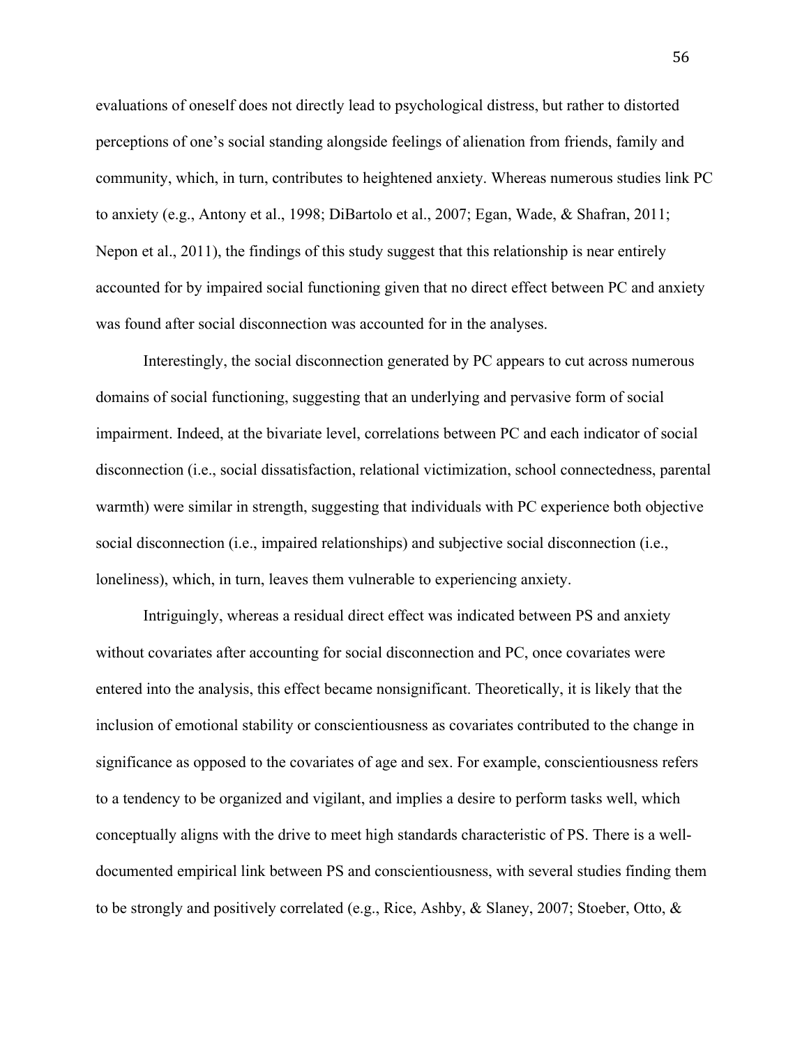evaluations of oneself does not directly lead to psychological distress, but rather to distorted perceptions of one's social standing alongside feelings of alienation from friends, family and community, which, in turn, contributes to heightened anxiety. Whereas numerous studies link PC to anxiety (e.g., Antony et al., 1998; DiBartolo et al., 2007; Egan, Wade, & Shafran, 2011; Nepon et al., 2011), the findings of this study suggest that this relationship is near entirely accounted for by impaired social functioning given that no direct effect between PC and anxiety was found after social disconnection was accounted for in the analyses.

Interestingly, the social disconnection generated by PC appears to cut across numerous domains of social functioning, suggesting that an underlying and pervasive form of social impairment. Indeed, at the bivariate level, correlations between PC and each indicator of social disconnection (i.e., social dissatisfaction, relational victimization, school connectedness, parental warmth) were similar in strength, suggesting that individuals with PC experience both objective social disconnection (i.e., impaired relationships) and subjective social disconnection (i.e., loneliness), which, in turn, leaves them vulnerable to experiencing anxiety.

Intriguingly, whereas a residual direct effect was indicated between PS and anxiety without covariates after accounting for social disconnection and PC, once covariates were entered into the analysis, this effect became nonsignificant. Theoretically, it is likely that the inclusion of emotional stability or conscientiousness as covariates contributed to the change in significance as opposed to the covariates of age and sex. For example, conscientiousness refers to a tendency to be organized and vigilant, and implies a desire to perform tasks well, which conceptually aligns with the drive to meet high standards characteristic of PS. There is a well-documented empirical link between PS and conscientiousness, with several studies finding them to be strongly and positively correlated (e.g., Rice, Ashby, & Slaney, 2007; Stoeber, Otto, &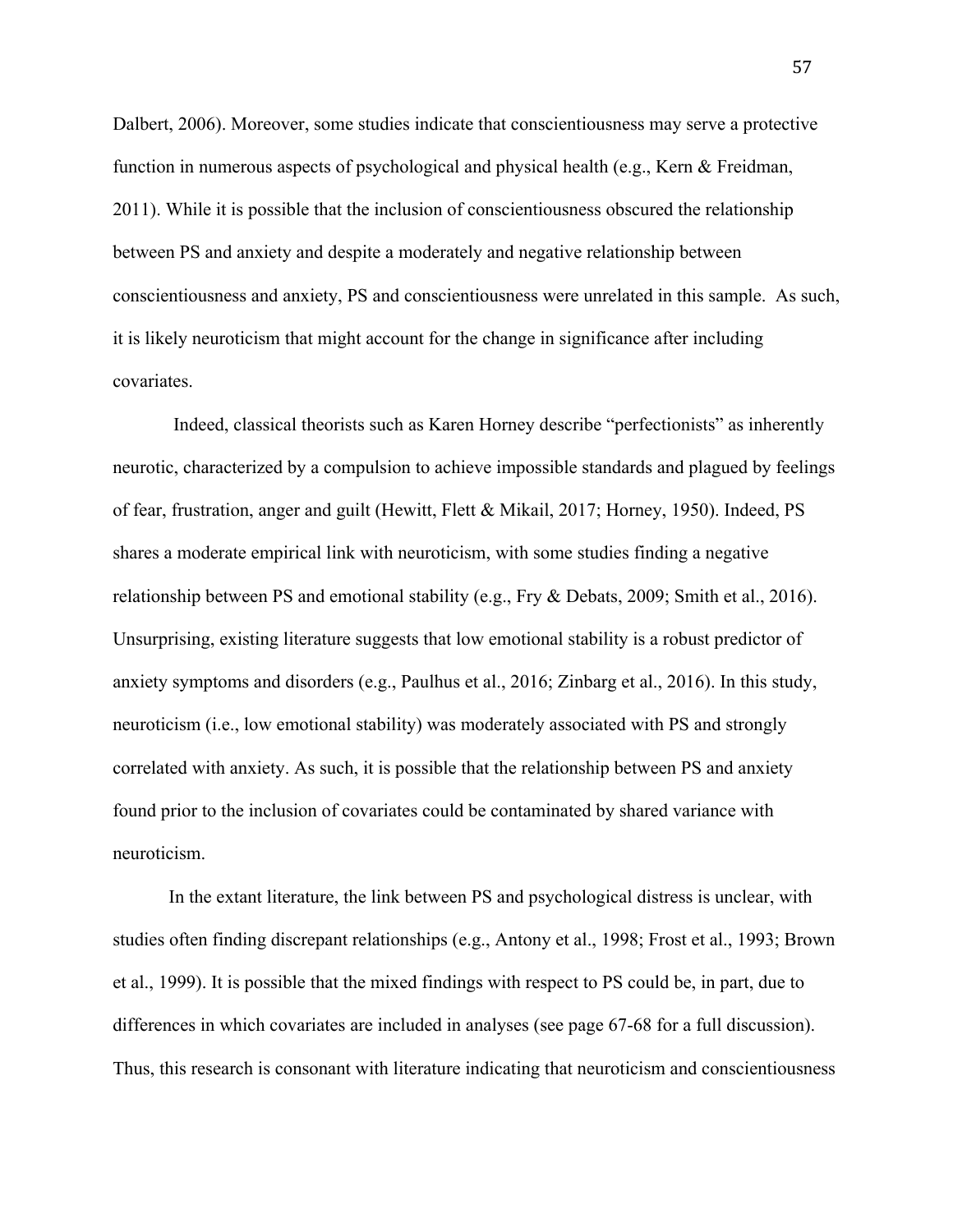Dalbert, 2006). Moreover, some studies indicate that conscientiousness may serve a protective function in numerous aspects of psychological and physical health (e.g., Kern & Freidman, 2011). While it is possible that the inclusion of conscientiousness obscured the relationship between PS and anxiety and despite a moderately and negative relationship between conscientiousness and anxiety, PS and conscientiousness were unrelated in this sample.  As such, it is likely neuroticism that might account for the change in significance after including covariates.

Indeed, classical theorists such as Karen Horney describe "perfectionists" as inherently neurotic, characterized by a compulsion to achieve impossible standards and plagued by feelings of fear, frustration, anger and guilt (Hewitt, Flett & Mikail, 2017; Horney, 1950). Indeed, PS shares a moderate empirical link with neuroticism, with some studies finding a negative relationship between PS and emotional stability (e.g., Fry & Debats, 2009; Smith et al., 2016). Unsurprising, existing literature suggests that low emotional stability is a robust predictor of anxiety symptoms and disorders (e.g., Paulhus et al., 2016; Zinbarg et al., 2016). In this study, neuroticism (i.e., low emotional stability) was moderately associated with PS and strongly correlated with anxiety. As such, it is possible that the relationship between PS and anxiety found prior to the inclusion of covariates could be contaminated by shared variance with neuroticism.

In the extant literature, the link between PS and psychological distress is unclear, with studies often finding discrepant relationships (e.g., Antony et al., 1998; Frost et al., 1993; Brown et al., 1999). It is possible that the mixed findings with respect to PS could be, in part, due to differences in which covariates are included in analyses (see page 67-68 for a full discussion). Thus, this research is consonant with literature indicating that neuroticism and conscientiousness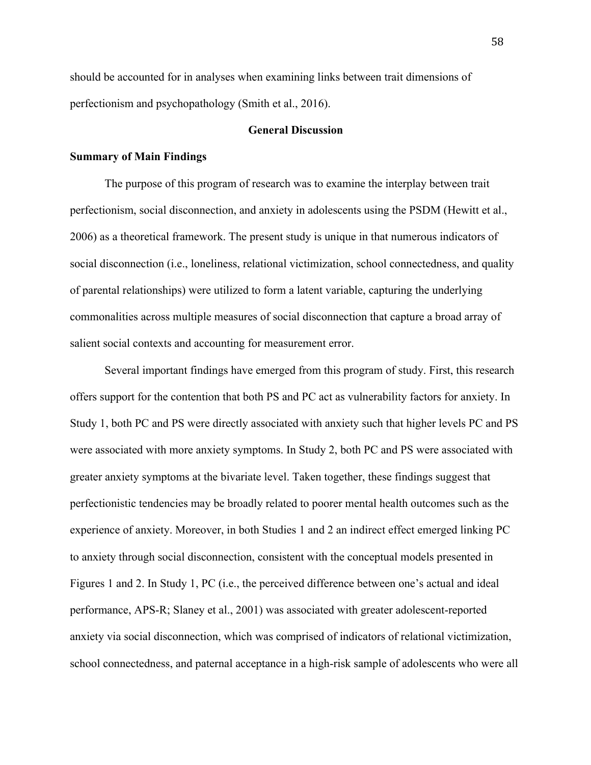should be accounted for in analyses when examining links between trait dimensions of perfectionism and psychopathology (Smith et al., 2016).

## General Discussion

### Summary of Main Findings

The purpose of this program of research was to examine the interplay between trait perfectionism, social disconnection, and anxiety in adolescents using the PSDM (Hewitt et al., 2006) as a theoretical framework. The present study is unique in that numerous indicators of social disconnection (i.e., loneliness, relational victimization, school connectedness, and quality of parental relationships) were utilized to form a latent variable, capturing the underlying commonalities across multiple measures of social disconnection that capture a broad array of salient social contexts and accounting for measurement error.

Several important findings have emerged from this program of study. First, this research offers support for the contention that both PS and PC act as vulnerability factors for anxiety. In Study 1, both PC and PS were directly associated with anxiety such that higher levels PC and PS were associated with more anxiety symptoms. In Study 2, both PC and PS were associated with greater anxiety symptoms at the bivariate level. Taken together, these findings suggest that perfectionistic tendencies may be broadly related to poorer mental health outcomes such as the experience of anxiety. Moreover, in both Studies 1 and 2 an indirect effect emerged linking PC to anxiety through social disconnection, consistent with the conceptual models presented in Figures 1 and 2. In Study 1, PC (i.e., the perceived difference between one's actual and ideal performance, APS-R; Slaney et al., 2001) was associated with greater adolescent-reported anxiety via social disconnection, which was comprised of indicators of relational victimization, school connectedness, and paternal acceptance in a high-risk sample of adolescents who were all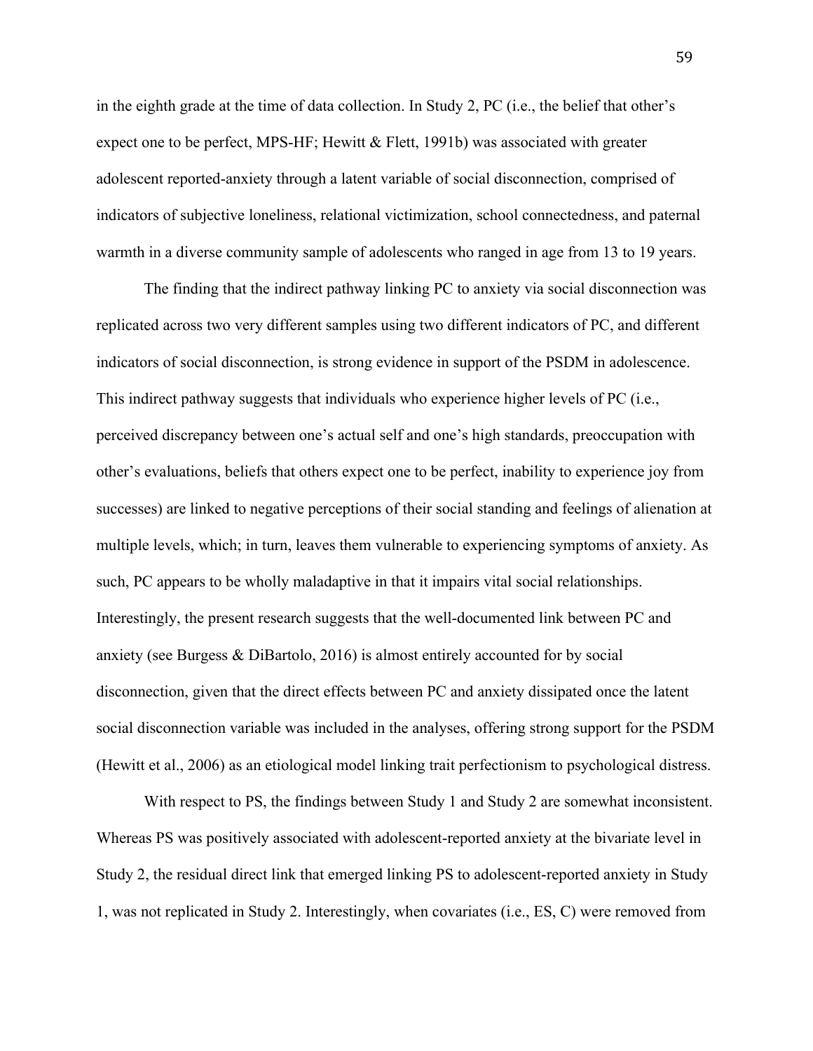in the eighth grade at the time of data collection. In Study 2, PC (i.e., the belief that other's expect one to be perfect, MPS-HF; Hewitt & Flett, 1991b) was associated with greater adolescent reported-anxiety through a latent variable of social disconnection, comprised of indicators of subjective loneliness, relational victimization, school connectedness, and paternal warmth in a diverse community sample of adolescents who ranged in age from 13 to 19 years.

The finding that the indirect pathway linking PC to anxiety via social disconnection was replicated across two very different samples using two different indicators of PC, and different indicators of social disconnection, is strong evidence in support of the PSDM in adolescence. This indirect pathway suggests that individuals who experience higher levels of PC (i.e., perceived discrepancy between one's actual self and one's high standards, preoccupation with other's evaluations, beliefs that others expect one to be perfect, inability to experience joy from successes) are linked to negative perceptions of their social standing and feelings of alienation at multiple levels, which; in turn, leaves them vulnerable to experiencing symptoms of anxiety. As such, PC appears to be wholly maladaptive in that it impairs vital social relationships. Interestingly, the present research suggests that the well-documented link between PC and anxiety (see Burgess & DiBartolo, 2016) is almost entirely accounted for by social disconnection, given that the direct effects between PC and anxiety dissipated once the latent social disconnection variable was included in the analyses, offering strong support for the PSDM (Hewitt et al., 2006) as an etiological model linking trait perfectionism to psychological distress.

With respect to PS, the findings between Study 1 and Study 2 are somewhat inconsistent. Whereas PS was positively associated with adolescent-reported anxiety at the bivariate level in Study 2, the residual direct link that emerged linking PS to adolescent-reported anxiety in Study 1, was not replicated in Study 2. Interestingly, when covariates (i.e., ES, C) were removed from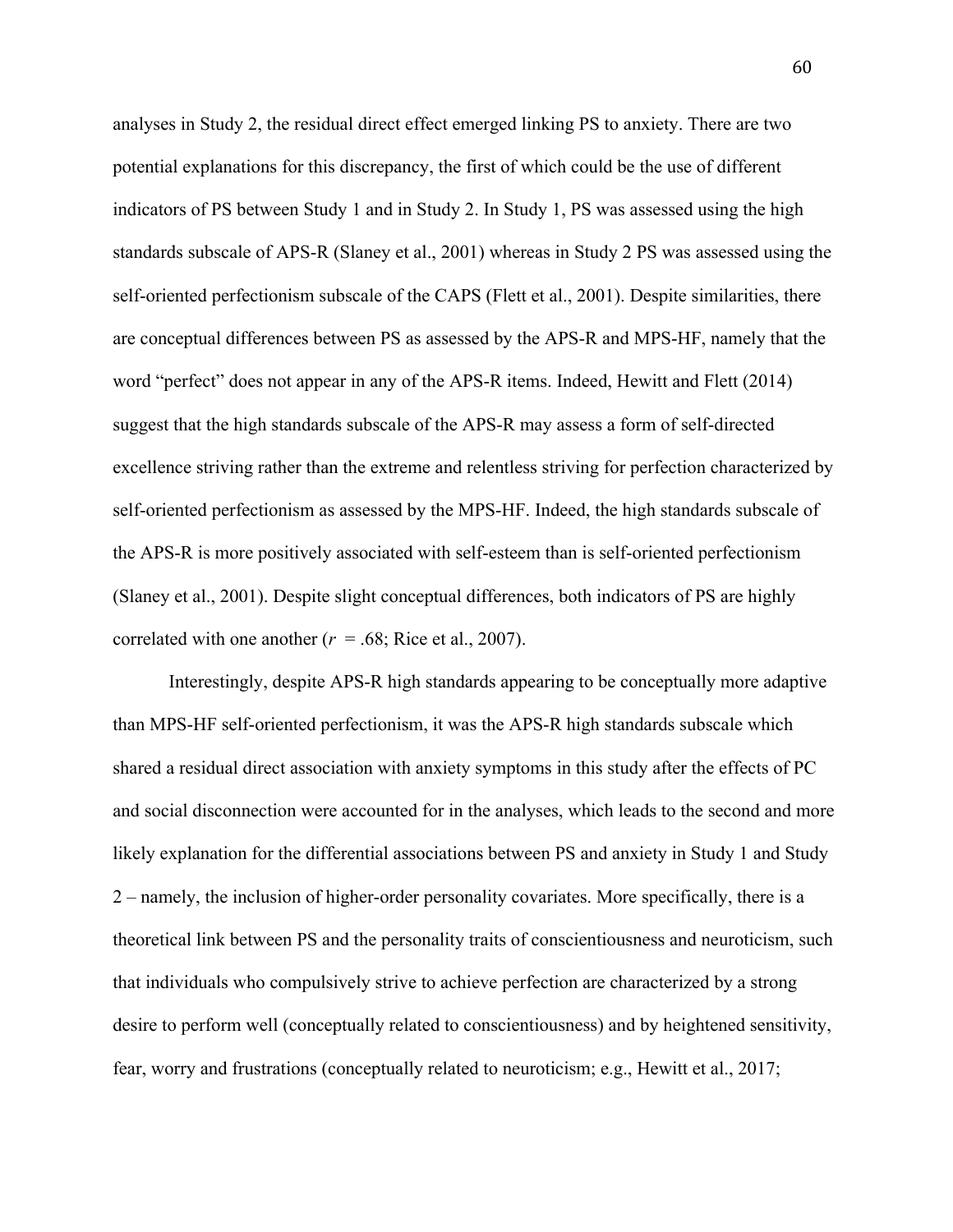analyses in Study 2, the residual direct effect emerged linking PS to anxiety. There are two potential explanations for this discrepancy, the first of which could be the use of different indicators of PS between Study 1 and in Study 2. In Study 1, PS was assessed using the high standards subscale of APS-R (Slaney et al., 2001) whereas in Study 2 PS was assessed using the self-oriented perfectionism subscale of the CAPS (Flett et al., 2001). Despite similarities, there are conceptual differences between PS as assessed by the APS-R and MPS-HF, namely that the word "perfect" does not appear in any of the APS-R items. Indeed, Hewitt and Flett (2014) suggest that the high standards subscale of the APS-R may assess a form of self-directed excellence striving rather than the extreme and relentless striving for perfection characterized by self-oriented perfectionism as assessed by the MPS-HF. Indeed, the high standards subscale of the APS-R is more positively associated with self-esteem than is self-oriented perfectionism (Slaney et al., 2001). Despite slight conceptual differences, both indicators of PS are highly correlated with one another ($r$ = .68; Rice et al., 2007).

Interestingly, despite APS-R high standards appearing to be conceptually more adaptive than MPS-HF self-oriented perfectionism, it was the APS-R high standards subscale which shared a residual direct association with anxiety symptoms in this study after the effects of PC and social disconnection were accounted for in the analyses, which leads to the second and more likely explanation for the differential associations between PS and anxiety in Study 1 and Study 2 – namely, the inclusion of higher-order personality covariates. More specifically, there is a theoretical link between PS and the personality traits of conscientiousness and neuroticism, such that individuals who compulsively strive to achieve perfection are characterized by a strong desire to perform well (conceptually related to conscientiousness) and by heightened sensitivity, fear, worry and frustrations (conceptually related to neuroticism; e.g., Hewitt et al., 2017;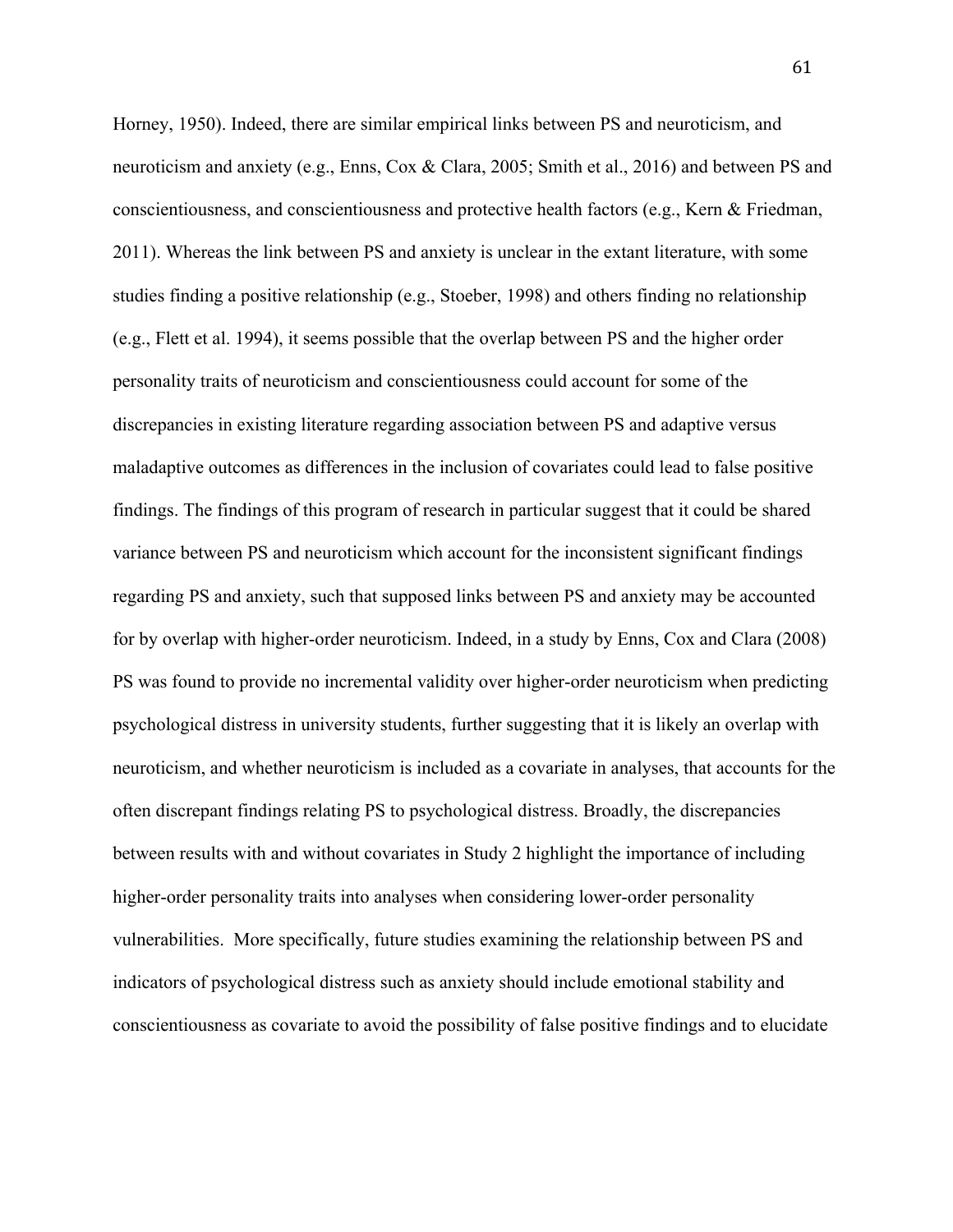Horney, 1950). Indeed, there are similar empirical links between PS and neuroticism, and neuroticism and anxiety (e.g., Enns, Cox & Clara, 2005; Smith et al., 2016) and between PS and conscientiousness, and conscientiousness and protective health factors (e.g., Kern & Friedman, 2011). Whereas the link between PS and anxiety is unclear in the extant literature, with some studies finding a positive relationship (e.g., Stoeber, 1998) and others finding no relationship (e.g., Flett et al. 1994), it seems possible that the overlap between PS and the higher order personality traits of neuroticism and conscientiousness could account for some of the discrepancies in existing literature regarding association between PS and adaptive versus maladaptive outcomes as differences in the inclusion of covariates could lead to false positive findings. The findings of this program of research in particular suggest that it could be shared variance between PS and neuroticism which account for the inconsistent significant findings regarding PS and anxiety, such that supposed links between PS and anxiety may be accounted for by overlap with higher-order neuroticism. Indeed, in a study by Enns, Cox and Clara (2008) PS was found to provide no incremental validity over higher-order neuroticism when predicting psychological distress in university students, further suggesting that it is likely an overlap with neuroticism, and whether neuroticism is included as a covariate in analyses, that accounts for the often discrepant findings relating PS to psychological distress. Broadly, the discrepancies between results with and without covariates in Study 2 highlight the importance of including higher-order personality traits into analyses when considering lower-order personality vulnerabilities. More specifically, future studies examining the relationship between PS and indicators of psychological distress such as anxiety should include emotional stability and conscientiousness as covariate to avoid the possibility of false positive findings and to elucidate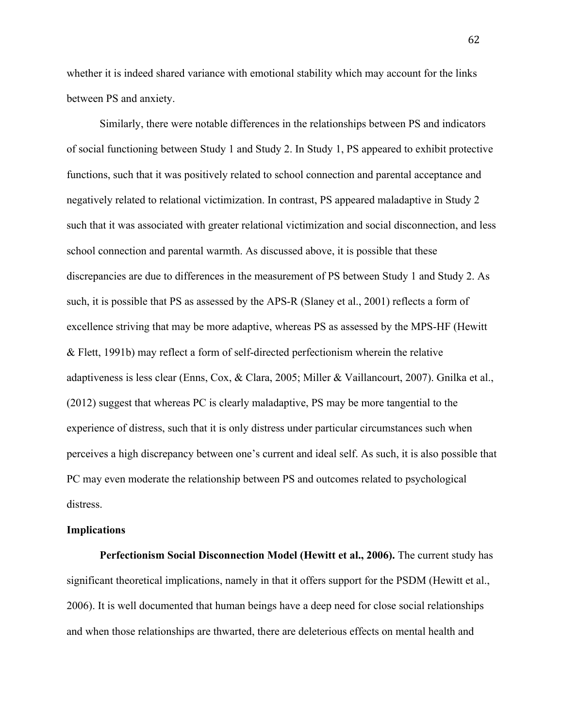whether it is indeed shared variance with emotional stability which may account for the links between PS and anxiety.

Similarly, there were notable differences in the relationships between PS and indicators of social functioning between Study 1 and Study 2. In Study 1, PS appeared to exhibit protective functions, such that it was positively related to school connection and parental acceptance and negatively related to relational victimization. In contrast, PS appeared maladaptive in Study 2 such that it was associated with greater relational victimization and social disconnection, and less school connection and parental warmth. As discussed above, it is possible that these discrepancies are due to differences in the measurement of PS between Study 1 and Study 2. As such, it is possible that PS as assessed by the APS-R (Slaney et al., 2001) reflects a form of excellence striving that may be more adaptive, whereas PS as assessed by the MPS-HF (Hewitt & Flett, 1991b) may reflect a form of self-directed perfectionism wherein the relative adaptiveness is less clear (Enns, Cox, & Clara, 2005; Miller & Vaillancourt, 2007). Gnilka et al., (2012) suggest that whereas PC is clearly maladaptive, PS may be more tangential to the experience of distress, such that it is only distress under particular circumstances such when perceives a high discrepancy between one's current and ideal self. As such, it is also possible that PC may even moderate the relationship between PS and outcomes related to psychological distress.

## Implications

**Perfectionism Social Disconnection Model (Hewitt et al., 2006).** The current study has significant theoretical implications, namely in that it offers support for the PSDM (Hewitt et al., 2006). It is well documented that human beings have a deep need for close social relationships and when those relationships are thwarted, there are deleterious effects on mental health and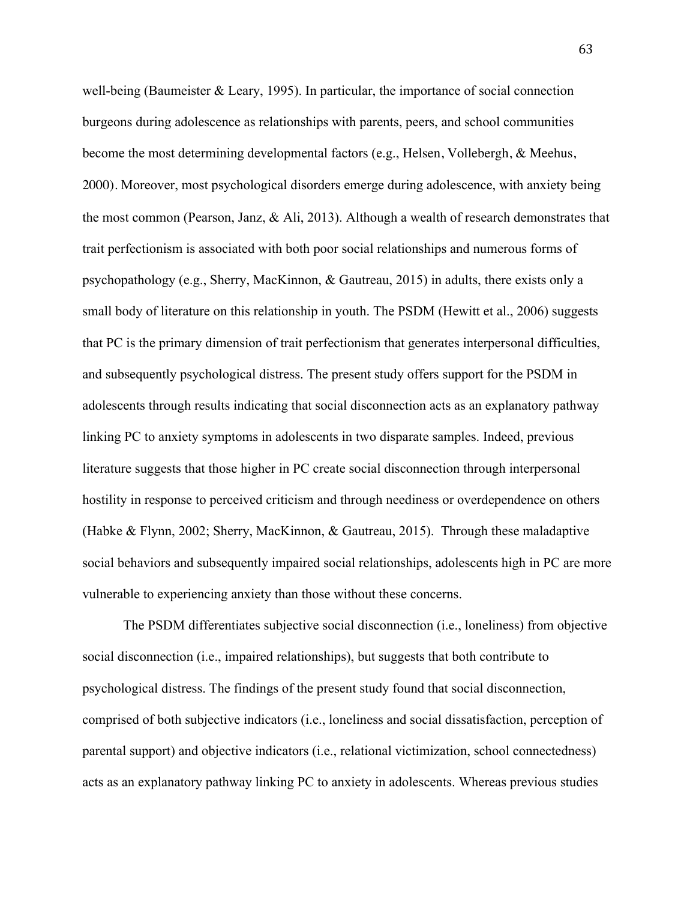well-being (Baumeister & Leary, 1995). In particular, the importance of social connection burgeons during adolescence as relationships with parents, peers, and school communities become the most determining developmental factors (e.g., Helsen, Vollebergh, & Meehus, 2000). Moreover, most psychological disorders emerge during adolescence, with anxiety being the most common (Pearson, Janz, & Ali, 2013). Although a wealth of research demonstrates that trait perfectionism is associated with both poor social relationships and numerous forms of psychopathology (e.g., Sherry, MacKinnon, & Gautreau, 2015) in adults, there exists only a small body of literature on this relationship in youth. The PSDM (Hewitt et al., 2006) suggests that PC is the primary dimension of trait perfectionism that generates interpersonal difficulties, and subsequently psychological distress. The present study offers support for the PSDM in adolescents through results indicating that social disconnection acts as an explanatory pathway linking PC to anxiety symptoms in adolescents in two disparate samples. Indeed, previous literature suggests that those higher in PC create social disconnection through interpersonal hostility in response to perceived criticism and through neediness or overdependence on others (Habke & Flynn, 2002; Sherry, MacKinnon, & Gautreau, 2015). Through these maladaptive social behaviors and subsequently impaired social relationships, adolescents high in PC are more vulnerable to experiencing anxiety than those without these concerns.

The PSDM differentiates subjective social disconnection (i.e., loneliness) from objective social disconnection (i.e., impaired relationships), but suggests that both contribute to psychological distress. The findings of the present study found that social disconnection, comprised of both subjective indicators (i.e., loneliness and social dissatisfaction, perception of parental support) and objective indicators (i.e., relational victimization, school connectedness) acts as an explanatory pathway linking PC to anxiety in adolescents. Whereas previous studies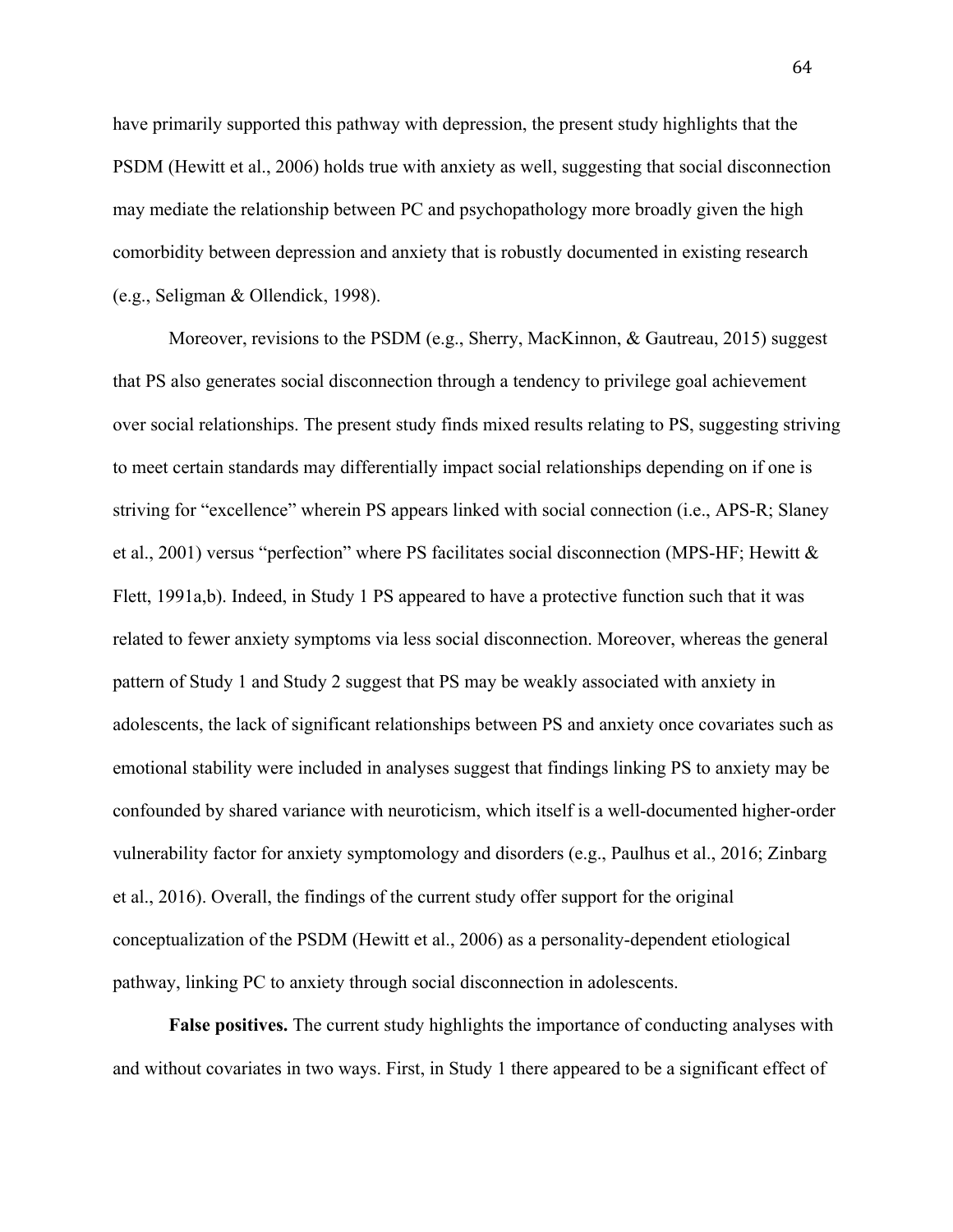have primarily supported this pathway with depression, the present study highlights that the PSDM (Hewitt et al., 2006) holds true with anxiety as well, suggesting that social disconnection may mediate the relationship between PC and psychopathology more broadly given the high comorbidity between depression and anxiety that is robustly documented in existing research (e.g., Seligman & Ollendick, 1998).

Moreover, revisions to the PSDM (e.g., Sherry, MacKinnon, & Gautreau, 2015) suggest that PS also generates social disconnection through a tendency to privilege goal achievement over social relationships. The present study finds mixed results relating to PS, suggesting striving to meet certain standards may differentially impact social relationships depending on if one is striving for "excellence" wherein PS appears linked with social connection (i.e., APS-R; Slaney et al., 2001) versus "perfection" where PS facilitates social disconnection (MPS-HF; Hewitt & Flett, 1991a,b). Indeed, in Study 1 PS appeared to have a protective function such that it was related to fewer anxiety symptoms via less social disconnection. Moreover, whereas the general pattern of Study 1 and Study 2 suggest that PS may be weakly associated with anxiety in adolescents, the lack of significant relationships between PS and anxiety once covariates such as emotional stability were included in analyses suggest that findings linking PS to anxiety may be confounded by shared variance with neuroticism, which itself is a well-documented higher-order vulnerability factor for anxiety symptomology and disorders (e.g., Paulhus et al., 2016; Zinbarg et al., 2016). Overall, the findings of the current study offer support for the original conceptualization of the PSDM (Hewitt et al., 2006) as a personality-dependent etiological pathway, linking PC to anxiety through social disconnection in adolescents.

**False positives.** The current study highlights the importance of conducting analyses with and without covariates in two ways. First, in Study 1 there appeared to be a significant effect of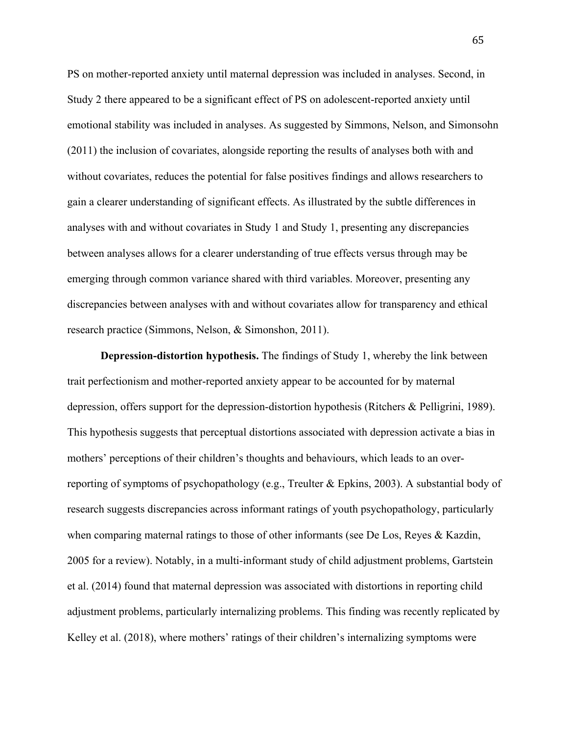PS on mother-reported anxiety until maternal depression was included in analyses. Second, in Study 2 there appeared to be a significant effect of PS on adolescent-reported anxiety until emotional stability was included in analyses. As suggested by Simmons, Nelson, and Simonsohn (2011) the inclusion of covariates, alongside reporting the results of analyses both with and without covariates, reduces the potential for false positives findings and allows researchers to gain a clearer understanding of significant effects. As illustrated by the subtle differences in analyses with and without covariates in Study 1 and Study 1, presenting any discrepancies between analyses allows for a clearer understanding of true effects versus through may be emerging through common variance shared with third variables. Moreover, presenting any discrepancies between analyses with and without covariates allow for transparency and ethical research practice (Simmons, Nelson, & Simonshon, 2011).

**Depression-distortion hypothesis.** The findings of Study 1, whereby the link between trait perfectionism and mother-reported anxiety appear to be accounted for by maternal depression, offers support for the depression-distortion hypothesis (Ritchers & Pelligrini, 1989). This hypothesis suggests that perceptual distortions associated with depression activate a bias in mothers' perceptions of their children's thoughts and behaviours, which leads to an over-reporting of symptoms of psychopathology (e.g., Treulter & Epkins, 2003). A substantial body of research suggests discrepancies across informant ratings of youth psychopathology, particularly when comparing maternal ratings to those of other informants (see De Los, Reyes & Kazdin, 2005 for a review). Notably, in a multi-informant study of child adjustment problems, Gartstein et al. (2014) found that maternal depression was associated with distortions in reporting child adjustment problems, particularly internalizing problems. This finding was recently replicated by Kelley et al. (2018), where mothers' ratings of their children's internalizing symptoms were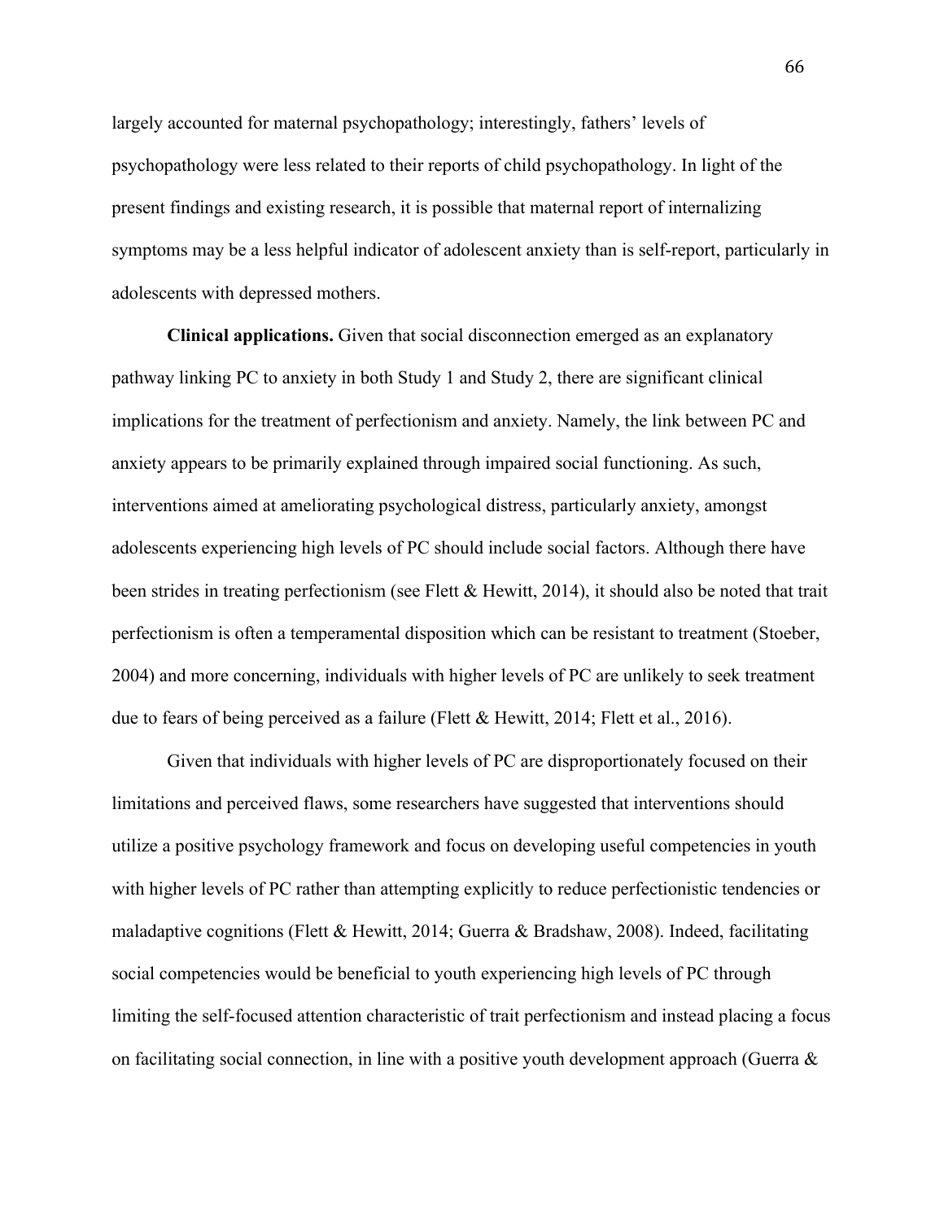largely accounted for maternal psychopathology; interestingly, fathers' levels of psychopathology were less related to their reports of child psychopathology. In light of the present findings and existing research, it is possible that maternal report of internalizing symptoms may be a less helpful indicator of adolescent anxiety than is self-report, particularly in adolescents with depressed mothers.

**Clinical applications.** Given that social disconnection emerged as an explanatory pathway linking PC to anxiety in both Study 1 and Study 2, there are significant clinical implications for the treatment of perfectionism and anxiety. Namely, the link between PC and anxiety appears to be primarily explained through impaired social functioning. As such, interventions aimed at ameliorating psychological distress, particularly anxiety, amongst adolescents experiencing high levels of PC should include social factors. Although there have been strides in treating perfectionism (see Flett & Hewitt, 2014), it should also be noted that trait perfectionism is often a temperamental disposition which can be resistant to treatment (Stoeber, 2004) and more concerning, individuals with higher levels of PC are unlikely to seek treatment due to fears of being perceived as a failure (Flett & Hewitt, 2014; Flett et al., 2016).

Given that individuals with higher levels of PC are disproportionately focused on their limitations and perceived flaws, some researchers have suggested that interventions should utilize a positive psychology framework and focus on developing useful competencies in youth with higher levels of PC rather than attempting explicitly to reduce perfectionistic tendencies or maladaptive cognitions (Flett & Hewitt, 2014; Guerra & Bradshaw, 2008). Indeed, facilitating social competencies would be beneficial to youth experiencing high levels of PC through limiting the self-focused attention characteristic of trait perfectionism and instead placing a focus on facilitating social connection, in line with a positive youth development approach (Guerra &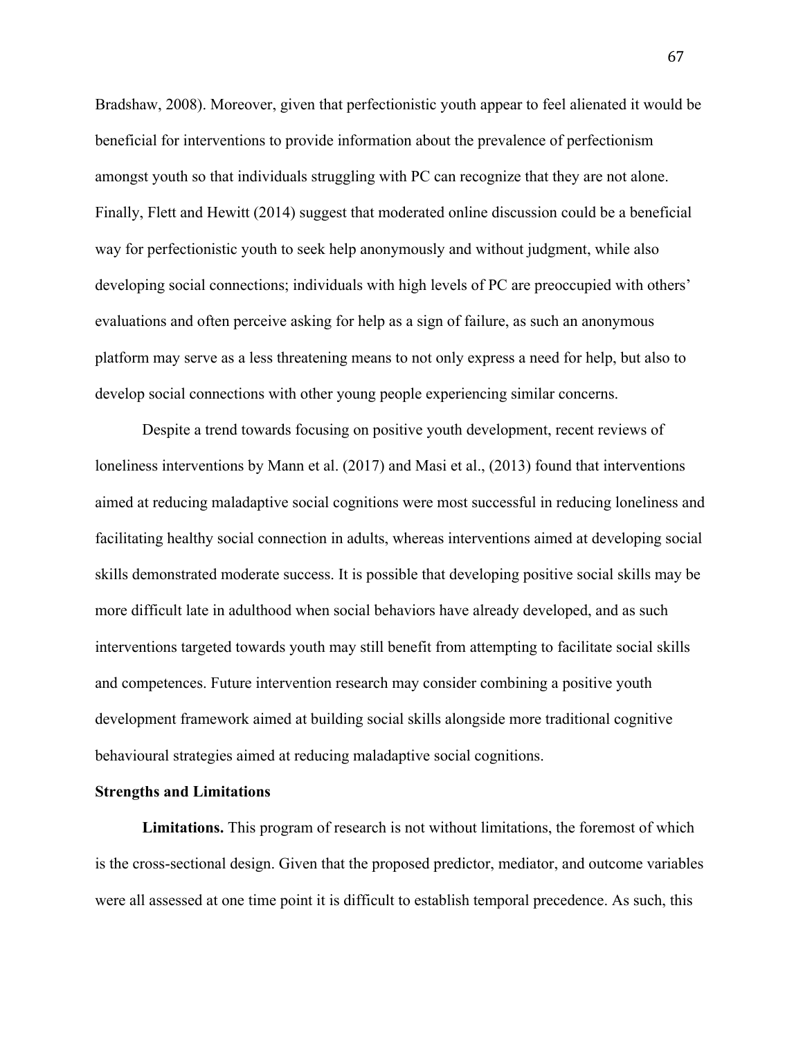Bradshaw, 2008). Moreover, given that perfectionistic youth appear to feel alienated it would be beneficial for interventions to provide information about the prevalence of perfectionism amongst youth so that individuals struggling with PC can recognize that they are not alone. Finally, Flett and Hewitt (2014) suggest that moderated online discussion could be a beneficial way for perfectionistic youth to seek help anonymously and without judgment, while also developing social connections; individuals with high levels of PC are preoccupied with others' evaluations and often perceive asking for help as a sign of failure, as such an anonymous platform may serve as a less threatening means to not only express a need for help, but also to develop social connections with other young people experiencing similar concerns.

Despite a trend towards focusing on positive youth development, recent reviews of loneliness interventions by Mann et al. (2017) and Masi et al., (2013) found that interventions aimed at reducing maladaptive social cognitions were most successful in reducing loneliness and facilitating healthy social connection in adults, whereas interventions aimed at developing social skills demonstrated moderate success. It is possible that developing positive social skills may be more difficult late in adulthood when social behaviors have already developed, and as such interventions targeted towards youth may still benefit from attempting to facilitate social skills and competences. Future intervention research may consider combining a positive youth development framework aimed at building social skills alongside more traditional cognitive behavioural strategies aimed at reducing maladaptive social cognitions.

## Strengths and Limitations

**Limitations.** This program of research is not without limitations, the foremost of which is the cross-sectional design. Given that the proposed predictor, mediator, and outcome variables were all assessed at one time point it is difficult to establish temporal precedence. As such, this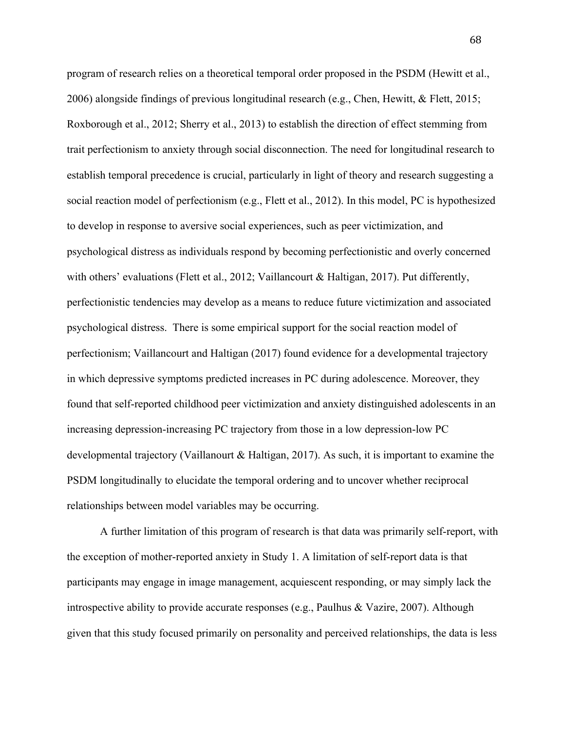program of research relies on a theoretical temporal order proposed in the PSDM (Hewitt et al., 2006) alongside findings of previous longitudinal research (e.g., Chen, Hewitt, & Flett, 2015; Roxborough et al., 2012; Sherry et al., 2013) to establish the direction of effect stemming from trait perfectionism to anxiety through social disconnection. The need for longitudinal research to establish temporal precedence is crucial, particularly in light of theory and research suggesting a social reaction model of perfectionism (e.g., Flett et al., 2012). In this model, PC is hypothesized to develop in response to aversive social experiences, such as peer victimization, and psychological distress as individuals respond by becoming perfectionistic and overly concerned with others' evaluations (Flett et al., 2012; Vaillancourt & Haltigan, 2017). Put differently, perfectionistic tendencies may develop as a means to reduce future victimization and associated psychological distress. There is some empirical support for the social reaction model of perfectionism; Vaillancourt and Haltigan (2017) found evidence for a developmental trajectory in which depressive symptoms predicted increases in PC during adolescence. Moreover, they found that self-reported childhood peer victimization and anxiety distinguished adolescents in an increasing depression-increasing PC trajectory from those in a low depression-low PC developmental trajectory (Vaillanourt & Haltigan, 2017). As such, it is important to examine the PSDM longitudinally to elucidate the temporal ordering and to uncover whether reciprocal relationships between model variables may be occurring.

A further limitation of this program of research is that data was primarily self-report, with the exception of mother-reported anxiety in Study 1. A limitation of self-report data is that participants may engage in image management, acquiescent responding, or may simply lack the introspective ability to provide accurate responses (e.g., Paulhus & Vazire, 2007). Although given that this study focused primarily on personality and perceived relationships, the data is less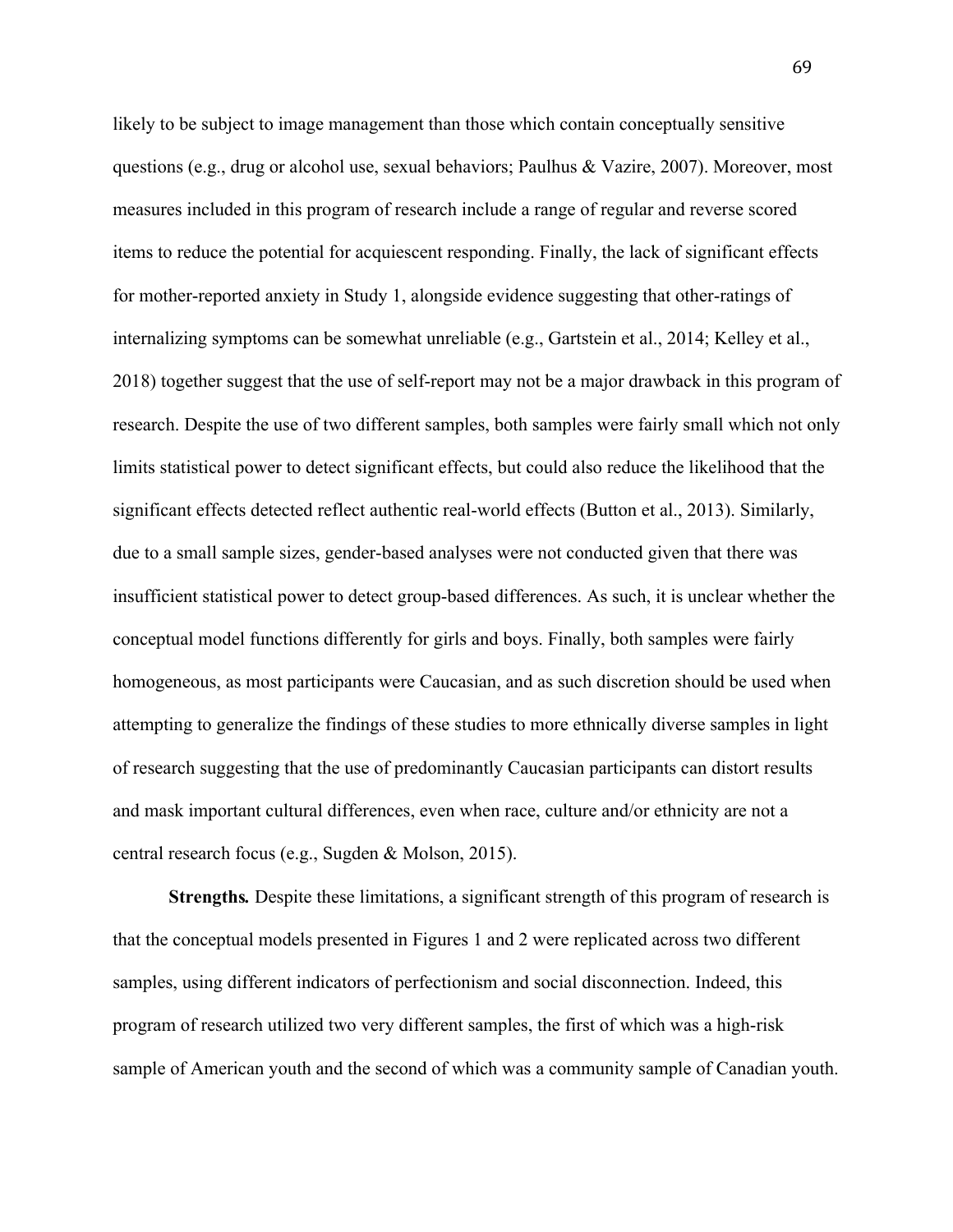likely to be subject to image management than those which contain conceptually sensitive questions (e.g., drug or alcohol use, sexual behaviors; Paulhus & Vazire, 2007). Moreover, most measures included in this program of research include a range of regular and reverse scored items to reduce the potential for acquiescent responding. Finally, the lack of significant effects for mother-reported anxiety in Study 1, alongside evidence suggesting that other-ratings of internalizing symptoms can be somewhat unreliable (e.g., Gartstein et al., 2014; Kelley et al., 2018) together suggest that the use of self-report may not be a major drawback in this program of research. Despite the use of two different samples, both samples were fairly small which not only limits statistical power to detect significant effects, but could also reduce the likelihood that the significant effects detected reflect authentic real-world effects (Button et al., 2013). Similarly, due to a small sample sizes, gender-based analyses were not conducted given that there was insufficient statistical power to detect group-based differences. As such, it is unclear whether the conceptual model functions differently for girls and boys. Finally, both samples were fairly homogeneous, as most participants were Caucasian, and as such discretion should be used when attempting to generalize the findings of these studies to more ethnically diverse samples in light of research suggesting that the use of predominantly Caucasian participants can distort results and mask important cultural differences, even when race, culture and/or ethnicity are not a central research focus (e.g., Sugden & Molson, 2015).

**Strengths.** Despite these limitations, a significant strength of this program of research is that the conceptual models presented in Figures 1 and 2 were replicated across two different samples, using different indicators of perfectionism and social disconnection. Indeed, this program of research utilized two very different samples, the first of which was a high-risk sample of American youth and the second of which was a community sample of Canadian youth.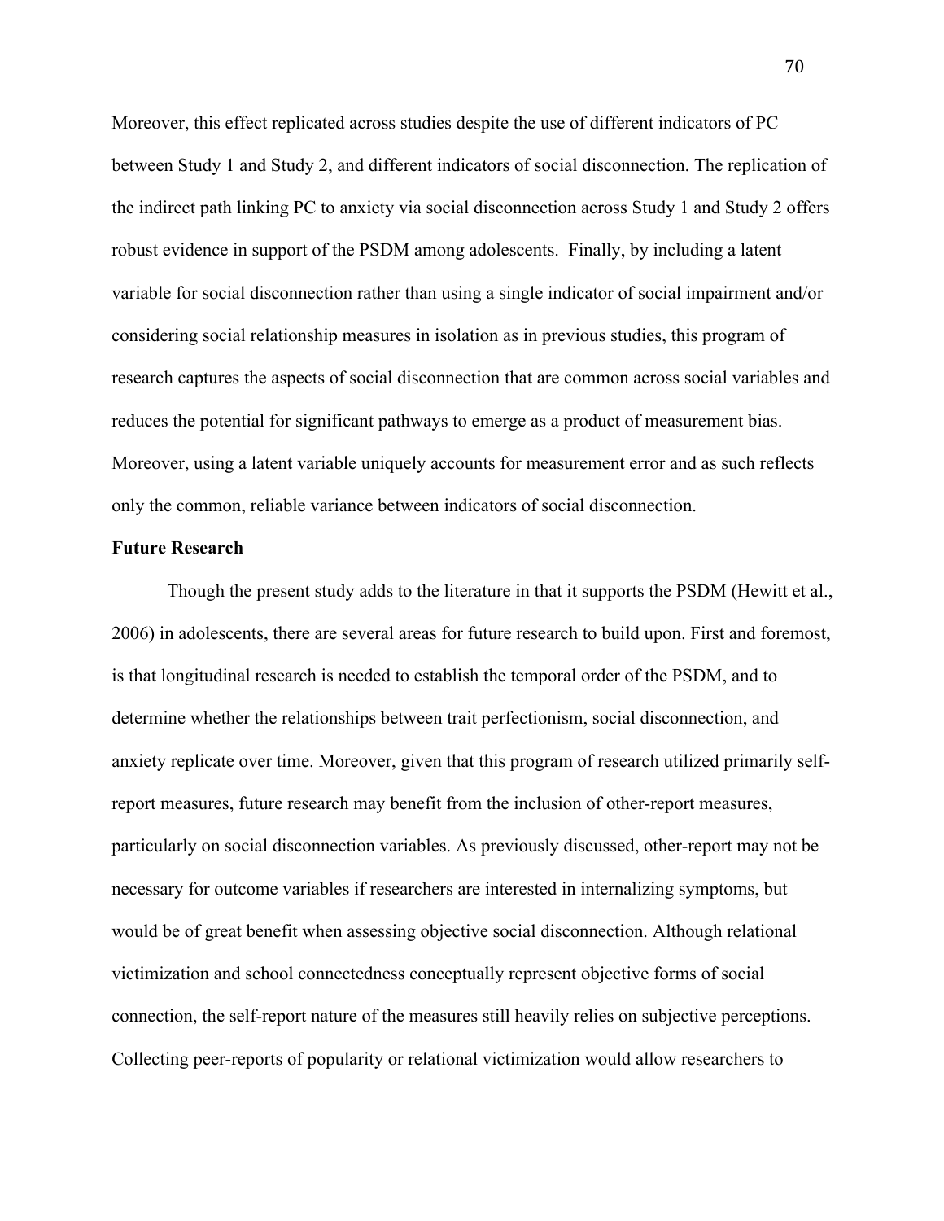Moreover, this effect replicated across studies despite the use of different indicators of PC between Study 1 and Study 2, and different indicators of social disconnection. The replication of the indirect path linking PC to anxiety via social disconnection across Study 1 and Study 2 offers robust evidence in support of the PSDM among adolescents. Finally, by including a latent variable for social disconnection rather than using a single indicator of social impairment and/or considering social relationship measures in isolation as in previous studies, this program of research captures the aspects of social disconnection that are common across social variables and reduces the potential for significant pathways to emerge as a product of measurement bias. Moreover, using a latent variable uniquely accounts for measurement error and as such reflects only the common, reliable variance between indicators of social disconnection.

**Future Research**

Though the present study adds to the literature in that it supports the PSDM (Hewitt et al., 2006) in adolescents, there are several areas for future research to build upon. First and foremost, is that longitudinal research is needed to establish the temporal order of the PSDM, and to determine whether the relationships between trait perfectionism, social disconnection, and anxiety replicate over time. Moreover, given that this program of research utilized primarily self-report measures, future research may benefit from the inclusion of other-report measures, particularly on social disconnection variables. As previously discussed, other-report may not be necessary for outcome variables if researchers are interested in internalizing symptoms, but would be of great benefit when assessing objective social disconnection. Although relational victimization and school connectedness conceptually represent objective forms of social connection, the self-report nature of the measures still heavily relies on subjective perceptions. Collecting peer-reports of popularity or relational victimization would allow researchers to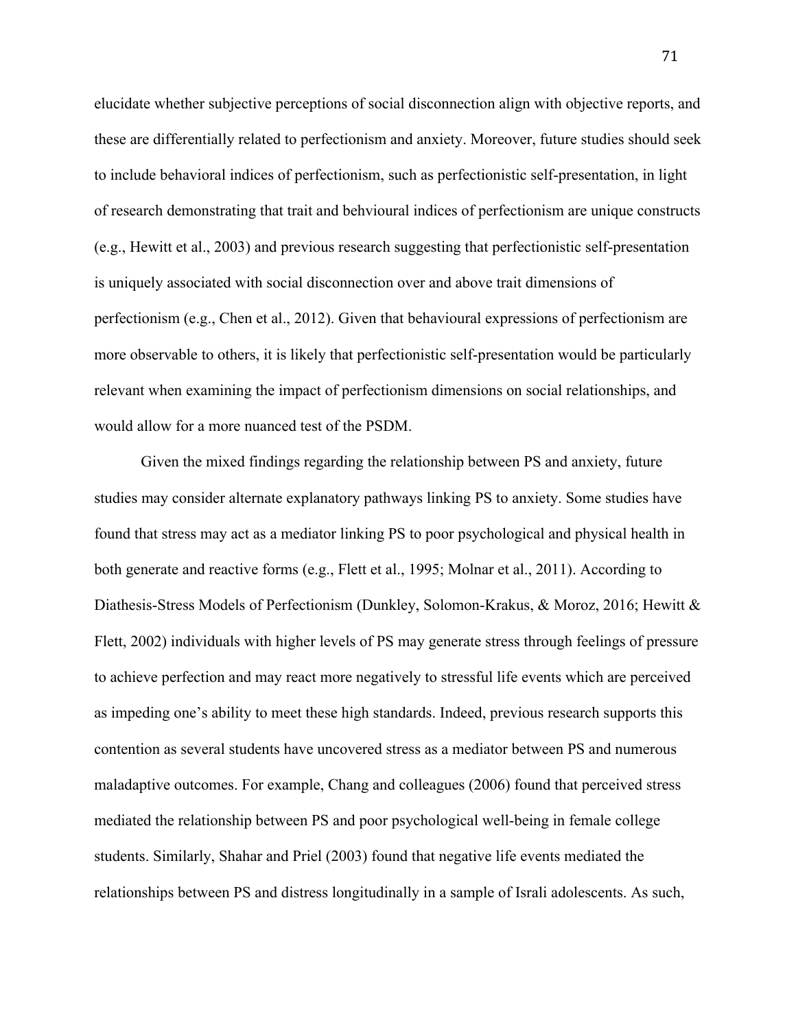elucidate whether subjective perceptions of social disconnection align with objective reports, and these are differentially related to perfectionism and anxiety. Moreover, future studies should seek to include behavioral indices of perfectionism, such as perfectionistic self-presentation, in light of research demonstrating that trait and behvioural indices of perfectionism are unique constructs (e.g., Hewitt et al., 2003) and previous research suggesting that perfectionistic self-presentation is uniquely associated with social disconnection over and above trait dimensions of perfectionism (e.g., Chen et al., 2012). Given that behavioural expressions of perfectionism are more observable to others, it is likely that perfectionistic self-presentation would be particularly relevant when examining the impact of perfectionism dimensions on social relationships, and would allow for a more nuanced test of the PSDM.

Given the mixed findings regarding the relationship between PS and anxiety, future studies may consider alternate explanatory pathways linking PS to anxiety. Some studies have found that stress may act as a mediator linking PS to poor psychological and physical health in both generate and reactive forms (e.g., Flett et al., 1995; Molnar et al., 2011). According to Diathesis-Stress Models of Perfectionism (Dunkley, Solomon-Krakus, & Moroz, 2016; Hewitt & Flett, 2002) individuals with higher levels of PS may generate stress through feelings of pressure to achieve perfection and may react more negatively to stressful life events which are perceived as impeding one's ability to meet these high standards. Indeed, previous research supports this contention as several students have uncovered stress as a mediator between PS and numerous maladaptive outcomes. For example, Chang and colleagues (2006) found that perceived stress mediated the relationship between PS and poor psychological well-being in female college students. Similarly, Shahar and Priel (2003) found that negative life events mediated the relationships between PS and distress longitudinally in a sample of Israli adolescents. As such,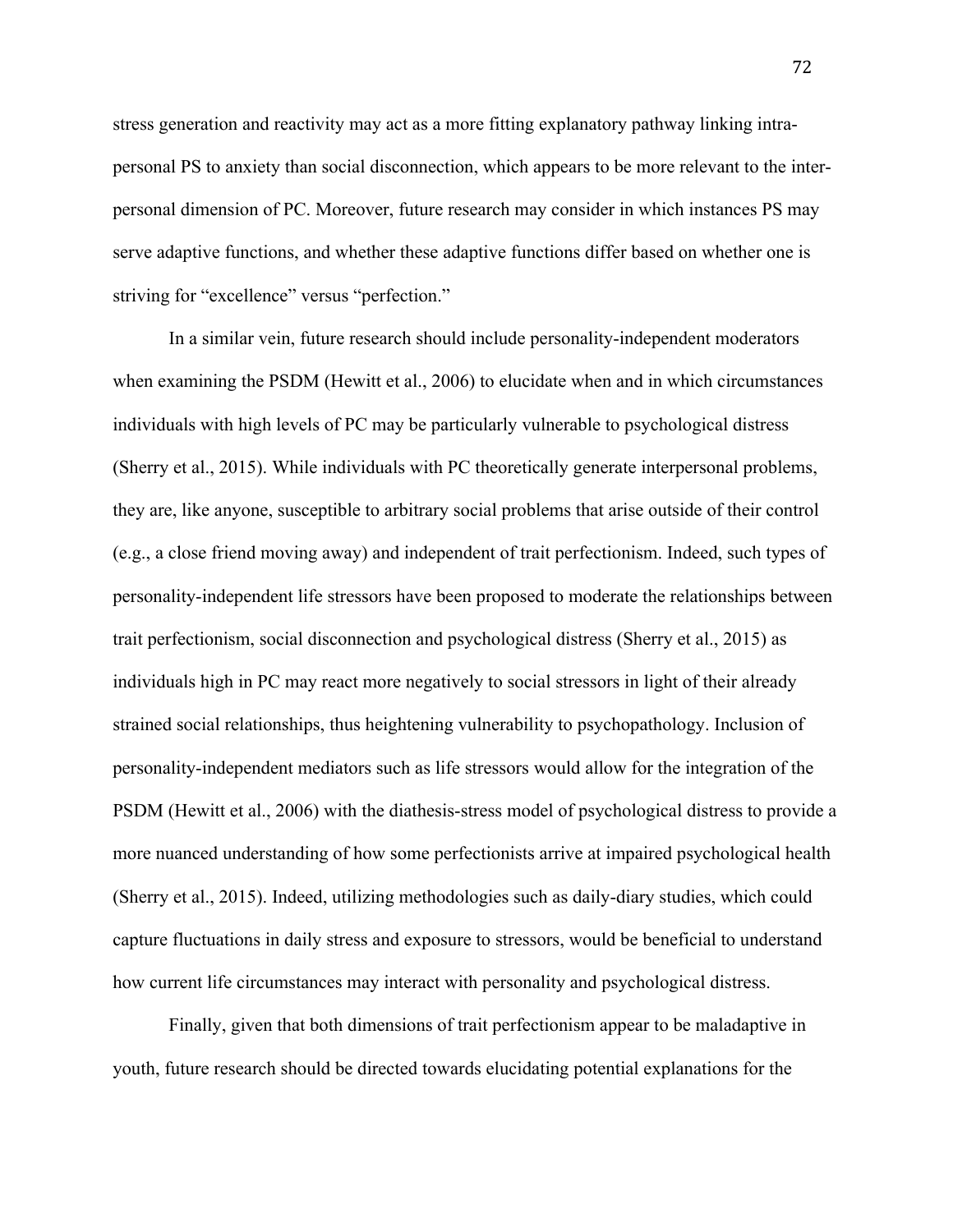stress generation and reactivity may act as a more fitting explanatory pathway linking intra-personal PS to anxiety than social disconnection, which appears to be more relevant to the inter-personal dimension of PC. Moreover, future research may consider in which instances PS may serve adaptive functions, and whether these adaptive functions differ based on whether one is striving for "excellence" versus "perfection."

In a similar vein, future research should include personality-independent moderators when examining the PSDM (Hewitt et al., 2006) to elucidate when and in which circumstances individuals with high levels of PC may be particularly vulnerable to psychological distress (Sherry et al., 2015). While individuals with PC theoretically generate interpersonal problems, they are, like anyone, susceptible to arbitrary social problems that arise outside of their control (e.g., a close friend moving away) and independent of trait perfectionism. Indeed, such types of personality-independent life stressors have been proposed to moderate the relationships between trait perfectionism, social disconnection and psychological distress (Sherry et al., 2015) as individuals high in PC may react more negatively to social stressors in light of their already strained social relationships, thus heightening vulnerability to psychopathology. Inclusion of personality-independent mediators such as life stressors would allow for the integration of the PSDM (Hewitt et al., 2006) with the diathesis-stress model of psychological distress to provide a more nuanced understanding of how some perfectionists arrive at impaired psychological health (Sherry et al., 2015). Indeed, utilizing methodologies such as daily-diary studies, which could capture fluctuations in daily stress and exposure to stressors, would be beneficial to understand how current life circumstances may interact with personality and psychological distress.

Finally, given that both dimensions of trait perfectionism appear to be maladaptive in youth, future research should be directed towards elucidating potential explanations for the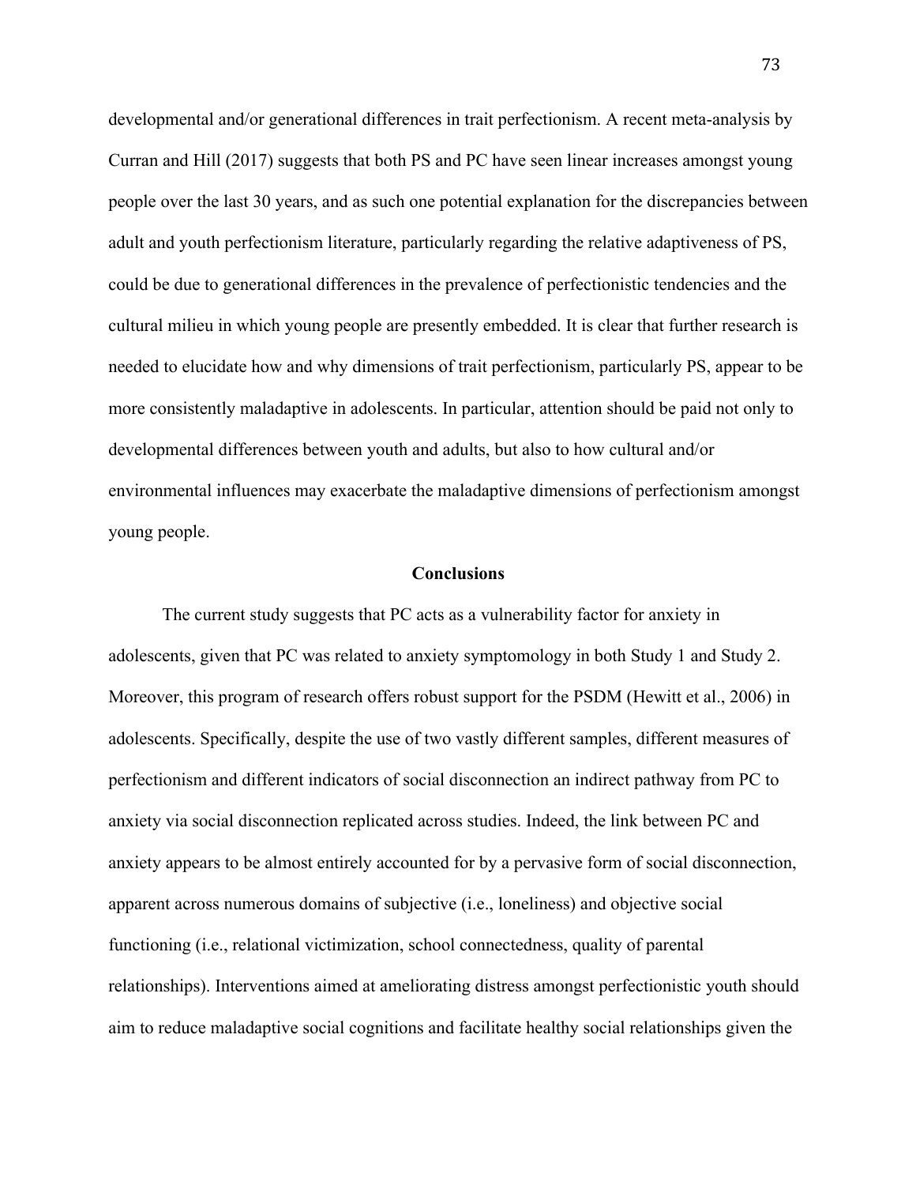developmental and/or generational differences in trait perfectionism. A recent meta-analysis by Curran and Hill (2017) suggests that both PS and PC have seen linear increases amongst young people over the last 30 years, and as such one potential explanation for the discrepancies between adult and youth perfectionism literature, particularly regarding the relative adaptiveness of PS, could be due to generational differences in the prevalence of perfectionistic tendencies and the cultural milieu in which young people are presently embedded. It is clear that further research is needed to elucidate how and why dimensions of trait perfectionism, particularly PS, appear to be more consistently maladaptive in adolescents. In particular, attention should be paid not only to developmental differences between youth and adults, but also to how cultural and/or environmental influences may exacerbate the maladaptive dimensions of perfectionism amongst young people.

## Conclusions

The current study suggests that PC acts as a vulnerability factor for anxiety in adolescents, given that PC was related to anxiety symptomology in both Study 1 and Study 2. Moreover, this program of research offers robust support for the PSDM (Hewitt et al., 2006) in adolescents. Specifically, despite the use of two vastly different samples, different measures of perfectionism and different indicators of social disconnection an indirect pathway from PC to anxiety via social disconnection replicated across studies. Indeed, the link between PC and anxiety appears to be almost entirely accounted for by a pervasive form of social disconnection, apparent across numerous domains of subjective (i.e., loneliness) and objective social functioning (i.e., relational victimization, school connectedness, quality of parental relationships). Interventions aimed at ameliorating distress amongst perfectionistic youth should aim to reduce maladaptive social cognitions and facilitate healthy social relationships given the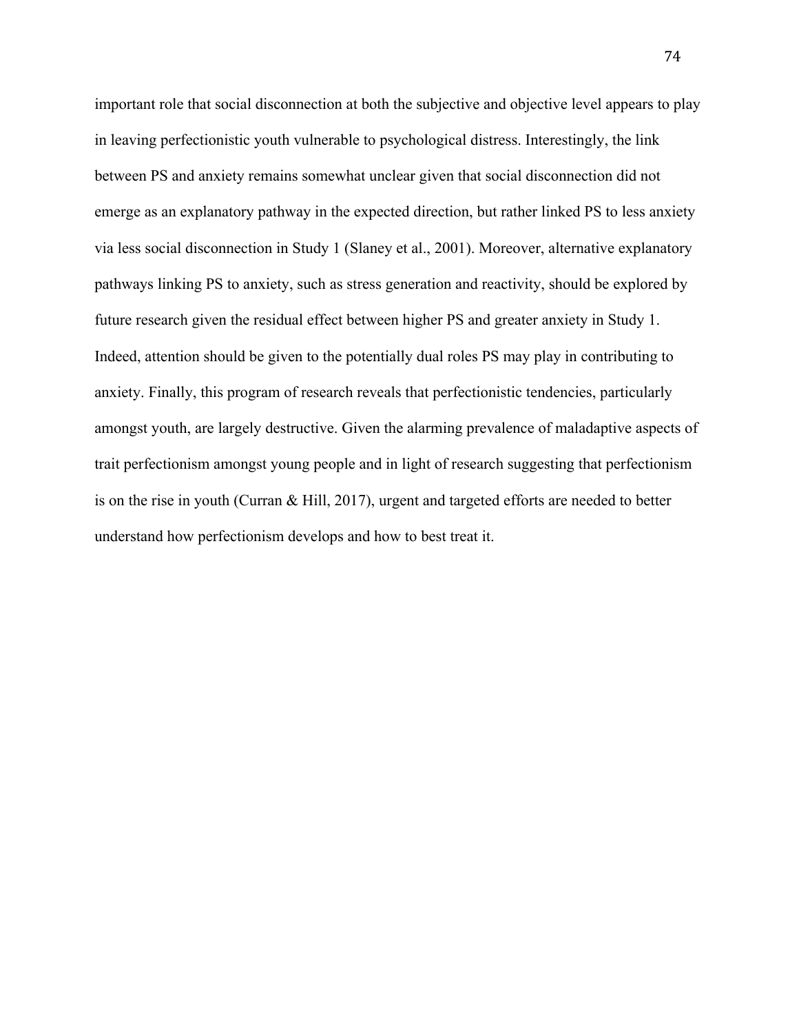important role that social disconnection at both the subjective and objective level appears to play in leaving perfectionistic youth vulnerable to psychological distress. Interestingly, the link between PS and anxiety remains somewhat unclear given that social disconnection did not emerge as an explanatory pathway in the expected direction, but rather linked PS to less anxiety via less social disconnection in Study 1 (Slaney et al., 2001). Moreover, alternative explanatory pathways linking PS to anxiety, such as stress generation and reactivity, should be explored by future research given the residual effect between higher PS and greater anxiety in Study 1. Indeed, attention should be given to the potentially dual roles PS may play in contributing to anxiety. Finally, this program of research reveals that perfectionistic tendencies, particularly amongst youth, are largely destructive. Given the alarming prevalence of maladaptive aspects of trait perfectionism amongst young people and in light of research suggesting that perfectionism is on the rise in youth (Curran & Hill, 2017), urgent and targeted efforts are needed to better understand how perfectionism develops and how to best treat it.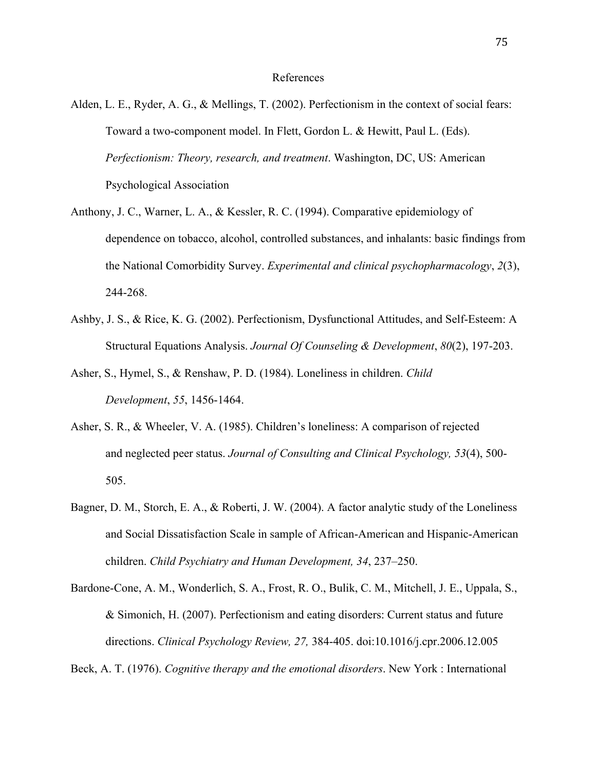# References

Alden, L. E., Ryder, A. G., & Mellings, T. (2002). Perfectionism in the context of social fears: Toward a two-component model. In Flett, Gordon L. & Hewitt, Paul L. (Eds). *Perfectionism: Theory, research, and treatment*. Washington, DC, US: American Psychological Association

Anthony, J. C., Warner, L. A., & Kessler, R. C. (1994). Comparative epidemiology of dependence on tobacco, alcohol, controlled substances, and inhalants: basic findings from the National Comorbidity Survey. *Experimental and clinical psychopharmacology*, *2*(3), 244-268.

Ashby, J. S., & Rice, K. G. (2002). Perfectionism, Dysfunctional Attitudes, and Self-Esteem: A Structural Equations Analysis. *Journal Of Counseling & Development*, *80*(2), 197-203.

Asher, S., Hymel, S., & Renshaw, P. D. (1984). Loneliness in children. *Child Development*, *55*, 1456-1464.

Asher, S. R., & Wheeler, V. A. (1985). Children's loneliness: A comparison of rejected and neglected peer status. *Journal of Consulting and Clinical Psychology, 53*(4), 500-505.

Bagner, D. M., Storch, E. A., & Roberti, J. W. (2004). A factor analytic study of the Loneliness and Social Dissatisfaction Scale in sample of African-American and Hispanic-American children. *Child Psychiatry and Human Development, 34*, 237–250.

Bardone-Cone, A. M., Wonderlich, S. A., Frost, R. O., Bulik, C. M., Mitchell, J. E., Uppala, S., & Simonich, H. (2007). Perfectionism and eating disorders: Current status and future directions. *Clinical Psychology Review, 27,* 384-405. doi:10.1016/j.cpr.2006.12.005

Beck, A. T. (1976). *Cognitive therapy and the emotional disorders*. New York : International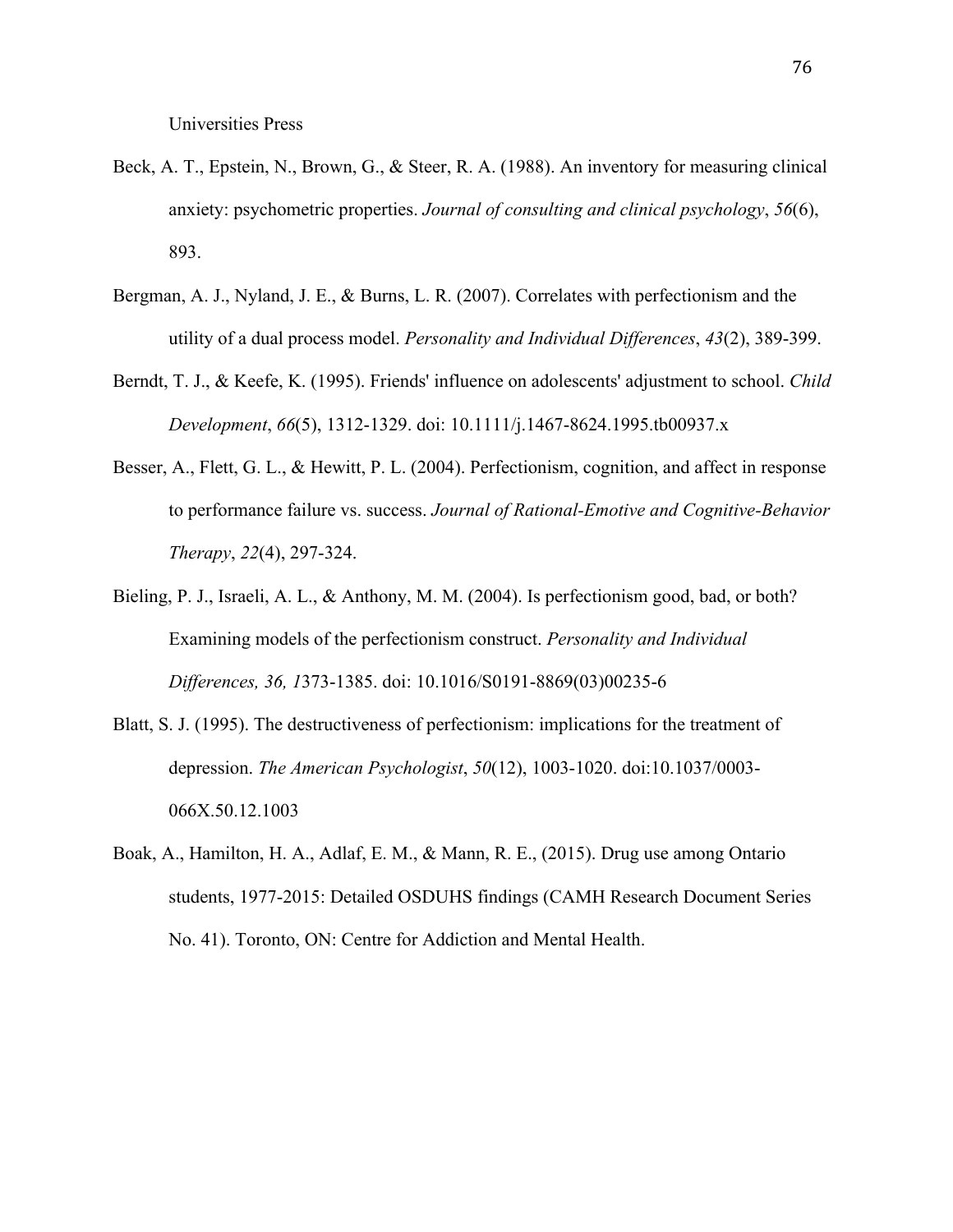Universities Press

Beck, A. T., Epstein, N., Brown, G., & Steer, R. A. (1988). An inventory for measuring clinical anxiety: psychometric properties. *Journal of consulting and clinical psychology*, *56*(6), 893.

Bergman, A. J., Nyland, J. E., & Burns, L. R. (2007). Correlates with perfectionism and the utility of a dual process model. *Personality and Individual Differences*, *43*(2), 389-399.

Berndt, T. J., & Keefe, K. (1995). Friends' influence on adolescents' adjustment to school. *Child Development*, *66*(5), 1312-1329. doi: 10.1111/j.1467-8624.1995.tb00937.x

Besser, A., Flett, G. L., & Hewitt, P. L. (2004). Perfectionism, cognition, and affect in response to performance failure vs. success. *Journal of Rational-Emotive and Cognitive-Behavior Therapy*, *22*(4), 297-324.

Bieling, P. J., Israeli, A. L., & Anthony, M. M. (2004). Is perfectionism good, bad, or both? Examining models of the perfectionism construct. *Personality and Individual Differences, 36, 1*373-1385. doi: 10.1016/S0191-8869(03)00235-6

Blatt, S. J. (1995). The destructiveness of perfectionism: implications for the treatment of depression. *The American Psychologist*, *50*(12), 1003-1020. doi:10.1037/0003-066X.50.12.1003

Boak, A., Hamilton, H. A., Adlaf, E. M., & Mann, R. E., (2015). Drug use among Ontario students, 1977-2015: Detailed OSDUHS findings (CAMH Research Document Series No. 41). Toronto, ON: Centre for Addiction and Mental Health.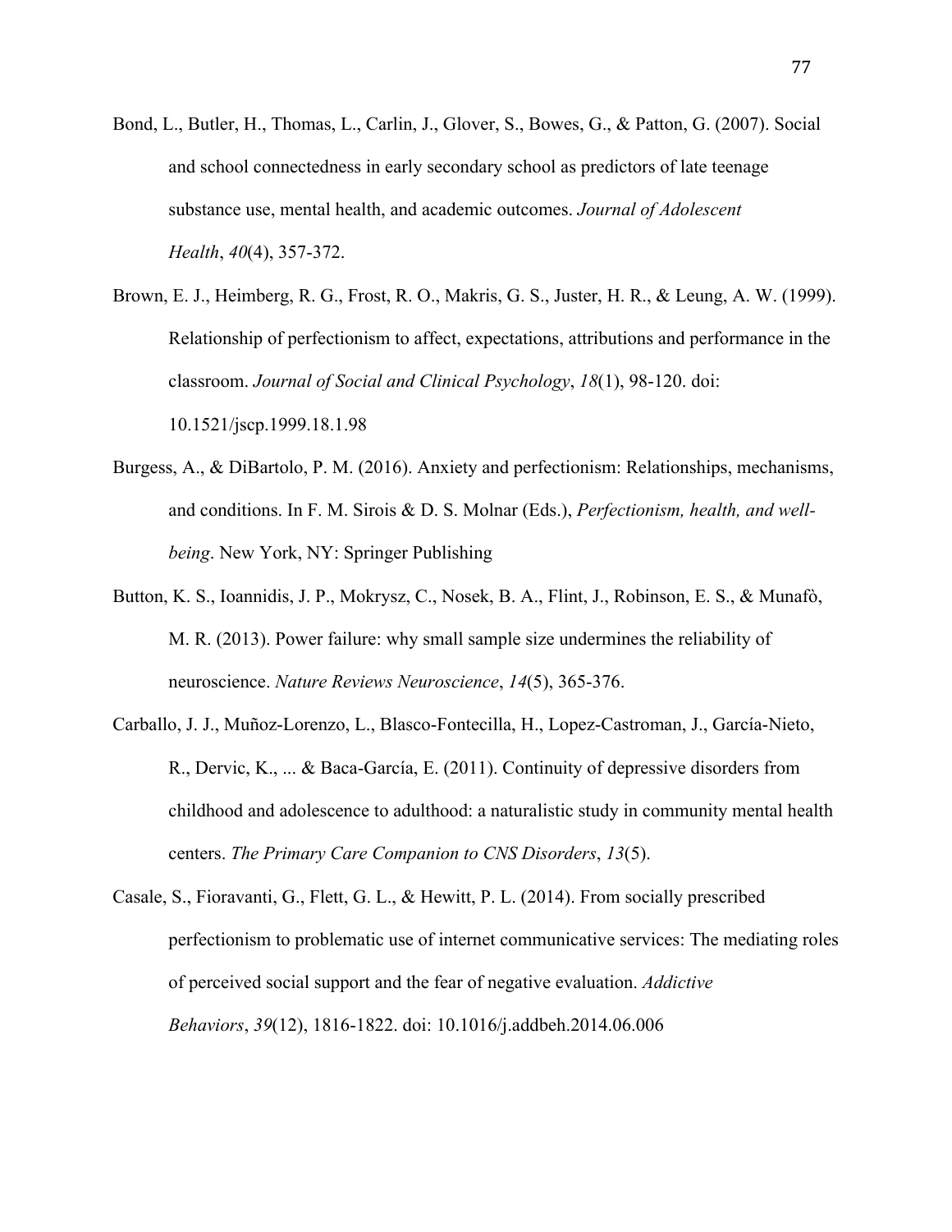Bond, L., Butler, H., Thomas, L., Carlin, J., Glover, S., Bowes, G., & Patton, G. (2007). Social and school connectedness in early secondary school as predictors of late teenage substance use, mental health, and academic outcomes. *Journal of Adolescent Health*, *40*(4), 357-372.

Brown, E. J., Heimberg, R. G., Frost, R. O., Makris, G. S., Juster, H. R., & Leung, A. W. (1999). Relationship of perfectionism to affect, expectations, attributions and performance in the classroom. *Journal of Social and Clinical Psychology*, *18*(1), 98-120. doi: 10.1521/jscp.1999.18.1.98

Burgess, A., & DiBartolo, P. M. (2016). Anxiety and perfectionism: Relationships, mechanisms, and conditions. In F. M. Sirois & D. S. Molnar (Eds.), *Perfectionism, health, and well-being*. New York, NY: Springer Publishing

Button, K. S., Ioannidis, J. P., Mokrysz, C., Nosek, B. A., Flint, J., Robinson, E. S., & Munafò, M. R. (2013). Power failure: why small sample size undermines the reliability of neuroscience. *Nature Reviews Neuroscience*, *14*(5), 365-376.

Carballo, J. J., Muñoz-Lorenzo, L., Blasco-Fontecilla, H., Lopez-Castroman, J., García-Nieto, R., Dervic, K., ... & Baca-García, E. (2011). Continuity of depressive disorders from childhood and adolescence to adulthood: a naturalistic study in community mental health centers. *The Primary Care Companion to CNS Disorders*, *13*(5).

Casale, S., Fioravanti, G., Flett, G. L., & Hewitt, P. L. (2014). From socially prescribed perfectionism to problematic use of internet communicative services: The mediating roles of perceived social support and the fear of negative evaluation. *Addictive Behaviors*, *39*(12), 1816-1822. doi: 10.1016/j.addbeh.2014.06.006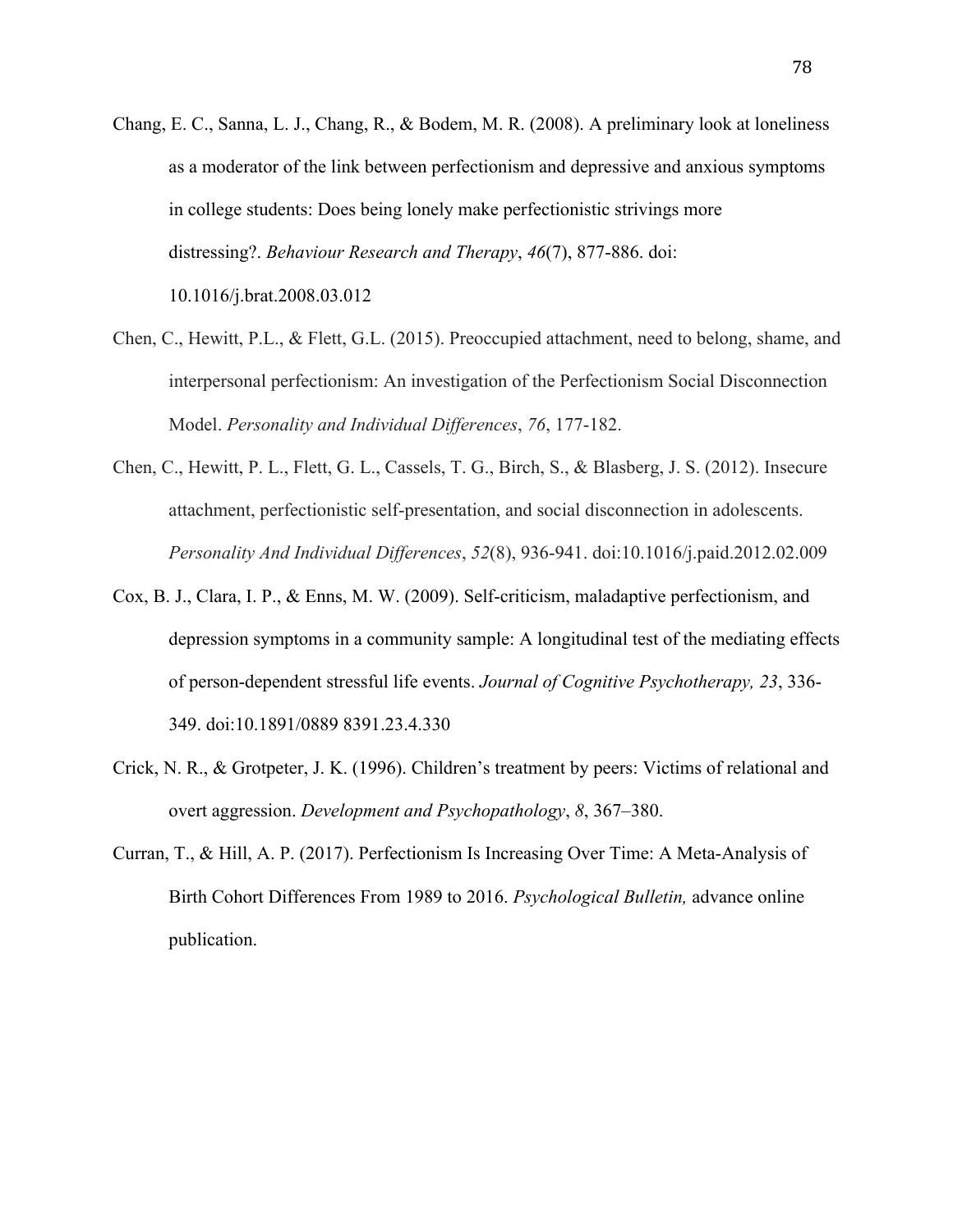Chang, E. C., Sanna, L. J., Chang, R., & Bodem, M. R. (2008). A preliminary look at loneliness as a moderator of the link between perfectionism and depressive and anxious symptoms in college students: Does being lonely make perfectionistic strivings more distressing?. *Behaviour Research and Therapy*, *46*(7), 877-886. doi: 10.1016/j.brat.2008.03.012

Chen, C., Hewitt, P.L., & Flett, G.L. (2015). Preoccupied attachment, need to belong, shame, and interpersonal perfectionism: An investigation of the Perfectionism Social Disconnection Model. *Personality and Individual Differences*, *76*, 177-182.

Chen, C., Hewitt, P. L., Flett, G. L., Cassels, T. G., Birch, S., & Blasberg, J. S. (2012). Insecure attachment, perfectionistic self-presentation, and social disconnection in adolescents. *Personality And Individual Differences*, *52*(8), 936-941. doi:10.1016/j.paid.2012.02.009

Cox, B. J., Clara, I. P., & Enns, M. W. (2009). Self-criticism, maladaptive perfectionism, and depression symptoms in a community sample: A longitudinal test of the mediating effects of person-dependent stressful life events. *Journal of Cognitive Psychotherapy, 23*, 336-349. doi:10.1891/0889 8391.23.4.330

Crick, N. R., & Grotpeter, J. K. (1996). Children's treatment by peers: Victims of relational and overt aggression. *Development and Psychopathology*, *8*, 367–380.

Curran, T., & Hill, A. P. (2017). Perfectionism Is Increasing Over Time: A Meta-Analysis of Birth Cohort Differences From 1989 to 2016. *Psychological Bulletin,* advance online publication.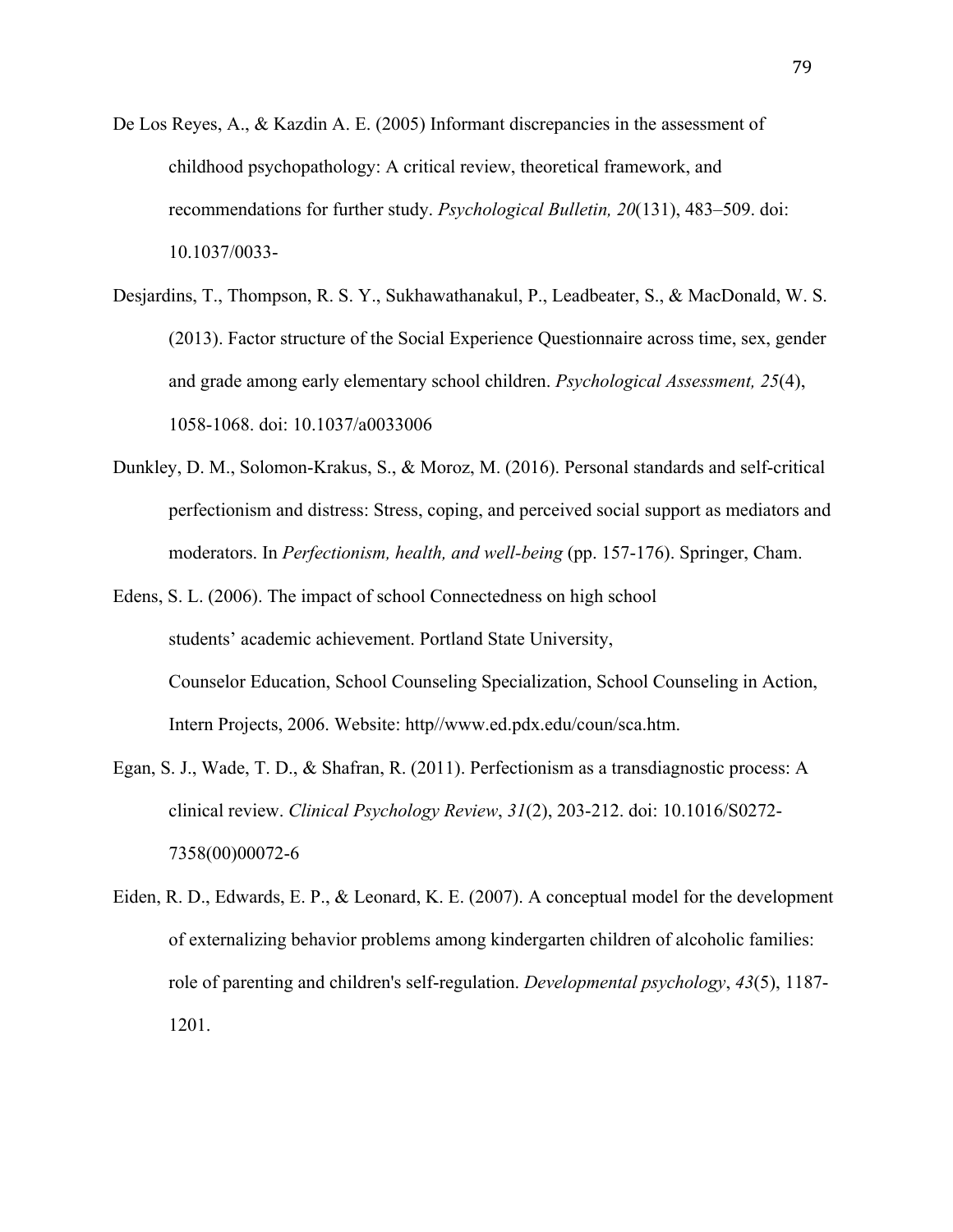De Los Reyes, A., & Kazdin A. E. (2005) Informant discrepancies in the assessment of childhood psychopathology: A critical review, theoretical framework, and recommendations for further study. *Psychological Bulletin, 20*(131), 483–509. doi: 10.1037/0033-

Desjardins, T., Thompson, R. S. Y., Sukhawathanakul, P., Leadbeater, S., & MacDonald, W. S. (2013). Factor structure of the Social Experience Questionnaire across time, sex, gender and grade among early elementary school children. *Psychological Assessment, 25*(4), 1058-1068. doi: 10.1037/a0033006

Dunkley, D. M., Solomon-Krakus, S., & Moroz, M. (2016). Personal standards and self-critical perfectionism and distress: Stress, coping, and perceived social support as mediators and moderators. In *Perfectionism, health, and well-being* (pp. 157-176). Springer, Cham.

Edens, S. L. (2006). The impact of school Connectedness on high school students' academic achievement. Portland State University, Counselor Education, School Counseling Specialization, School Counseling in Action, Intern Projects, 2006. Website: http//www.ed.pdx.edu/coun/sca.htm.

Egan, S. J., Wade, T. D., & Shafran, R. (2011). Perfectionism as a transdiagnostic process: A clinical review. *Clinical Psychology Review*, *31*(2), 203-212. doi: 10.1016/S0272-7358(00)00072-6

Eiden, R. D., Edwards, E. P., & Leonard, K. E. (2007). A conceptual model for the development of externalizing behavior problems among kindergarten children of alcoholic families: role of parenting and children's self-regulation. *Developmental psychology*, *43*(5), 1187-1201.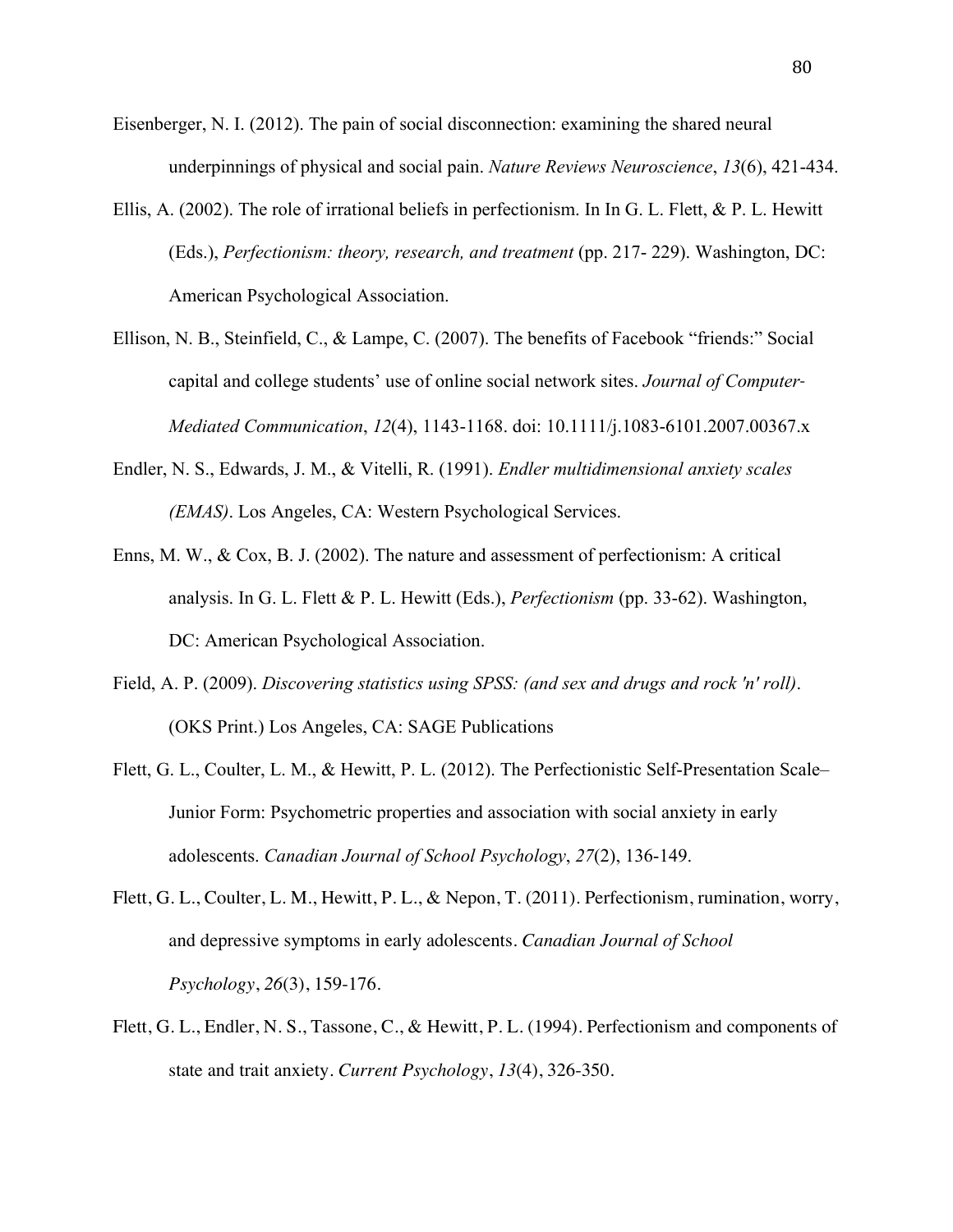Eisenberger, N. I. (2012). The pain of social disconnection: examining the shared neural underpinnings of physical and social pain. *Nature Reviews Neuroscience*, *13*(6), 421-434.

Ellis, A. (2002). The role of irrational beliefs in perfectionism. In In G. L. Flett, & P. L. Hewitt (Eds.), *Perfectionism: theory, research, and treatment* (pp. 217- 229). Washington, DC: American Psychological Association.

Ellison, N. B., Steinfield, C., & Lampe, C. (2007). The benefits of Facebook "friends:" Social capital and college students' use of online social network sites. *Journal of Computer-Mediated Communication*, *12*(4), 1143-1168. doi: 10.1111/j.1083-6101.2007.00367.x

Endler, N. S., Edwards, J. M., & Vitelli, R. (1991). *Endler multidimensional anxiety scales (EMAS)*. Los Angeles, CA: Western Psychological Services.

Enns, M. W., & Cox, B. J. (2002). The nature and assessment of perfectionism: A critical analysis. In G. L. Flett & P. L. Hewitt (Eds.), *Perfectionism* (pp. 33-62). Washington, DC: American Psychological Association.

Field, A. P. (2009). *Discovering statistics using SPSS: (and sex and drugs and rock 'n' roll)*. (OKS Print.) Los Angeles, CA: SAGE Publications

Flett, G. L., Coulter, L. M., & Hewitt, P. L. (2012). The Perfectionistic Self-Presentation Scale–Junior Form: Psychometric properties and association with social anxiety in early adolescents. *Canadian Journal of School Psychology*, *27*(2), 136-149.

Flett, G. L., Coulter, L. M., Hewitt, P. L., & Nepon, T. (2011). Perfectionism, rumination, worry, and depressive symptoms in early adolescents. *Canadian Journal of School Psychology*, *26*(3), 159-176.

Flett, G. L., Endler, N. S., Tassone, C., & Hewitt, P. L. (1994). Perfectionism and components of state and trait anxiety. *Current Psychology*, *13*(4), 326-350.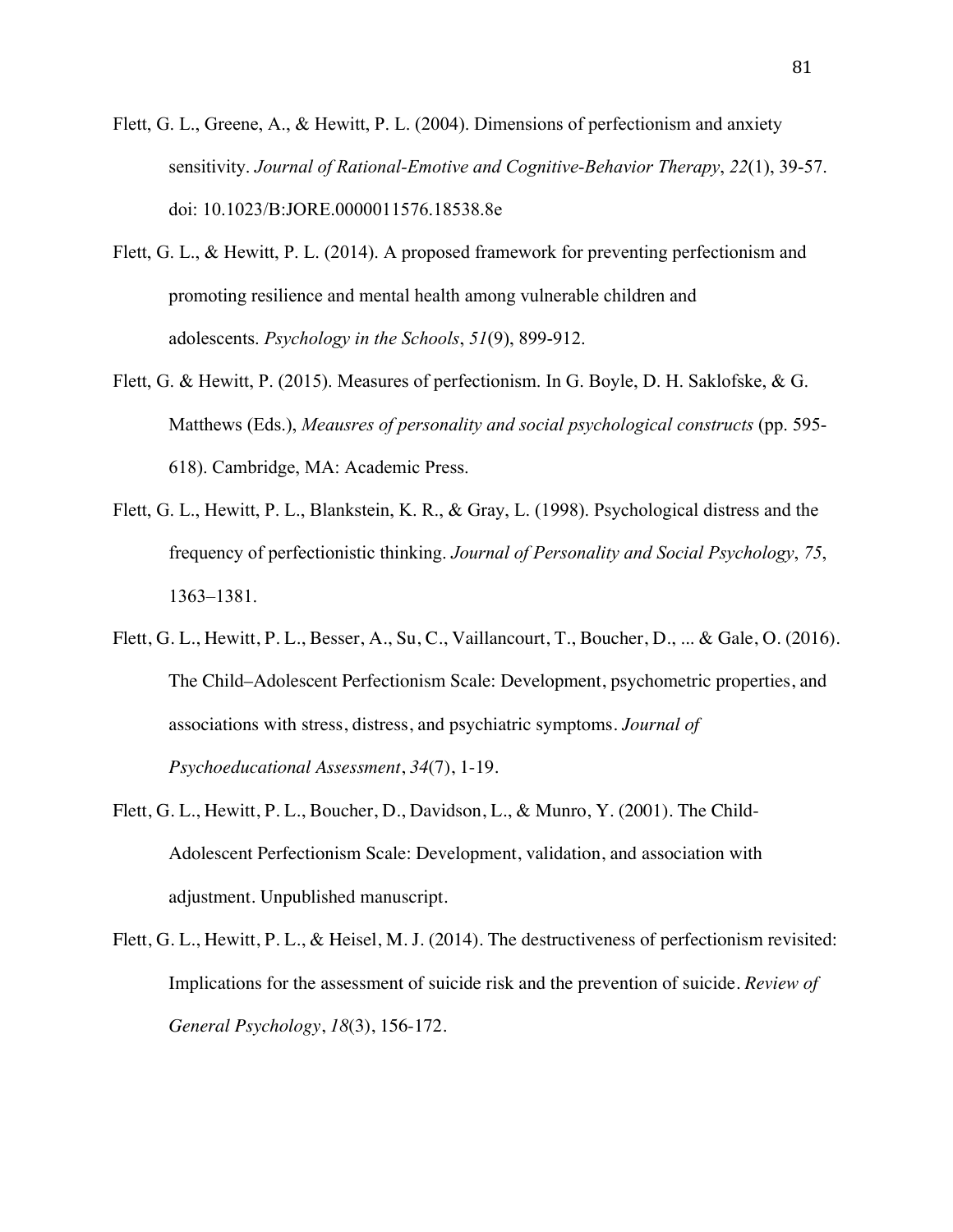Flett, G. L., Greene, A., & Hewitt, P. L. (2004). Dimensions of perfectionism and anxiety sensitivity. *Journal of Rational-Emotive and Cognitive-Behavior Therapy*, *22*(1), 39-57. doi: 10.1023/B:JORE.0000011576.18538.8e

Flett, G. L., & Hewitt, P. L. (2014). A proposed framework for preventing perfectionism and promoting resilience and mental health among vulnerable children and adolescents. *Psychology in the Schools*, *51*(9), 899-912.

Flett, G. & Hewitt, P. (2015). Measures of perfectionism. In G. Boyle, D. H. Saklofske, & G. Matthews (Eds.), *Meausres of personality and social psychological constructs* (pp. 595-618). Cambridge, MA: Academic Press.

Flett, G. L., Hewitt, P. L., Blankstein, K. R., & Gray, L. (1998). Psychological distress and the frequency of perfectionistic thinking. *Journal of Personality and Social Psychology*, *75*, 1363–1381.

Flett, G. L., Hewitt, P. L., Besser, A., Su, C., Vaillancourt, T., Boucher, D., ... & Gale, O. (2016). The Child–Adolescent Perfectionism Scale: Development, psychometric properties, and associations with stress, distress, and psychiatric symptoms. *Journal of Psychoeducational Assessment*, *34*(7), 1-19.

Flett, G. L., Hewitt, P. L., Boucher, D., Davidson, L., & Munro, Y. (2001). The Child-Adolescent Perfectionism Scale: Development, validation, and association with adjustment. Unpublished manuscript.

Flett, G. L., Hewitt, P. L., & Heisel, M. J. (2014). The destructiveness of perfectionism revisited: Implications for the assessment of suicide risk and the prevention of suicide. *Review of General Psychology*, *18*(3), 156-172.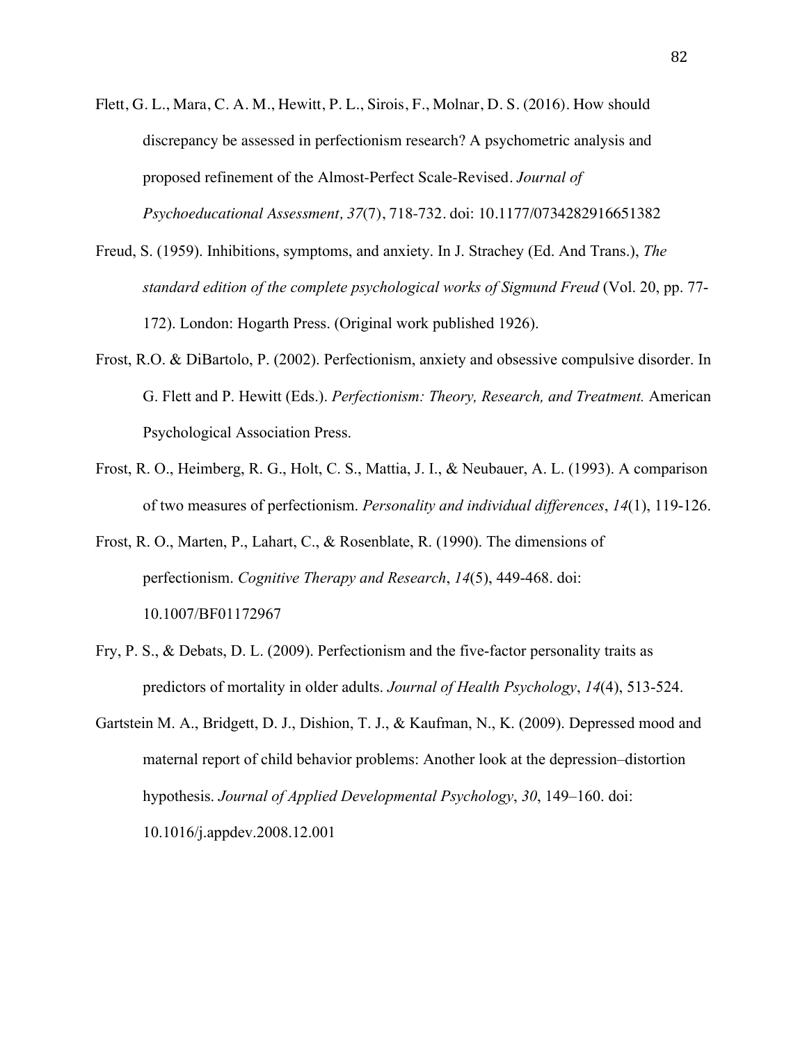Flett, G. L., Mara, C. A. M., Hewitt, P. L., Sirois, F., Molnar, D. S. (2016). How should discrepancy be assessed in perfectionism research? A psychometric analysis and proposed refinement of the Almost-Perfect Scale-Revised. *Journal of Psychoeducational Assessment, 37*(7), 718-732. doi: 10.1177/0734282916651382

Freud, S. (1959). Inhibitions, symptoms, and anxiety. In J. Strachey (Ed. And Trans.), *The standard edition of the complete psychological works of Sigmund Freud* (Vol. 20, pp. 77-172). London: Hogarth Press. (Original work published 1926).

Frost, R.O. & DiBartolo, P. (2002). Perfectionism, anxiety and obsessive compulsive disorder. In G. Flett and P. Hewitt (Eds.). *Perfectionism: Theory, Research, and Treatment.* American Psychological Association Press.

Frost, R. O., Heimberg, R. G., Holt, C. S., Mattia, J. I., & Neubauer, A. L. (1993). A comparison of two measures of perfectionism. *Personality and individual differences*, *14*(1), 119-126.

Frost, R. O., Marten, P., Lahart, C., & Rosenblate, R. (1990). The dimensions of perfectionism. *Cognitive Therapy and Research*, *14*(5), 449-468. doi: 10.1007/BF01172967

Fry, P. S., & Debats, D. L. (2009). Perfectionism and the five-factor personality traits as predictors of mortality in older adults. *Journal of Health Psychology*, *14*(4), 513-524.

Gartstein M. A., Bridgett, D. J., Dishion, T. J., & Kaufman, N., K. (2009). Depressed mood and maternal report of child behavior problems: Another look at the depression–distortion hypothesis. *Journal of Applied Developmental Psychology*, *30*, 149–160. doi: 10.1016/j.appdev.2008.12.001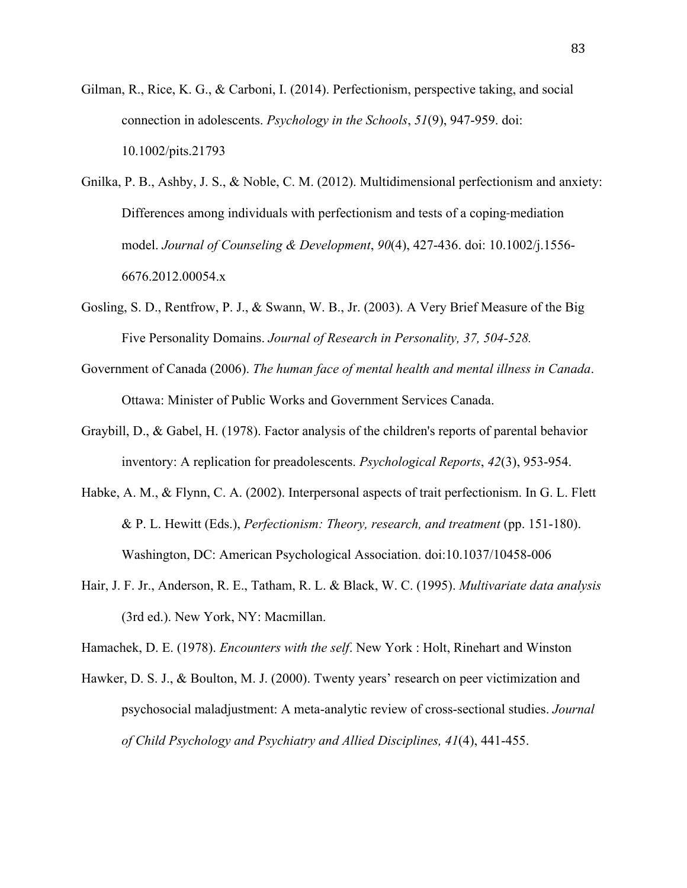Gilman, R., Rice, K. G., & Carboni, I. (2014). Perfectionism, perspective taking, and social connection in adolescents. *Psychology in the Schools*, *51*(9), 947-959. doi: 10.1002/pits.21793

Gnilka, P. B., Ashby, J. S., & Noble, C. M. (2012). Multidimensional perfectionism and anxiety: Differences among individuals with perfectionism and tests of a coping-mediation model. *Journal of Counseling & Development*, *90*(4), 427-436. doi: 10.1002/j.1556-6676.2012.00054.x

Gosling, S. D., Rentfrow, P. J., & Swann, W. B., Jr. (2003). A Very Brief Measure of the Big Five Personality Domains. *Journal of Research in Personality, 37, 504-528.*

Government of Canada (2006). *The human face of mental health and mental illness in Canada*. Ottawa: Minister of Public Works and Government Services Canada.

Graybill, D., & Gabel, H. (1978). Factor analysis of the children's reports of parental behavior inventory: A replication for preadolescents. *Psychological Reports*, *42*(3), 953-954.

Habke, A. M., & Flynn, C. A. (2002). Interpersonal aspects of trait perfectionism. In G. L. Flett & P. L. Hewitt (Eds.), *Perfectionism: Theory, research, and treatment* (pp. 151-180). Washington, DC: American Psychological Association. doi:10.1037/10458-006

Hair, J. F. Jr., Anderson, R. E., Tatham, R. L. & Black, W. C. (1995). *Multivariate data analysis* (3rd ed.). New York, NY: Macmillan.

Hamachek, D. E. (1978). *Encounters with the self*. New York : Holt, Rinehart and Winston

Hawker, D. S. J., & Boulton, M. J. (2000). Twenty years' research on peer victimization and psychosocial maladjustment: A meta-analytic review of cross-sectional studies. *Journal of Child Psychology and Psychiatry and Allied Disciplines, 41*(4), 441-455.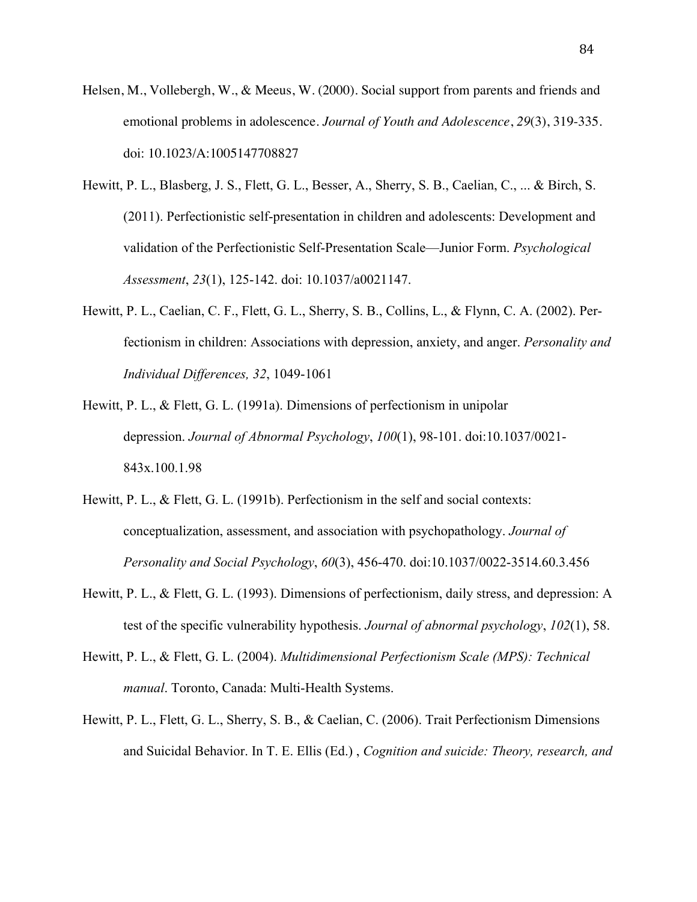Helsen, M., Vollebergh, W., & Meeus, W. (2000). Social support from parents and friends and emotional problems in adolescence. *Journal of Youth and Adolescence*, *29*(3), 319-335. doi: 10.1023/A:1005147708827

Hewitt, P. L., Blasberg, J. S., Flett, G. L., Besser, A., Sherry, S. B., Caelian, C., ... & Birch, S. (2011). Perfectionistic self-presentation in children and adolescents: Development and validation of the Perfectionistic Self-Presentation Scale—Junior Form. *Psychological Assessment*, *23*(1), 125-142. doi: 10.1037/a0021147.

Hewitt, P. L., Caelian, C. F., Flett, G. L., Sherry, S. B., Collins, L., & Flynn, C. A. (2002). Perfectionism in children: Associations with depression, anxiety, and anger. *Personality and Individual Differences, 32*, 1049-1061

Hewitt, P. L., & Flett, G. L. (1991a). Dimensions of perfectionism in unipolar depression. *Journal of Abnormal Psychology*, *100*(1), 98-101. doi:10.1037/0021-843x.100.1.98

Hewitt, P. L., & Flett, G. L. (1991b). Perfectionism in the self and social contexts: conceptualization, assessment, and association with psychopathology. *Journal of Personality and Social Psychology*, *60*(3), 456-470. doi:10.1037/0022-3514.60.3.456

Hewitt, P. L., & Flett, G. L. (1993). Dimensions of perfectionism, daily stress, and depression: A test of the specific vulnerability hypothesis. *Journal of abnormal psychology*, *102*(1), 58.

Hewitt, P. L., & Flett, G. L. (2004). *Multidimensional Perfectionism Scale (MPS): Technical manual*. Toronto, Canada: Multi-Health Systems.

Hewitt, P. L., Flett, G. L., Sherry, S. B., & Caelian, C. (2006). Trait Perfectionism Dimensions and Suicidal Behavior. In T. E. Ellis (Ed.) , *Cognition and suicide: Theory, research, and*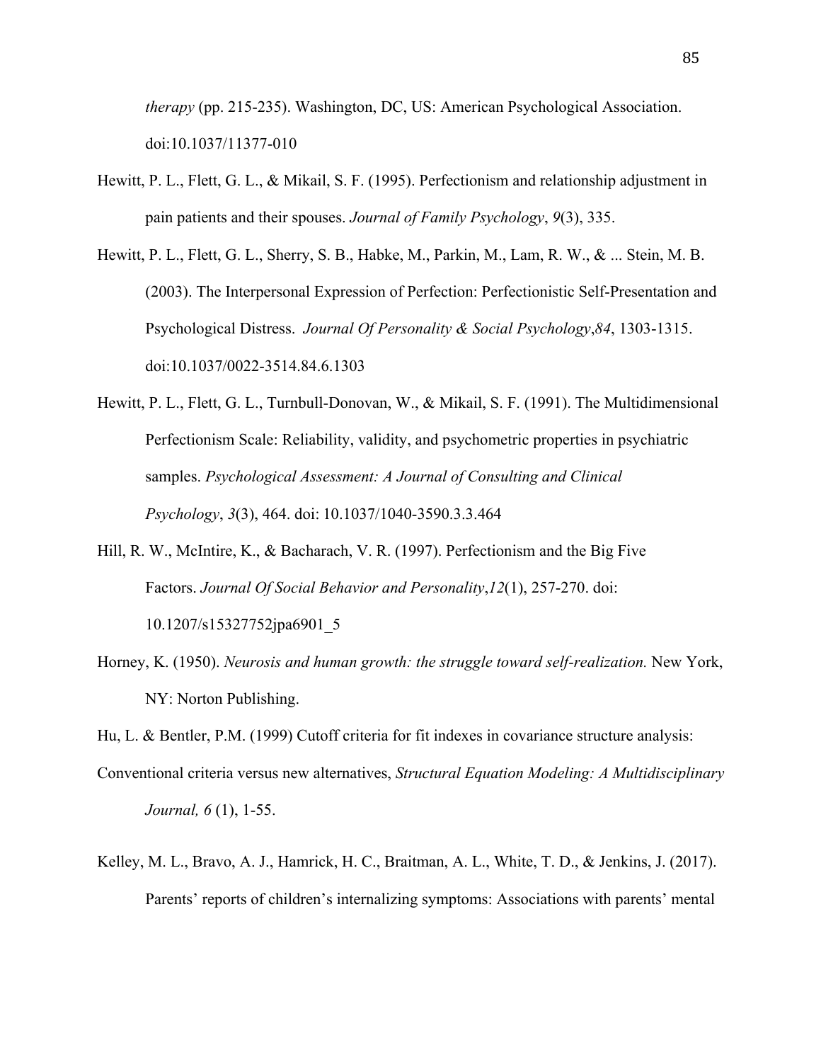*therapy* (pp. 215-235). Washington, DC, US: American Psychological Association. doi:10.1037/11377-010

Hewitt, P. L., Flett, G. L., & Mikail, S. F. (1995). Perfectionism and relationship adjustment in pain patients and their spouses. *Journal of Family Psychology*, *9*(3), 335.

Hewitt, P. L., Flett, G. L., Sherry, S. B., Habke, M., Parkin, M., Lam, R. W., & ... Stein, M. B. (2003). The Interpersonal Expression of Perfection: Perfectionistic Self-Presentation and Psychological Distress. *Journal Of Personality & Social Psychology*,*84*, 1303-1315. doi:10.1037/0022-3514.84.6.1303

Hewitt, P. L., Flett, G. L., Turnbull-Donovan, W., & Mikail, S. F. (1991). The Multidimensional Perfectionism Scale: Reliability, validity, and psychometric properties in psychiatric samples. *Psychological Assessment: A Journal of Consulting and Clinical Psychology*, *3*(3), 464. doi: 10.1037/1040-3590.3.3.464

Hill, R. W., McIntire, K., & Bacharach, V. R. (1997). Perfectionism and the Big Five Factors. *Journal Of Social Behavior and Personality*,*12*(1), 257-270. doi: 10.1207/s15327752jpa6901_5

Horney, K. (1950). *Neurosis and human growth: the struggle toward self-realization.* New York, NY: Norton Publishing.

Hu, L. & Bentler, P.M. (1999) Cutoff criteria for fit indexes in covariance structure analysis: Conventional criteria versus new alternatives, *Structural Equation Modeling: A Multidisciplinary Journal, 6* (1), 1-55.

Kelley, M. L., Bravo, A. J., Hamrick, H. C., Braitman, A. L., White, T. D., & Jenkins, J. (2017). Parents' reports of children's internalizing symptoms: Associations with parents' mental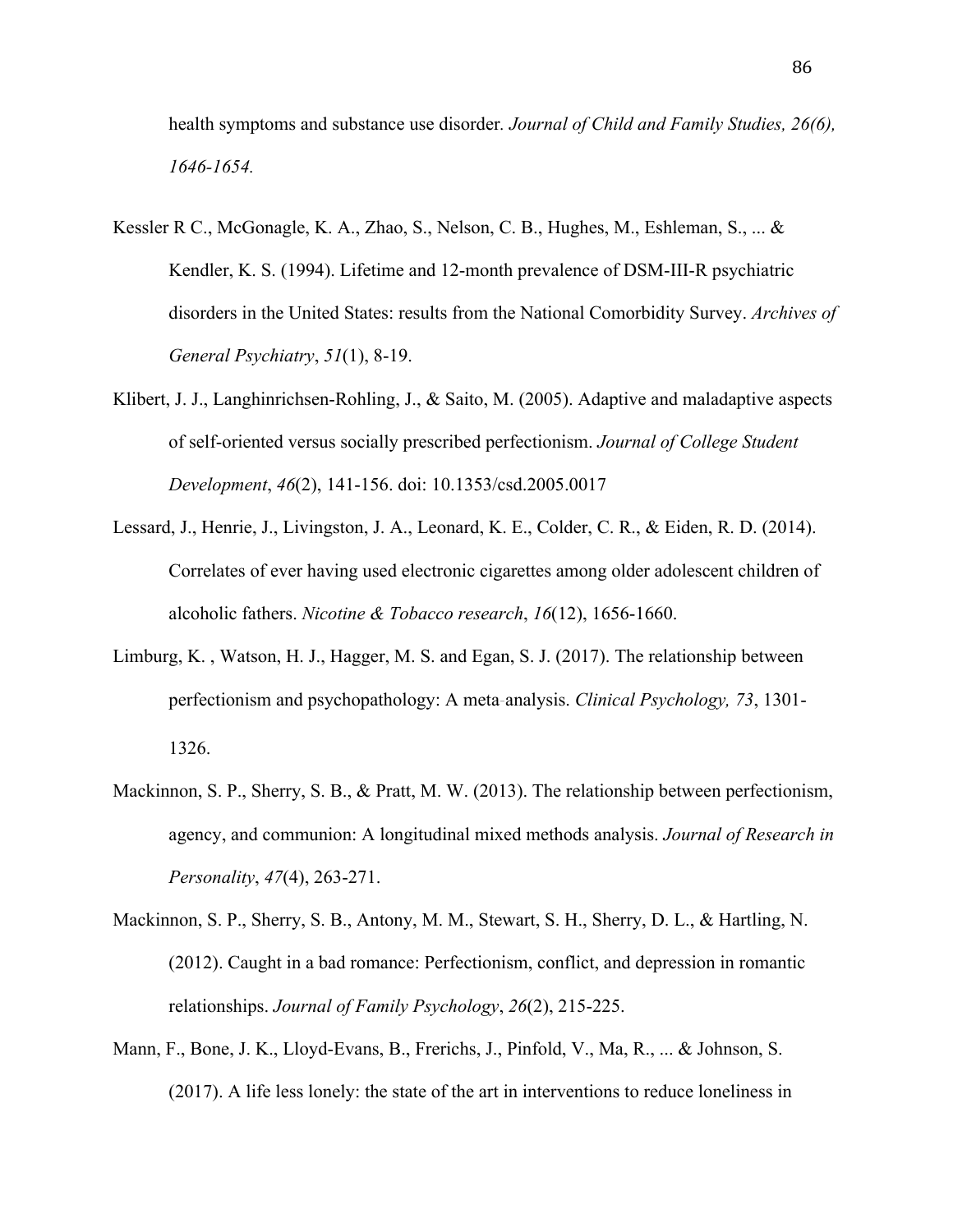health symptoms and substance use disorder. *Journal of Child and Family Studies, 26(6), 1646-1654.*

Kessler R C., McGonagle, K. A., Zhao, S., Nelson, C. B., Hughes, M., Eshleman, S., ... & Kendler, K. S. (1994). Lifetime and 12-month prevalence of DSM-III-R psychiatric disorders in the United States: results from the National Comorbidity Survey. *Archives of General Psychiatry*, *51*(1), 8-19.

Klibert, J. J., Langhinrichsen-Rohling, J., & Saito, M. (2005). Adaptive and maladaptive aspects of self-oriented versus socially prescribed perfectionism. *Journal of College Student Development*, *46*(2), 141-156. doi: 10.1353/csd.2005.0017

Lessard, J., Henrie, J., Livingston, J. A., Leonard, K. E., Colder, C. R., & Eiden, R. D. (2014). Correlates of ever having used electronic cigarettes among older adolescent children of alcoholic fathers. *Nicotine & Tobacco research*, *16*(12), 1656-1660.

Limburg, K. , Watson, H. J., Hagger, M. S. and Egan, S. J. (2017). The relationship between perfectionism and psychopathology: A meta‐analysis. *Clinical Psychology, 73*, 1301-1326.

Mackinnon, S. P., Sherry, S. B., & Pratt, M. W. (2013). The relationship between perfectionism, agency, and communion: A longitudinal mixed methods analysis. *Journal of Research in Personality*, *47*(4), 263-271.

Mackinnon, S. P., Sherry, S. B., Antony, M. M., Stewart, S. H., Sherry, D. L., & Hartling, N. (2012). Caught in a bad romance: Perfectionism, conflict, and depression in romantic relationships. *Journal of Family Psychology*, *26*(2), 215-225.

Mann, F., Bone, J. K., Lloyd-Evans, B., Frerichs, J., Pinfold, V., Ma, R., ... & Johnson, S. (2017). A life less lonely: the state of the art in interventions to reduce loneliness in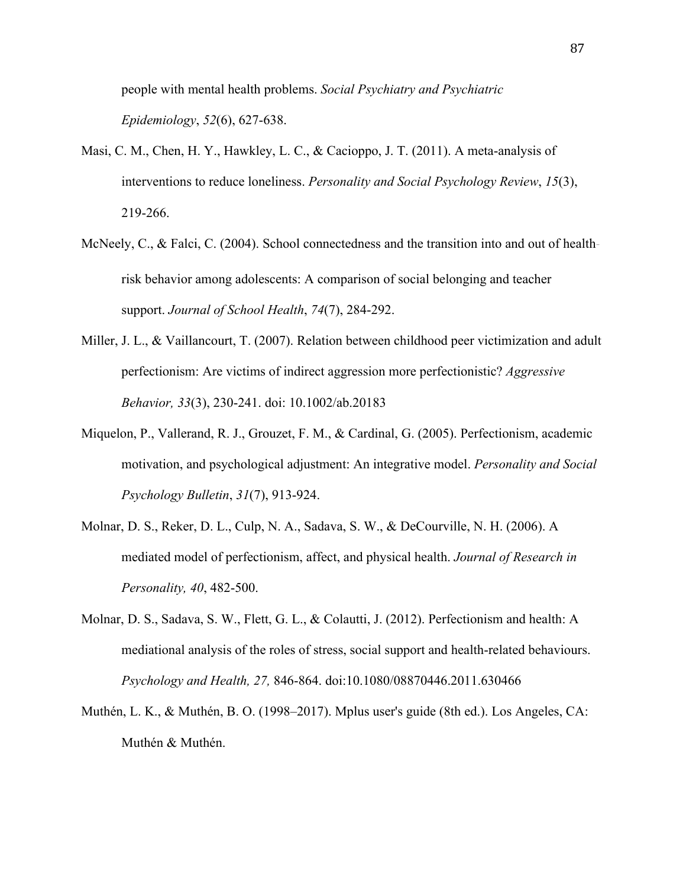people with mental health problems. *Social Psychiatry and Psychiatric Epidemiology*, *52*(6), 627-638.

Masi, C. M., Chen, H. Y., Hawkley, L. C., & Cacioppo, J. T. (2011). A meta-analysis of interventions to reduce loneliness. *Personality and Social Psychology Review*, *15*(3), 219-266.

McNeely, C., & Falci, C. (2004). School connectedness and the transition into and out of health-risk behavior among adolescents: A comparison of social belonging and teacher support. *Journal of School Health*, *74*(7), 284-292.

Miller, J. L., & Vaillancourt, T. (2007). Relation between childhood peer victimization and adult perfectionism: Are victims of indirect aggression more perfectionistic? *Aggressive Behavior, 33*(3), 230-241. doi: 10.1002/ab.20183

Miquelon, P., Vallerand, R. J., Grouzet, F. M., & Cardinal, G. (2005). Perfectionism, academic motivation, and psychological adjustment: An integrative model. *Personality and Social Psychology Bulletin*, *31*(7), 913-924.

Molnar, D. S., Reker, D. L., Culp, N. A., Sadava, S. W., & DeCourville, N. H. (2006). A mediated model of perfectionism, affect, and physical health. *Journal of Research in Personality, 40*, 482-500.

Molnar, D. S., Sadava, S. W., Flett, G. L., & Colautti, J. (2012). Perfectionism and health: A mediational analysis of the roles of stress, social support and health-related behaviours. *Psychology and Health, 27,* 846-864. doi:10.1080/08870446.2011.630466

Muthén, L. K., & Muthén, B. O. (1998–2017). Mplus user's guide (8th ed.). Los Angeles, CA: Muthén & Muthén.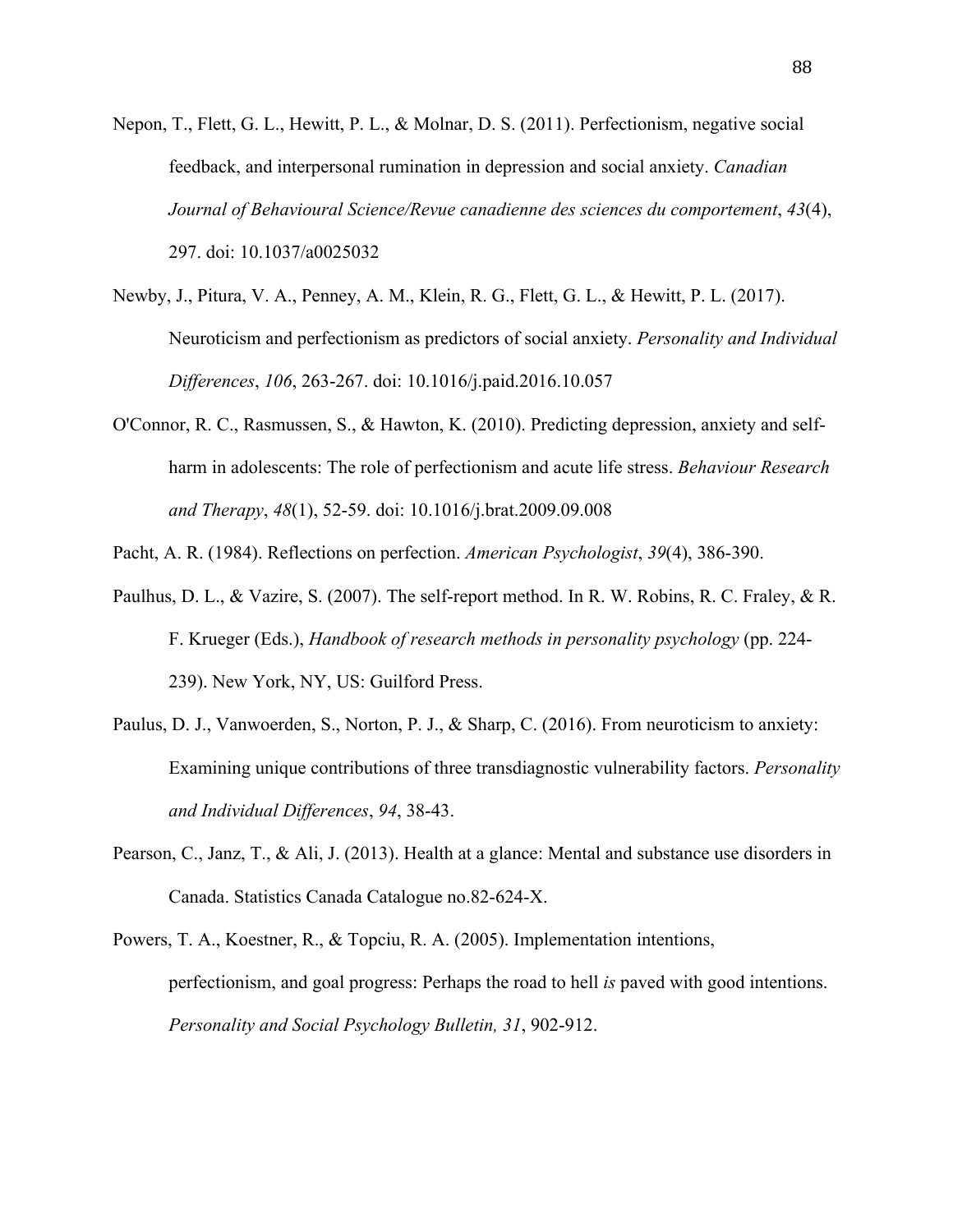Nepon, T., Flett, G. L., Hewitt, P. L., & Molnar, D. S. (2011). Perfectionism, negative social feedback, and interpersonal rumination in depression and social anxiety. *Canadian Journal of Behavioural Science/Revue canadienne des sciences du comportement*, *43*(4), 297. doi: 10.1037/a0025032

Newby, J., Pitura, V. A., Penney, A. M., Klein, R. G., Flett, G. L., & Hewitt, P. L. (2017). Neuroticism and perfectionism as predictors of social anxiety. *Personality and Individual Differences*, *106*, 263-267. doi: 10.1016/j.paid.2016.10.057

O'Connor, R. C., Rasmussen, S., & Hawton, K. (2010). Predicting depression, anxiety and self-harm in adolescents: The role of perfectionism and acute life stress. *Behaviour Research and Therapy*, *48*(1), 52-59. doi: 10.1016/j.brat.2009.09.008

Pacht, A. R. (1984). Reflections on perfection. *American Psychologist*, *39*(4), 386-390.

Paulhus, D. L., & Vazire, S. (2007). The self-report method. In R. W. Robins, R. C. Fraley, & R. F. Krueger (Eds.), *Handbook of research methods in personality psychology* (pp. 224-239). New York, NY, US: Guilford Press.

Paulus, D. J., Vanwoerden, S., Norton, P. J., & Sharp, C. (2016). From neuroticism to anxiety: Examining unique contributions of three transdiagnostic vulnerability factors. *Personality and Individual Differences*, *94*, 38-43.

Pearson, C., Janz, T., & Ali, J. (2013). Health at a glance: Mental and substance use disorders in Canada. Statistics Canada Catalogue no.82-624-X.

Powers, T. A., Koestner, R., & Topciu, R. A. (2005). Implementation intentions, perfectionism, and goal progress: Perhaps the road to hell *is* paved with good intentions. *Personality and Social Psychology Bulletin, 31*, 902-912.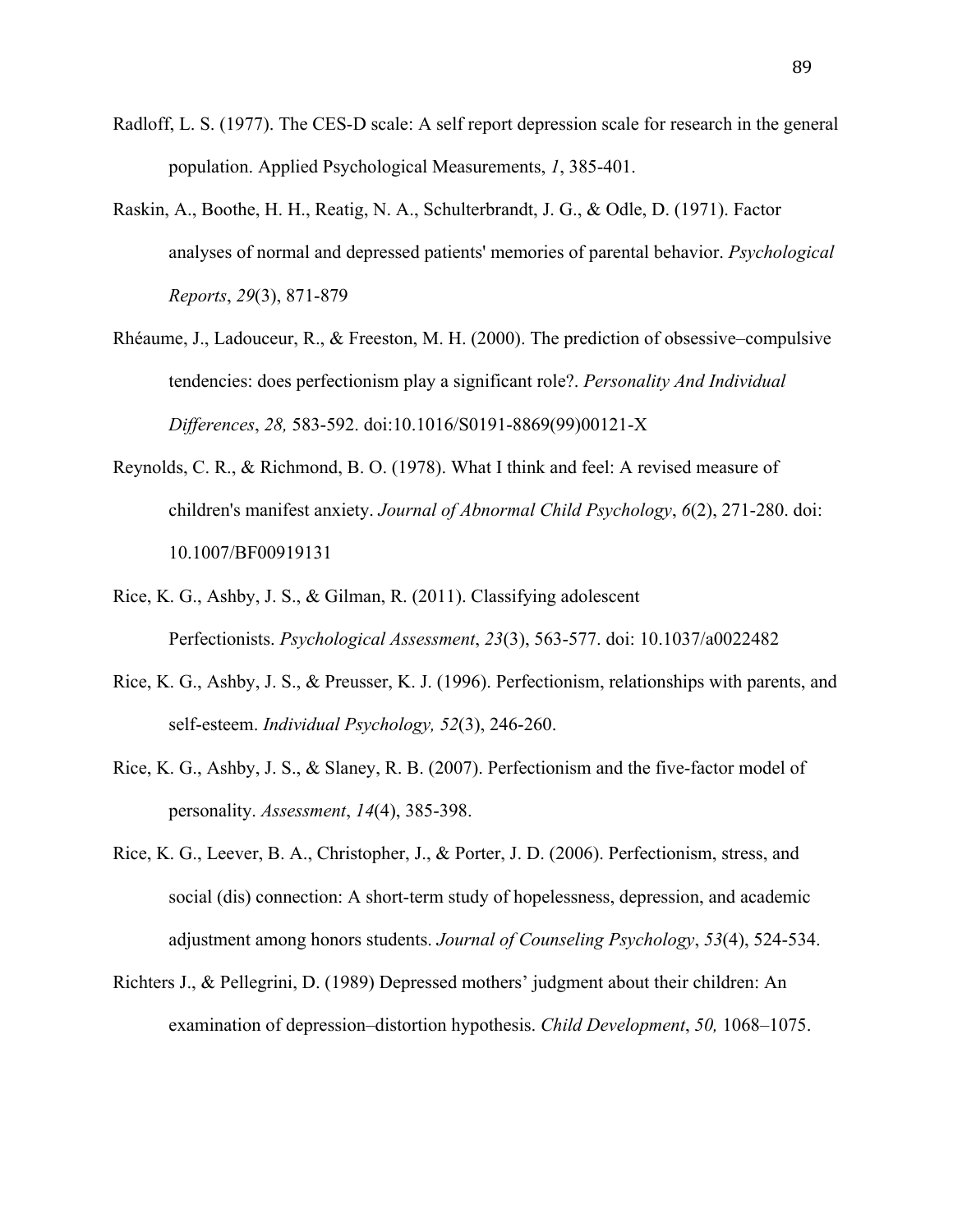Radloff, L. S. (1977). The CES-D scale: A self report depression scale for research in the general population. Applied Psychological Measurements, *1*, 385-401.

Raskin, A., Boothe, H. H., Reatig, N. A., Schulterbrandt, J. G., & Odle, D. (1971). Factor analyses of normal and depressed patients' memories of parental behavior. *Psychological Reports*, *29*(3), 871-879

Rhéaume, J., Ladouceur, R., & Freeston, M. H. (2000). The prediction of obsessive–compulsive tendencies: does perfectionism play a significant role?. *Personality And Individual Differences*, *28,* 583-592. doi:10.1016/S0191-8869(99)00121-X

Reynolds, C. R., & Richmond, B. O. (1978). What I think and feel: A revised measure of children's manifest anxiety. *Journal of Abnormal Child Psychology*, *6*(2), 271-280. doi: 10.1007/BF00919131

Rice, K. G., Ashby, J. S., & Gilman, R. (2011). Classifying adolescent Perfectionists. *Psychological Assessment*, *23*(3), 563-577. doi: 10.1037/a0022482

Rice, K. G., Ashby, J. S., & Preusser, K. J. (1996). Perfectionism, relationships with parents, and self-esteem. *Individual Psychology, 52*(3), 246-260.

Rice, K. G., Ashby, J. S., & Slaney, R. B. (2007). Perfectionism and the five-factor model of personality. *Assessment*, *14*(4), 385-398.

Rice, K. G., Leever, B. A., Christopher, J., & Porter, J. D. (2006). Perfectionism, stress, and social (dis) connection: A short-term study of hopelessness, depression, and academic adjustment among honors students. *Journal of Counseling Psychology*, *53*(4), 524-534.

Richters J., & Pellegrini, D. (1989) Depressed mothers' judgment about their children: An examination of depression–distortion hypothesis. *Child Development*, *50,* 1068–1075.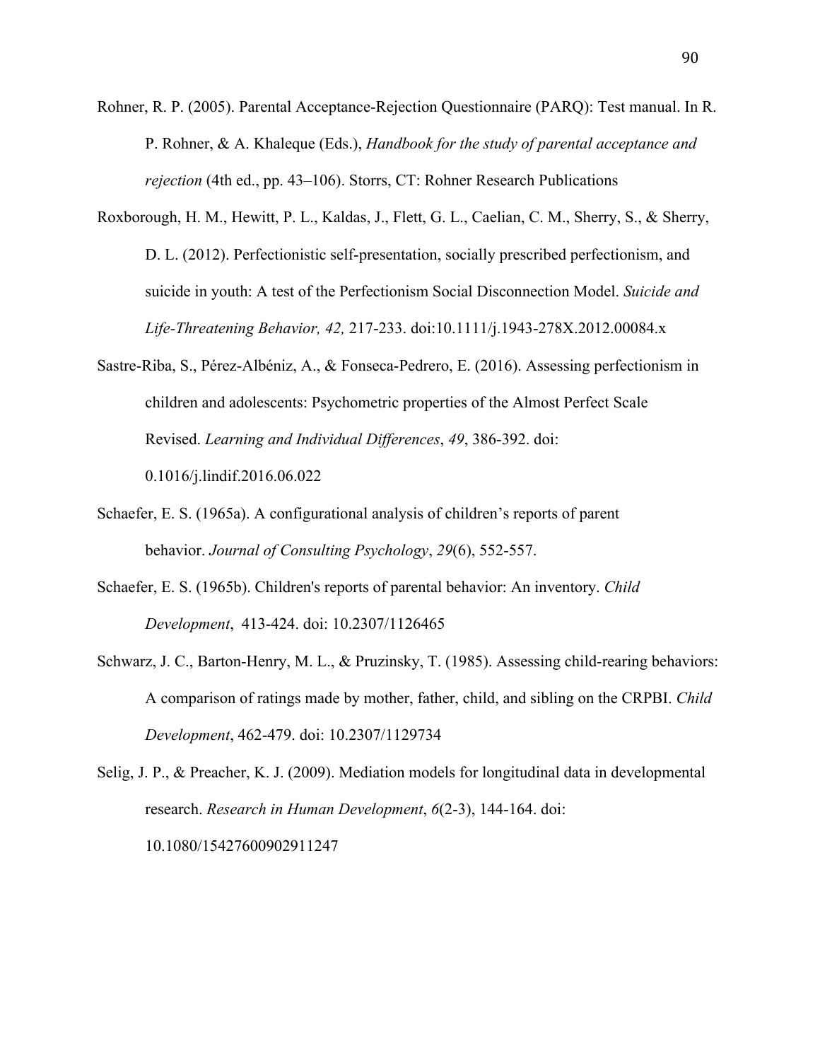Rohner, R. P. (2005). Parental Acceptance-Rejection Questionnaire (PARQ): Test manual. In R. P. Rohner, & A. Khaleque (Eds.), *Handbook for the study of parental acceptance and rejection* (4th ed., pp. 43–106). Storrs, CT: Rohner Research Publications

Roxborough, H. M., Hewitt, P. L., Kaldas, J., Flett, G. L., Caelian, C. M., Sherry, S., & Sherry, D. L. (2012). Perfectionistic self-presentation, socially prescribed perfectionism, and suicide in youth: A test of the Perfectionism Social Disconnection Model. *Suicide and Life-Threatening Behavior, 42,* 217-233. doi:10.1111/j.1943-278X.2012.00084.x

Sastre-Riba, S., Pérez-Albéniz, A., & Fonseca-Pedrero, E. (2016). Assessing perfectionism in children and adolescents: Psychometric properties of the Almost Perfect Scale Revised. *Learning and Individual Differences*, *49*, 386-392. doi: 0.1016/j.lindif.2016.06.022

Schaefer, E. S. (1965a). A configurational analysis of children's reports of parent behavior. *Journal of Consulting Psychology*, *29*(6), 552-557.

Schaefer, E. S. (1965b). Children's reports of parental behavior: An inventory. *Child Development*, 413-424. doi: 10.2307/1126465

Schwarz, J. C., Barton-Henry, M. L., & Pruzinsky, T. (1985). Assessing child-rearing behaviors: A comparison of ratings made by mother, father, child, and sibling on the CRPBI. *Child Development*, 462-479. doi: 10.2307/1129734

Selig, J. P., & Preacher, K. J. (2009). Mediation models for longitudinal data in developmental research. *Research in Human Development*, *6*(2-3), 144-164. doi: 10.1080/15427600902911247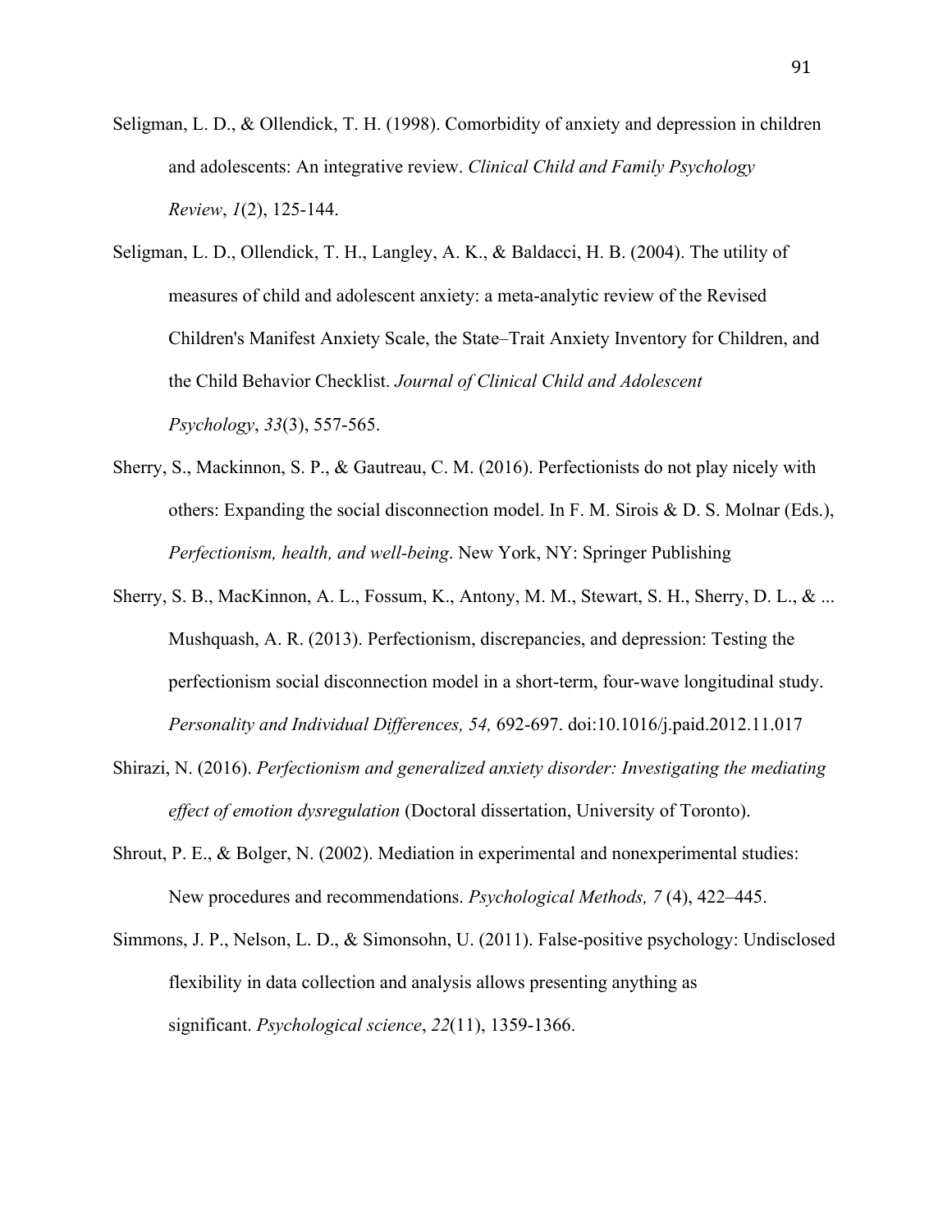Seligman, L. D., & Ollendick, T. H. (1998). Comorbidity of anxiety and depression in children and adolescents: An integrative review. *Clinical Child and Family Psychology Review*, *1*(2), 125-144.

Seligman, L. D., Ollendick, T. H., Langley, A. K., & Baldacci, H. B. (2004). The utility of measures of child and adolescent anxiety: a meta-analytic review of the Revised Children's Manifest Anxiety Scale, the State–Trait Anxiety Inventory for Children, and the Child Behavior Checklist. *Journal of Clinical Child and Adolescent Psychology*, *33*(3), 557-565.

Sherry, S., Mackinnon, S. P., & Gautreau, C. M. (2016). Perfectionists do not play nicely with others: Expanding the social disconnection model. In F. M. Sirois & D. S. Molnar (Eds.), *Perfectionism, health, and well-being*. New York, NY: Springer Publishing

Sherry, S. B., MacKinnon, A. L., Fossum, K., Antony, M. M., Stewart, S. H., Sherry, D. L., & ... Mushquash, A. R. (2013). Perfectionism, discrepancies, and depression: Testing the perfectionism social disconnection model in a short-term, four-wave longitudinal study. *Personality and Individual Differences, 54,* 692-697. doi:10.1016/j.paid.2012.11.017

Shirazi, N. (2016). *Perfectionism and generalized anxiety disorder: Investigating the mediating effect of emotion dysregulation* (Doctoral dissertation, University of Toronto).

Shrout, P. E., & Bolger, N. (2002). Mediation in experimental and nonexperimental studies: New procedures and recommendations. *Psychological Methods, 7* (4), 422–445.

Simmons, J. P., Nelson, L. D., & Simonsohn, U. (2011). False-positive psychology: Undisclosed flexibility in data collection and analysis allows presenting anything as significant. *Psychological science*, *22*(11), 1359-1366.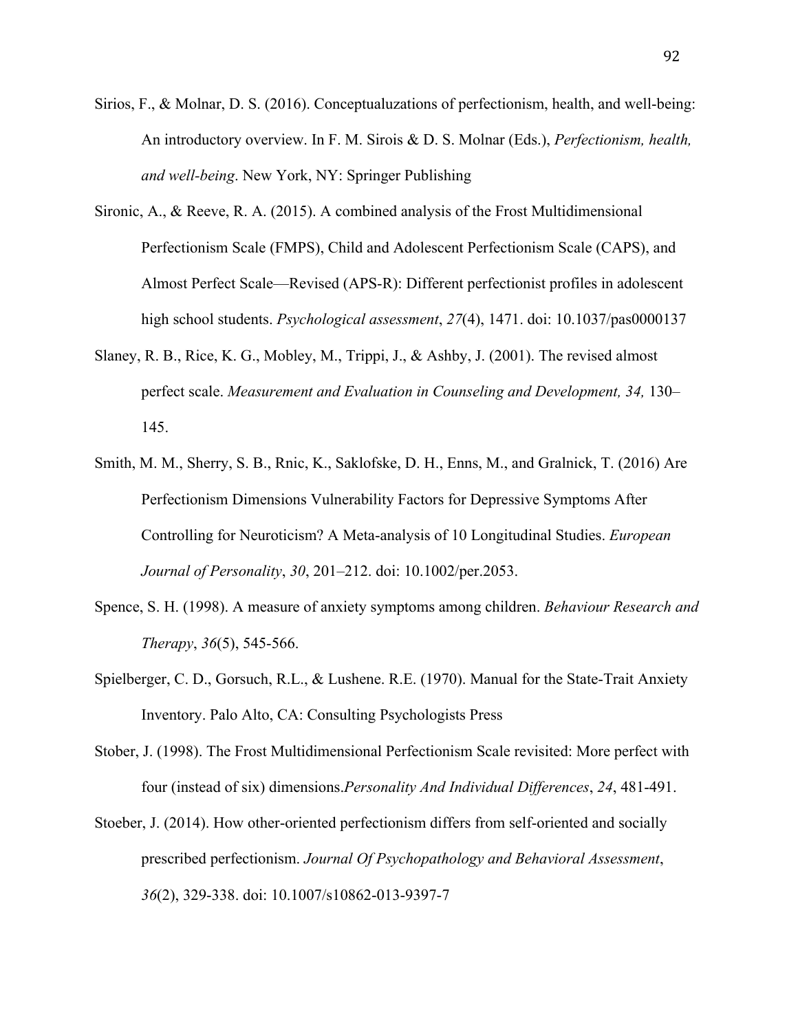Sirios, F., & Molnar, D. S. (2016). Conceptualuzations of perfectionism, health, and well-being: An introductory overview. In F. M. Sirois & D. S. Molnar (Eds.), *Perfectionism, health, and well-being*. New York, NY: Springer Publishing

Sironic, A., & Reeve, R. A. (2015). A combined analysis of the Frost Multidimensional Perfectionism Scale (FMPS), Child and Adolescent Perfectionism Scale (CAPS), and Almost Perfect Scale—Revised (APS-R): Different perfectionist profiles in adolescent high school students. *Psychological assessment*, *27*(4), 1471. doi: 10.1037/pas0000137

Slaney, R. B., Rice, K. G., Mobley, M., Trippi, J., & Ashby, J. (2001). The revised almost perfect scale. *Measurement and Evaluation in Counseling and Development, 34,* 130–145.

Smith, M. M., Sherry, S. B., Rnic, K., Saklofske, D. H., Enns, M., and Gralnick, T. (2016) Are Perfectionism Dimensions Vulnerability Factors for Depressive Symptoms After Controlling for Neuroticism? A Meta-analysis of 10 Longitudinal Studies. *European Journal of Personality*, *30*, 201–212. doi: 10.1002/per.2053.

Spence, S. H. (1998). A measure of anxiety symptoms among children. *Behaviour Research and Therapy*, *36*(5), 545-566.

Spielberger, C. D., Gorsuch, R.L., & Lushene. R.E. (1970). Manual for the State-Trait Anxiety Inventory. Palo Alto, CA: Consulting Psychologists Press

Stober, J. (1998). The Frost Multidimensional Perfectionism Scale revisited: More perfect with four (instead of six) dimensions.*Personality And Individual Differences*, *24*, 481-491.

Stoeber, J. (2014). How other-oriented perfectionism differs from self-oriented and socially prescribed perfectionism. *Journal Of Psychopathology and Behavioral Assessment*, *36*(2), 329-338. doi: 10.1007/s10862-013-9397-7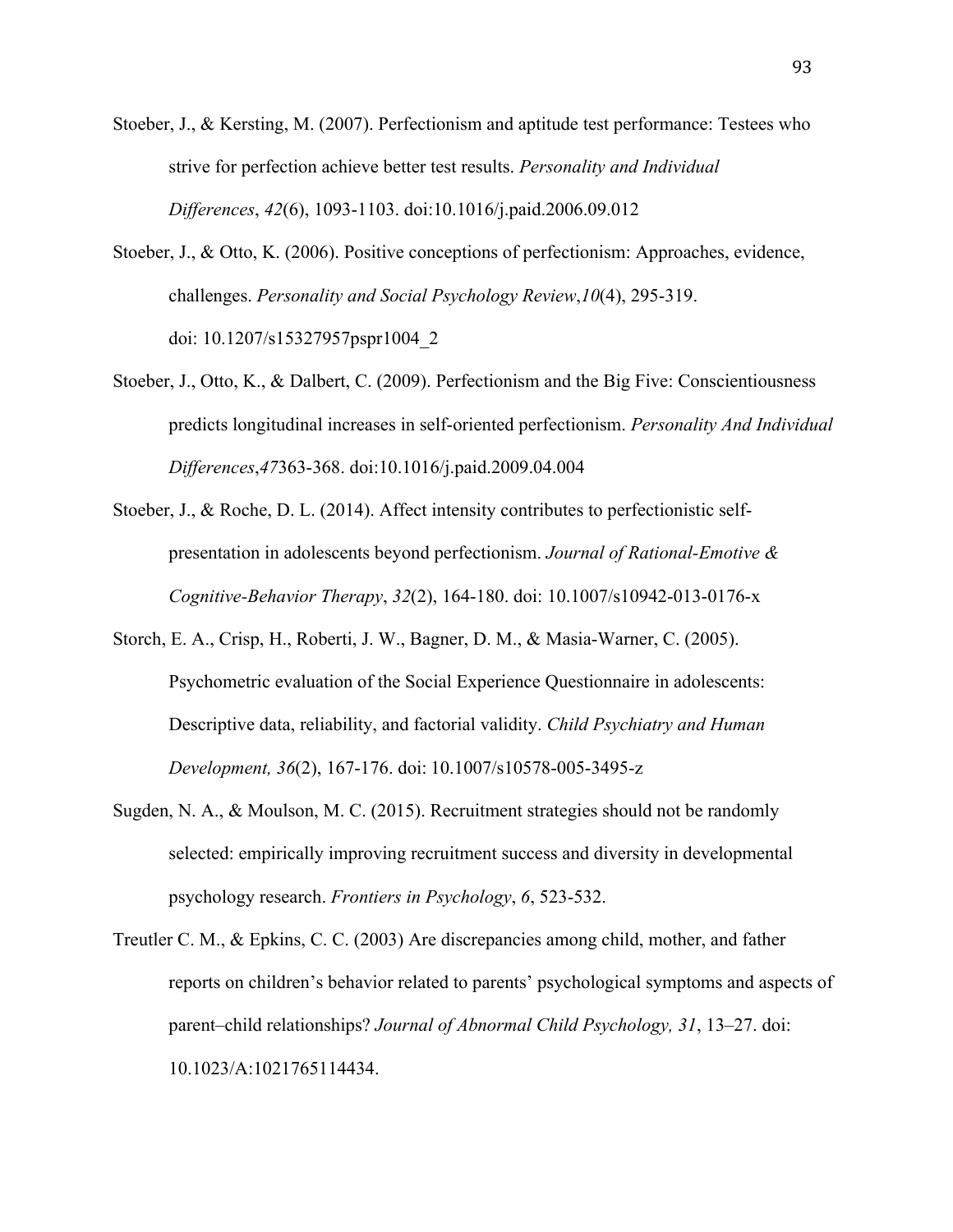Stoeber, J., & Kersting, M. (2007). Perfectionism and aptitude test performance: Testees who strive for perfection achieve better test results. *Personality and Individual Differences*, *42*(6), 1093-1103. doi:10.1016/j.paid.2006.09.012

Stoeber, J., & Otto, K. (2006). Positive conceptions of perfectionism: Approaches, evidence, challenges. *Personality and Social Psychology Review*,*10*(4), 295-319. doi: 10.1207/s15327957pspr1004_2

Stoeber, J., Otto, K., & Dalbert, C. (2009). Perfectionism and the Big Five: Conscientiousness predicts longitudinal increases in self-oriented perfectionism. *Personality And Individual Differences*,*47*363-368. doi:10.1016/j.paid.2009.04.004

Stoeber, J., & Roche, D. L. (2014). Affect intensity contributes to perfectionistic self-presentation in adolescents beyond perfectionism. *Journal of Rational-Emotive & Cognitive-Behavior Therapy*, *32*(2), 164-180. doi: 10.1007/s10942-013-0176-x

Storch, E. A., Crisp, H., Roberti, J. W., Bagner, D. M., & Masia-Warner, C. (2005). Psychometric evaluation of the Social Experience Questionnaire in adolescents: Descriptive data, reliability, and factorial validity. *Child Psychiatry and Human Development, 36*(2), 167-176. doi: 10.1007/s10578-005-3495-z

Sugden, N. A., & Moulson, M. C. (2015). Recruitment strategies should not be randomly selected: empirically improving recruitment success and diversity in developmental psychology research. *Frontiers in Psychology*, *6*, 523-532.

Treutler C. M., & Epkins, C. C. (2003) Are discrepancies among child, mother, and father reports on children's behavior related to parents' psychological symptoms and aspects of parent–child relationships? *Journal of Abnormal Child Psychology, 31*, 13–27. doi: 10.1023/A:1021765114434.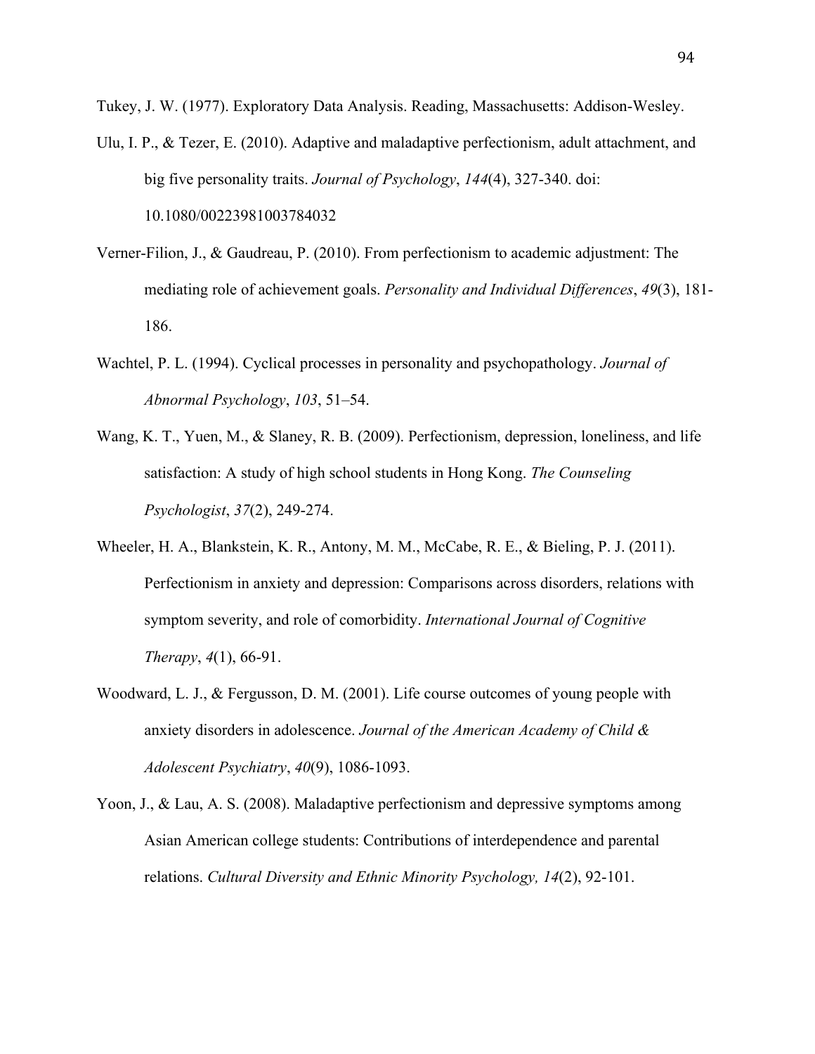Tukey, J. W. (1977). Exploratory Data Analysis. Reading, Massachusetts: Addison-Wesley.

Ulu, I. P., & Tezer, E. (2010). Adaptive and maladaptive perfectionism, adult attachment, and big five personality traits. *Journal of Psychology*, *144*(4), 327-340. doi: 10.1080/00223981003784032

Verner-Filion, J., & Gaudreau, P. (2010). From perfectionism to academic adjustment: The mediating role of achievement goals. *Personality and Individual Differences*, *49*(3), 181-186.

Wachtel, P. L. (1994). Cyclical processes in personality and psychopathology. *Journal of Abnormal Psychology*, *103*, 51–54.

Wang, K. T., Yuen, M., & Slaney, R. B. (2009). Perfectionism, depression, loneliness, and life satisfaction: A study of high school students in Hong Kong. *The Counseling Psychologist*, *37*(2), 249-274.

Wheeler, H. A., Blankstein, K. R., Antony, M. M., McCabe, R. E., & Bieling, P. J. (2011). Perfectionism in anxiety and depression: Comparisons across disorders, relations with symptom severity, and role of comorbidity. *International Journal of Cognitive Therapy*, *4*(1), 66-91.

Woodward, L. J., & Fergusson, D. M. (2001). Life course outcomes of young people with anxiety disorders in adolescence. *Journal of the American Academy of Child & Adolescent Psychiatry*, *40*(9), 1086-1093.

Yoon, J., & Lau, A. S. (2008). Maladaptive perfectionism and depressive symptoms among Asian American college students: Contributions of interdependence and parental relations. *Cultural Diversity and Ethnic Minority Psychology, 14*(2), 92-101.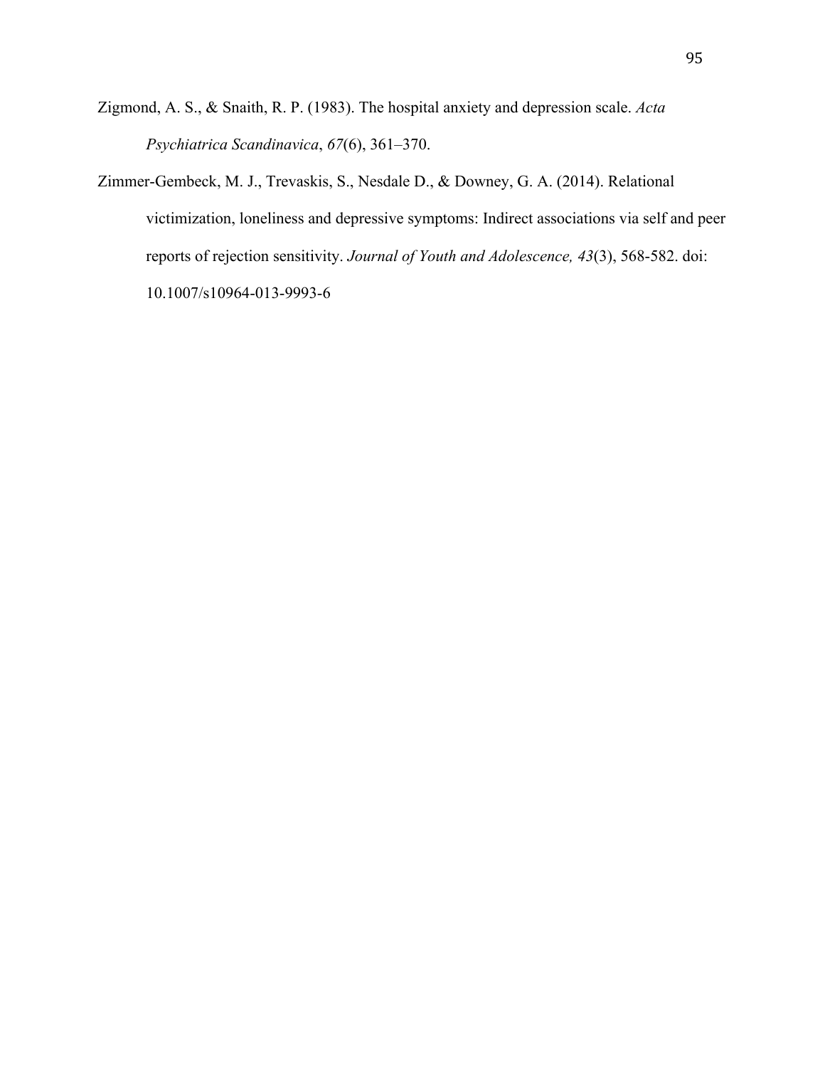Zigmond, A. S., & Snaith, R. P. (1983). The hospital anxiety and depression scale. *Acta Psychiatrica Scandinavica*, *67*(6), 361–370.

Zimmer-Gembeck, M. J., Trevaskis, S., Nesdale D., & Downey, G. A. (2014). Relational victimization, loneliness and depressive symptoms: Indirect associations via self and peer reports of rejection sensitivity. *Journal of Youth and Adolescence, 43*(3), 568-582. doi: 10.1007/s10964-013-9993-6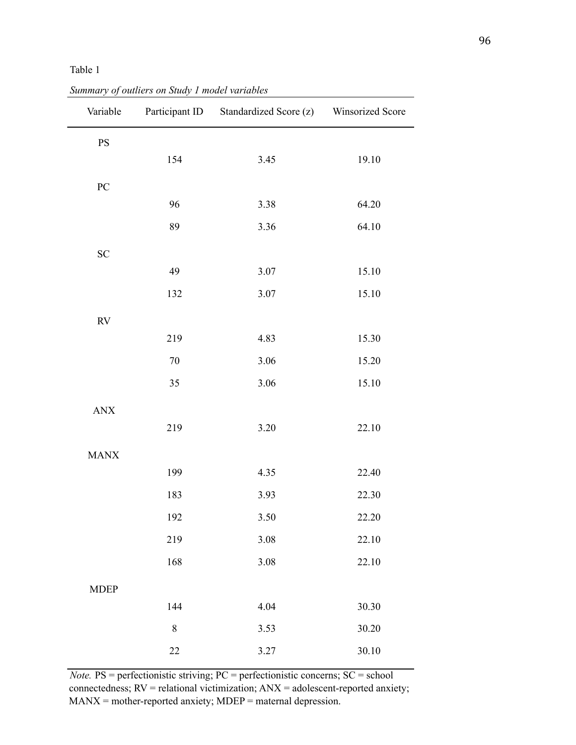Table 1

*Summary of outliers on Study 1 model variables*

| Variable | Participant ID | Standardized Score (z) | Winsorized Score |
|---|---|---|---|
| PS | | | |
| | 154 | 3.45 | 19.10 |
| PC | | | |
| | 96 | 3.38 | 64.20 |
| | 89 | 3.36 | 64.10 |
| SC | | | |
| | 49 | 3.07 | 15.10 |
| | 132 | 3.07 | 15.10 |
| RV | | | |
| | 219 | 4.83 | 15.30 |
| | 70 | 3.06 | 15.20 |
| | 35 | 3.06 | 15.10 |
| ANX | | | |
| | 219 | 3.20 | 22.10 |
| MANX | | | |
| | 199 | 4.35 | 22.40 |
| | 183 | 3.93 | 22.30 |
| | 192 | 3.50 | 22.20 |
| | 219 | 3.08 | 22.10 |
| | 168 | 3.08 | 22.10 |
| MDEP | | | |
| | 144 | 4.04 | 30.30 |
| | 8 | 3.53 | 30.20 |
| | 22 | 3.27 | 30.10 |

*Note.* PS = perfectionistic striving; PC = perfectionistic concerns; SC = school connectedness; RV = relational victimization; ANX = adolescent-reported anxiety; MANX = mother-reported anxiety; MDEP = maternal depression.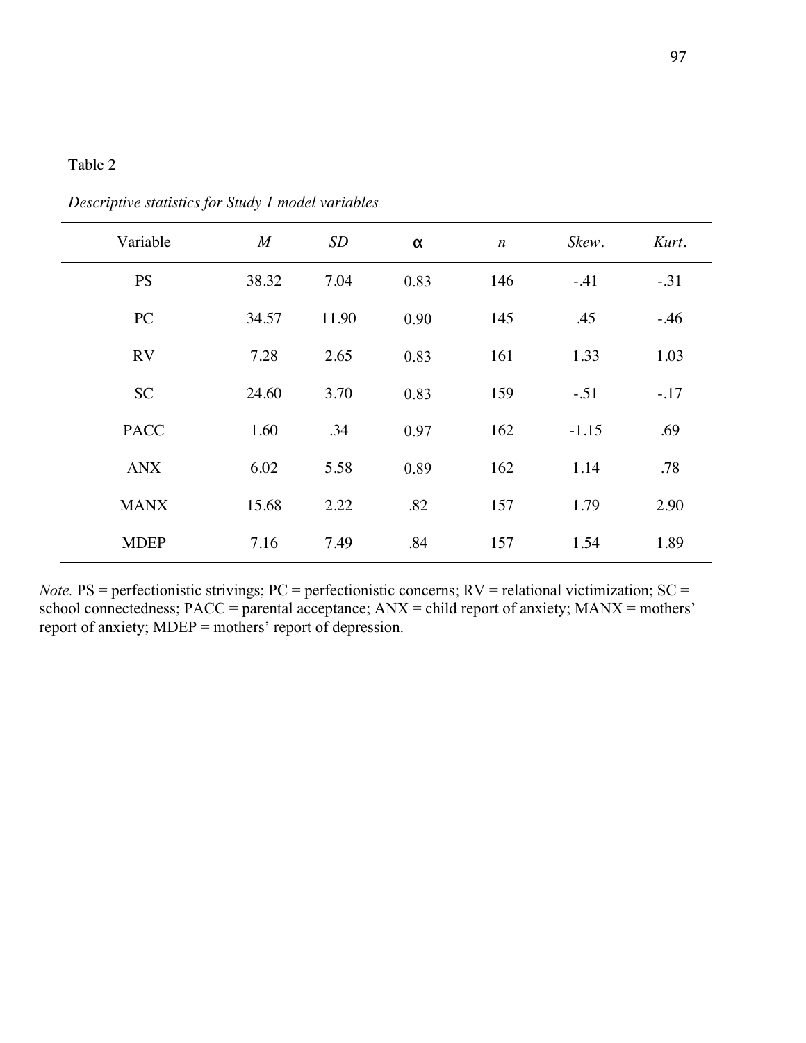Table 2

*Descriptive statistics for Study 1 model variables*

| Variable | *M* | *SD* | α | *n* | *Skew*. | *Kurt*. |
|---|---|---|---|---|---|---|
| PS | 38.32 | 7.04 | 0.83 | 146 | -.41 | -.31 |
| PC | 34.57 | 11.90 | 0.90 | 145 | .45 | -.46 |
| RV | 7.28 | 2.65 | 0.83 | 161 | 1.33 | 1.03 |
| SC | 24.60 | 3.70 | 0.83 | 159 | -.51 | -.17 |
| PACC | 1.60 | .34 | 0.97 | 162 | -1.15 | .69 |
| ANX | 6.02 | 5.58 | 0.89 | 162 | 1.14 | .78 |
| MANX | 15.68 | 2.22 | .82 | 157 | 1.79 | 2.90 |
| MDEP | 7.16 | 7.49 | .84 | 157 | 1.54 | 1.89 |

*Note.* PS = perfectionistic strivings; PC = perfectionistic concerns; RV = relational victimization; SC = school connectedness; PACC = parental acceptance; ANX = child report of anxiety; MANX = mothers' report of anxiety; MDEP = mothers' report of depression.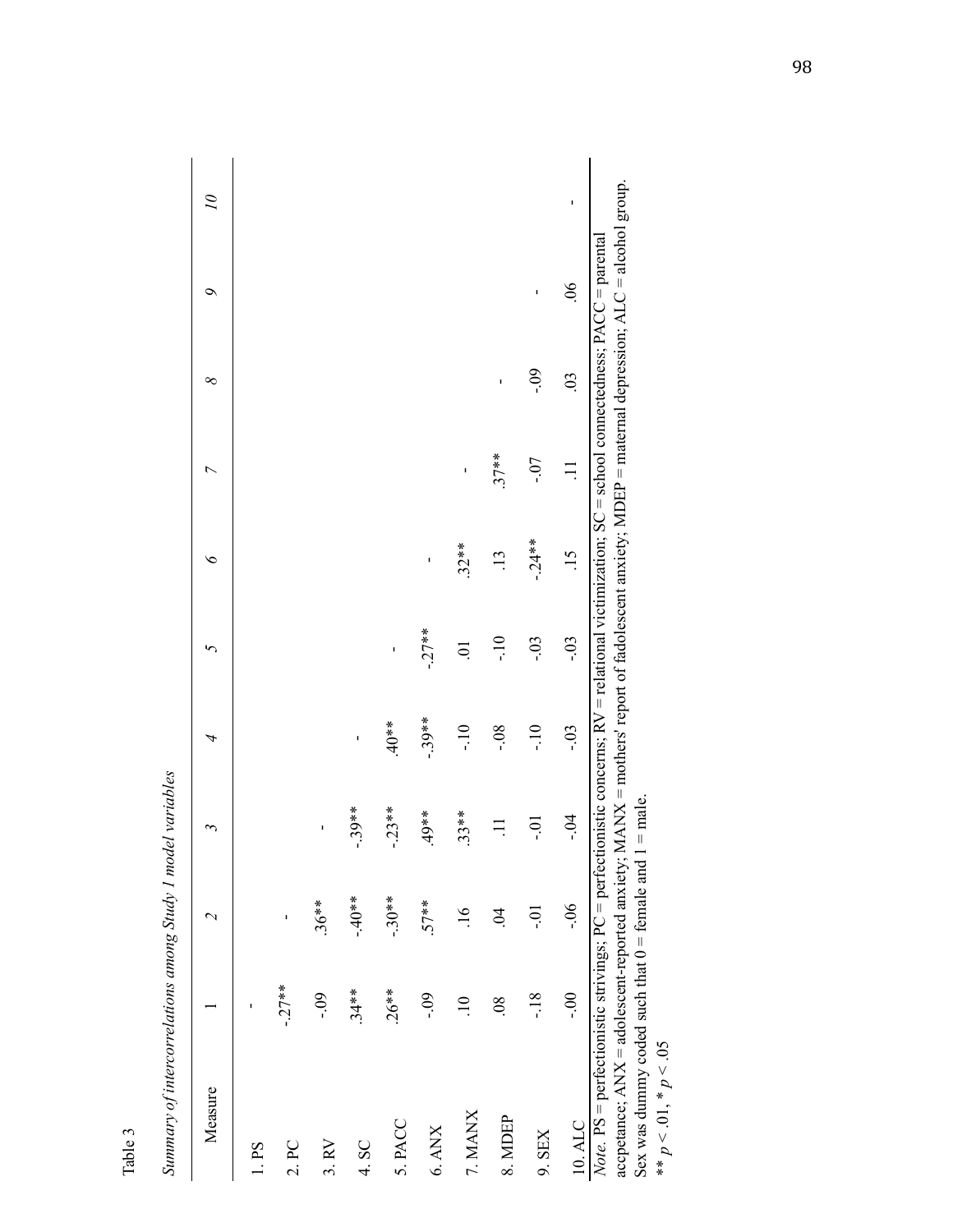Table 3

*Summary of intercorrelations among Study 1 model variables*

| Measure | 1 | 2 | 3 | 4 | 5 | 6 | 7 | 8 | 9 | 10 |
|---|---|---|---|---|---|---|---|---|---|---|
| 1. PS | - | | | | | | | | | |
| 2. PC | -.27** | - | | | | | | | | |
| 3. RV | -.09 | .36** | - | | | | | | | |
| 4. SC | .34** | -.40** | -.39** | - | | | | | | |
| 5. PACC | .26** | -.30** | -.23** | .40** | - | | | | | |
| 6. ANX | -.09 | .57** | .49** | -.39** | -.27** | - | | | | |
| 7. MANX | .10 | .16 | .33** | -.10 | .01 | .32** | - | | | |
| 8. MDEP | .08 | .04 | .11 | -.08 | -.10 | .13 | .37** | - | | |
| 9. SEX | -.18 | -.01 | -.01 | -.10 | -.03 | -.24** | -.07 | -.09 | - | |
| 10. ALC | -.00 | -.06 | -.04 | -.03 | -.03 | .15 | .11 | .03 | .06 | - |

*Note.* PS = perfectionistic strivings; PC = perfectionistic concerns; RV = relational victimization; SC = school connectedness; PACC = parental accpetance; ANX = adolescent-reported anxiety; MANX = mothers' report of fadolescent anxiety; MDEP = maternal depression; ALC = alcohol group. Sex was dummy coded such that 0 = female and 1 = male.

** $p < .01$, * $p < .05$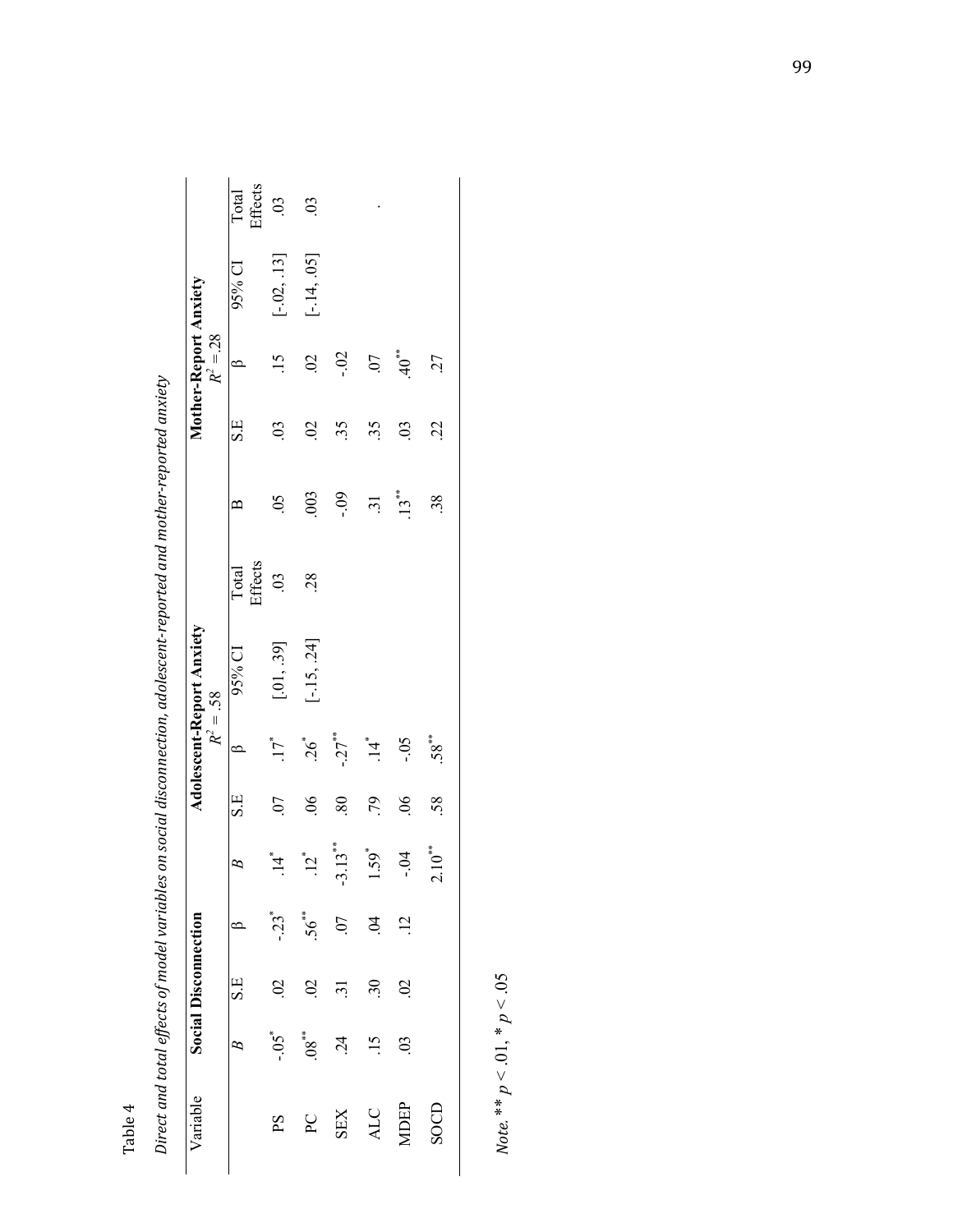Table 4

*Direct and total effects of model variables on social disconnection, adolescent-reported and mother-reported anxiety*

| Variable | Social Disconnection | | | Adolescent-Report Anxiety $R^2 = .58$ | | | | | Mother-Report Anxiety $R^2 = .28$ | | | | |
|---|---|---|---|---|---|---|---|---|---|---|---|---|---|
| | *B* | S.E | β | *B* | S.E | β | 95% CI | Total Effects | B | S.E | β | 95% CI | Total Effects |
| PS | $-.05^{*}$ | .02 | $-.23^{*}$ | $.14^{*}$ | .07 | $.17^{*}$ | [.01, .39] | .03 | .05 | .03 | .15 | [-.02, .13] | .03 |
| PC | $.08^{**}$ | .02 | $.56^{**}$ | $.12^{*}$ | .06 | $.26^{*}$ | [-.15, .24] | .28 | .003 | .02 | .02 | [-.14, .05] | .03 |
| SEX | .24 | .31 | .07 | $-3.13^{**}$ | .80 | $-.27^{**}$ | | | -.09 | .35 | -.02 | | |
| ALC | .15 | .30 | .04 | $1.59^{*}$ | .79 | $.14^{*}$ | | | .31 | .35 | .07 | | . |
| MDEP | .03 | .02 | .12 | -.04 | .06 | -.05 | | | $.13^{**}$ | .03 | $.40^{**}$ | | |
| SOCD | | | | $2.10^{**}$ | .58 | $.58^{**}$ | | | .38 | .22 | .27 | | |

*Note.* ** $p < .01$, * $p < .05$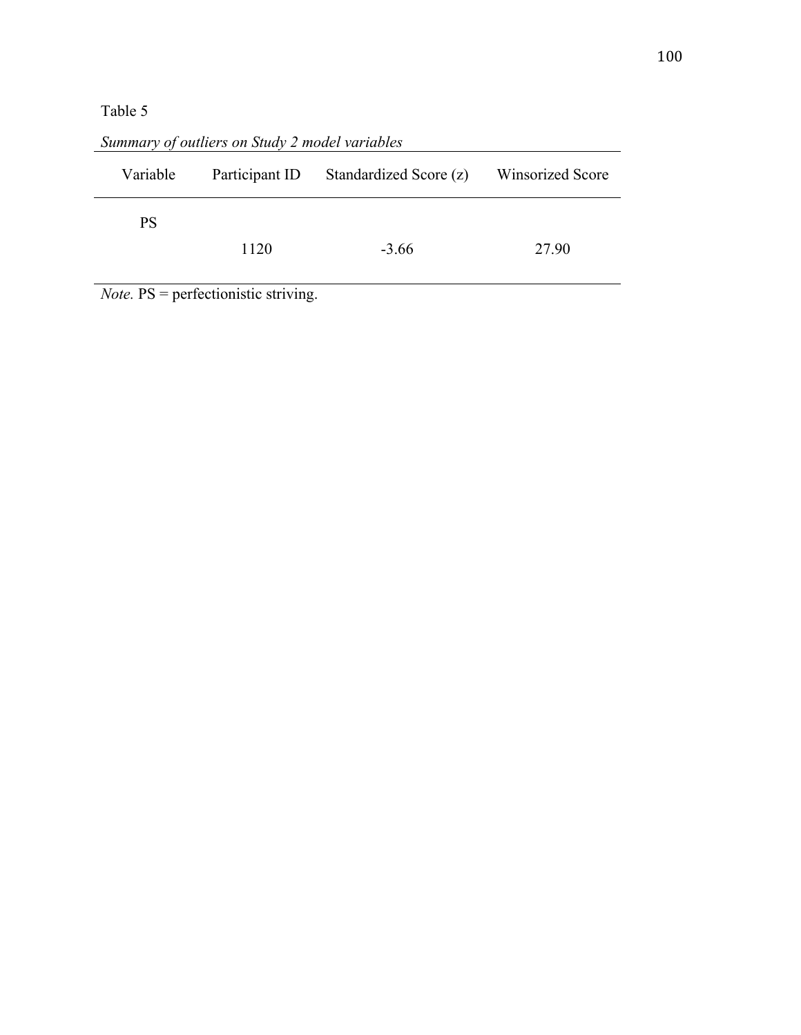Table 5

*Summary of outliers on Study 2 model variables*

| Variable | Participant ID | Standardized Score (z) | Winsorized Score |
|---|---|---|---|
| PS | | | |
| | 1120 | -3.66 | 27.90 |

*Note.* PS = perfectionistic striving.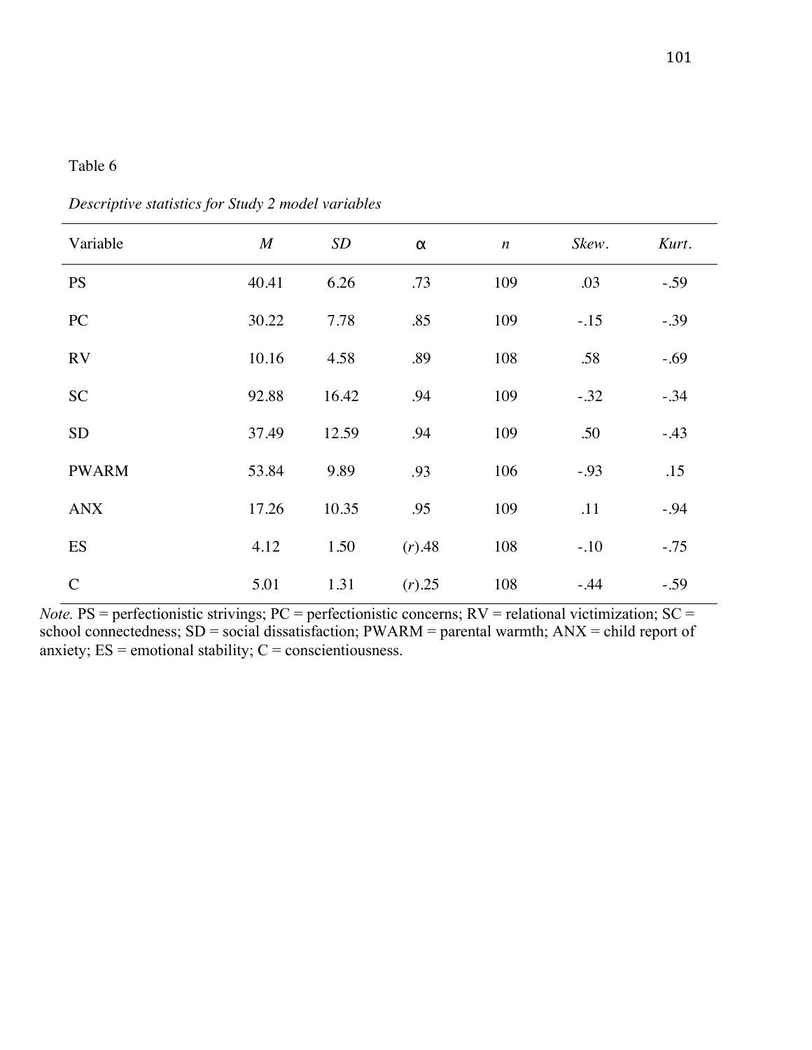Table 6

*Descriptive statistics for Study 2 model variables*

| Variable | *M* | *SD* | α | *n* | *Skew*. | *Kurt*. |
|---|---|---|---|---|---|---|
| PS | 40.41 | 6.26 | .73 | 109 | .03 | -.59 |
| PC | 30.22 | 7.78 | .85 | 109 | -.15 | -.39 |
| RV | 10.16 | 4.58 | .89 | 108 | .58 | -.69 |
| SC | 92.88 | 16.42 | .94 | 109 | -.32 | -.34 |
| SD | 37.49 | 12.59 | .94 | 109 | .50 | -.43 |
| PWARM | 53.84 | 9.89 | .93 | 106 | -.93 | .15 |
| ANX | 17.26 | 10.35 | .95 | 109 | .11 | -.94 |
| ES | 4.12 | 1.50 | (*r*).48 | 108 | -.10 | -.75 |
| C | 5.01 | 1.31 | (*r*).25 | 108 | -.44 | -.59 |

*Note.* PS = perfectionistic strivings; PC = perfectionistic concerns; RV = relational victimization; SC = school connectedness; SD = social dissatisfaction; PWARM = parental warmth; ANX = child report of anxiety; ES = emotional stability; C = conscientiousness.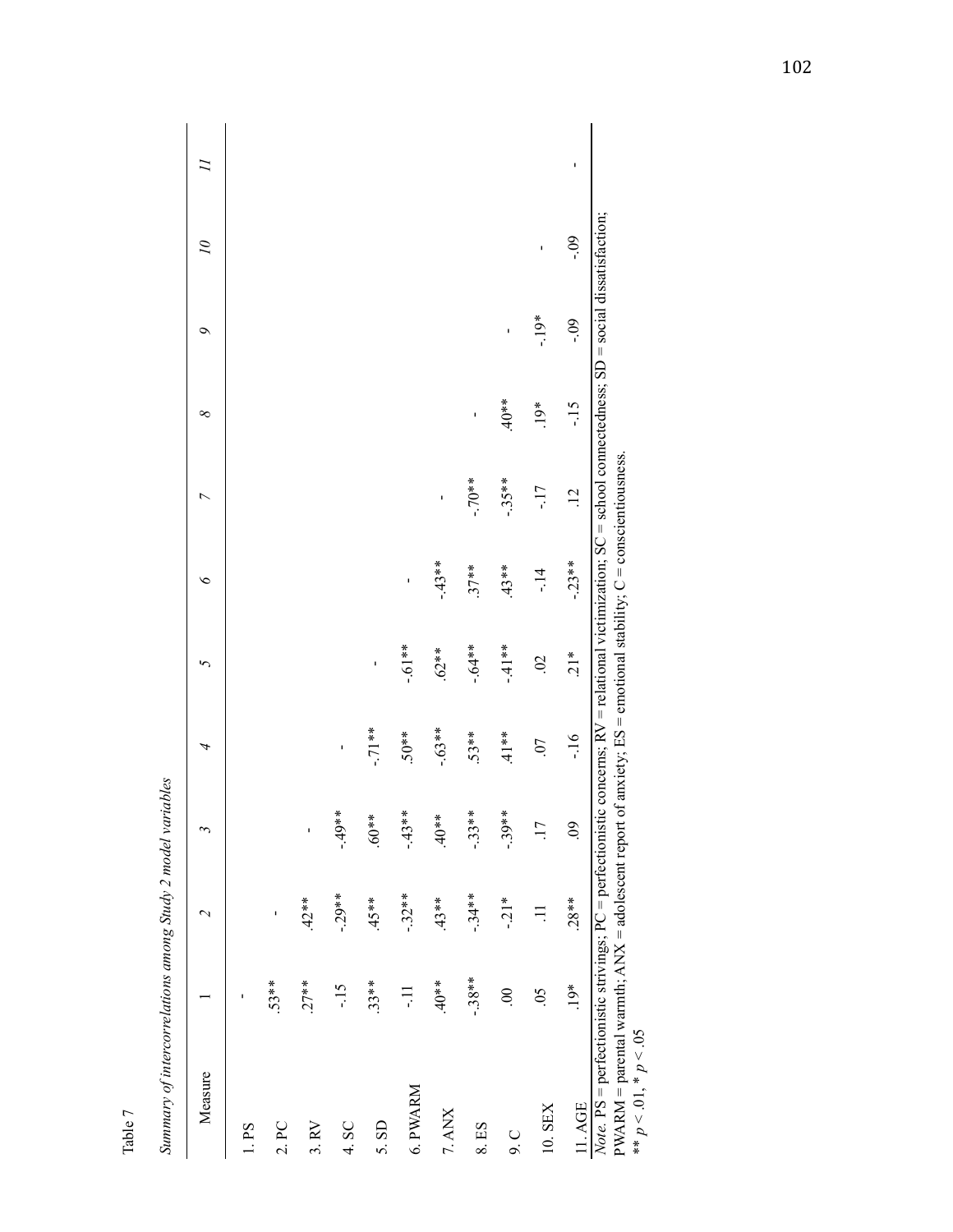Table 7

*Summary of intercorrelations among Study 2 model variables*

| Measure | 1 | 2 | 3 | 4 | 5 | 6 | 7 | 8 | 9 | 10 | 11 |
|---|---|---|---|---|---|---|---|---|---|---|---|
| 1. PS | - | | | | | | | | | | |
| 2. PC | .53** | - | | | | | | | | | |
| 3. RV | .27** | .42** | - | | | | | | | | |
| 4. SC | -.15 | -.29** | -.49** | - | | | | | | | |
| 5. SD | .33** | .45** | .60** | -.71** | - | | | | | | |
| 6. PWARM | -.11 | -.32** | -.43** | .50** | -.61** | - | | | | | |
| 7. ANX | .40** | .43** | .40** | -.63** | .62** | -.43** | - | | | | |
| 8. ES | -.38** | -.34** | -.33** | .53** | -.64** | .37** | -.70** | - | | | |
| 9. C | .00 | -.21* | -.39** | .41** | -.41** | .43** | -.35** | .40** | - | | |
| 10. SEX | .05 | .11 | .17 | .07 | .02 | -.14 | -.17 | .19* | -.19* | - | |
| 11. AGE | .19* | .28** | .09 | -.16 | .21* | -.23** | .12 | -.15 | -.09 | -.09 | - |

*Note.* PS = perfectionistic strivings; PC = perfectionistic concerns; RV = relational victimization; SC = school connectedness; SD = social dissatisfaction; PWARM = parental warmth; ANX = adolescent report of anxiety; ES = emotional stability; C = conscientiousness.

** $p < .01$, * $p < .05$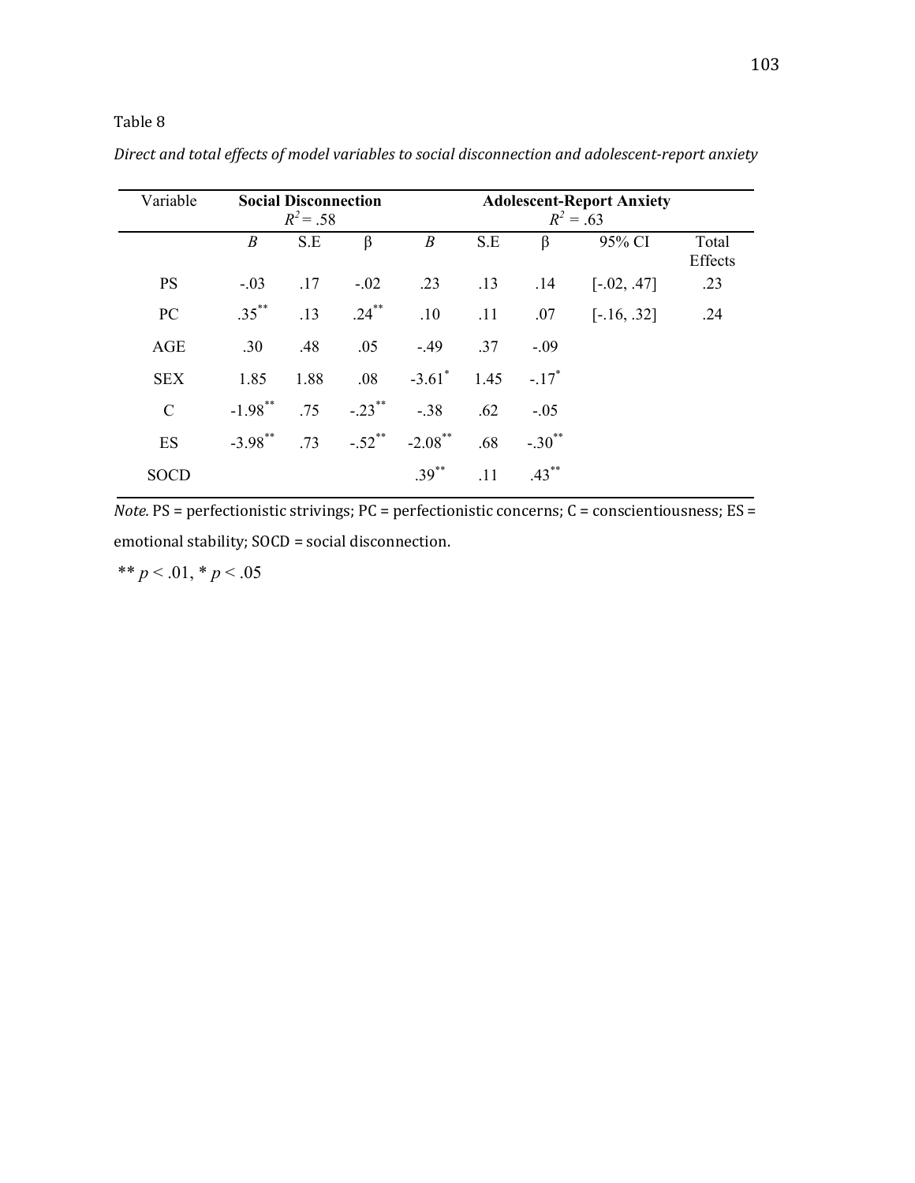Table 8

*Direct and total effects of model variables to social disconnection and adolescent-report anxiety*

| Variable | **Social Disconnection** $R^2 = .58$ | | | **Adolescent-Report Anxiety** $R^2 = .63$ | | | | |
|---|---|---|---|---|---|---|---|---|
| | *B* | S.E | β | *B* | S.E | β | 95% CI | Total Effects |
| PS | -.03 | .17 | -.02 | .23 | .13 | .14 | [-.02, .47] | .23 |
| PC | .35** | .13 | .24** | .10 | .11 | .07 | [-.16, .32] | .24 |
| AGE | .30 | .48 | .05 | -.49 | .37 | -.09 | | |
| SEX | 1.85 | 1.88 | .08 | -3.61* | 1.45 | -.17* | | |
| C | -1.98** | .75 | -.23** | -.38 | .62 | -.05 | | |
| ES | -3.98** | .73 | -.52** | -2.08** | .68 | -.30** | | |
| SOCD | | | | .39** | .11 | .43** | | |

*Note.* PS = perfectionistic strivings; PC = perfectionistic concerns; C = conscientiousness; ES = emotional stability; SOCD = social disconnection.

** $p < .01$, * $p < .05$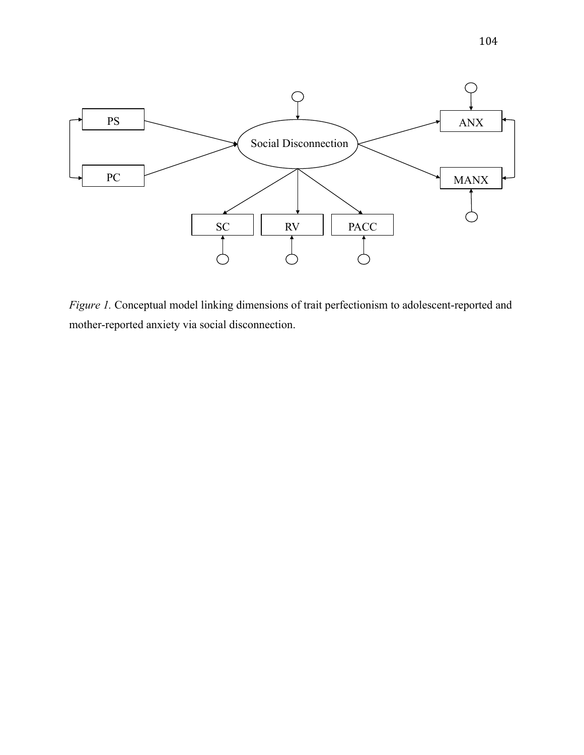*Figure 1.* Conceptual model linking dimensions of trait perfectionism to adolescent-reported and mother-reported anxiety via social disconnection.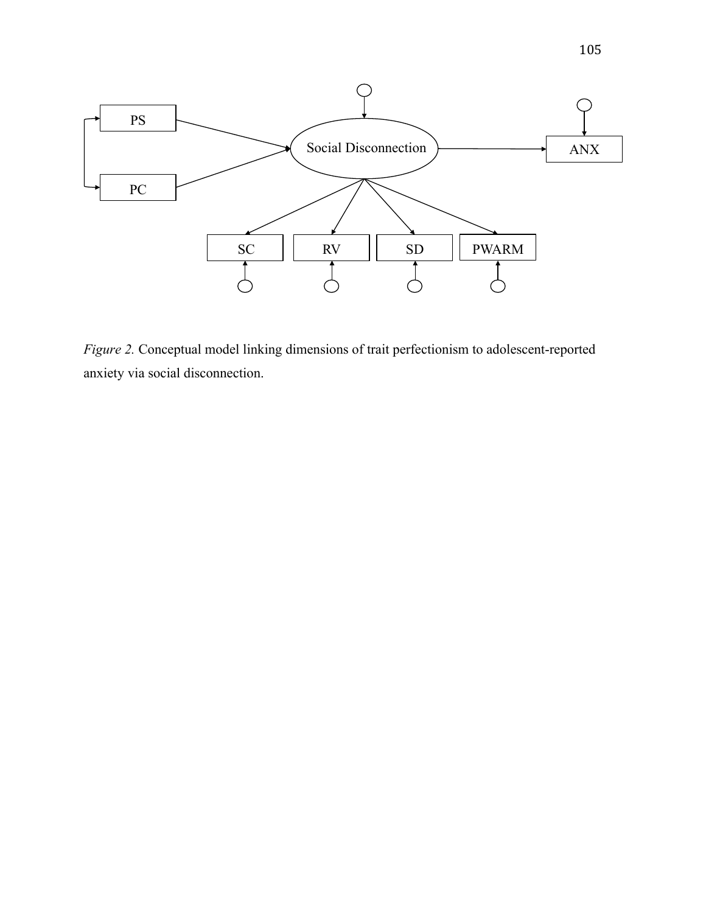PS

PC

Social Disconnection

ANX

SC

RV

SD

PWARM

*Figure 2.* Conceptual model linking dimensions of trait perfectionism to adolescent-reported anxiety via social disconnection.